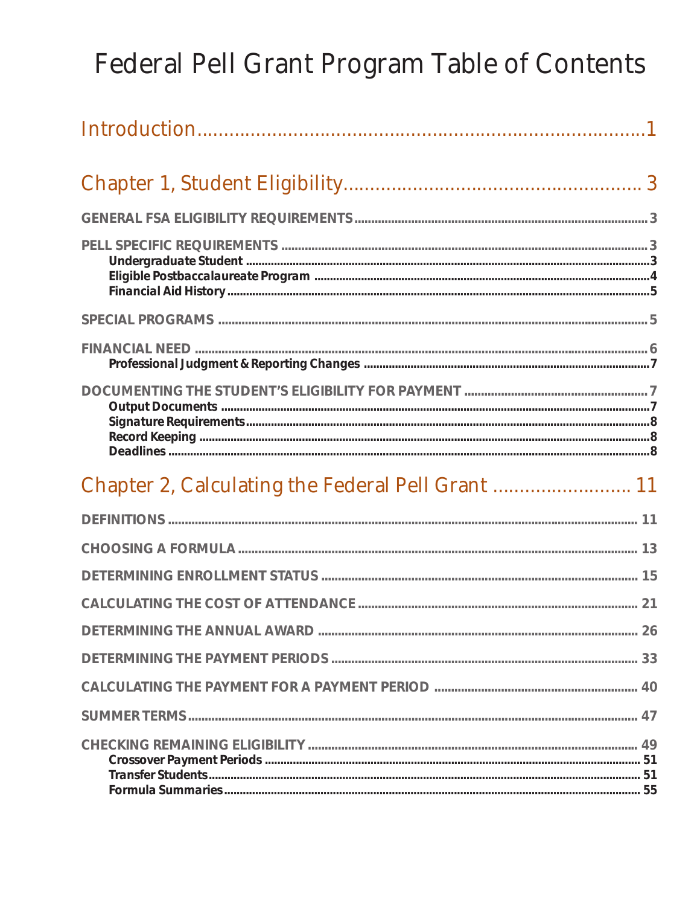# Federal Pell Grant Program Table of Contents

## Introduction....................................................................................1

## Chapter 1, Student Eligibility...................................................... 3

**GENERAL FSA ELIGIBILITY REQUIREMENTS**..................................................................... 3

**PELL SPECIFIC REQUIREMENTS** ................................................................................................ 3

- **Undergraduate Student** ...................................................................................................... 3
- **Eligible Postbaccalaureate Program** ..................................................................................... 4
- **Financial Aid History** ........................................................................................................... 5

**SPECIAL PROGRAMS** ................................................................................................................ 5

**FINANCIAL NEED** ....................................................................................................................... 6

- **Professional Judgment & Reporting Changes** ........................................................................ 7

**DOCUMENTING THE STUDENT'S ELIGIBILITY FOR PAYMENT** ..................................................... 7

- **Output Documents** ............................................................................................................... 7
- **Signature Requirements** ....................................................................................................... 8
- **Record Keeping** ..................................................................................................................... 8
- **Deadlines** ............................................................................................................................. 8

## Chapter 2, Calculating the Federal Pell Grant ......................... 11

**DEFINITIONS** ........................................................................................................................... 11

**CHOOSING A FORMULA** ......................................................................................................... 13

**DETERMINING ENROLLMENT STATUS** ................................................................................... 15

**CALCULATING THE COST OF ATTENDANCE** ........................................................................... 21

**DETERMINING THE ANNUAL AWARD** ..................................................................................... 26

**DETERMINING THE PAYMENT PERIODS** ................................................................................. 33

**CALCULATING THE PAYMENT FOR A PAYMENT PERIOD** ........................................................ 40

**SUMMER TERMS** .................................................................................................................... 47

**CHECKING REMAINING ELIGIBILITY** ........................................................................................ 49

- **Crossover Payment Periods** ................................................................................................ 51
- **Transfer Students** ................................................................................................................. 51
- **Formula Summaries** ............................................................................................................. 55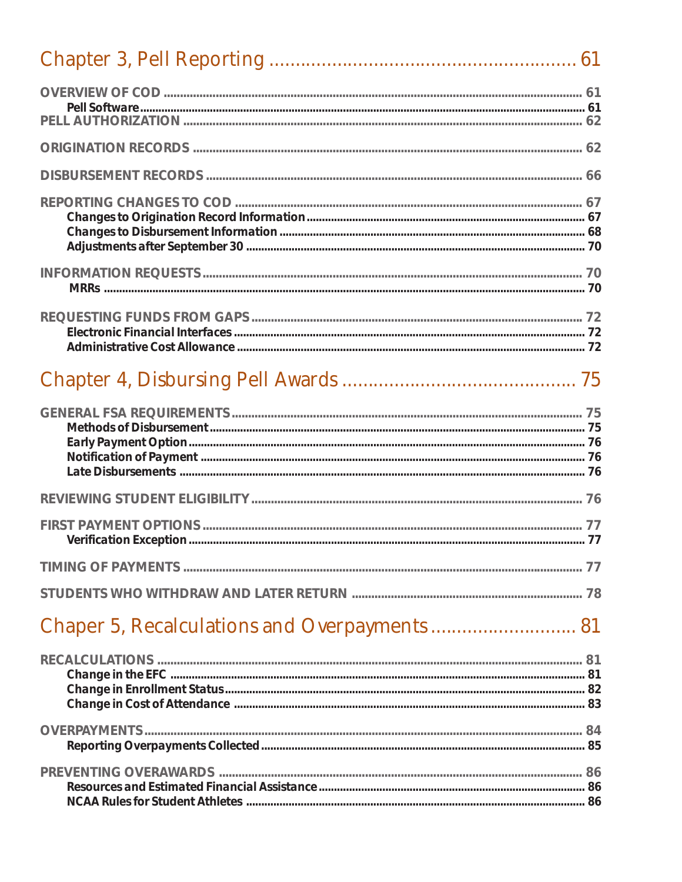## Chapter 3, Pell Reporting ........................................................ 61

**OVERVIEW OF COD** ........................................................ 61
- **Pell Software** ........................................................ 61

**PELL AUTHORIZATION** ........................................................ 62

**ORIGINATION RECORDS** ........................................................ 62

**DISBURSEMENT RECORDS** ........................................................ 66

**REPORTING CHANGES TO COD** ........................................................ 67
- **Changes to Origination Record Information** ........................................................ 67
- **Changes to Disbursement Information** ........................................................ 68
- **Adjustments after September 30** ........................................................ 70

**INFORMATION REQUESTS** ........................................................ 70
- **MRRs** ........................................................ 70

**REQUESTING FUNDS FROM GAPS** ........................................................ 72
- **Electronic Financial Interfaces** ........................................................ 72
- **Administrative Cost Allowance** ........................................................ 72

## Chapter 4, Disbursing Pell Awards ........................................................ 75

**GENERAL FSA REQUIREMENTS** ........................................................ 75
- **Methods of Disbursement** ........................................................ 75
- **Early Payment Option** ........................................................ 76
- **Notification of Payment** ........................................................ 76
- **Late Disbursements** ........................................................ 76

**REVIEWING STUDENT ELIGIBILITY** ........................................................ 76

**FIRST PAYMENT OPTIONS** ........................................................ 77
- **Verification Exception** ........................................................ 77

**TIMING OF PAYMENTS** ........................................................ 77

**STUDENTS WHO WITHDRAW AND LATER RETURN** ........................................................ 78

## Chaper 5, Recalculations and Overpayments ........................................................ 81

**RECALCULATIONS** ........................................................ 81
- **Change in the EFC** ........................................................ 81
- **Change in Enrollment Status** ........................................................ 82
- **Change in Cost of Attendance** ........................................................ 83

**OVERPAYMENTS** ........................................................ 84
- **Reporting Overpayments Collected** ........................................................ 85

**PREVENTING OVERAWARDS** ........................................................ 86
- **Resources and Estimated Financial Assistance** ........................................................ 86
- **NCAA Rules for Student Athletes** ........................................................ 86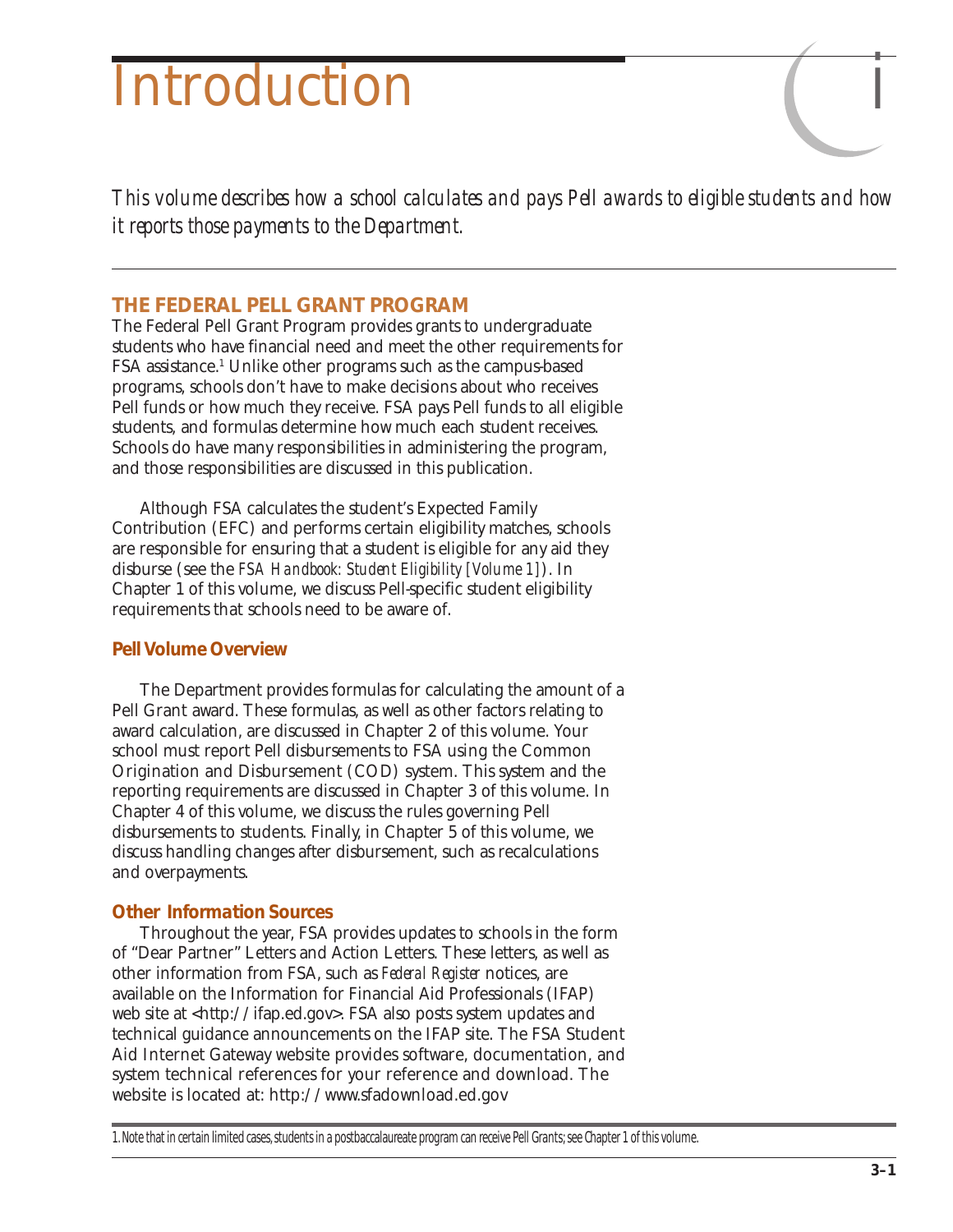# Introduction

*This volume describes how a school calculates and pays Pell awards to eligible students and how it reports those payments to the Department.*

## THE FEDERAL PELL GRANT PROGRAM

The Federal Pell Grant Program provides grants to undergraduate students who have financial need and meet the other requirements for FSA assistance.[1] Unlike other programs such as the campus-based programs, schools don't have to make decisions about who receives Pell funds or how much they receive. FSA pays Pell funds to all eligible students, and formulas determine how much each student receives. Schools do have many responsibilities in administering the program, and those responsibilities are discussed in this publication.

Although FSA calculates the student's Expected Family Contribution (EFC) and performs certain eligibility matches, schools are responsible for ensuring that a student is eligible for any aid they disburse (see the *FSA Handbook: Student Eligibility [Volume 1]*). In Chapter 1 of this volume, we discuss Pell-specific student eligibility requirements that schools need to be aware of.

### Pell Volume Overview

The Department provides formulas for calculating the amount of a Pell Grant award. These formulas, as well as other factors relating to award calculation, are discussed in Chapter 2 of this volume. Your school must report Pell disbursements to FSA using the Common Origination and Disbursement (COD) system. This system and the reporting requirements are discussed in Chapter 3 of this volume. In Chapter 4 of this volume, we discuss the rules governing Pell disbursements to students. Finally, in Chapter 5 of this volume, we discuss handling changes after disbursement, such as recalculations and overpayments.

### Other Information Sources

Throughout the year, FSA provides updates to schools in the form of "Dear Partner" Letters and Action Letters. These letters, as well as other information from FSA, such as *Federal Register* notices, are available on the Information for Financial Aid Professionals (IFAP) web site at <http://ifap.ed.gov>. FSA also posts system updates and technical guidance announcements on the IFAP site. The FSA Student Aid Internet Gateway website provides software, documentation, and system technical references for your reference and download. The website is located at: http://www.sfadownload.ed.gov

---

1. *Note that in certain limited cases, students in a postbaccalaureate program can receive Pell Grants; see Chapter 1 of this volume.*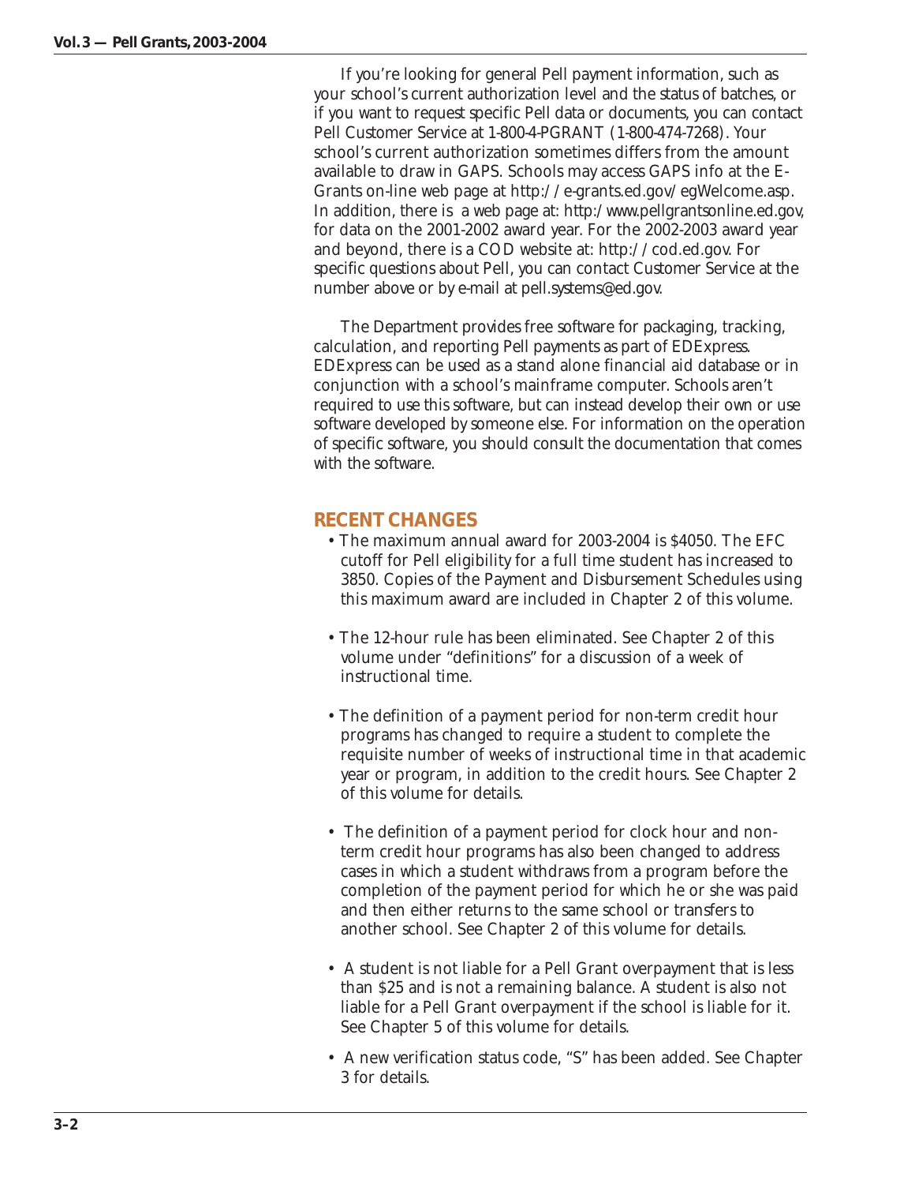If you're looking for general Pell payment information, such as your school's current authorization level and the status of batches, or if you want to request specific Pell data or documents, you can contact Pell Customer Service at 1-800-4-PGRANT (1-800-474-7268). Your school's current authorization sometimes differs from the amount available to draw in GAPS. Schools may access GAPS info at the E-Grants on-line web page at http://e-grants.ed.gov/egWelcome.asp. In addition, there is a web page at: http:/www.pellgrantsonline.ed.gov, for data on the 2001-2002 award year. For the 2002-2003 award year and beyond, there is a COD website at: http://cod.ed.gov. For specific questions about Pell, you can contact Customer Service at the number above or by e-mail at pell.systems@ed.gov.

The Department provides free software for packaging, tracking, calculation, and reporting Pell payments as part of EDExpress. EDExpress can be used as a stand alone financial aid database or in conjunction with a school's mainframe computer. Schools aren't required to use this software, but can instead develop their own or use software developed by someone else. For information on the operation of specific software, you should consult the documentation that comes with the software.

## RECENT CHANGES

- The maximum annual award for 2003-2004 is $4050. The EFC cutoff for Pell eligibility for a full time student has increased to 3850. Copies of the Payment and Disbursement Schedules using this maximum award are included in Chapter 2 of this volume.

- The 12-hour rule has been eliminated. See Chapter 2 of this volume under "definitions" for a discussion of a week of instructional time.

- The definition of a payment period for non-term credit hour programs has changed to require a student to complete the requisite number of weeks of instructional time in that academic year or program, in addition to the credit hours. See Chapter 2 of this volume for details.

- The definition of a payment period for clock hour and non-term credit hour programs has also been changed to address cases in which a student withdraws from a program before the completion of the payment period for which he or she was paid and then either returns to the same school or transfers to another school. See Chapter 2 of this volume for details.

- A student is not liable for a Pell Grant overpayment that is less than $25 and is not a remaining balance. A student is also not liable for a Pell Grant overpayment if the school is liable for it. See Chapter 5 of this volume for details.

- A new verification status code, "S" has been added. See Chapter 3 for details.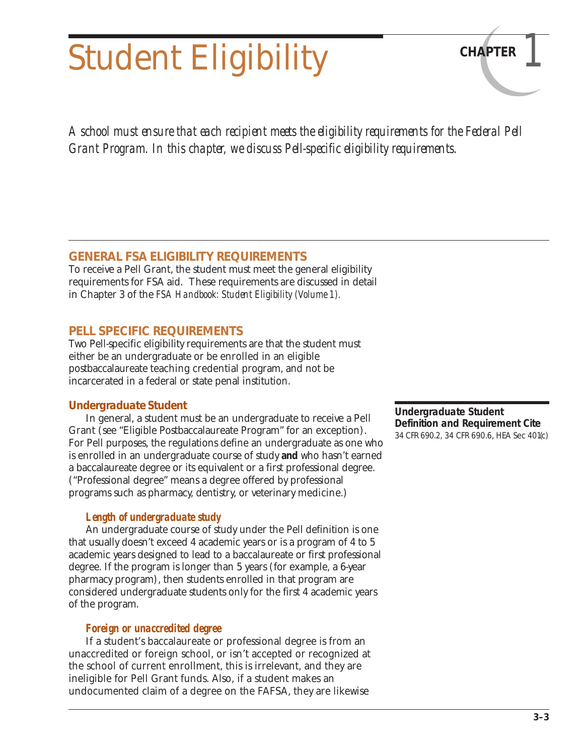# Student Eligibility

CHAPTER 1

*A school must ensure that each recipient meets the eligibility requirements for the Federal Pell Grant Program. In this chapter, we discuss Pell-specific eligibility requirements.*

## GENERAL FSA ELIGIBILITY REQUIREMENTS

To receive a Pell Grant, the student must meet the general eligibility requirements for FSA aid. These requirements are discussed in detail in Chapter 3 of the *FSA Handbook: Student Eligibility (Volume 1).*

## PELL SPECIFIC REQUIREMENTS

Two Pell-specific eligibility requirements are that the student must either be an undergraduate or be enrolled in an eligible postbaccalaureate teaching credential program, and not be incarcerated in a federal or state penal institution.

### Undergraduate Student

In general, a student must be an undergraduate to receive a Pell Grant (see "Eligible Postbaccalaureate Program" for an exception). For Pell purposes, the regulations define an undergraduate as one who is enrolled in an undergraduate course of study **and** who hasn't earned a baccalaureate degree or its equivalent or a first professional degree. ("Professional degree" means a degree offered by professional programs such as pharmacy, dentistry, or veterinary medicine.)

**Undergraduate Student Definition and Requirement Cite**
34 CFR 690.2, 34 CFR 690.6, HEA Sec 401(c)

#### *Length of undergraduate study*

An undergraduate course of study under the Pell definition is one that usually doesn't exceed 4 academic years or is a program of 4 to 5 academic years designed to lead to a baccalaureate or first professional degree. If the program is longer than 5 years (for example, a 6-year pharmacy program), then students enrolled in that program are considered undergraduate students only for the first 4 academic years of the program.

#### *Foreign or unaccredited degree*

If a student's baccalaureate or professional degree is from an unaccredited or foreign school, or isn't accepted or recognized at the school of current enrollment, this is irrelevant, and they are ineligible for Pell Grant funds. Also, if a student makes an undocumented claim of a degree on the FAFSA, they are likewise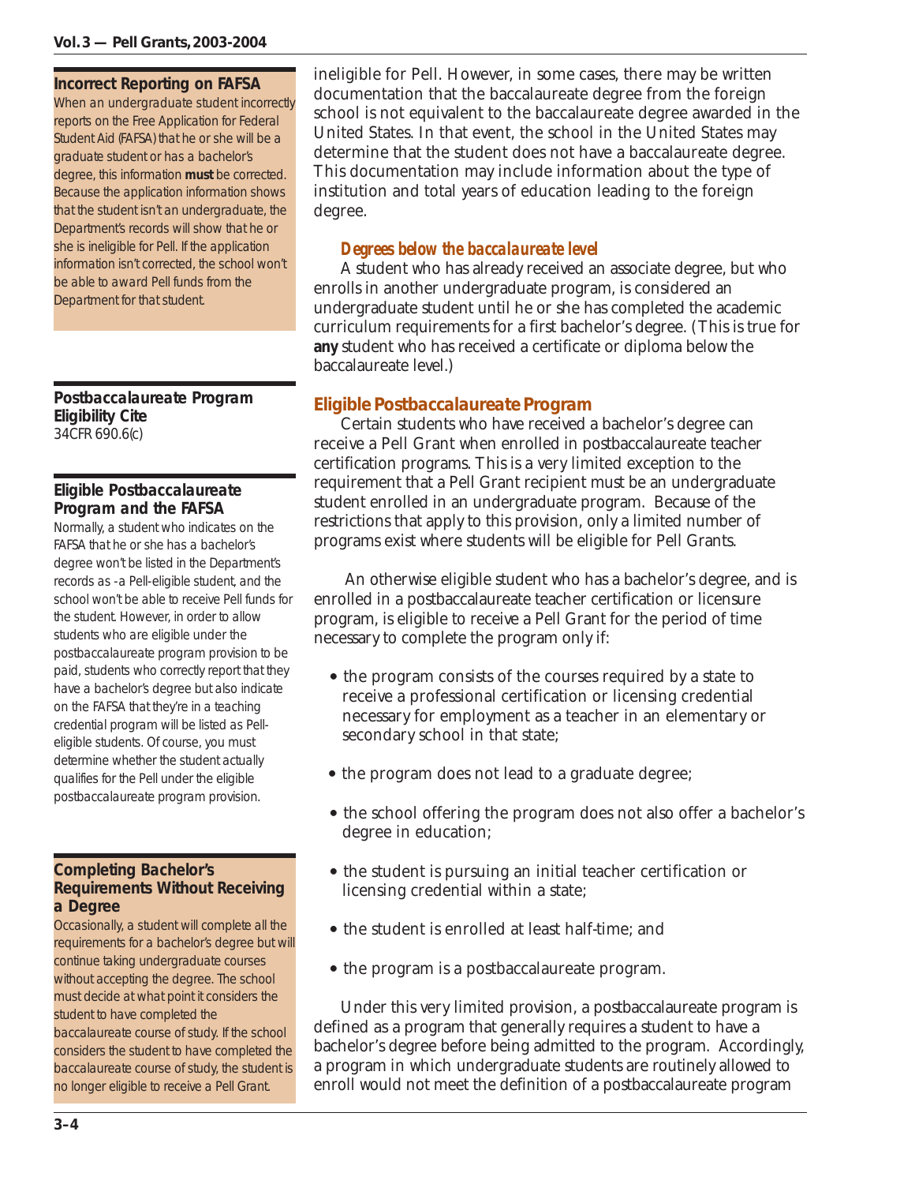ineligible for Pell. However, in some cases, there may be written documentation that the baccalaureate degree from the foreign school is not equivalent to the baccalaureate degree awarded in the United States. In that event, the school in the United States may determine that the student does not have a baccalaureate degree. This documentation may include information about the type of institution and total years of education leading to the foreign degree.

#### *Degrees below the baccalaureate level*

A student who has already received an associate degree, but who enrolls in another undergraduate program, is considered an undergraduate student until he or she has completed the academic curriculum requirements for a first bachelor's degree. (This is true for **any** student who has received a certificate or diploma below the baccalaureate level.)

**Incorrect Reporting on FAFSA**

When an undergraduate student incorrectly reports on the Free Application for Federal Student Aid (FAFSA) that he or she will be a graduate student or has a bachelor's degree, this information **must** be corrected. Because the application information shows that the student isn't an undergraduate, the Department's records will show that he or she is ineligible for Pell. If the application information isn't corrected, the school won't be able to award Pell funds from the Department for that student.

### Eligible Postbaccalaureate Program

Certain students who have received a bachelor's degree can receive a Pell Grant when enrolled in postbaccalaureate teacher certification programs. This is a very limited exception to the requirement that a Pell Grant recipient must be an undergraduate student enrolled in an undergraduate program. Because of the restrictions that apply to this provision, only a limited number of programs exist where students will be eligible for Pell Grants.

An otherwise eligible student who has a bachelor's degree, and is enrolled in a postbaccalaureate teacher certification or licensure program, is eligible to receive a Pell Grant for the period of time necessary to complete the program only if:

- the program consists of the courses required by a state to receive a professional certification or licensing credential necessary for employment as a teacher in an elementary or secondary school in that state;
- the program does not lead to a graduate degree;
- the school offering the program does not also offer a bachelor's degree in education;
- the student is pursuing an initial teacher certification or licensing credential within a state;
- the student is enrolled at least half-time; and
- the program is a postbaccalaureate program.

Under this very limited provision, a postbaccalaureate program is defined as a program that generally requires a student to have a bachelor's degree before being admitted to the program. Accordingly, a program in which undergraduate students are routinely allowed to enroll would not meet the definition of a postbaccalaureate program

**Postbaccalaureate Program Eligibility Cite**
34CFR 690.6(c)

**Eligible Postbaccalaureate Program and the FAFSA**

Normally, a student who indicates on the FAFSA that he or she has a bachelor's degree won't be listed in the Department's records as -a Pell-eligible student, and the school won't be able to receive Pell funds for the student. However, in order to allow students who are eligible under the postbaccalaureate program provision to be paid, students who correctly report that they have a bachelor's degree but also indicate on the FAFSA that they're in a teaching credential program will be listed as Pell-eligible students. Of course, you must determine whether the student actually qualifies for the Pell under the eligible postbaccalaureate program provision.

**Completing Bachelor's Requirements Without Receiving a Degree**

Occasionally, a student will complete all the requirements for a bachelor's degree but will continue taking undergraduate courses without accepting the degree. The school must decide at what point it considers the student to have completed the baccalaureate course of study. If the school considers the student to have completed the baccalaureate course of study, the student is no longer eligible to receive a Pell Grant.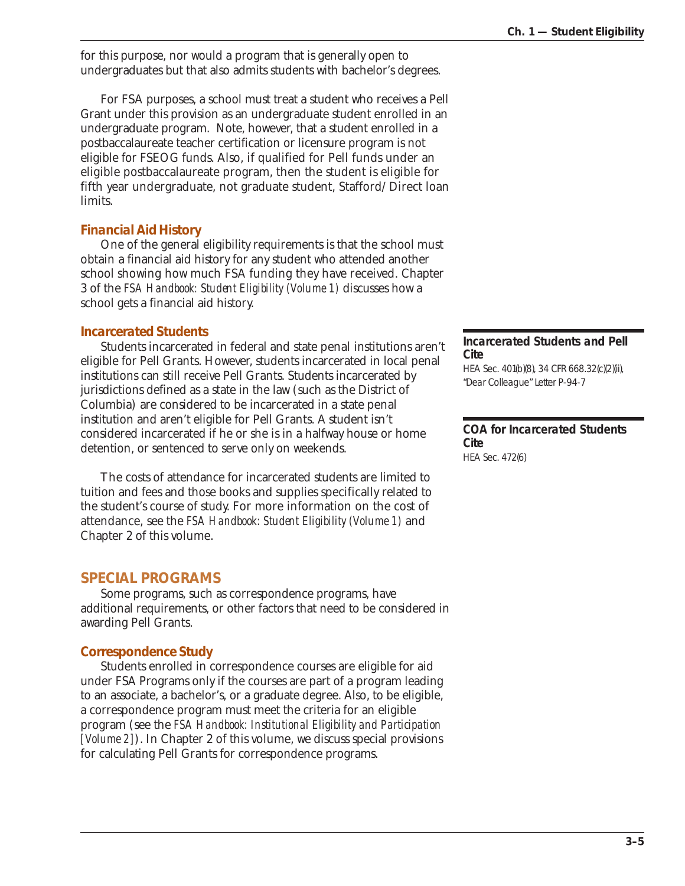for this purpose, nor would a program that is generally open to undergraduates but that also admits students with bachelor's degrees.

For FSA purposes, a school must treat a student who receives a Pell Grant under this provision as an undergraduate student enrolled in an undergraduate program. Note, however, that a student enrolled in a postbaccalaureate teacher certification or licensure program is not eligible for FSEOG funds. Also, if qualified for Pell funds under an eligible postbaccalaureate program, then the student is eligible for fifth year undergraduate, not graduate student, Stafford/Direct loan limits.

### Financial Aid History

One of the general eligibility requirements is that the school must obtain a financial aid history for any student who attended another school showing how much FSA funding they have received. Chapter 3 of the *FSA Handbook: Student Eligibility (Volume 1)* discusses how a school gets a financial aid history.

### Incarcerated Students

Students incarcerated in federal and state penal institutions aren't eligible for Pell Grants. However, students incarcerated in local penal institutions can still receive Pell Grants. Students incarcerated by jurisdictions defined as a state in the law (such as the District of Columbia) are considered to be incarcerated in a state penal institution and aren't eligible for Pell Grants. A student isn't considered incarcerated if he or she is in a halfway house or home detention, or sentenced to serve only on weekends.

The costs of attendance for incarcerated students are limited to tuition and fees and those books and supplies specifically related to the student's course of study. For more information on the cost of attendance, see the *FSA Handbook: Student Eligibility (Volume 1)* and Chapter 2 of this volume.

**Incarcerated Students and Pell Cite**
*HEA Sec. 401(b)(8), 34 CFR 668.32(c)(2)(ii), "Dear Colleague" Letter P-94-7*

**COA for Incarcerated Students Cite**
*HEA Sec. 472(6)*

## SPECIAL PROGRAMS

Some programs, such as correspondence programs, have additional requirements, or other factors that need to be considered in awarding Pell Grants.

### Correspondence Study

Students enrolled in correspondence courses are eligible for aid under FSA Programs only if the courses are part of a program leading to an associate, a bachelor's, or a graduate degree. Also, to be eligible, a correspondence program must meet the criteria for an eligible program (see the *FSA Handbook: Institutional Eligibility and Participation [Volume 2]*). In Chapter 2 of this volume, we discuss special provisions for calculating Pell Grants for correspondence programs.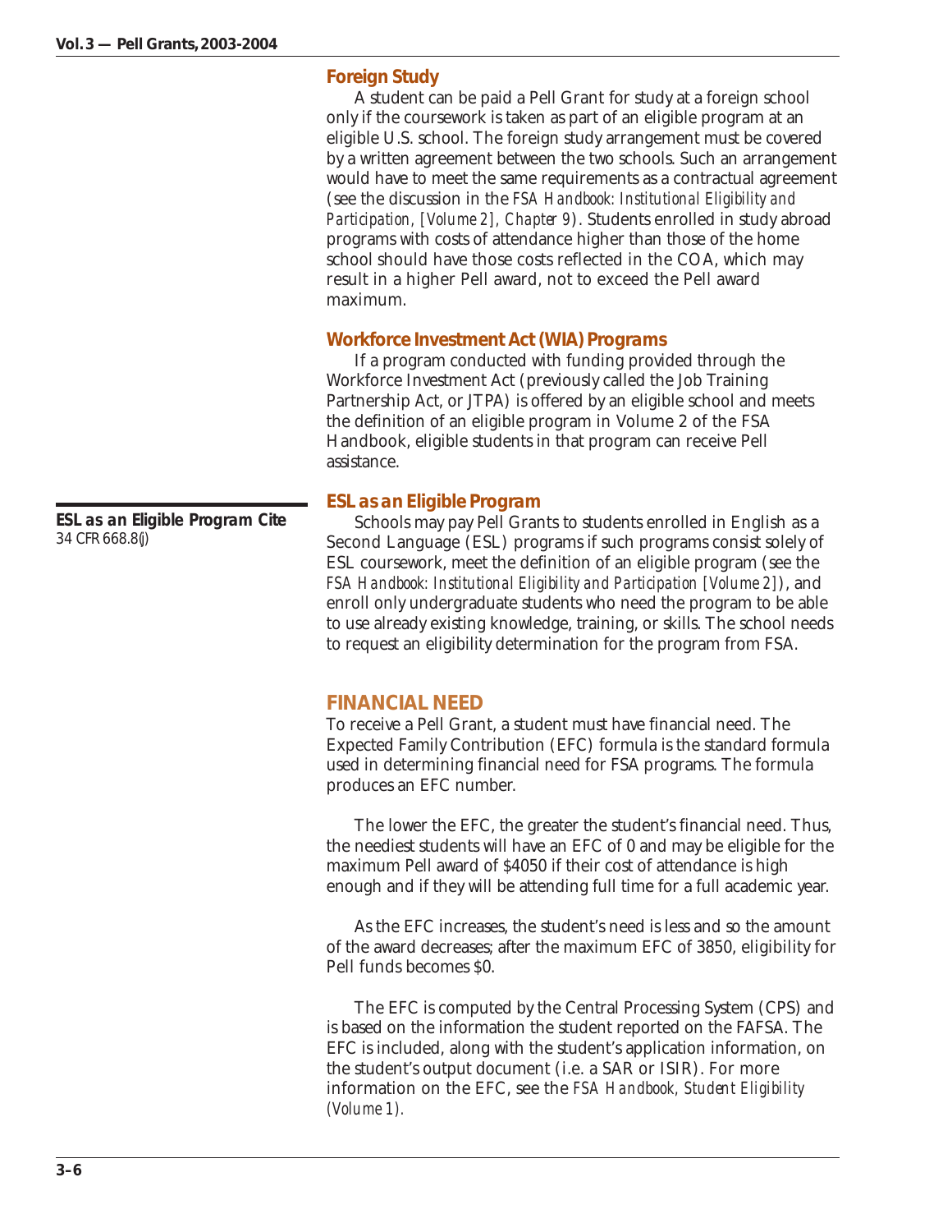### Foreign Study

A student can be paid a Pell Grant for study at a foreign school only if the coursework is taken as part of an eligible program at an eligible U.S. school. The foreign study arrangement must be covered by a written agreement between the two schools. Such an arrangement would have to meet the same requirements as a contractual agreement (see the discussion in the *FSA Handbook: Institutional Eligibility and Participation, [Volume 2], Chapter 9*). Students enrolled in study abroad programs with costs of attendance higher than those of the home school should have those costs reflected in the COA, which may result in a higher Pell award, not to exceed the Pell award maximum.

### Workforce Investment Act (WIA) Programs

If a program conducted with funding provided through the Workforce Investment Act (previously called the Job Training Partnership Act, or JTPA) is offered by an eligible school and meets the definition of an eligible program in Volume 2 of the FSA Handbook, eligible students in that program can receive Pell assistance.

### ESL as an Eligible Program

**ESL as an Eligible Program Cite**
34 CFR 668.8(j)

Schools may pay Pell Grants to students enrolled in English as a Second Language (ESL) programs if such programs consist solely of ESL coursework, meet the definition of an eligible program (see the *FSA Handbook: Institutional Eligibility and Participation [Volume 2]*), and enroll only undergraduate students who need the program to be able to use already existing knowledge, training, or skills. The school needs to request an eligibility determination for the program from FSA.

## FINANCIAL NEED

To receive a Pell Grant, a student must have financial need. The Expected Family Contribution (EFC) formula is the standard formula used in determining financial need for FSA programs. The formula produces an EFC number.

The lower the EFC, the greater the student's financial need. Thus, the neediest students will have an EFC of 0 and may be eligible for the maximum Pell award of $4050 if their cost of attendance is high enough and if they will be attending full time for a full academic year.

As the EFC increases, the student's need is less and so the amount of the award decreases; after the maximum EFC of 3850, eligibility for Pell funds becomes $0.

The EFC is computed by the Central Processing System (CPS) and is based on the information the student reported on the FAFSA. The EFC is included, along with the student's application information, on the student's output document (i.e. a SAR or ISIR). For more information on the EFC, see the *FSA Handbook, Student Eligibility (Volume 1).*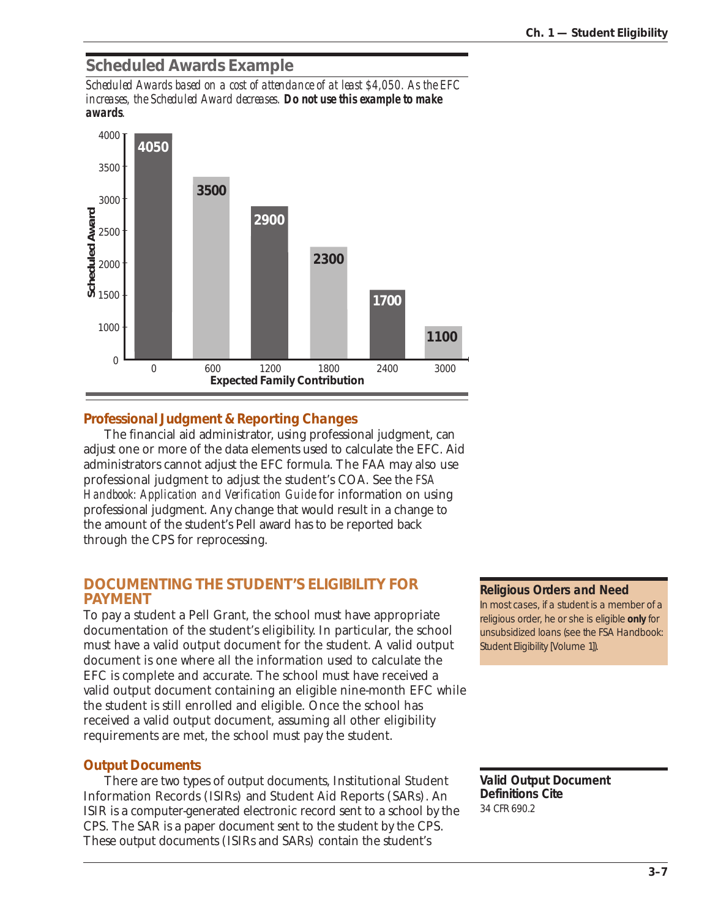## Scheduled Awards Example

*Scheduled Awards based on a cost of attendance of at least $4,050. As the EFC increases, the Scheduled Award decreases.* ***Do not use this example to make awards***.

| Expected Family Contribution | Scheduled Award |
|---|---|
| 0 | 4050 |
| 600 | 3500 |
| 1200 | 2900 |
| 1800 | 2300 |
| 2400 | 1700 |
| 3000 | 1100 |

### Professional Judgment & Reporting Changes

The financial aid administrator, using professional judgment, can adjust one or more of the data elements used to calculate the EFC. Aid administrators cannot adjust the EFC formula. The FAA may also use professional judgment to adjust the student's COA. See the *FSA Handbook: Application and Verification Guide* for information on using professional judgment. Any change that would result in a change to the amount of the student's Pell award has to be reported back through the CPS for reprocessing.

## DOCUMENTING THE STUDENT'S ELIGIBILITY FOR PAYMENT

To pay a student a Pell Grant, the school must have appropriate documentation of the student's eligibility. In particular, the school must have a valid output document for the student. A valid output document is one where all the information used to calculate the EFC is complete and accurate. The school must have received a valid output document containing an eligible nine-month EFC while the student is still enrolled and eligible. Once the school has received a valid output document, assuming all other eligibility requirements are met, the school must pay the student.

**Religious Orders and Need**
In most cases, if a student is a member of a religious order, he or she is eligible **only** for unsubsidized loans (see the FSA Handbook: Student Eligibility [Volume 1]).

### Output Documents

There are two types of output documents, Institutional Student Information Records (ISIRs) and Student Aid Reports (SARs). An ISIR is a computer-generated electronic record sent to a school by the CPS. The SAR is a paper document sent to the student by the CPS. These output documents (ISIRs and SARs) contain the student's

**Valid Output Document Definitions Cite**
34 CFR 690.2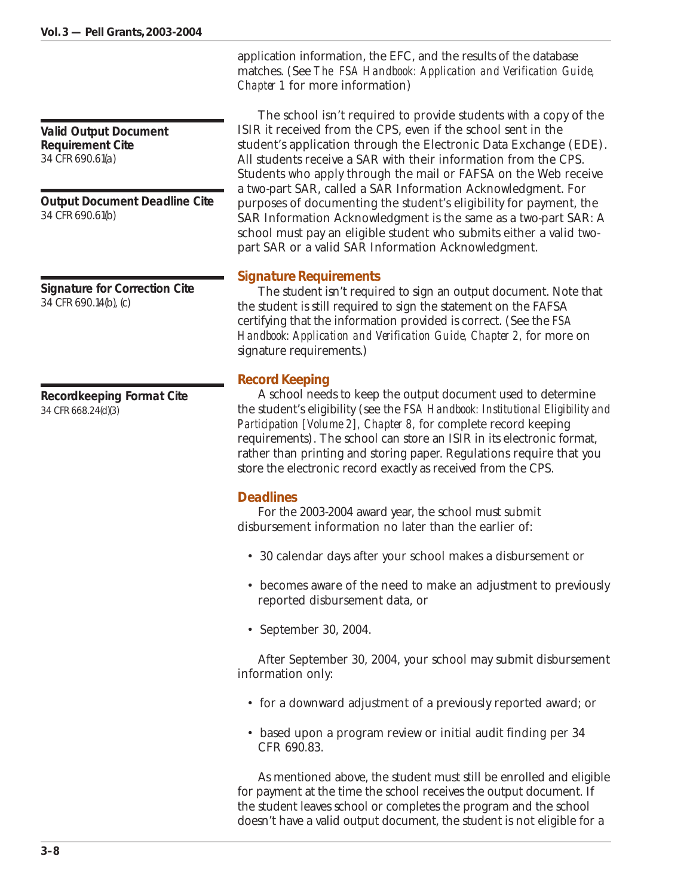application information, the EFC, and the results of the database matches. (See *The FSA Handbook: Application and Verification Guide, Chapter 1* for more information)

**Valid Output Document Requirement Cite**
34 CFR 690.61(a)

**Output Document Deadline Cite**
34 CFR 690.61(b)

The school isn't required to provide students with a copy of the ISIR it received from the CPS, even if the school sent in the student's application through the Electronic Data Exchange (EDE). All students receive a SAR with their information from the CPS. Students who apply through the mail or FAFSA on the Web receive a two-part SAR, called a SAR Information Acknowledgment. For purposes of documenting the student's eligibility for payment, the SAR Information Acknowledgment is the same as a two-part SAR: A school must pay an eligible student who submits either a valid two-part SAR or a valid SAR Information Acknowledgment.

**Signature for Correction Cite**
34 CFR 690.14(b), (c)

### Signature Requirements

The student isn't required to sign an output document. Note that the student is still required to sign the statement on the FAFSA certifying that the information provided is correct. (See the *FSA Handbook: Application and Verification Guide, Chapter 2,* for more on signature requirements.)

**Recordkeeping Format Cite**
34 CFR 668.24(d)(3)

### Record Keeping

A school needs to keep the output document used to determine the student's eligibility (see the *FSA Handbook: Institutional Eligibility and Participation [Volume 2], Chapter 8,* for complete record keeping requirements). The school can store an ISIR in its electronic format, rather than printing and storing paper. Regulations require that you store the electronic record exactly as received from the CPS.

### Deadlines

For the 2003-2004 award year, the school must submit disbursement information no later than the earlier of:

- 30 calendar days after your school makes a disbursement or
- becomes aware of the need to make an adjustment to previously reported disbursement data, or
- September 30, 2004.

After September 30, 2004, your school may submit disbursement information only:

- for a downward adjustment of a previously reported award; or
- based upon a program review or initial audit finding per 34 CFR 690.83.

As mentioned above, the student must still be enrolled and eligible for payment at the time the school receives the output document. If the student leaves school or completes the program and the school doesn't have a valid output document, the student is not eligible for a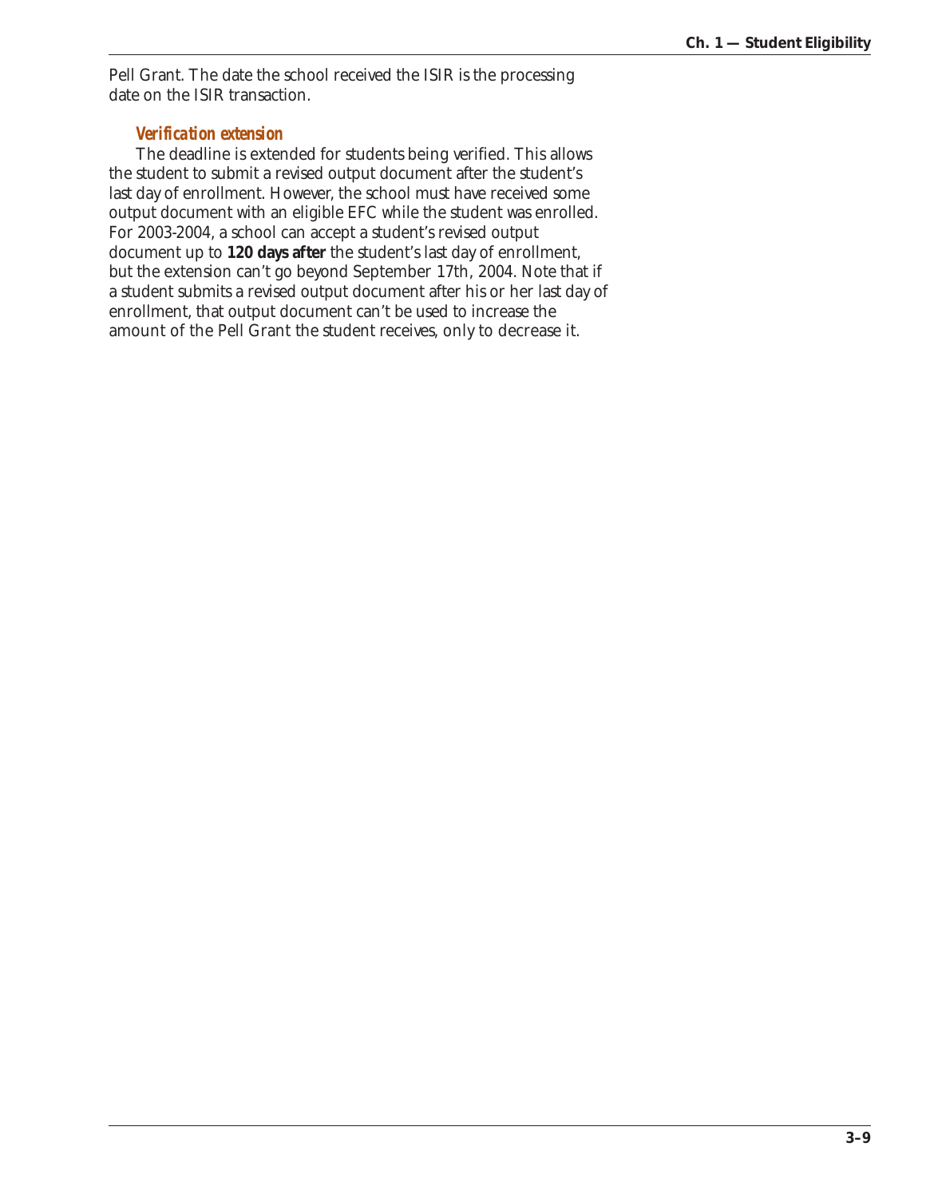Pell Grant. The date the school received the ISIR is the processing date on the ISIR transaction.

### *Verification extension*

The deadline is extended for students being verified. This allows the student to submit a revised output document after the student's last day of enrollment. However, the school must have received some output document with an eligible EFC while the student was enrolled. For 2003-2004, a school can accept a student's revised output document up to **120 days after** the student's last day of enrollment, but the extension can't go beyond September 17th, 2004. Note that if a student submits a revised output document after his or her last day of enrollment, that output document can't be used to increase the amount of the Pell Grant the student receives, only to decrease it.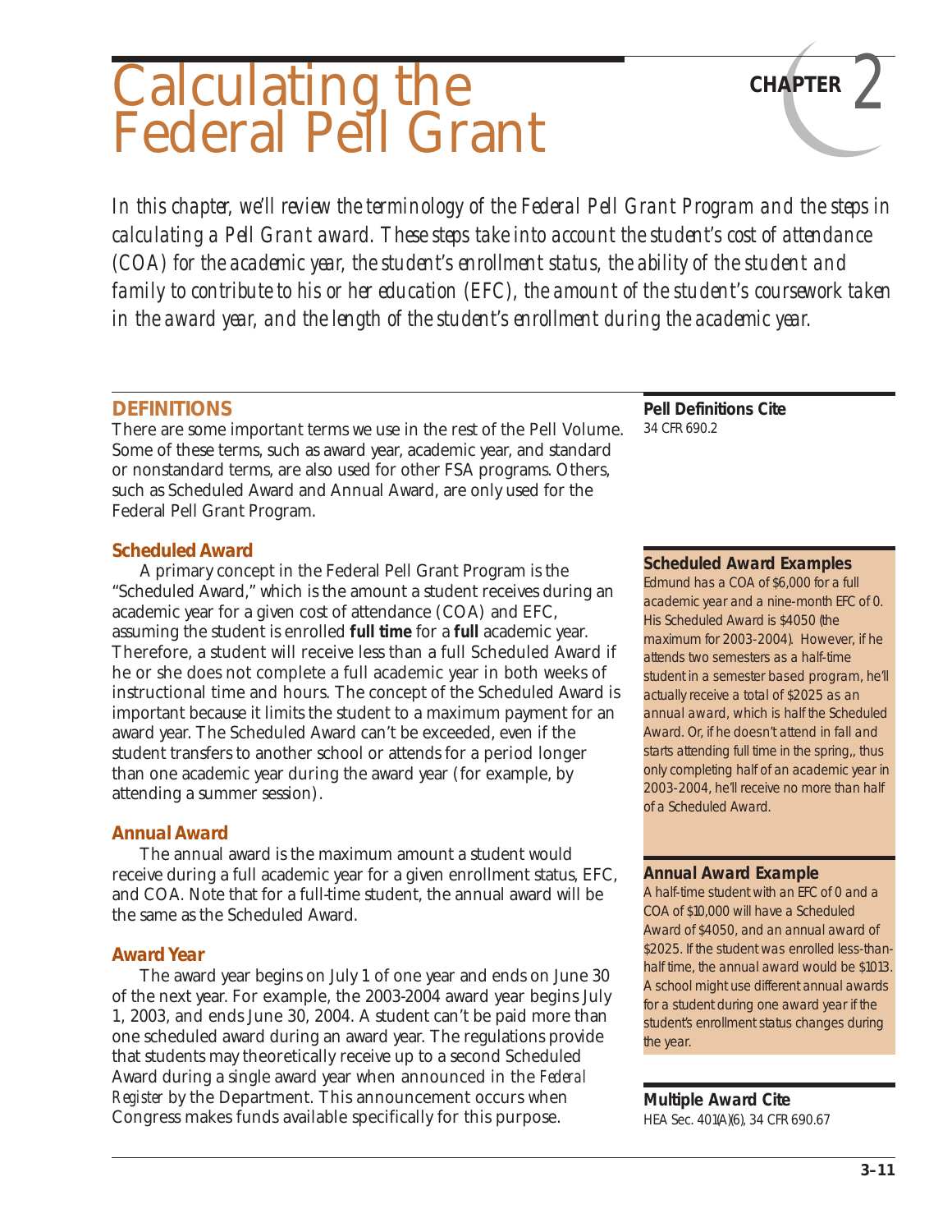# Calculating the Federal Pell Grant

CHAPTER 2

*In this chapter, we'll review the terminology of the Federal Pell Grant Program and the steps in calculating a Pell Grant award. These steps take into account the student's cost of attendance (COA) for the academic year, the student's enrollment status, the ability of the student and family to contribute to his or her education (EFC), the amount of the student's coursework taken in the award year, and the length of the student's enrollment during the academic year.*

## DEFINITIONS

There are some important terms we use in the rest of the Pell Volume. Some of these terms, such as award year, academic year, and standard or nonstandard terms, are also used for other FSA programs. Others, such as Scheduled Award and Annual Award, are only used for the Federal Pell Grant Program.

**Pell Definitions Cite**
34 CFR 690.2

### Scheduled Award

A primary concept in the Federal Pell Grant Program is the "Scheduled Award," which is the amount a student receives during an academic year for a given cost of attendance (COA) and EFC, assuming the student is enrolled **full time** for a **full** academic year. Therefore, a student will receive less than a full Scheduled Award if he or she does not complete a full academic year in both weeks of instructional time and hours. The concept of the Scheduled Award is important because it limits the student to a maximum payment for an award year. The Scheduled Award can't be exceeded, even if the student transfers to another school or attends for a period longer than one academic year during the award year (for example, by attending a summer session).

**Scheduled Award Examples**
Edmund has a COA of $6,000 for a full academic year and a nine-month EFC of 0. His Scheduled Award is $4050 (the maximum for 2003-2004). However, if he attends two semesters as a half-time student in a semester based program, he'll actually receive a total of $2025 as an annual award, which is half the Scheduled Award. Or, if he doesn't attend in fall and starts attending full time in the spring,, thus only completing half of an academic year in 2003-2004, he'll receive no more than half of a Scheduled Award.

### Annual Award

The annual award is the maximum amount a student would receive during a full academic year for a given enrollment status, EFC, and COA. Note that for a full-time student, the annual award will be the same as the Scheduled Award.

**Annual Award Example**
A half-time student with an EFC of 0 and a COA of $10,000 will have a Scheduled Award of $4050, and an annual award of $2025. If the student was enrolled less-than-half time, the annual award would be $1013. A school might use different annual awards for a student during one award year if the student's enrollment status changes during the year.

### Award Year

The award year begins on July 1 of one year and ends on June 30 of the next year. For example, the 2003-2004 award year begins July 1, 2003, and ends June 30, 2004. A student can't be paid more than one scheduled award during an award year. The regulations provide that students may theoretically receive up to a second Scheduled Award during a single award year when announced in the *Federal Register* by the Department. This announcement occurs when Congress makes funds available specifically for this purpose.

**Multiple Award Cite**
HEA Sec. 401(A)(6), 34 CFR 690.67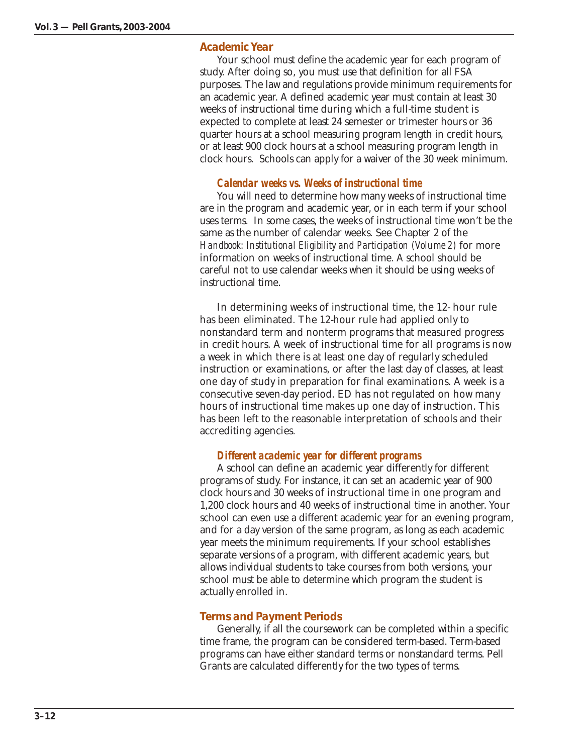## Academic Year

Your school must define the academic year for each program of study. After doing so, you must use that definition for all FSA purposes. The law and regulations provide minimum requirements for an academic year. A defined academic year must contain at least 30 weeks of instructional time during which a full-time student is expected to complete at least 24 semester or trimester hours or 36 quarter hours at a school measuring program length in credit hours, or at least 900 clock hours at a school measuring program length in clock hours. Schools can apply for a waiver of the 30 week minimum.

### Calendar weeks vs. Weeks of instructional time

You will need to determine how many weeks of instructional time are in the program and academic year, or in each term if your school uses terms. In some cases, the weeks of instructional time won't be the same as the number of calendar weeks. See Chapter 2 of the *Handbook: Institutional Eligibility and Participation (Volume 2)* for more information on weeks of instructional time. A school should be careful not to use calendar weeks when it should be using weeks of instructional time.

In determining weeks of instructional time, the 12- hour rule has been eliminated. The 12-hour rule had applied only to nonstandard term and nonterm programs that measured progress in credit hours. A week of instructional time for all programs is now a week in which there is at least one day of regularly scheduled instruction or examinations, or after the last day of classes, at least one day of study in preparation for final examinations. A week is a consecutive seven-day period. ED has not regulated on how many hours of instructional time makes up one day of instruction. This has been left to the reasonable interpretation of schools and their accrediting agencies.

### Different academic year for different programs

A school can define an academic year differently for different programs of study. For instance, it can set an academic year of 900 clock hours and 30 weeks of instructional time in one program and 1,200 clock hours and 40 weeks of instructional time in another. Your school can even use a different academic year for an evening program, and for a day version of the same program, as long as each academic year meets the minimum requirements. If your school establishes separate versions of a program, with different academic years, but allows individual students to take courses from both versions, your school must be able to determine which program the student is actually enrolled in.

## Terms and Payment Periods

Generally, if all the coursework can be completed within a specific time frame, the program can be considered term-based. Term-based programs can have either standard terms or nonstandard terms. Pell Grants are calculated differently for the two types of terms.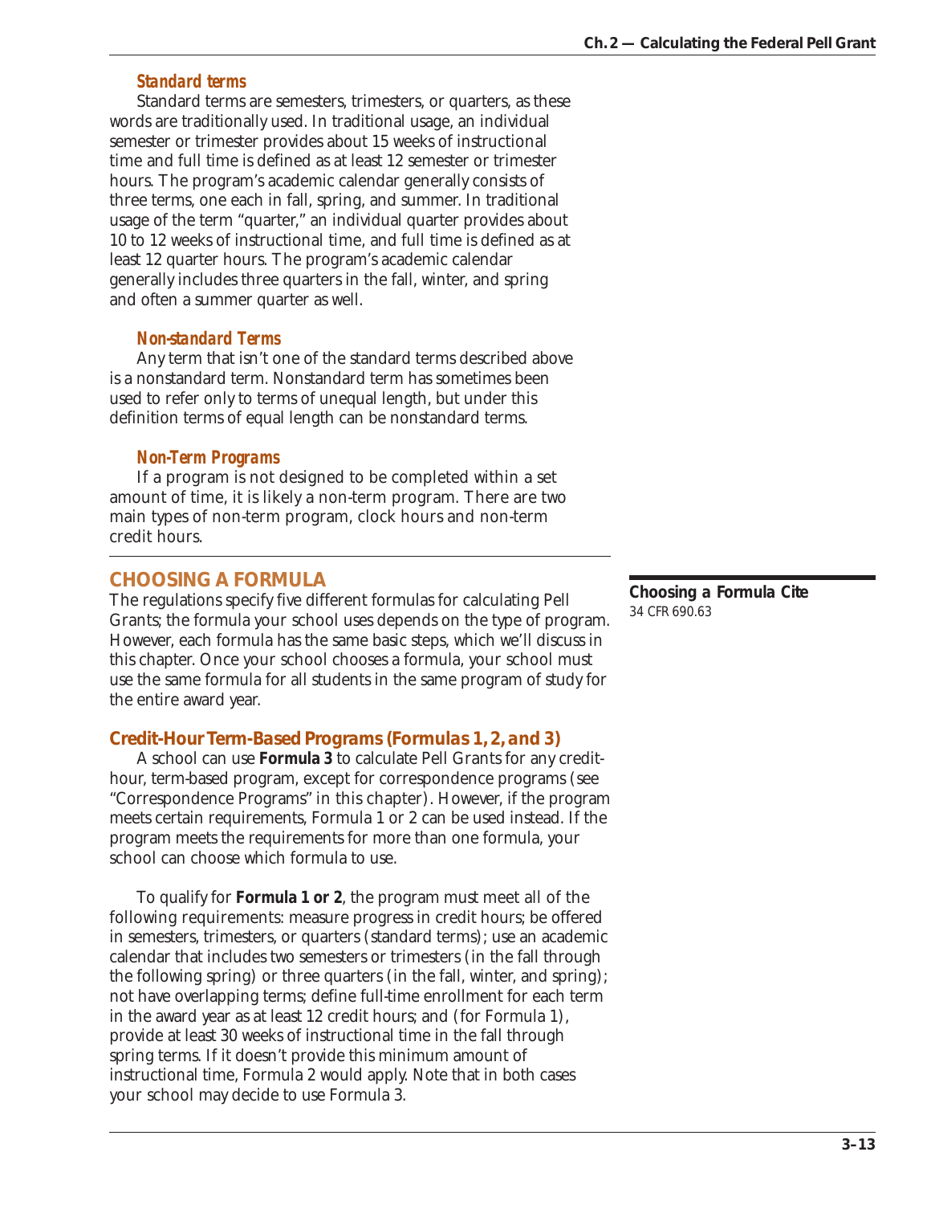### Standard terms

Standard terms are semesters, trimesters, or quarters, as these words are traditionally used. In traditional usage, an individual semester or trimester provides about 15 weeks of instructional time and full time is defined as at least 12 semester or trimester hours. The program's academic calendar generally consists of three terms, one each in fall, spring, and summer. In traditional usage of the term "quarter," an individual quarter provides about 10 to 12 weeks of instructional time, and full time is defined as at least 12 quarter hours. The program's academic calendar generally includes three quarters in the fall, winter, and spring and often a summer quarter as well.

### Non-standard Terms

Any term that isn't one of the standard terms described above is a nonstandard term. Nonstandard term has sometimes been used to refer only to terms of unequal length, but under this definition terms of equal length can be nonstandard terms.

### Non-Term Programs

If a program is not designed to be completed within a set amount of time, it is likely a non-term program. There are two main types of non-term program, clock hours and non-term credit hours.

## CHOOSING A FORMULA

The regulations specify five different formulas for calculating Pell Grants; the formula your school uses depends on the type of program. However, each formula has the same basic steps, which we'll discuss in this chapter. Once your school chooses a formula, your school must use the same formula for all students in the same program of study for the entire award year.

**Choosing a Formula Cite**
34 CFR 690.63

### Credit-Hour Term-Based Programs (Formulas 1, 2, and 3)

A school can use **Formula 3** to calculate Pell Grants for any credit-hour, term-based program, except for correspondence programs (see "Correspondence Programs" in this chapter). However, if the program meets certain requirements, Formula 1 or 2 can be used instead. If the program meets the requirements for more than one formula, your school can choose which formula to use.

To qualify for **Formula 1 or 2**, the program must meet all of the following requirements: measure progress in credit hours; be offered in semesters, trimesters, or quarters (standard terms); use an academic calendar that includes two semesters or trimesters (in the fall through the following spring) or three quarters (in the fall, winter, and spring); not have overlapping terms; define full-time enrollment for each term in the award year as at least 12 credit hours; and (for Formula 1), provide at least 30 weeks of instructional time in the fall through spring terms. If it doesn't provide this minimum amount of instructional time, Formula 2 would apply. Note that in both cases your school may decide to use Formula 3.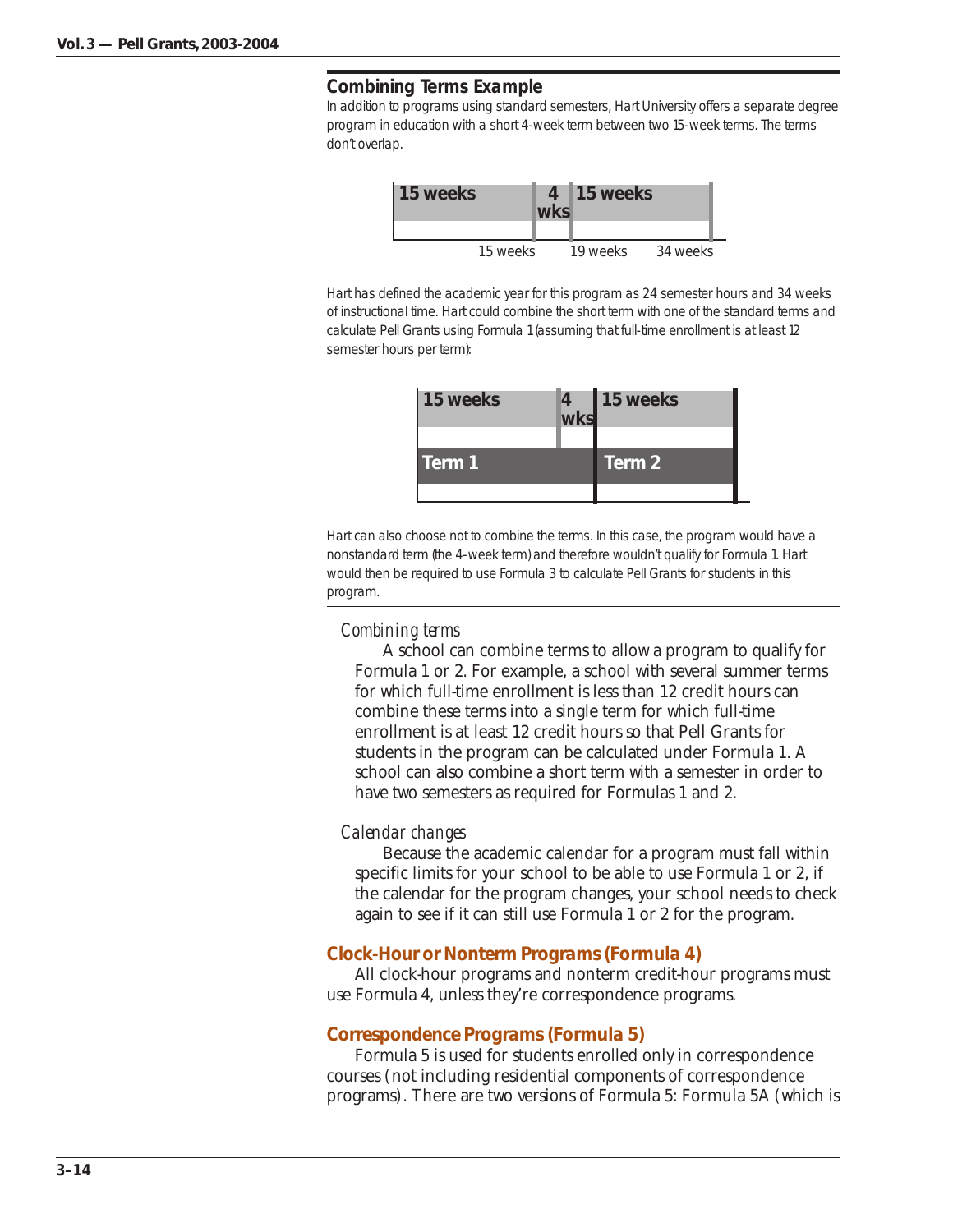### Combining Terms Example

In addition to programs using standard semesters, Hart University offers a separate degree program in education with a short 4-week term between two 15-week terms. The terms don't overlap.

| 15 weeks | 4 wks | 15 weeks |
|---|---|---|
| 15 weeks | 19 weeks | 34 weeks |

Hart has defined the academic year for this program as 24 semester hours and 34 weeks of instructional time. Hart could combine the short term with one of the standard terms and calculate Pell Grants using Formula 1 (assuming that full-time enrollment is at least 12 semester hours per term):

| 15 weeks | 4 wks | 15 weeks |
|---|---|---|
| Term 1 | | Term 2 |

Hart can also choose not to combine the terms. In this case, the program would have a nonstandard term (the 4-week term) and therefore wouldn't qualify for Formula 1. Hart would then be required to use Formula 3 to calculate Pell Grants for students in this program.

*Combining terms*

A school can combine terms to allow a program to qualify for Formula 1 or 2. For example, a school with several summer terms for which full-time enrollment is less than 12 credit hours can combine these terms into a single term for which full-time enrollment is at least 12 credit hours so that Pell Grants for students in the program can be calculated under Formula 1. A school can also combine a short term with a semester in order to have two semesters as required for Formulas 1 and 2.

*Calendar changes*

Because the academic calendar for a program must fall within specific limits for your school to be able to use Formula 1 or 2, if the calendar for the program changes, your school needs to check again to see if it can still use Formula 1 or 2 for the program.

### Clock-Hour or Nonterm Programs (Formula 4)

All clock-hour programs and nonterm credit-hour programs must use Formula 4, unless they're correspondence programs.

### Correspondence Programs (Formula 5)

Formula 5 is used for students enrolled only in correspondence courses (not including residential components of correspondence programs). There are two versions of Formula 5: Formula 5A (which is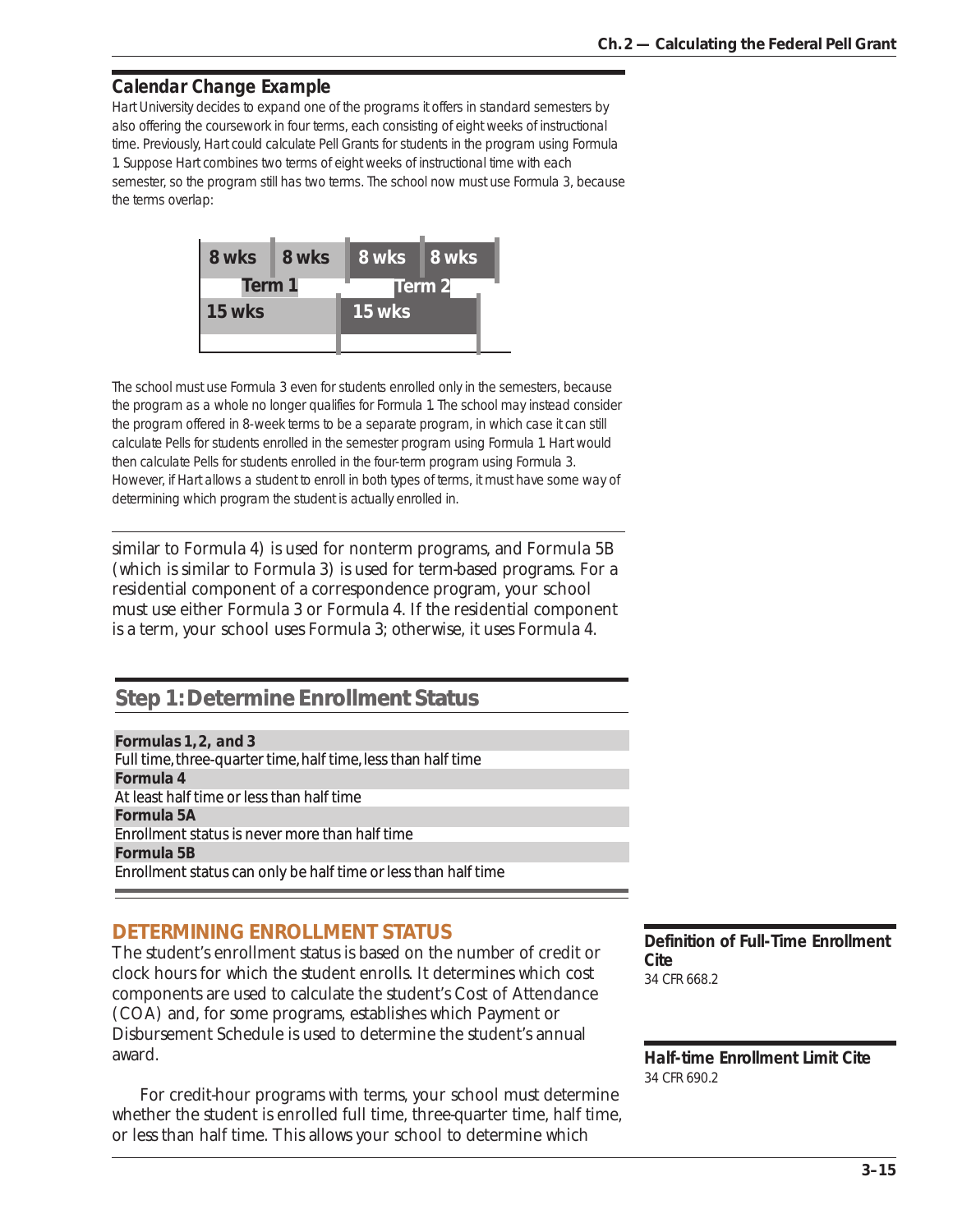### Calendar Change Example

Hart University decides to expand one of the programs it offers in standard semesters by also offering the coursework in four terms, each consisting of eight weeks of instructional time. Previously, Hart could calculate Pell Grants for students in the program using Formula 1. Suppose Hart combines two terms of eight weeks of instructional time with each semester, so the program still has two terms. The school now must use Formula 3, because the terms overlap:

| 8 wks | 8 wks | 8 wks | 8 wks |
|---|---|---|---|
| Term 1 | | Term 2 | |
| 15 wks | | 15 wks | |

The school must use Formula 3 even for students enrolled only in the semesters, because the program as a whole no longer qualifies for Formula 1. The school may instead consider the program offered in 8-week terms to be a separate program, in which case it can still calculate Pells for students enrolled in the semester program using Formula 1. Hart would then calculate Pells for students enrolled in the four-term program using Formula 3. However, if Hart allows a student to enroll in both types of terms, it must have some way of determining which program the student is actually enrolled in.

---

similar to Formula 4) is used for nonterm programs, and Formula 5B (which is similar to Formula 3) is used for term-based programs. For a residential component of a correspondence program, your school must use either Formula 3 or Formula 4. If the residential component is a term, your school uses Formula 3; otherwise, it uses Formula 4.

## Step 1: Determine Enrollment Status

**Formulas 1, 2, and 3**
Full time, three-quarter time, half time, less than half time

**Formula 4**
At least half time or less than half time

**Formula 5A**
Enrollment status is never more than half time

**Formula 5B**
Enrollment status can only be half time or less than half time

## DETERMINING ENROLLMENT STATUS

The student's enrollment status is based on the number of credit or clock hours for which the student enrolls. It determines which cost components are used to calculate the student's Cost of Attendance (COA) and, for some programs, establishes which Payment or Disbursement Schedule is used to determine the student's annual award.

For credit-hour programs with terms, your school must determine whether the student is enrolled full time, three-quarter time, half time, or less than half time. This allows your school to determine which

**Definition of Full-Time Enrollment Cite**
34 CFR 668.2

**Half-time Enrollment Limit Cite**
34 CFR 690.2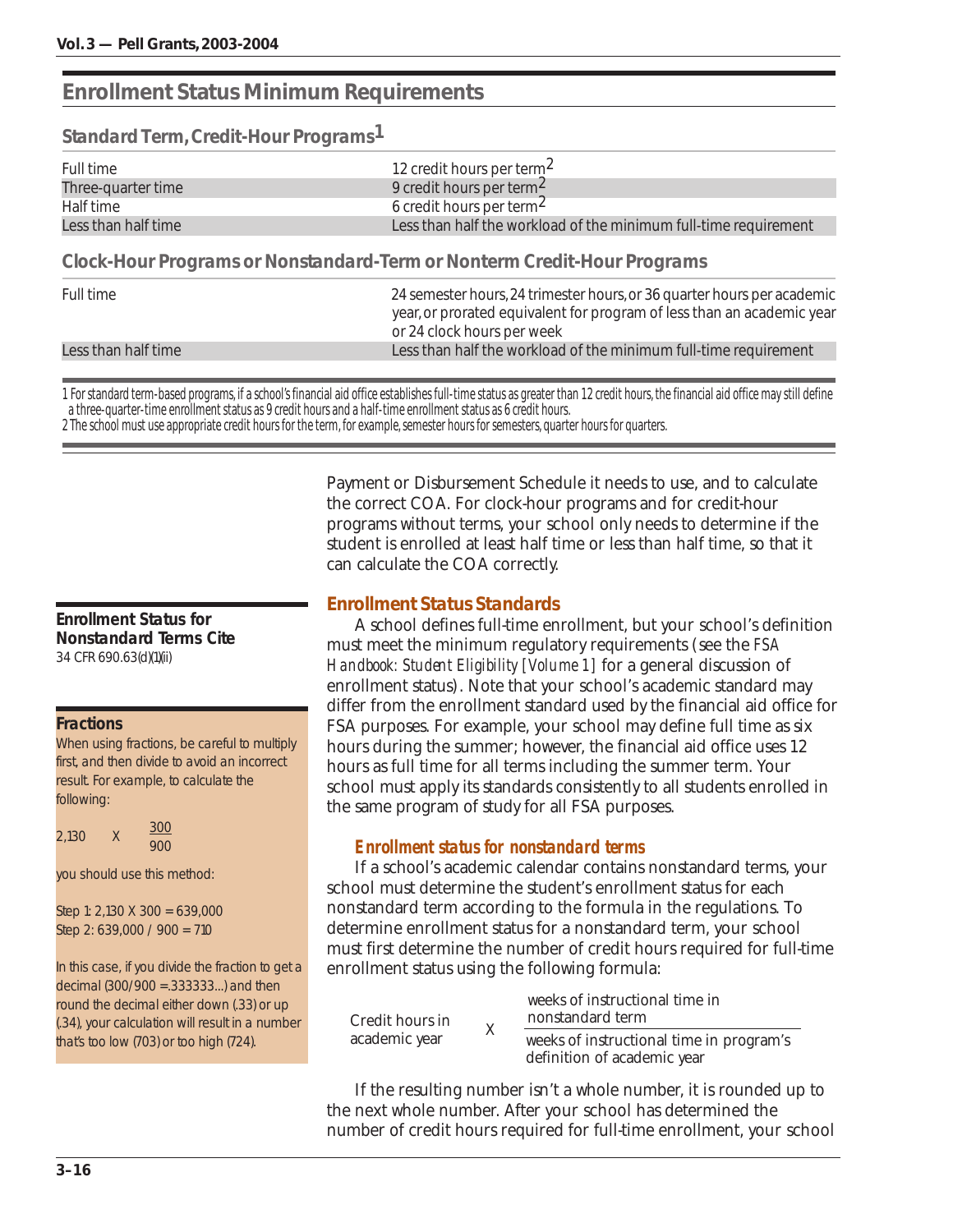## Enrollment Status Minimum Requirements

### Standard Term, Credit-Hour Programs[1]

| | |
|---|---|
| Full time | 12 credit hours per term[2] |
| Three-quarter time | 9 credit hours per term[2] |
| Half time | 6 credit hours per term[2] |
| Less than half time | Less than half the workload of the minimum full-time requirement |

### Clock-Hour Programs or Nonstandard-Term or Nonterm Credit-Hour Programs

| | |
|---|---|
| Full time | 24 semester hours, 24 trimester hours, or 36 quarter hours per academic year, or prorated equivalent for program of less than an academic year or 24 clock hours per week |
| Less than half time | Less than half the workload of the minimum full-time requirement |

1 For standard term-based programs, if a school's financial aid office establishes full-time status as greater than 12 credit hours, the financial aid office may still define a three-quarter-time enrollment status as 9 credit hours and a half-time enrollment status as 6 credit hours.
2 The school must use appropriate credit hours for the term, for example, semester hours for semesters, quarter hours for quarters.

Payment or Disbursement Schedule it needs to use, and to calculate the correct COA. For clock-hour programs and for credit-hour programs without terms, your school only needs to determine if the student is enrolled at least half time or less than half time, so that it can calculate the COA correctly.

**Enrollment Status for Nonstandard Terms Cite**
34 CFR 690.63(d)(1)(ii)

**Fractions**

When using fractions, be careful to multiply first, and then divide to avoid an incorrect result. For example, to calculate the following:

$$2{,}130 \times \frac{300}{900}$$

you should use this method:

Step 1: 2,130 X 300 = 639,000
Step 2: 639,000 / 900 = 710

In this case, if you divide the fraction to get a decimal (300/900 =.333333...) and then round the decimal either down (.33) or up (.34), your calculation will result in a number that's too low (703) or too high (724).

### Enrollment Status Standards

A school defines full-time enrollment, but your school's definition must meet the minimum regulatory requirements (see the *FSA Handbook: Student Eligibility [Volume 1]* for a general discussion of enrollment status). Note that your school's academic standard may differ from the enrollment standard used by the financial aid office for FSA purposes. For example, your school may define full time as six hours during the summer; however, the financial aid office uses 12 hours as full time for all terms including the summer term. Your school must apply its standards consistently to all students enrolled in the same program of study for all FSA purposes.

#### *Enrollment status for nonstandard terms*

If a school's academic calendar contains nonstandard terms, your school must determine the student's enrollment status for each nonstandard term according to the formula in the regulations. To determine enrollment status for a nonstandard term, your school must first determine the number of credit hours required for full-time enrollment status using the following formula:

$$\text{Credit hours in academic year} \times \frac{\text{weeks of instructional time in nonstandard term}}{\text{weeks of instructional time in program's definition of academic year}}$$

If the resulting number isn't a whole number, it is rounded up to the next whole number. After your school has determined the number of credit hours required for full-time enrollment, your school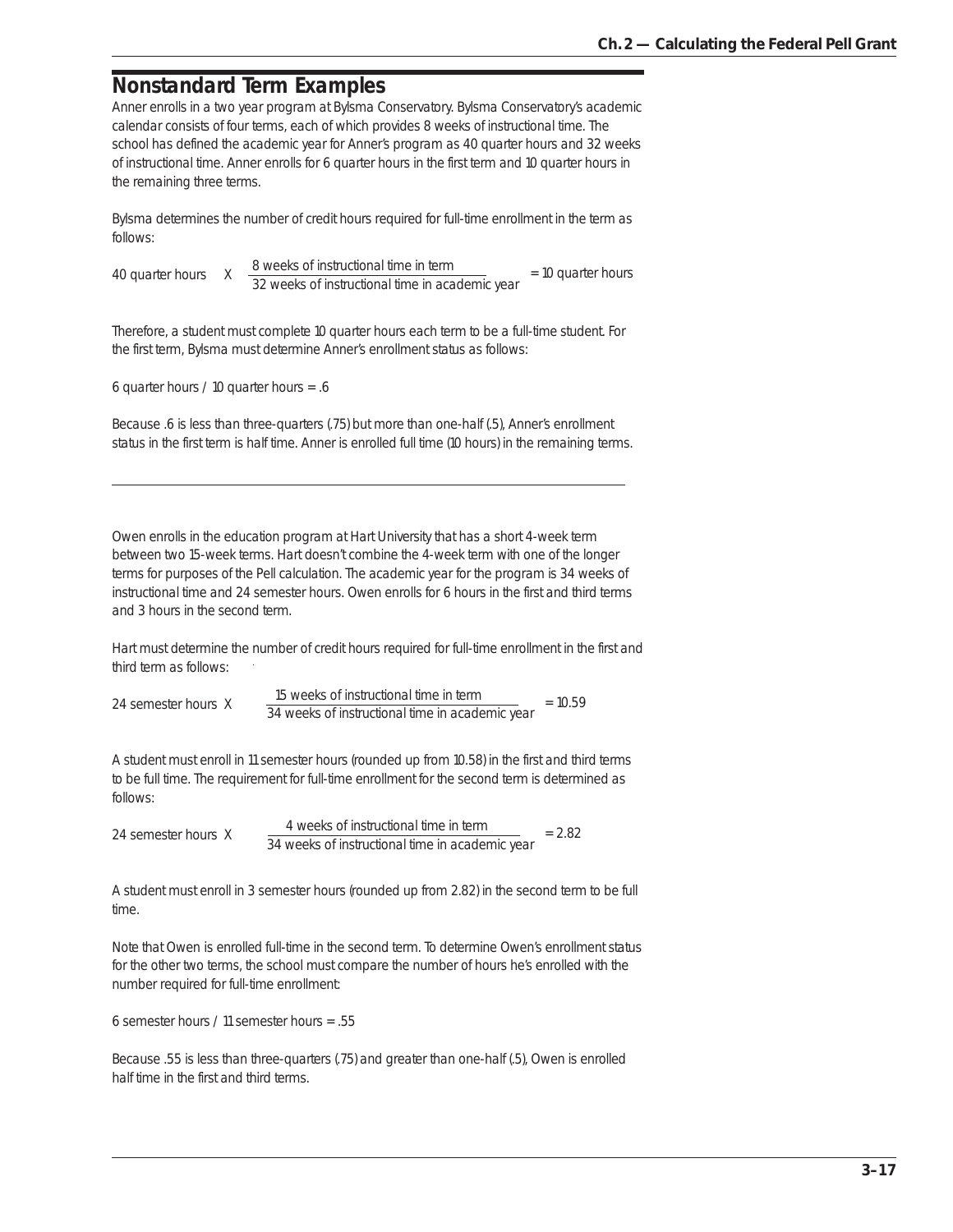## Nonstandard Term Examples

Anner enrolls in a two year program at Bylsma Conservatory. Bylsma Conservatory's academic calendar consists of four terms, each of which provides 8 weeks of instructional time. The school has defined the academic year for Anner's program as 40 quarter hours and 32 weeks of instructional time. Anner enrolls for 6 quarter hours in the first term and 10 quarter hours in the remaining three terms.

Bylsma determines the number of credit hours required for full-time enrollment in the term as follows:

$$\text{40 quarter hours} \times \frac{\text{8 weeks of instructional time in term}}{\text{32 weeks of instructional time in academic year}} = \text{10 quarter hours}$$

Therefore, a student must complete 10 quarter hours each term to be a full-time student. For the first term, Bylsma must determine Anner's enrollment status as follows:

6 quarter hours / 10 quarter hours = .6

Because .6 is less than three-quarters (.75) but more than one-half (.5), Anner's enrollment status in the first term is half time. Anner is enrolled full time (10 hours) in the remaining terms.

---

Owen enrolls in the education program at Hart University that has a short 4-week term between two 15-week terms. Hart doesn't combine the 4-week term with one of the longer terms for purposes of the Pell calculation. The academic year for the program is 34 weeks of instructional time and 24 semester hours. Owen enrolls for 6 hours in the first and third terms and 3 hours in the second term.

Hart must determine the number of credit hours required for full-time enrollment in the first and third term as follows:

$$\text{24 semester hours} \times \frac{\text{15 weeks of instructional time in term}}{\text{34 weeks of instructional time in academic year}} = 10.59$$

A student must enroll in 11 semester hours (rounded up from 10.58) in the first and third terms to be full time. The requirement for full-time enrollment for the second term is determined as follows:

$$\text{24 semester hours} \times \frac{\text{4 weeks of instructional time in term}}{\text{34 weeks of instructional time in academic year}} = 2.82$$

A student must enroll in 3 semester hours (rounded up from 2.82) in the second term to be full time.

Note that Owen is enrolled full-time in the second term. To determine Owen's enrollment status for the other two terms, the school must compare the number of hours he's enrolled with the number required for full-time enrollment:

6 semester hours / 11 semester hours = .55

Because .55 is less than three-quarters (.75) and greater than one-half (.5), Owen is enrolled half time in the first and third terms.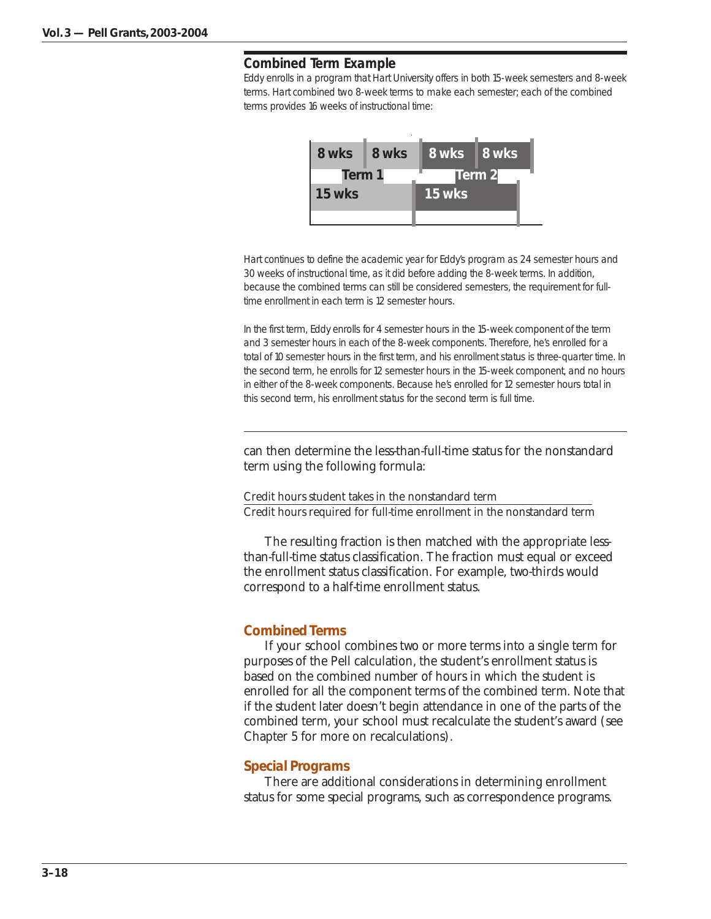### Combined Term Example

*Eddy enrolls in a program that Hart University offers in both 15-week semesters and 8-week terms. Hart combined two 8-week terms to make each semester; each of the combined terms provides 16 weeks of instructional time:*

| 8 wks | 8 wks | 8 wks | 8 wks |
|---|---|---|---|
| Term 1 | | Term 2 | |
| 15 wks | | 15 wks | |

*Hart continues to define the academic year for Eddy's program as 24 semester hours and 30 weeks of instructional time, as it did before adding the 8-week terms. In addition, because the combined terms can still be considered semesters, the requirement for full-time enrollment in each term is 12 semester hours.*

*In the first term, Eddy enrolls for 4 semester hours in the 15-week component of the term and 3 semester hours in each of the 8-week components. Therefore, he's enrolled for a total of 10 semester hours in the first term, and his enrollment status is three-quarter time. In the second term, he enrolls for 12 semester hours in the 15-week component, and no hours in either of the 8-week components. Because he's enrolled for 12 semester hours total in this second term, his enrollment status for the second term is full time.*

---

can then determine the less-than-full-time status for the nonstandard term using the following formula:

$$\frac{\text{Credit hours student takes in the nonstandard term}}{\text{Credit hours required for full-time enrollment in the nonstandard term}}$$

The resulting fraction is then matched with the appropriate less-than-full-time status classification. The fraction must equal or exceed the enrollment status classification. For example, two-thirds would correspond to a half-time enrollment status.

### Combined Terms

If your school combines two or more terms into a single term for purposes of the Pell calculation, the student's enrollment status is based on the combined number of hours in which the student is enrolled for all the component terms of the combined term. Note that if the student later doesn't begin attendance in one of the parts of the combined term, your school must recalculate the student's award (see Chapter 5 for more on recalculations).

### Special Programs

There are additional considerations in determining enrollment status for some special programs, such as correspondence programs.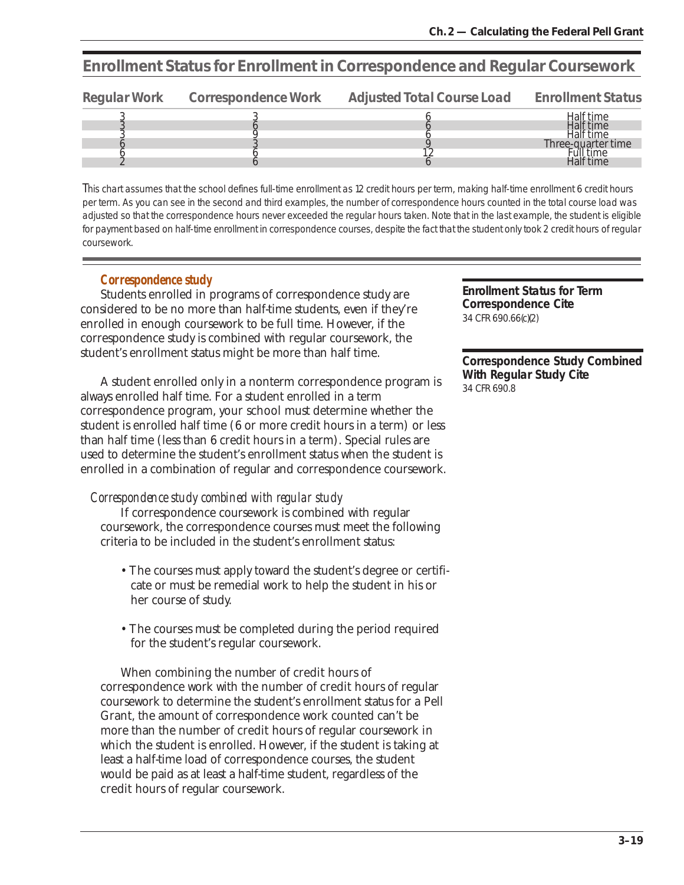## Enrollment Status for Enrollment in Correspondence and Regular Coursework

| Regular Work | Correspondence Work | Adjusted Total Course Load | Enrollment Status |
|---|---|---|---|
| 3 | 3 | 6 | Half time |
| 3 | 6 | 6 | Half time |
| 3 | 9 | 6 | Half time |
| 6 | 3 | 9 | Three-quarter time |
| 6 | 6 | 12 | Full time |
| 2 | 6 | 6 | Half time |

*This chart assumes that the school defines full-time enrollment as 12 credit hours per term, making half-time enrollment 6 credit hours per term. As you can see in the second and third examples, the number of correspondence hours counted in the total course load was adjusted so that the correspondence hours never exceeded the regular hours taken. Note that in the last example, the student is eligible for payment based on half-time enrollment in correspondence courses, despite the fact that the student only took 2 credit hours of regular coursework.*

### Correspondence study

Students enrolled in programs of correspondence study are considered to be no more than half-time students, even if they're enrolled in enough coursework to be full time. However, if the correspondence study is combined with regular coursework, the student's enrollment status might be more than half time.

A student enrolled only in a nonterm correspondence program is always enrolled half time. For a student enrolled in a term correspondence program, your school must determine whether the student is enrolled half time (6 or more credit hours in a term) or less than half time (less than 6 credit hours in a term). Special rules are used to determine the student's enrollment status when the student is enrolled in a combination of regular and correspondence coursework.

**Enrollment Status for Term Correspondence Cite**
34 CFR 690.66(c)(2)

**Correspondence Study Combined With Regular Study Cite**
34 CFR 690.8

#### *Correspondence study combined with regular study*

If correspondence coursework is combined with regular coursework, the correspondence courses must meet the following criteria to be included in the student's enrollment status:

- The courses must apply toward the student's degree or certificate or must be remedial work to help the student in his or her course of study.
- The courses must be completed during the period required for the student's regular coursework.

When combining the number of credit hours of correspondence work with the number of credit hours of regular coursework to determine the student's enrollment status for a Pell Grant, the amount of correspondence work counted can't be more than the number of credit hours of regular coursework in which the student is enrolled. However, if the student is taking at least a half-time load of correspondence courses, the student would be paid as at least a half-time student, regardless of the credit hours of regular coursework.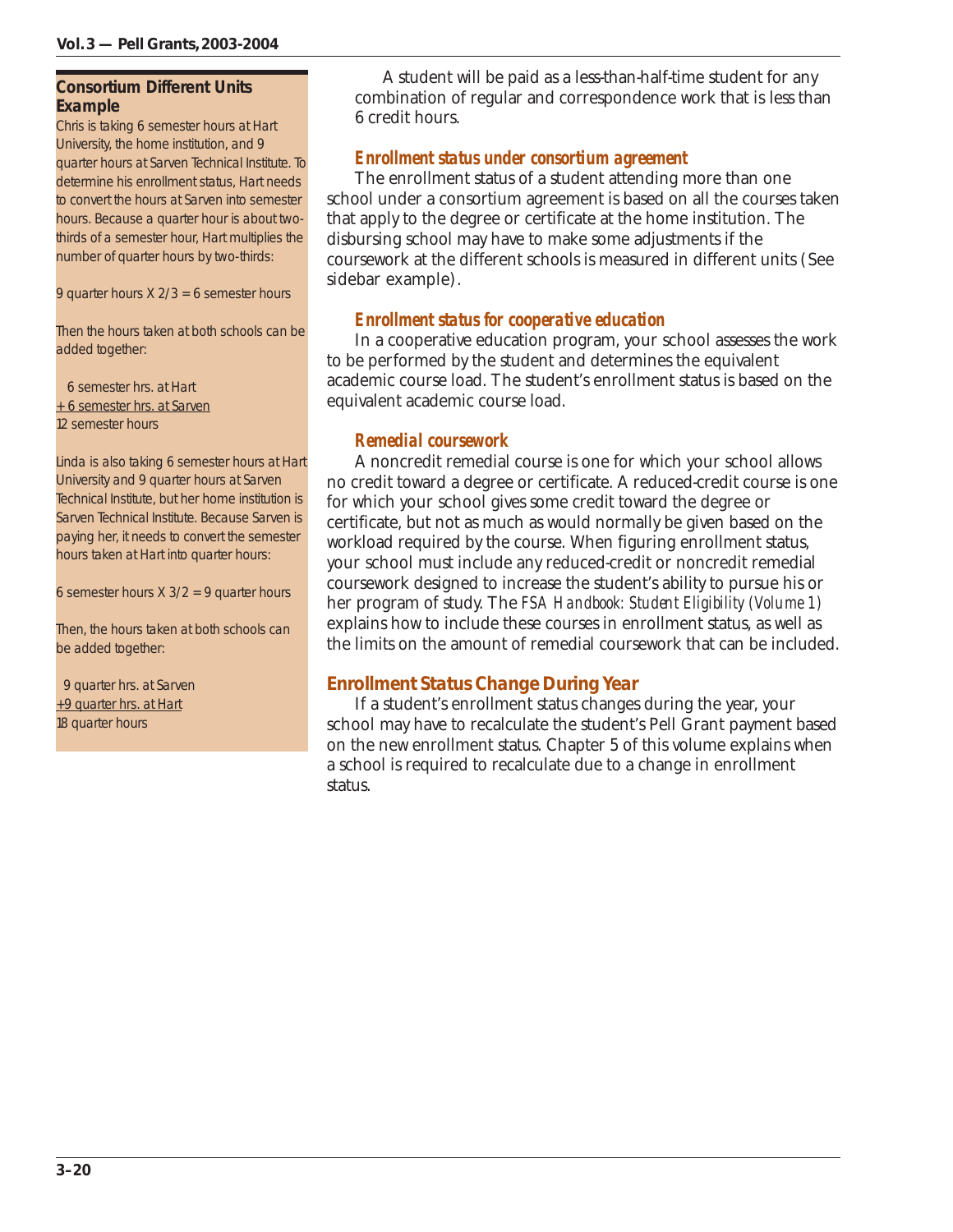A student will be paid as a less-than-half-time student for any combination of regular and correspondence work that is less than 6 credit hours.

### Enrollment status under consortium agreement

The enrollment status of a student attending more than one school under a consortium agreement is based on all the courses taken that apply to the degree or certificate at the home institution. The disbursing school may have to make some adjustments if the coursework at the different schools is measured in different units (See sidebar example).

### Enrollment status for cooperative education

In a cooperative education program, your school assesses the work to be performed by the student and determines the equivalent academic course load. The student's enrollment status is based on the equivalent academic course load.

### Remedial coursework

A noncredit remedial course is one for which your school allows no credit toward a degree or certificate. A reduced-credit course is one for which your school gives some credit toward the degree or certificate, but not as much as would normally be given based on the workload required by the course. When figuring enrollment status, your school must include any reduced-credit or noncredit remedial coursework designed to increase the student's ability to pursue his or her program of study. The *FSA Handbook: Student Eligibility (Volume 1)* explains how to include these courses in enrollment status, as well as the limits on the amount of remedial coursework that can be included.

## Enrollment Status Change During Year

If a student's enrollment status changes during the year, your school may have to recalculate the student's Pell Grant payment based on the new enrollment status. Chapter 5 of this volume explains when a school is required to recalculate due to a change in enrollment status.

---

**Consortium Different Units Example**

Chris is taking 6 semester hours at Hart University, the home institution, and 9 quarter hours at Sarven Technical Institute. To determine his enrollment status, Hart needs to convert the hours at Sarven into semester hours. Because a quarter hour is about two-thirds of a semester hour, Hart multiplies the number of quarter hours by two-thirds:

9 quarter hours X 2/3 = 6 semester hours

Then the hours taken at both schools can be added together:

6 semester hrs. at Hart
+ 6 semester hrs. at Sarven
12 semester hours

Linda is also taking 6 semester hours at Hart University and 9 quarter hours at Sarven Technical Institute, but her home institution is Sarven Technical Institute. Because Sarven is paying her, it needs to convert the semester hours taken at Hart into quarter hours:

6 semester hours X 3/2 = 9 quarter hours

Then, the hours taken at both schools can be added together:

9 quarter hrs. at Sarven
+9 quarter hrs. at Hart
18 quarter hours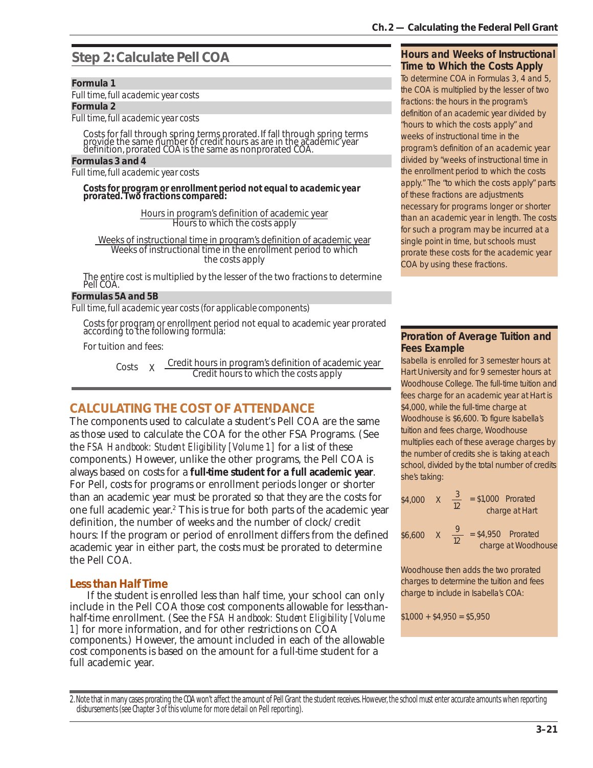## Step 2: Calculate Pell COA

**Formula 1**

*Full time, full academic year costs*

**Formula 2**

*Full time, full academic year costs*

Costs for fall through spring terms prorated. If fall through spring terms provide the same number of credit hours as are in the academic year definition, prorated COA is the same as nonprorated COA.

**Formulas 3 and 4**

*Full time, full academic year costs*

***Costs for program or enrollment period not equal to academic year prorated. Two fractions compared:***

$$\frac{\text{Hours in program's definition of academic year}}{\text{Hours to which the costs apply}}$$

$$\frac{\text{Weeks of instructional time in program's definition of academic year}}{\text{Weeks of instructional time in the enrollment period to which the costs apply}}$$

The entire cost is multiplied by the lesser of the two fractions to determine Pell COA.

**Formulas 5A and 5B**

*Full time, full academic year costs (for applicable components)*

Costs for program or enrollment period not equal to academic year prorated according to the following formula:

For tuition and fees:

$$\text{Costs} \times \frac{\text{Credit hours in program's definition of academic year}}{\text{Credit hours to which the costs apply}}$$

## CALCULATING THE COST OF ATTENDANCE

The components used to calculate a student's Pell COA are the same as those used to calculate the COA for the other FSA Programs. (See the *FSA Handbook: Student Eligibility [Volume 1]* for a list of these components.) However, unlike the other programs, the Pell COA is always based on costs for a **full-time student for a full academic year**. For Pell, costs for programs or enrollment periods longer or shorter than an academic year must be prorated so that they are the costs for one full academic year.[2] This is true for both parts of the academic year definition, the number of weeks and the number of clock/credit hours: If the program or period of enrollment differs from the defined academic year in either part, the costs must be prorated to determine the Pell COA.

### Less than Half Time

If the student is enrolled less than half time, your school can only include in the Pell COA those cost components allowable for less-than-half-time enrollment. (See the *FSA Handbook: Student Eligibility [Volume 1]* for more information, and for other restrictions on COA components.) However, the amount included in each of the allowable cost components is based on the amount for a full-time student for a full academic year.

### Hours and Weeks of Instructional Time to Which the Costs Apply

To determine COA in Formulas 3, 4 and 5, the COA is multiplied by the lesser of two fractions: the hours in the program's definition of an academic year divided by "hours to which the costs apply" and weeks of instructional time in the program's definition of an academic year divided by "weeks of instructional time in the enrollment period to which the costs apply." The "to which the costs apply" parts of these fractions are adjustments necessary for programs longer or shorter than an academic year in length. The costs for such a program may be incurred at a single point in time, but schools must prorate these costs for the academic year COA by using these fractions.

### Proration of Average Tuition and Fees Example

Isabella is enrolled for 3 semester hours at Hart University and for 9 semester hours at Woodhouse College. The full-time tuition and fees charge for an academic year at Hart is \$4,000, while the full-time charge at Woodhouse is \$6,600. To figure Isabella's tuition and fees charge, Woodhouse multiplies each of these average charges by the number of credits she is taking at each school, divided by the total number of credits she's taking:

$$\$4{,}000 \times \frac{3}{12} = \$1{,}000 \quad \text{Prorated charge at Hart}$$

$$\$6{,}600 \times \frac{9}{12} = \$4{,}950 \quad \text{Prorated charge at Woodhouse}$$

Woodhouse then adds the two prorated charges to determine the tuition and fees charge to include in Isabella's COA:

\$1,000 + \$4,950 = \$5,950

---

2. Note that in many cases prorating the COA won't affect the amount of Pell Grant the student receives. However, the school must enter accurate amounts when reporting disbursements (see Chapter 3 of this volume for more detail on Pell reporting).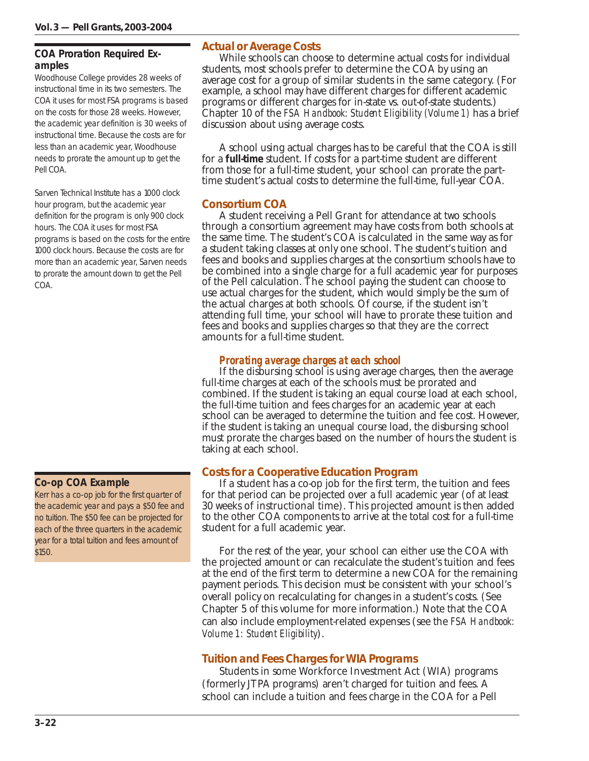### COA Proration Required Examples

Woodhouse College provides 28 weeks of instructional time in its two semesters. The COA it uses for most FSA programs is based on the costs for those 28 weeks. However, the academic year definition is 30 weeks of instructional time. Because the costs are for less than an academic year, Woodhouse needs to prorate the amount up to get the Pell COA.

Sarven Technical Institute has a 1000 clock hour program, but the academic year definition for the program is only 900 clock hours. The COA it uses for most FSA programs is based on the costs for the entire 1000 clock hours. Because the costs are for more than an academic year, Sarven needs to prorate the amount down to get the Pell COA.

## Actual or Average Costs

While schools can choose to determine actual costs for individual students, most schools prefer to determine the COA by using an average cost for a group of similar students in the same category. (For example, a school may have different charges for different academic programs or different charges for in-state vs. out-of-state students.) Chapter 10 of the *FSA Handbook: Student Eligibility (Volume 1)* has a brief discussion about using average costs.

A school using actual charges has to be careful that the COA is still for a **full-time** student. If costs for a part-time student are different from those for a full-time student, your school can prorate the part-time student's actual costs to determine the full-time, full-year COA.

## Consortium COA

A student receiving a Pell Grant for attendance at two schools through a consortium agreement may have costs from both schools at the same time. The student's COA is calculated in the same way as for a student taking classes at only one school. The student's tuition and fees and books and supplies charges at the consortium schools have to be combined into a single charge for a full academic year for purposes of the Pell calculation. The school paying the student can choose to use actual charges for the student, which would simply be the sum of the actual charges at both schools. Of course, if the student isn't attending full time, your school will have to prorate these tuition and fees and books and supplies charges so that they are the correct amounts for a full-time student.

### *Prorating average charges at each school*

If the disbursing school is using average charges, then the average full-time charges at each of the schools must be prorated and combined. If the student is taking an equal course load at each school, the full-time tuition and fees charges for an academic year at each school can be averaged to determine the tuition and fee cost. However, if the student is taking an unequal course load, the disbursing school must prorate the charges based on the number of hours the student is taking at each school.

### Co-op COA Example

Kerr has a co-op job for the first quarter of the academic year and pays a $50 fee and no tuition. The $50 fee can be projected for each of the three quarters in the academic year for a total tuition and fees amount of $150.

## Costs for a Cooperative Education Program

If a student has a co-op job for the first term, the tuition and fees for that period can be projected over a full academic year (of at least 30 weeks of instructional time). This projected amount is then added to the other COA components to arrive at the total cost for a full-time student for a full academic year.

For the rest of the year, your school can either use the COA with the projected amount or can recalculate the student's tuition and fees at the end of the first term to determine a new COA for the remaining payment periods. This decision must be consistent with your school's overall policy on recalculating for changes in a student's costs. (See Chapter 5 of this volume for more information.) Note that the COA can also include employment-related expenses (see the *FSA Handbook: Volume 1: Student Eligibility*).

## Tuition and Fees Charges for WIA Programs

Students in some Workforce Investment Act (WIA) programs (formerly JTPA programs) aren't charged for tuition and fees. A school can include a tuition and fees charge in the COA for a Pell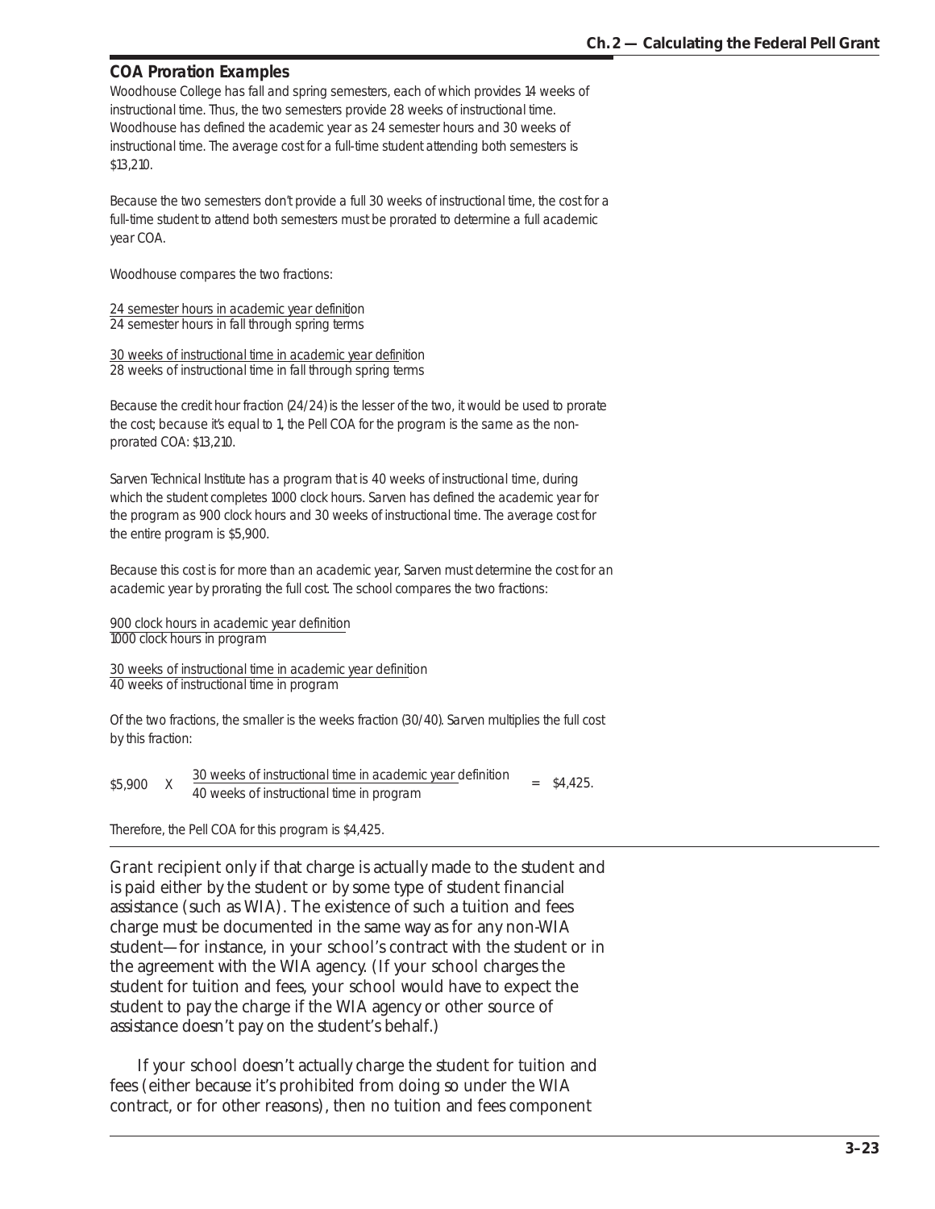### COA Proration Examples

Woodhouse College has fall and spring semesters, each of which provides 14 weeks of instructional time. Thus, the two semesters provide 28 weeks of instructional time. Woodhouse has defined the academic year as 24 semester hours and 30 weeks of instructional time. The average cost for a full-time student attending both semesters is $13,210.

Because the two semesters don't provide a full 30 weeks of instructional time, the cost for a full-time student to attend both semesters must be prorated to determine a full academic year COA.

Woodhouse compares the two fractions:

$$\frac{\text{24 semester hours in academic year definition}}{\text{24 semester hours in fall through spring terms}}$$

$$\frac{\text{30 weeks of instructional time in academic year definition}}{\text{28 weeks of instructional time in fall through spring terms}}$$

Because the credit hour fraction (24/24) is the lesser of the two, it would be used to prorate the cost; because it's equal to 1, the Pell COA for the program is the same as the non-prorated COA: $13,210.

Sarven Technical Institute has a program that is 40 weeks of instructional time, during which the student completes 1000 clock hours. Sarven has defined the academic year for the program as 900 clock hours and 30 weeks of instructional time. The average cost for the entire program is $5,900.

Because this cost is for more than an academic year, Sarven must determine the cost for an academic year by prorating the full cost. The school compares the two fractions:

$$\frac{\text{900 clock hours in academic year definition}}{\text{1000 clock hours in program}}$$

$$\frac{\text{30 weeks of instructional time in academic year definition}}{\text{40 weeks of instructional time in program}}$$

Of the two fractions, the smaller is the weeks fraction (30/40). Sarven multiplies the full cost by this fraction:

$$\$5{,}900 \times \frac{\text{30 weeks of instructional time in academic year definition}}{\text{40 weeks of instructional time in program}} = \$4{,}425.$$

Therefore, the Pell COA for this program is $4,425.

---

Grant recipient only if that charge is actually made to the student and is paid either by the student or by some type of student financial assistance (such as WIA). The existence of such a tuition and fees charge must be documented in the same way as for any non-WIA student—for instance, in your school's contract with the student or in the agreement with the WIA agency. (If your school charges the student for tuition and fees, your school would have to expect the student to pay the charge if the WIA agency or other source of assistance doesn't pay on the student's behalf.)

If your school doesn't actually charge the student for tuition and fees (either because it's prohibited from doing so under the WIA contract, or for other reasons), then no tuition and fees component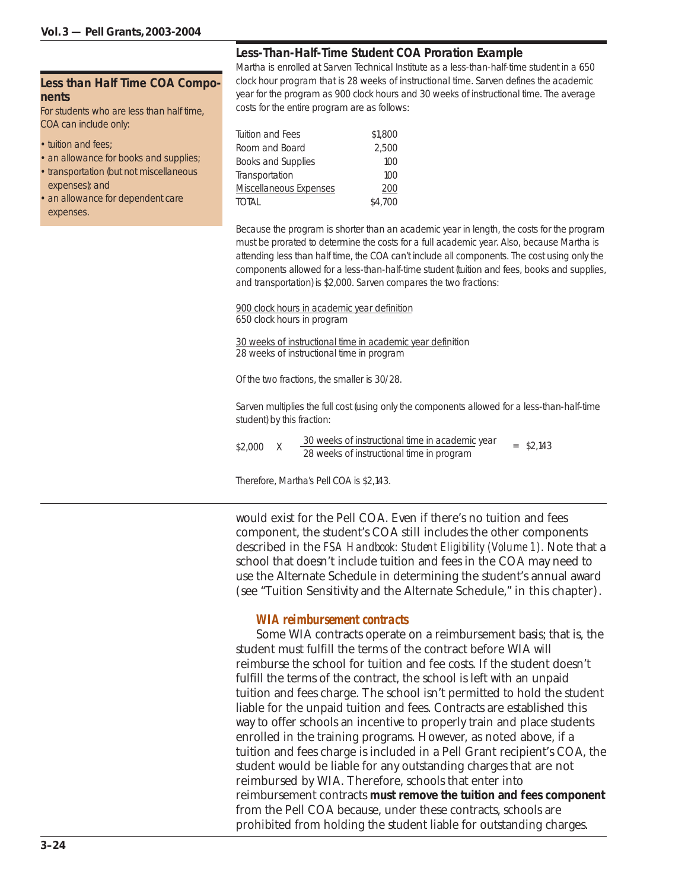## Less than Half Time COA Components

For students who are less than half time, COA can include only:

- tuition and fees;
- an allowance for books and supplies;
- transportation (but not miscellaneous expenses); and
- an allowance for dependent care expenses.

## Less-Than-Half-Time Student COA Proration Example

Martha is enrolled at Sarven Technical Institute as a less-than-half-time student in a 650 clock hour program that is 28 weeks of instructional time. Sarven defines the academic year for the program as 900 clock hours and 30 weeks of instructional time. The average costs for the entire program are as follows:

| | |
|---|---|
| Tuition and Fees | $1,800 |
| Room and Board | 2,500 |
| Books and Supplies | 100 |
| Transportation | 100 |
| Miscellaneous Expenses | 200 |
| TOTAL | $4,700 |

Because the program is shorter than an academic year in length, the costs for the program must be prorated to determine the costs for a full academic year. Also, because Martha is attending less than half time, the COA can't include all components. The cost using only the components allowed for a less-than-half-time student (tuition and fees, books and supplies, and transportation) is $2,000. Sarven compares the two fractions:

$$\frac{\text{900 clock hours in academic year definition}}{\text{650 clock hours in program}}$$

$$\frac{\text{30 weeks of instructional time in academic year definition}}{\text{28 weeks of instructional time in program}}$$

Of the two fractions, the smaller is 30/28.

Sarven multiplies the full cost (using only the components allowed for a less-than-half-time student) by this fraction:

$$\$2{,}000 \quad \text{X} \quad \frac{\text{30 weeks of instructional time in academic year}}{\text{28 weeks of instructional time in program}} = \$2{,}143$$

Therefore, Martha's Pell COA is $2,143.

would exist for the Pell COA. Even if there's no tuition and fees component, the student's COA still includes the other components described in the *FSA Handbook: Student Eligibility (Volume 1)*. Note that a school that doesn't include tuition and fees in the COA may need to use the Alternate Schedule in determining the student's annual award (see "Tuition Sensitivity and the Alternate Schedule," in this chapter).

### WIA reimbursement contracts

Some WIA contracts operate on a reimbursement basis; that is, the student must fulfill the terms of the contract before WIA will reimburse the school for tuition and fee costs. If the student doesn't fulfill the terms of the contract, the school is left with an unpaid tuition and fees charge. The school isn't permitted to hold the student liable for the unpaid tuition and fees. Contracts are established this way to offer schools an incentive to properly train and place students enrolled in the training programs. However, as noted above, if a tuition and fees charge is included in a Pell Grant recipient's COA, the student would be liable for any outstanding charges that are not reimbursed by WIA. Therefore, schools that enter into reimbursement contracts **must remove the tuition and fees component** from the Pell COA because, under these contracts, schools are prohibited from holding the student liable for outstanding charges.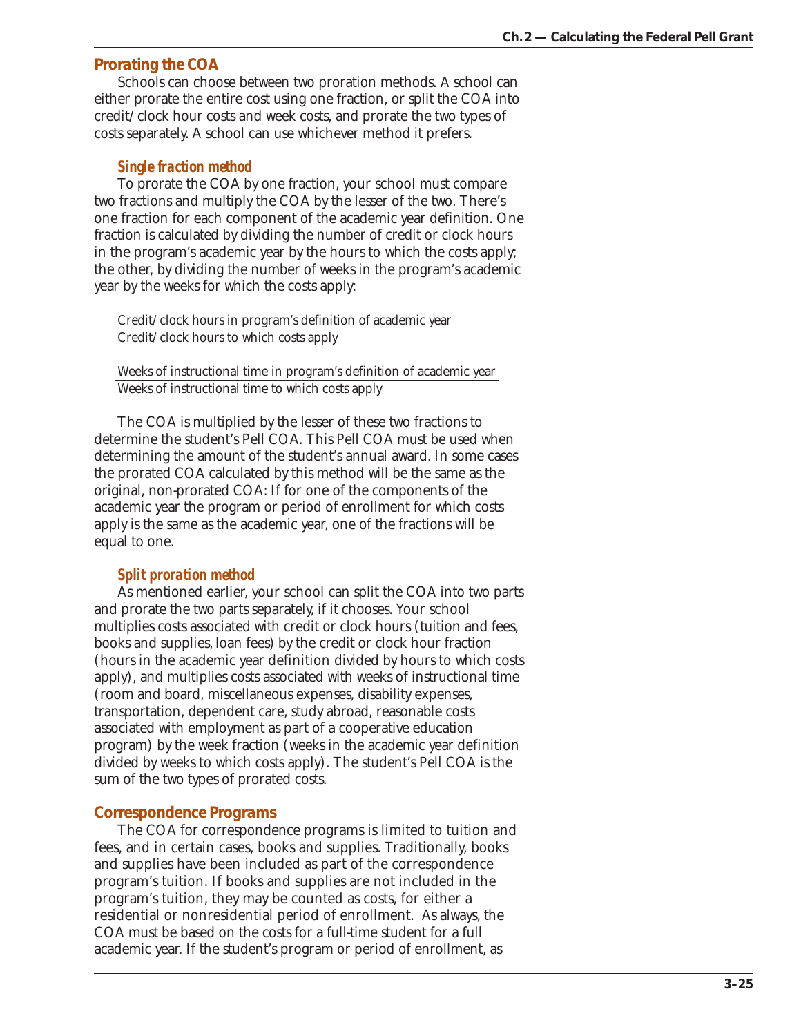## Prorating the COA

Schools can choose between two proration methods. A school can either prorate the entire cost using one fraction, or split the COA into credit/clock hour costs and week costs, and prorate the two types of costs separately. A school can use whichever method it prefers.

### *Single fraction method*

To prorate the COA by one fraction, your school must compare two fractions and multiply the COA by the lesser of the two. There's one fraction for each component of the academic year definition. One fraction is calculated by dividing the number of credit or clock hours in the program's academic year by the hours to which the costs apply; the other, by dividing the number of weeks in the program's academic year by the weeks for which the costs apply:

$$\frac{\text{Credit/clock hours in program's definition of academic year}}{\text{Credit/clock hours to which costs apply}}$$

$$\frac{\text{Weeks of instructional time in program's definition of academic year}}{\text{Weeks of instructional time to which costs apply}}$$

The COA is multiplied by the lesser of these two fractions to determine the student's Pell COA. This Pell COA must be used when determining the amount of the student's annual award. In some cases the prorated COA calculated by this method will be the same as the original, non-prorated COA: If for one of the components of the academic year the program or period of enrollment for which costs apply is the same as the academic year, one of the fractions will be equal to one.

### *Split proration method*

As mentioned earlier, your school can split the COA into two parts and prorate the two parts separately, if it chooses. Your school multiplies costs associated with credit or clock hours (tuition and fees, books and supplies, loan fees) by the credit or clock hour fraction (hours in the academic year definition divided by hours to which costs apply), and multiplies costs associated with weeks of instructional time (room and board, miscellaneous expenses, disability expenses, transportation, dependent care, study abroad, reasonable costs associated with employment as part of a cooperative education program) by the week fraction (weeks in the academic year definition divided by weeks to which costs apply). The student's Pell COA is the sum of the two types of prorated costs.

## Correspondence Programs

The COA for correspondence programs is limited to tuition and fees, and in certain cases, books and supplies. Traditionally, books and supplies have been included as part of the correspondence program's tuition. If books and supplies are not included in the program's tuition, they may be counted as costs, for either a residential or nonresidential period of enrollment. As always, the COA must be based on the costs for a full-time student for a full academic year. If the student's program or period of enrollment, as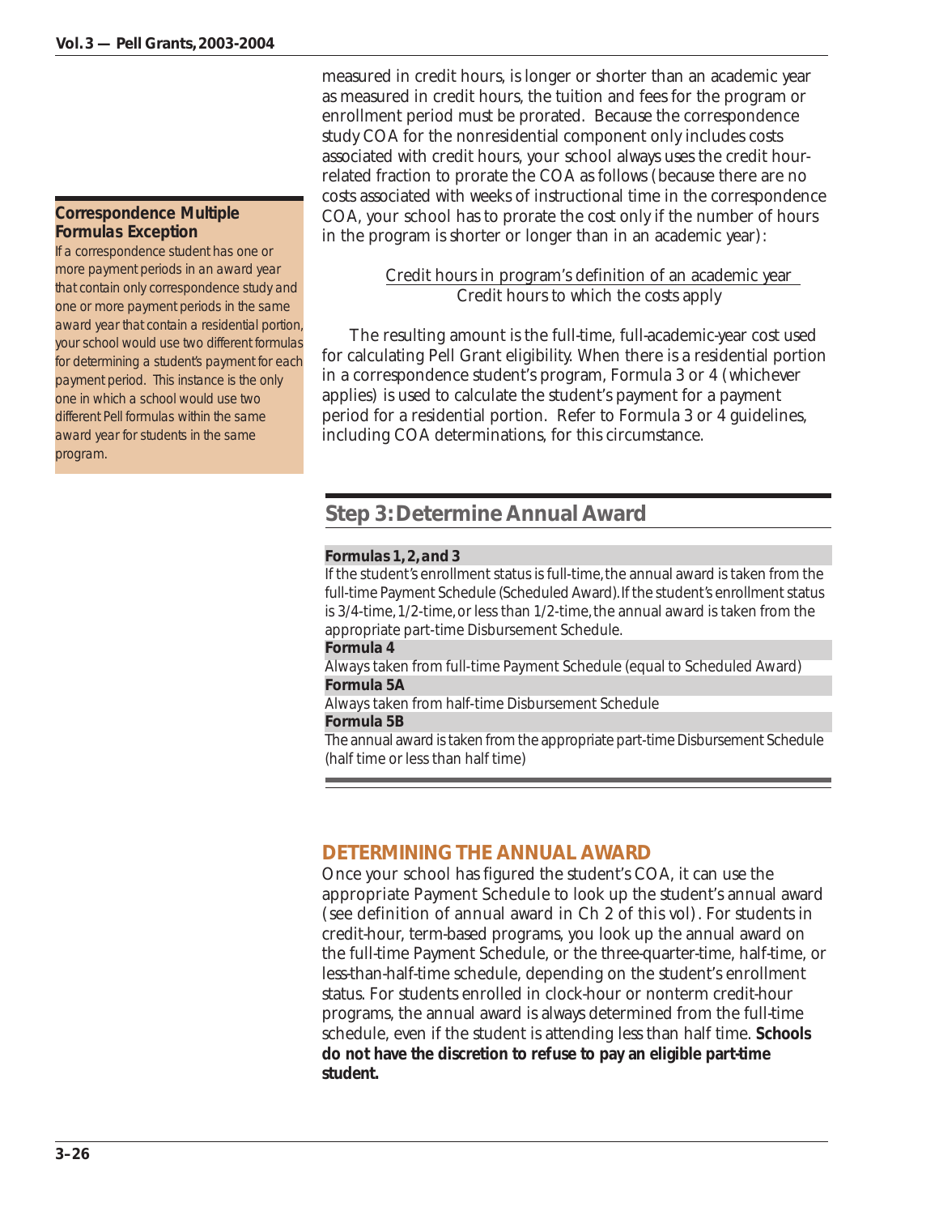measured in credit hours, is longer or shorter than an academic year as measured in credit hours, the tuition and fees for the program or enrollment period must be prorated. Because the correspondence study COA for the nonresidential component only includes costs associated with credit hours, your school always uses the credit hour-related fraction to prorate the COA as follows (because there are no costs associated with weeks of instructional time in the correspondence COA, your school has to prorate the cost only if the number of hours in the program is shorter or longer than in an academic year):

$$\frac{\text{Credit hours in program's definition of an academic year}}{\text{Credit hours to which the costs apply}}$$

The resulting amount is the full-time, full-academic-year cost used for calculating Pell Grant eligibility. When there is a residential portion in a correspondence student's program, Formula 3 or 4 (whichever applies) is used to calculate the student's payment for a payment period for a residential portion. Refer to Formula 3 or 4 guidelines, including COA determinations, for this circumstance.

**Correspondence Multiple Formulas Exception**

If a correspondence student has one or more payment periods in an award year that contain only correspondence study and one or more payment periods in the same award year that contain a residential portion, your school would use two different formulas for determining a student's payment for each payment period. This instance is the only one in which a school would use two different Pell formulas within the same award year for students in the same program.

## Step 3: Determine Annual Award

**Formulas 1, 2, and 3**

If the student's enrollment status is full-time, the annual award is taken from the full-time Payment Schedule (Scheduled Award). If the student's enrollment status is 3/4-time, 1/2-time, or less than 1/2-time, the annual award is taken from the appropriate part-time Disbursement Schedule.

**Formula 4**

Always taken from full-time Payment Schedule (equal to Scheduled Award)

**Formula 5A**

Always taken from half-time Disbursement Schedule

**Formula 5B**

The annual award is taken from the appropriate part-time Disbursement Schedule (half time or less than half time)

## DETERMINING THE ANNUAL AWARD

Once your school has figured the student's COA, it can use the appropriate Payment Schedule to look up the student's annual award (see definition of annual award in Ch 2 of this vol). For students in credit-hour, term-based programs, you look up the annual award on the full-time Payment Schedule, or the three-quarter-time, half-time, or less-than-half-time schedule, depending on the student's enrollment status. For students enrolled in clock-hour or nonterm credit-hour programs, the annual award is always determined from the full-time schedule, even if the student is attending less than half time. **Schools do not have the discretion to refuse to pay an eligible part-time student.**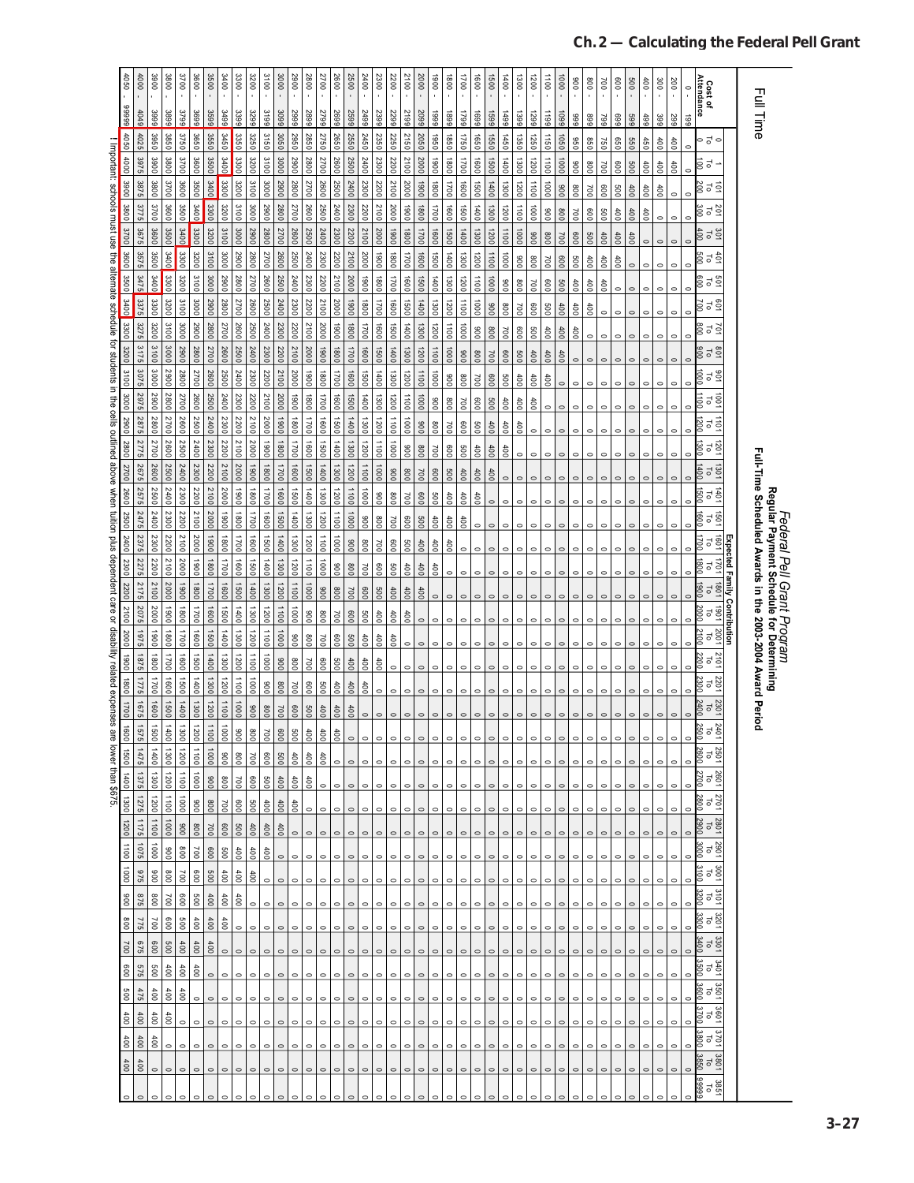# Full Time

## Federal Pell Grant Program
## Regular Payment Schedule for Determining
## Full-Time Scheduled Awards in the 2003-2004 Award Period

The column headings are Expected Family Contribution ranges.

| Cost of Attendance | 0 To 0 | 1 To 100 | 101 To 200 | 201 To 300 | 301 To 400 | 401 To 500 | 501 To 600 | 601 To 700 | 701 To 800 | 801 To 900 | 901 To 1000 | 1001 To 1100 | 1101 To 1200 | 1201 To 1300 | 1301 To 1400 | 1401 To 1500 | 1501 To 1600 | 1601 To 1700 | 1701 To 1800 | 1801 To 1900 | 1901 To 2000 | 2001 To 2100 | 2101 To 2200 | 2201 To 2300 | 2301 To 2400 | 2401 To 2500 | 2501 To 2600 | 2601 To 2700 | 2701 To 2800 | 2801 To 2900 | 2901 To 3000 | 3001 To 3100 | 3101 To 3200 | 3201 To 3300 | 3301 To 3400 | 3401 To 3500 | 3501 To 3600 | 3601 To 3700 | 3701 To 3800 | 3801 To 3850 | 3851 To 99999 |
|---|---|---|---|---|---|---|---|---|---|---|---|---|---|---|---|---|---|---|---|---|---|---|---|---|---|---|---|---|---|---|---|---|---|---|---|---|---|---|---|---|---|
| 0 - 199 | 0 | 0 | 0 | 0 | 0 | 0 | 0 | 0 | 0 | 0 | 0 | 0 | 0 | 0 | 0 | 0 | 0 | 0 | 0 | 0 | 0 | 0 | 0 | 0 | 0 | 0 | 0 | 0 | 0 | 0 | 0 | 0 | 0 | 0 | 0 | 0 | 0 | 0 | 0 | 0 | 0 |
| 200 - 299 | 400 | 400 | 0 | 0 | 0 | 0 | 0 | 0 | 0 | 0 | 0 | 0 | 0 | 0 | 0 | 0 | 0 | 0 | 0 | 0 | 0 | 0 | 0 | 0 | 0 | 0 | 0 | 0 | 0 | 0 | 0 | 0 | 0 | 0 | 0 | 0 | 0 | 0 | 0 | 0 | 0 |
| 300 - 399 | 400 | 400 | 400 | 0 | 0 | 0 | 0 | 0 | 0 | 0 | 0 | 0 | 0 | 0 | 0 | 0 | 0 | 0 | 0 | 0 | 0 | 0 | 0 | 0 | 0 | 0 | 0 | 0 | 0 | 0 | 0 | 0 | 0 | 0 | 0 | 0 | 0 | 0 | 0 | 0 | 0 |
| 400 - 499 | 450 | 400 | 400 | 400 | 0 | 0 | 0 | 0 | 0 | 0 | 0 | 0 | 0 | 0 | 0 | 0 | 0 | 0 | 0 | 0 | 0 | 0 | 0 | 0 | 0 | 0 | 0 | 0 | 0 | 0 | 0 | 0 | 0 | 0 | 0 | 0 | 0 | 0 | 0 | 0 | 0 |
| 500 - 599 | 550 | 500 | 400 | 400 | 400 | 0 | 0 | 0 | 0 | 0 | 0 | 0 | 0 | 0 | 0 | 0 | 0 | 0 | 0 | 0 | 0 | 0 | 0 | 0 | 0 | 0 | 0 | 0 | 0 | 0 | 0 | 0 | 0 | 0 | 0 | 0 | 0 | 0 | 0 | 0 | 0 |
| 600 - 699 | 650 | 600 | 500 | 400 | 400 | 400 | 0 | 0 | 0 | 0 | 0 | 0 | 0 | 0 | 0 | 0 | 0 | 0 | 0 | 0 | 0 | 0 | 0 | 0 | 0 | 0 | 0 | 0 | 0 | 0 | 0 | 0 | 0 | 0 | 0 | 0 | 0 | 0 | 0 | 0 | 0 |
| 700 - 799 | 750 | 700 | 600 | 500 | 400 | 400 | 400 | 0 | 0 | 0 | 0 | 0 | 0 | 0 | 0 | 0 | 0 | 0 | 0 | 0 | 0 | 0 | 0 | 0 | 0 | 0 | 0 | 0 | 0 | 0 | 0 | 0 | 0 | 0 | 0 | 0 | 0 | 0 | 0 | 0 | 0 |
| 800 - 899 | 850 | 800 | 700 | 600 | 500 | 400 | 400 | 400 | 0 | 0 | 0 | 0 | 0 | 0 | 0 | 0 | 0 | 0 | 0 | 0 | 0 | 0 | 0 | 0 | 0 | 0 | 0 | 0 | 0 | 0 | 0 | 0 | 0 | 0 | 0 | 0 | 0 | 0 | 0 | 0 | 0 |
| 900 - 999 | 950 | 900 | 800 | 700 | 600 | 500 | 400 | 400 | 400 | 0 | 0 | 0 | 0 | 0 | 0 | 0 | 0 | 0 | 0 | 0 | 0 | 0 | 0 | 0 | 0 | 0 | 0 | 0 | 0 | 0 | 0 | 0 | 0 | 0 | 0 | 0 | 0 | 0 | 0 | 0 | 0 |
| 1000 - 1099 | 1050 | 1000 | 900 | 800 | 700 | 600 | 500 | 400 | 400 | 400 | 0 | 0 | 0 | 0 | 0 | 0 | 0 | 0 | 0 | 0 | 0 | 0 | 0 | 0 | 0 | 0 | 0 | 0 | 0 | 0 | 0 | 0 | 0 | 0 | 0 | 0 | 0 | 0 | 0 | 0 | 0 |
| 1100 - 1199 | 1150 | 1100 | 1000 | 900 | 800 | 700 | 600 | 500 | 400 | 400 | 400 | 0 | 0 | 0 | 0 | 0 | 0 | 0 | 0 | 0 | 0 | 0 | 0 | 0 | 0 | 0 | 0 | 0 | 0 | 0 | 0 | 0 | 0 | 0 | 0 | 0 | 0 | 0 | 0 | 0 | 0 |
| 1200 - 1299 | 1250 | 1200 | 1100 | 1000 | 900 | 800 | 700 | 600 | 500 | 400 | 400 | 400 | 0 | 0 | 0 | 0 | 0 | 0 | 0 | 0 | 0 | 0 | 0 | 0 | 0 | 0 | 0 | 0 | 0 | 0 | 0 | 0 | 0 | 0 | 0 | 0 | 0 | 0 | 0 | 0 | 0 |
| 1300 - 1399 | 1350 | 1300 | 1200 | 1100 | 1000 | 900 | 800 | 700 | 600 | 500 | 400 | 400 | 400 | 0 | 0 | 0 | 0 | 0 | 0 | 0 | 0 | 0 | 0 | 0 | 0 | 0 | 0 | 0 | 0 | 0 | 0 | 0 | 0 | 0 | 0 | 0 | 0 | 0 | 0 | 0 | 0 |
| 1400 - 1499 | 1450 | 1400 | 1300 | 1200 | 1100 | 1000 | 900 | 800 | 700 | 600 | 500 | 400 | 400 | 400 | 0 | 0 | 0 | 0 | 0 | 0 | 0 | 0 | 0 | 0 | 0 | 0 | 0 | 0 | 0 | 0 | 0 | 0 | 0 | 0 | 0 | 0 | 0 | 0 | 0 | 0 | 0 |
| 1500 - 1599 | 1550 | 1500 | 1400 | 1300 | 1200 | 1100 | 1000 | 900 | 800 | 700 | 600 | 500 | 400 | 400 | 400 | 0 | 0 | 0 | 0 | 0 | 0 | 0 | 0 | 0 | 0 | 0 | 0 | 0 | 0 | 0 | 0 | 0 | 0 | 0 | 0 | 0 | 0 | 0 | 0 | 0 | 0 |
| 1600 - 1699 | 1650 | 1600 | 1500 | 1400 | 1300 | 1200 | 1100 | 1000 | 900 | 800 | 700 | 600 | 500 | 400 | 400 | 400 | 0 | 0 | 0 | 0 | 0 | 0 | 0 | 0 | 0 | 0 | 0 | 0 | 0 | 0 | 0 | 0 | 0 | 0 | 0 | 0 | 0 | 0 | 0 | 0 | 0 |
| 1700 - 1799 | 1750 | 1700 | 1600 | 1500 | 1400 | 1300 | 1200 | 1100 | 1000 | 900 | 800 | 700 | 600 | 500 | 400 | 400 | 400 | 0 | 0 | 0 | 0 | 0 | 0 | 0 | 0 | 0 | 0 | 0 | 0 | 0 | 0 | 0 | 0 | 0 | 0 | 0 | 0 | 0 | 0 | 0 | 0 |
| 1800 - 1899 | 1850 | 1800 | 1700 | 1600 | 1500 | 1400 | 1300 | 1200 | 1100 | 1000 | 900 | 800 | 700 | 600 | 500 | 400 | 400 | 400 | 0 | 0 | 0 | 0 | 0 | 0 | 0 | 0 | 0 | 0 | 0 | 0 | 0 | 0 | 0 | 0 | 0 | 0 | 0 | 0 | 0 | 0 | 0 |
| 1900 - 1999 | 1950 | 1900 | 1800 | 1700 | 1600 | 1500 | 1400 | 1300 | 1200 | 1100 | 1000 | 900 | 800 | 700 | 600 | 500 | 400 | 400 | 400 | 0 | 0 | 0 | 0 | 0 | 0 | 0 | 0 | 0 | 0 | 0 | 0 | 0 | 0 | 0 | 0 | 0 | 0 | 0 | 0 | 0 | 0 |
| 2000 - 2099 | 2050 | 2000 | 1900 | 1800 | 1700 | 1600 | 1500 | 1400 | 1300 | 1200 | 1100 | 1000 | 900 | 800 | 700 | 600 | 500 | 400 | 400 | 400 | 0 | 0 | 0 | 0 | 0 | 0 | 0 | 0 | 0 | 0 | 0 | 0 | 0 | 0 | 0 | 0 | 0 | 0 | 0 | 0 | 0 |
| 2100 - 2199 | 2150 | 2100 | 2000 | 1900 | 1800 | 1700 | 1600 | 1500 | 1400 | 1300 | 1200 | 1100 | 1000 | 900 | 800 | 700 | 600 | 500 | 400 | 400 | 400 | 0 | 0 | 0 | 0 | 0 | 0 | 0 | 0 | 0 | 0 | 0 | 0 | 0 | 0 | 0 | 0 | 0 | 0 | 0 | 0 |
| 2200 - 2299 | 2250 | 2200 | 2100 | 2000 | 1900 | 1800 | 1700 | 1600 | 1500 | 1400 | 1300 | 1200 | 1100 | 1000 | 900 | 800 | 700 | 600 | 500 | 400 | 400 | 400 | 0 | 0 | 0 | 0 | 0 | 0 | 0 | 0 | 0 | 0 | 0 | 0 | 0 | 0 | 0 | 0 | 0 | 0 | 0 |
| 2300 - 2399 | 2350 | 2300 | 2200 | 2100 | 2000 | 1900 | 1800 | 1700 | 1600 | 1500 | 1400 | 1300 | 1200 | 1100 | 1000 | 900 | 800 | 700 | 600 | 500 | 400 | 400 | 400 | 0 | 0 | 0 | 0 | 0 | 0 | 0 | 0 | 0 | 0 | 0 | 0 | 0 | 0 | 0 | 0 | 0 | 0 |
| 2400 - 2499 | 2450 | 2400 | 2300 | 2200 | 2100 | 2000 | 1900 | 1800 | 1700 | 1600 | 1500 | 1400 | 1300 | 1200 | 1100 | 1000 | 900 | 800 | 700 | 600 | 500 | 400 | 400 | 400 | 0 | 0 | 0 | 0 | 0 | 0 | 0 | 0 | 0 | 0 | 0 | 0 | 0 | 0 | 0 | 0 | 0 |
| 2500 - 2599 | 2550 | 2500 | 2400 | 2300 | 2200 | 2100 | 2000 | 1900 | 1800 | 1700 | 1600 | 1500 | 1400 | 1300 | 1200 | 1100 | 1000 | 900 | 800 | 700 | 600 | 500 | 400 | 400 | 400 | 0 | 0 | 0 | 0 | 0 | 0 | 0 | 0 | 0 | 0 | 0 | 0 | 0 | 0 | 0 | 0 |
| 2600 - 2699 | 2650 | 2600 | 2500 | 2400 | 2300 | 2200 | 2100 | 2000 | 1900 | 1800 | 1700 | 1600 | 1500 | 1400 | 1300 | 1200 | 1100 | 1000 | 900 | 800 | 700 | 600 | 500 | 400 | 400 | 400 | 0 | 0 | 0 | 0 | 0 | 0 | 0 | 0 | 0 | 0 | 0 | 0 | 0 | 0 | 0 |
| 2700 - 2799 | 2750 | 2700 | 2600 | 2500 | 2400 | 2300 | 2200 | 2100 | 2000 | 1900 | 1800 | 1700 | 1600 | 1500 | 1400 | 1300 | 1200 | 1100 | 1000 | 900 | 800 | 700 | 600 | 500 | 400 | 400 | 400 | 0 | 0 | 0 | 0 | 0 | 0 | 0 | 0 | 0 | 0 | 0 | 0 | 0 | 0 |
| 2800 - 2899 | 2850 | 2800 | 2700 | 2600 | 2500 | 2400 | 2300 | 2200 | 2100 | 2000 | 1900 | 1800 | 1700 | 1600 | 1500 | 1400 | 1300 | 1200 | 1100 | 1000 | 900 | 800 | 700 | 600 | 500 | 400 | 400 | 400 | 0 | 0 | 0 | 0 | 0 | 0 | 0 | 0 | 0 | 0 | 0 | 0 | 0 |
| 2900 - 2999 | 2950 | 2900 | 2800 | 2700 | 2600 | 2500 | 2400 | 2300 | 2200 | 2100 | 2000 | 1900 | 1800 | 1700 | 1600 | 1500 | 1400 | 1300 | 1200 | 1100 | 1000 | 900 | 800 | 700 | 600 | 500 | 400 | 400 | 400 | 0 | 0 | 0 | 0 | 0 | 0 | 0 | 0 | 0 | 0 | 0 | 0 |
| 3000 - 3099 | 3050 | 3000 | 2900 | 2800 | 2700 | 2600 | 2500 | 2400 | 2300 | 2200 | 2100 | 2000 | 1900 | 1800 | 1700 | 1600 | 1500 | 1400 | 1300 | 1200 | 1100 | 1000 | 900 | 800 | 700 | 600 | 500 | 400 | 400 | 400 | 0 | 0 | 0 | 0 | 0 | 0 | 0 | 0 | 0 | 0 | 0 |
| 3100 - 3199 | 3150 | 3100 | 3000 | 2900 | 2800 | 2700 | 2600 | 2500 | 2400 | 2300 | 2200 | 2100 | 2000 | 1900 | 1800 | 1700 | 1600 | 1500 | 1400 | 1300 | 1200 | 1100 | 1000 | 900 | 800 | 700 | 600 | 500 | 400 | 400 | 400 | 0 | 0 | 0 | 0 | 0 | 0 | 0 | 0 | 0 | 0 |
| 3200 - 3299 | 3250 | 3200 | 3100 | 3000 | 2900 | 2800 | 2700 | 2600 | 2500 | 2400 | 2300 | 2200 | 2100 | 2000 | 1900 | 1800 | 1700 | 1600 | 1500 | 1400 | 1300 | 1200 | 1100 | 1000 | 900 | 800 | 700 | 600 | 500 | 400 | 400 | 400 | 0 | 0 | 0 | 0 | 0 | 0 | 0 | 0 | 0 |
| 3300 - 3399 | 3350 | 3300 | 3200 | 3100 | 3000 | 2900 | 2800 | 2700 | 2600 | 2500 | 2400 | 2300 | 2200 | 2100 | 2000 | 1900 | 1800 | 1700 | 1600 | 1500 | 1400 | 1300 | 1200 | 1100 | 1000 | 900 | 800 | 700 | 600 | 500 | 400 | 400 | 400 | 0 | 0 | 0 | 0 | 0 | 0 | 0 | 0 |
| 3400 - 3499 | 3450 | 3400 | 3300 | 3200 | 3100 | 3000 | 2900 | 2800 | 2700 | 2600 | 2500 | 2400 | 2300 | 2200 | 2100 | 2000 | 1900 | 1800 | 1700 | 1600 | 1500 | 1400 | 1300 | 1200 | 1100 | 1000 | 900 | 800 | 700 | 600 | 500 | 400 | 400 | 400 | 0 | 0 | 0 | 0 | 0 | 0 | 0 |
| 3500 - 3599 | 3550 | 3500 | 3400 | 3300 | 3200 | 3100 | 3000 | 2900 | 2800 | 2700 | 2600 | 2500 | 2400 | 2300 | 2200 | 2100 | 2000 | 1900 | 1800 | 1700 | 1600 | 1500 | 1400 | 1300 | 1200 | 1100 | 1000 | 900 | 800 | 700 | 600 | 500 | 400 | 400 | 400 | 0 | 0 | 0 | 0 | 0 | 0 |
| 3600 - 3699 | 3650 | 3600 | 3500 | 3400 | 3300 | 3200 | 3100 | 3000 | 2900 | 2800 | 2700 | 2600 | 2500 | 2400 | 2300 | 2200 | 2100 | 2000 | 1900 | 1800 | 1700 | 1600 | 1500 | 1400 | 1300 | 1200 | 1100 | 1000 | 900 | 800 | 700 | 600 | 500 | 400 | 400 | 400 | 0 | 0 | 0 | 0 | 0 |
| 3700 - 3799 | 3750 | 3700 | 3600 | 3500 | 3400 | 3300 | 3200 | 3100 | 3000 | 2900 | 2800 | 2700 | 2600 | 2500 | 2400 | 2300 | 2200 | 2100 | 2000 | 1900 | 1800 | 1700 | 1600 | 1500 | 1400 | 1300 | 1200 | 1100 | 1000 | 900 | 800 | 700 | 600 | 500 | 400 | 400 | 400 | 0 | 0 | 0 | 0 |
| 3800 - 3899 | 3850 | 3800 | 3700 | 3600 | 3500 | 3400 | 3300 | 3200 | 3100 | 3000 | 2900 | 2800 | 2700 | 2600 | 2500 | 2400 | 2300 | 2200 | 2100 | 2000 | 1900 | 1800 | 1700 | 1600 | 1500 | 1400 | 1300 | 1200 | 1100 | 1000 | 900 | 800 | 700 | 600 | 500 | 400 | 400 | 400 | 0 | 0 | 0 |
| 3900 - 3999 | 3950 | 3900 | 3800 | 3700 | 3600 | 3500 | 3400 | 3300 | 3200 | 3100 | 3000 | 2900 | 2800 | 2700 | 2600 | 2500 | 2400 | 2300 | 2200 | 2100 | 2000 | 1900 | 1800 | 1700 | 1600 | 1500 | 1400 | 1300 | 1200 | 1100 | 1000 | 900 | 800 | 700 | 600 | 500 | 400 | 400 | 400 | 0 | 0 |
| 4000 - 4049 | 4025 | 3975 | 3875 | 3775 | 3675 | 3575 | 3475 | 3375 | 3275 | 3175 | 3075 | 2975 | 2875 | 2775 | 2675 | 2575 | 2475 | 2375 | 2275 | 2175 | 2075 | 1975 | 1875 | 1775 | 1675 | 1575 | 1475 | 1375 | 1275 | 1175 | 1075 | 975 | 875 | 775 | 675 | 575 | 475 | 400 | 400 | 400 | 0 |
| 4050 - 9999 | 4050 | 4000 | 3900 | 3800 | 3700 | 3600 | 3500 | 3400 | 3300 | 3200 | 3100 | 3000 | 2900 | 2800 | 2700 | 2600 | 2500 | 2400 | 2300 | 2200 | 2100 | 2000 | 1900 | 1800 | 1700 | 1600 | 1500 | 1400 | 1300 | 1200 | 1100 | 1000 | 900 | 800 | 700 | 600 | 500 | 400 | 400 | 400 | 0 |

! Important: schools must use the alternate schedule for students in the cells outlined above when tuition plus dependent care or disability related expenses are lower than $675.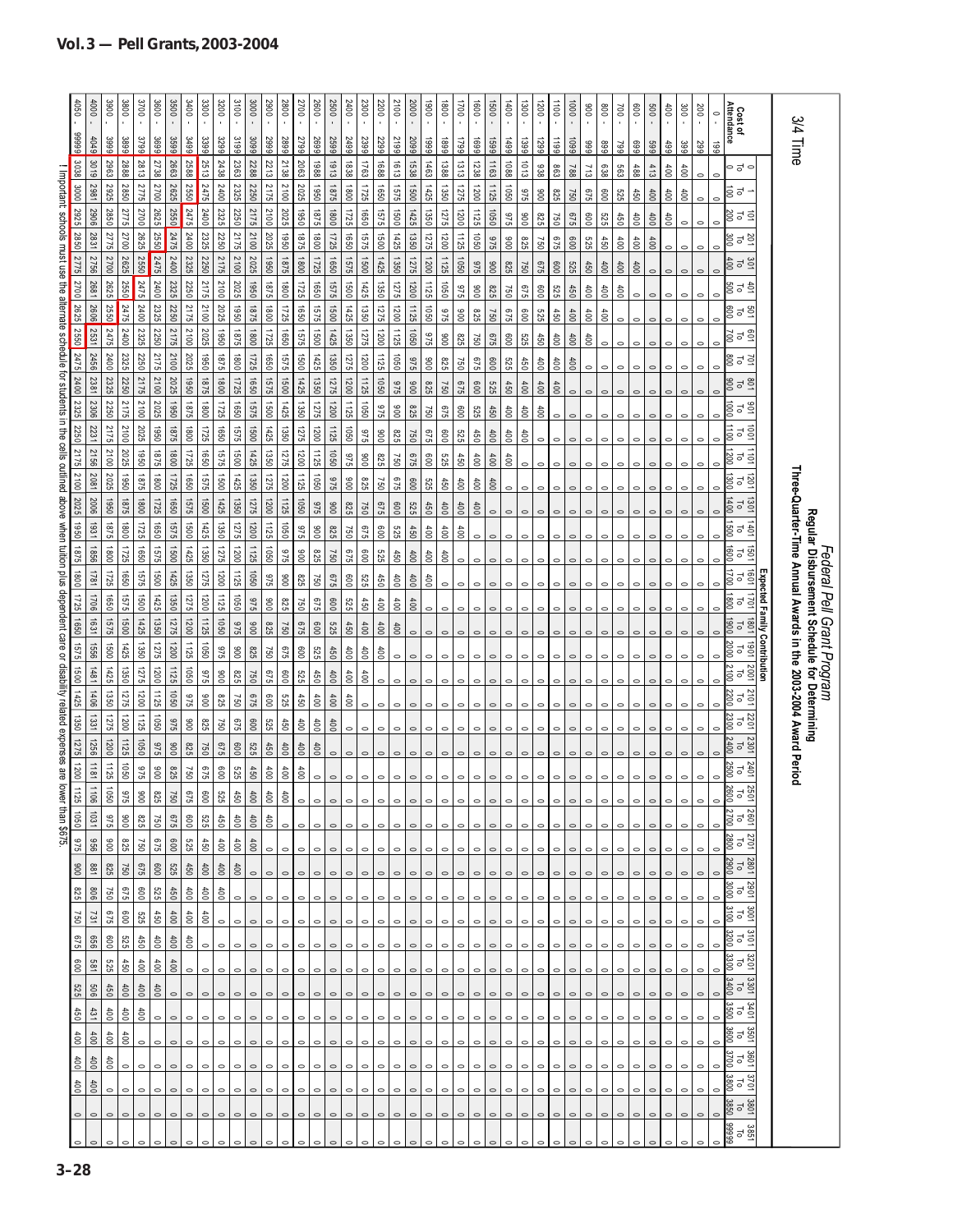# 3/4 Time

## Federal Pell Grant Program

### Regular Disbursement Schedule for Determining Three-Quarter-Time Annual Awards in the 2003-2004 Award Period

**Expected Family Contribution**

| Cost of Attendance | 0 | 1 To 100 | 101 To 200 | 201 To 300 | 301 To 400 | 401 To 500 | 501 To 600 | 601 To 700 | 701 To 800 | 801 To 900 | 901 To 1000 | 1001 To 1100 | 1101 To 1200 | 1201 To 1300 | 1301 To 1400 | 1401 To 1500 | 1501 To 1600 | 1601 To 1700 | 1701 To 1800 | 1801 To 1900 | 1901 To 2000 | 2001 To 2100 | 2101 To 2200 | 2201 To 2300 | 2301 To 2400 | 2401 To 2500 | 2501 To 2600 | 2601 To 2700 | 2701 To 2800 | 2801 To 2900 | 2901 To 3000 | 3001 To 3100 | 3101 To 3200 | 3201 To 3300 | 3301 To 3400 | 3401 To 3500 | 3501 To 3600 | 3601 To 3700 | 3701 To 3800 | 3801 To 3850 | 3851 To 99999 |
|---|---|---|---|---|---|---|---|---|---|---|---|---|---|---|---|---|---|---|---|---|---|---|---|---|---|---|---|---|---|---|---|---|---|---|---|---|---|---|---|---|
| 0 - 199 | 0 | 0 | 0 | 0 | 0 | 0 | 0 | 0 | 0 | 0 | 0 | 0 | 0 | 0 | 0 | 0 | 0 | 0 | 0 | 0 | 0 | 0 | 0 | 0 | 0 | 0 | 0 | 0 | 0 | 0 | 0 | 0 | 0 | 0 | 0 | 0 | 0 | 0 | 0 | 0 | 0 |
| 200 - 299 | 0 | 0 | 0 | 0 | 0 | 0 | 0 | 0 | 0 | 0 | 0 | 0 | 0 | 0 | 0 | 0 | 0 | 0 | 0 | 0 | 0 | 0 | 0 | 0 | 0 | 0 | 0 | 0 | 0 | 0 | 0 | 0 | 0 | 0 | 0 | 0 | 0 | 0 | 0 | 0 | 0 |
| 300 - 399 | 400 | 400 | 0 | 0 | 0 | 0 | 0 | 0 | 0 | 0 | 0 | 0 | 0 | 0 | 0 | 0 | 0 | 0 | 0 | 0 | 0 | 0 | 0 | 0 | 0 | 0 | 0 | 0 | 0 | 0 | 0 | 0 | 0 | 0 | 0 | 0 | 0 | 0 | 0 | 0 | 0 |
| 400 - 499 | 400 | 400 | 400 | 0 | 0 | 0 | 0 | 0 | 0 | 0 | 0 | 0 | 0 | 0 | 0 | 0 | 0 | 0 | 0 | 0 | 0 | 0 | 0 | 0 | 0 | 0 | 0 | 0 | 0 | 0 | 0 | 0 | 0 | 0 | 0 | 0 | 0 | 0 | 0 | 0 | 0 |
| 500 - 599 | 413 | 400 | 400 | 400 | 0 | 0 | 0 | 0 | 0 | 0 | 0 | 0 | 0 | 0 | 0 | 0 | 0 | 0 | 0 | 0 | 0 | 0 | 0 | 0 | 0 | 0 | 0 | 0 | 0 | 0 | 0 | 0 | 0 | 0 | 0 | 0 | 0 | 0 | 0 | 0 | 0 |
| 600 - 699 | 488 | 450 | 400 | 400 | 400 | 0 | 0 | 0 | 0 | 0 | 0 | 0 | 0 | 0 | 0 | 0 | 0 | 0 | 0 | 0 | 0 | 0 | 0 | 0 | 0 | 0 | 0 | 0 | 0 | 0 | 0 | 0 | 0 | 0 | 0 | 0 | 0 | 0 | 0 | 0 | 0 |
| 700 - 799 | 563 | 525 | 450 | 400 | 400 | 400 | 0 | 0 | 0 | 0 | 0 | 0 | 0 | 0 | 0 | 0 | 0 | 0 | 0 | 0 | 0 | 0 | 0 | 0 | 0 | 0 | 0 | 0 | 0 | 0 | 0 | 0 | 0 | 0 | 0 | 0 | 0 | 0 | 0 | 0 | 0 |
| 800 - 899 | 638 | 600 | 525 | 450 | 400 | 400 | 400 | 0 | 0 | 0 | 0 | 0 | 0 | 0 | 0 | 0 | 0 | 0 | 0 | 0 | 0 | 0 | 0 | 0 | 0 | 0 | 0 | 0 | 0 | 0 | 0 | 0 | 0 | 0 | 0 | 0 | 0 | 0 | 0 | 0 | 0 |
| 900 - 999 | 713 | 675 | 600 | 525 | 450 | 400 | 400 | 400 | 0 | 0 | 0 | 0 | 0 | 0 | 0 | 0 | 0 | 0 | 0 | 0 | 0 | 0 | 0 | 0 | 0 | 0 | 0 | 0 | 0 | 0 | 0 | 0 | 0 | 0 | 0 | 0 | 0 | 0 | 0 | 0 | 0 |
| 1000 - 1099 | 788 | 750 | 675 | 600 | 525 | 450 | 400 | 400 | 400 | 0 | 0 | 0 | 0 | 0 | 0 | 0 | 0 | 0 | 0 | 0 | 0 | 0 | 0 | 0 | 0 | 0 | 0 | 0 | 0 | 0 | 0 | 0 | 0 | 0 | 0 | 0 | 0 | 0 | 0 | 0 | 0 |
| 1100 - 1199 | 863 | 825 | 750 | 675 | 600 | 525 | 450 | 400 | 400 | 400 | 0 | 0 | 0 | 0 | 0 | 0 | 0 | 0 | 0 | 0 | 0 | 0 | 0 | 0 | 0 | 0 | 0 | 0 | 0 | 0 | 0 | 0 | 0 | 0 | 0 | 0 | 0 | 0 | 0 | 0 | 0 |
| 1200 - 1299 | 938 | 900 | 825 | 750 | 675 | 600 | 525 | 450 | 400 | 400 | 400 | 0 | 0 | 0 | 0 | 0 | 0 | 0 | 0 | 0 | 0 | 0 | 0 | 0 | 0 | 0 | 0 | 0 | 0 | 0 | 0 | 0 | 0 | 0 | 0 | 0 | 0 | 0 | 0 | 0 | 0 |
| 1300 - 1399 | 1013 | 975 | 900 | 825 | 750 | 675 | 600 | 525 | 450 | 400 | 400 | 400 | 0 | 0 | 0 | 0 | 0 | 0 | 0 | 0 | 0 | 0 | 0 | 0 | 0 | 0 | 0 | 0 | 0 | 0 | 0 | 0 | 0 | 0 | 0 | 0 | 0 | 0 | 0 | 0 | 0 |
| 1400 - 1499 | 1088 | 1050 | 975 | 900 | 825 | 750 | 675 | 600 | 525 | 450 | 400 | 400 | 400 | 0 | 0 | 0 | 0 | 0 | 0 | 0 | 0 | 0 | 0 | 0 | 0 | 0 | 0 | 0 | 0 | 0 | 0 | 0 | 0 | 0 | 0 | 0 | 0 | 0 | 0 | 0 | 0 |
| 1500 - 1599 | 1163 | 1125 | 1050 | 975 | 900 | 825 | 750 | 675 | 600 | 525 | 450 | 400 | 400 | 400 | 0 | 0 | 0 | 0 | 0 | 0 | 0 | 0 | 0 | 0 | 0 | 0 | 0 | 0 | 0 | 0 | 0 | 0 | 0 | 0 | 0 | 0 | 0 | 0 | 0 | 0 | 0 |
| 1600 - 1699 | 1238 | 1200 | 1125 | 1050 | 975 | 900 | 825 | 750 | 675 | 600 | 525 | 450 | 400 | 400 | 400 | 0 | 0 | 0 | 0 | 0 | 0 | 0 | 0 | 0 | 0 | 0 | 0 | 0 | 0 | 0 | 0 | 0 | 0 | 0 | 0 | 0 | 0 | 0 | 0 | 0 | 0 |
| 1700 - 1799 | 1313 | 1275 | 1200 | 1125 | 1050 | 975 | 900 | 825 | 750 | 675 | 600 | 525 | 450 | 400 | 400 | 400 | 0 | 0 | 0 | 0 | 0 | 0 | 0 | 0 | 0 | 0 | 0 | 0 | 0 | 0 | 0 | 0 | 0 | 0 | 0 | 0 | 0 | 0 | 0 | 0 | 0 |
| 1800 - 1899 | 1388 | 1350 | 1275 | 1200 | 1125 | 1050 | 975 | 900 | 825 | 750 | 675 | 600 | 525 | 450 | 400 | 400 | 400 | 0 | 0 | 0 | 0 | 0 | 0 | 0 | 0 | 0 | 0 | 0 | 0 | 0 | 0 | 0 | 0 | 0 | 0 | 0 | 0 | 0 | 0 | 0 | 0 |
| 1900 - 1999 | 1463 | 1425 | 1350 | 1275 | 1200 | 1125 | 1050 | 975 | 900 | 825 | 750 | 675 | 600 | 525 | 450 | 400 | 400 | 400 | 0 | 0 | 0 | 0 | 0 | 0 | 0 | 0 | 0 | 0 | 0 | 0 | 0 | 0 | 0 | 0 | 0 | 0 | 0 | 0 | 0 | 0 | 0 |
| 2000 - 2099 | 1538 | 1500 | 1425 | 1350 | 1275 | 1200 | 1125 | 1050 | 975 | 900 | 825 | 750 | 675 | 600 | 525 | 450 | 400 | 400 | 400 | 0 | 0 | 0 | 0 | 0 | 0 | 0 | 0 | 0 | 0 | 0 | 0 | 0 | 0 | 0 | 0 | 0 | 0 | 0 | 0 | 0 | 0 |
| 2100 - 2199 | 1613 | 1575 | 1500 | 1425 | 1350 | 1275 | 1200 | 1125 | 1050 | 975 | 900 | 825 | 750 | 675 | 600 | 525 | 450 | 400 | 400 | 400 | 0 | 0 | 0 | 0 | 0 | 0 | 0 | 0 | 0 | 0 | 0 | 0 | 0 | 0 | 0 | 0 | 0 | 0 | 0 | 0 | 0 |
| 2200 - 2299 | 1688 | 1650 | 1575 | 1500 | 1425 | 1350 | 1275 | 1200 | 1125 | 1050 | 975 | 900 | 825 | 750 | 675 | 600 | 525 | 450 | 400 | 400 | 400 | 0 | 0 | 0 | 0 | 0 | 0 | 0 | 0 | 0 | 0 | 0 | 0 | 0 | 0 | 0 | 0 | 0 | 0 | 0 | 0 |
| 2300 - 2399 | 1763 | 1725 | 1650 | 1575 | 1500 | 1425 | 1350 | 1275 | 1200 | 1125 | 1050 | 975 | 900 | 825 | 750 | 675 | 600 | 525 | 450 | 400 | 400 | 400 | 0 | 0 | 0 | 0 | 0 | 0 | 0 | 0 | 0 | 0 | 0 | 0 | 0 | 0 | 0 | 0 | 0 | 0 | 0 |
| 2400 - 2499 | 1838 | 1800 | 1725 | 1650 | 1575 | 1500 | 1425 | 1350 | 1275 | 1200 | 1125 | 1050 | 975 | 900 | 825 | 750 | 675 | 600 | 525 | 450 | 400 | 400 | 400 | 0 | 0 | 0 | 0 | 0 | 0 | 0 | 0 | 0 | 0 | 0 | 0 | 0 | 0 | 0 | 0 | 0 | 0 |
| 2500 - 2599 | 1913 | 1875 | 1800 | 1725 | 1650 | 1575 | 1500 | 1425 | 1350 | 1275 | 1200 | 1125 | 1050 | 975 | 900 | 825 | 750 | 675 | 600 | 525 | 450 | 400 | 400 | 400 | 0 | 0 | 0 | 0 | 0 | 0 | 0 | 0 | 0 | 0 | 0 | 0 | 0 | 0 | 0 | 0 | 0 |
| 2600 - 2699 | 1988 | 1950 | 1875 | 1800 | 1725 | 1650 | 1575 | 1500 | 1425 | 1350 | 1275 | 1200 | 1125 | 1050 | 975 | 900 | 825 | 750 | 675 | 600 | 525 | 450 | 400 | 400 | 400 | 0 | 0 | 0 | 0 | 0 | 0 | 0 | 0 | 0 | 0 | 0 | 0 | 0 | 0 | 0 | 0 |
| 2700 - 2799 | 2063 | 2025 | 1950 | 1875 | 1800 | 1725 | 1650 | 1575 | 1500 | 1425 | 1350 | 1275 | 1200 | 1125 | 1050 | 975 | 900 | 825 | 750 | 675 | 600 | 525 | 450 | 400 | 400 | 400 | 0 | 0 | 0 | 0 | 0 | 0 | 0 | 0 | 0 | 0 | 0 | 0 | 0 | 0 | 0 |
| 2800 - 2899 | 2138 | 2100 | 2025 | 1950 | 1875 | 1800 | 1725 | 1650 | 1575 | 1500 | 1425 | 1350 | 1275 | 1200 | 1125 | 1050 | 975 | 900 | 825 | 750 | 675 | 600 | 525 | 450 | 400 | 400 | 400 | 0 | 0 | 0 | 0 | 0 | 0 | 0 | 0 | 0 | 0 | 0 | 0 | 0 | 0 |
| 2900 - 2999 | 2213 | 2175 | 2100 | 2025 | 1950 | 1875 | 1800 | 1725 | 1650 | 1575 | 1500 | 1425 | 1350 | 1275 | 1200 | 1125 | 1050 | 975 | 900 | 825 | 750 | 675 | 600 | 525 | 450 | 400 | 400 | 400 | 0 | 0 | 0 | 0 | 0 | 0 | 0 | 0 | 0 | 0 | 0 | 0 | 0 |
| 3000 - 3099 | 2288 | 2250 | 2175 | 2100 | 2025 | 1950 | 1875 | 1800 | 1725 | 1650 | 1575 | 1500 | 1425 | 1350 | 1275 | 1200 | 1125 | 1050 | 975 | 900 | 825 | 750 | 675 | 600 | 525 | 450 | 400 | 400 | 400 | 0 | 0 | 0 | 0 | 0 | 0 | 0 | 0 | 0 | 0 | 0 | 0 |
| 3100 - 3199 | 2363 | 2325 | 2250 | 2175 | 2100 | 2025 | 1950 | 1875 | 1800 | 1725 | 1650 | 1575 | 1500 | 1425 | 1350 | 1275 | 1200 | 1125 | 1050 | 975 | 900 | 825 | 750 | 675 | 600 | 525 | 450 | 400 | 400 | 400 | 0 | 0 | 0 | 0 | 0 | 0 | 0 | 0 | 0 | 0 | 0 |
| 3200 - 3299 | 2438 | 2400 | 2325 | 2250 | 2175 | 2100 | 2025 | 1950 | 1875 | 1800 | 1725 | 1650 | 1575 | 1500 | 1425 | 1350 | 1275 | 1200 | 1125 | 1050 | 975 | 900 | 825 | 750 | 675 | 600 | 525 | 450 | 400 | 400 | 400 | 0 | 0 | 0 | 0 | 0 | 0 | 0 | 0 | 0 | 0 |
| 3300 - 3399 | 2513 | 2475 | 2400 | 2325 | 2250 | 2175 | 2100 | 2025 | 1950 | 1875 | 1800 | 1725 | 1650 | 1575 | 1500 | 1425 | 1350 | 1275 | 1200 | 1125 | 1050 | 975 | 900 | 825 | 750 | 675 | 600 | 525 | 450 | 400 | 400 | 400 | 0 | 0 | 0 | 0 | 0 | 0 | 0 | 0 | 0 |
| 3400 - 3499 | 2588 | 2550 | 2475 | 2400 | 2325 | 2250 | 2175 | 2100 | 2025 | 1950 | 1875 | 1800 | 1725 | 1650 | 1575 | 1500 | 1425 | 1350 | 1275 | 1200 | 1125 | 1050 | 975 | 900 | 825 | 750 | 675 | 600 | 525 | 450 | 400 | 400 | 400 | 0 | 0 | 0 | 0 | 0 | 0 | 0 | 0 |
| 3500 - 3599 | 2663 | 2625 | 2550 | 2475 | 2400 | 2325 | 2250 | 2175 | 2100 | 2025 | 1950 | 1875 | 1800 | 1725 | 1650 | 1575 | 1500 | 1425 | 1350 | 1275 | 1200 | 1125 | 1050 | 975 | 900 | 825 | 750 | 675 | 600 | 525 | 450 | 400 | 400 | 400 | 0 | 0 | 0 | 0 | 0 | 0 | 0 |
| 3600 - 3699 | 2738 | 2700 | 2625 | 2550 | 2475 | 2400 | 2325 | 2250 | 2175 | 2100 | 2025 | 1950 | 1875 | 1800 | 1725 | 1650 | 1575 | 1500 | 1425 | 1350 | 1275 | 1200 | 1125 | 1050 | 975 | 900 | 825 | 750 | 675 | 600 | 525 | 450 | 400 | 400 | 400 | 0 | 0 | 0 | 0 | 0 | 0 |
| 3700 - 3799 | 2813 | 2775 | 2700 | 2625 | 2550 | 2475 | 2400 | 2325 | 2250 | 2175 | 2100 | 2025 | 1950 | 1875 | 1800 | 1725 | 1650 | 1575 | 1500 | 1425 | 1350 | 1275 | 1200 | 1125 | 1050 | 975 | 900 | 825 | 750 | 675 | 600 | 525 | 450 | 400 | 400 | 400 | 0 | 0 | 0 | 0 | 0 |
| 3800 - 3899 | 2888 | 2850 | 2775 | 2700 | 2625 | 2550 | 2475 | 2400 | 2325 | 2250 | 2175 | 2100 | 2025 | 1950 | 1875 | 1800 | 1725 | 1650 | 1575 | 1500 | 1425 | 1350 | 1275 | 1200 | 1125 | 1050 | 975 | 900 | 825 | 750 | 675 | 600 | 525 | 450 | 400 | 400 | 400 | 0 | 0 | 0 | 0 |
| 3900 - 3999 | 2963 | 2925 | 2850 | 2775 | 2700 | 2625 | 2550 | 2475 | 2400 | 2325 | 2250 | 2175 | 2100 | 2025 | 1950 | 1875 | 1800 | 1725 | 1650 | 1575 | 1500 | 1425 | 1350 | 1275 | 1200 | 1125 | 1050 | 975 | 900 | 825 | 750 | 675 | 600 | 525 | 450 | 400 | 400 | 400 | 0 | 0 | 0 |
| 4000 - 4049 | 3019 | 2981 | 2906 | 2831 | 2756 | 2681 | 2606 | 2531 | 2456 | 2381 | 2306 | 2231 | 2156 | 2081 | 2006 | 1931 | 1856 | 1781 | 1706 | 1631 | 1556 | 1481 | 1406 | 1331 | 1256 | 1181 | 1106 | 1031 | 956 | 881 | 806 | 731 | 656 | 581 | 506 | 431 | 400 | 400 | 400 | 0 | 0 |
| 4050 - 99999 | 3038 | 3000 | 2925 | 2850 | 2775 | 2700 | 2625 | 2550 | 2475 | 2400 | 2325 | 2250 | 2175 | 2100 | 2025 | 1950 | 1875 | 1800 | 1725 | 1650 | 1575 | 1500 | 1425 | 1350 | 1275 | 1200 | 1125 | 1050 | 975 | 900 | 825 | 750 | 675 | 600 | 525 | 450 | 400 | 400 | 400 | 0 | 0 |

! Important: schools must use the alternate schedule for students in the cells outlined above when tuition plus dependent care or disability related expenses are lower than $675.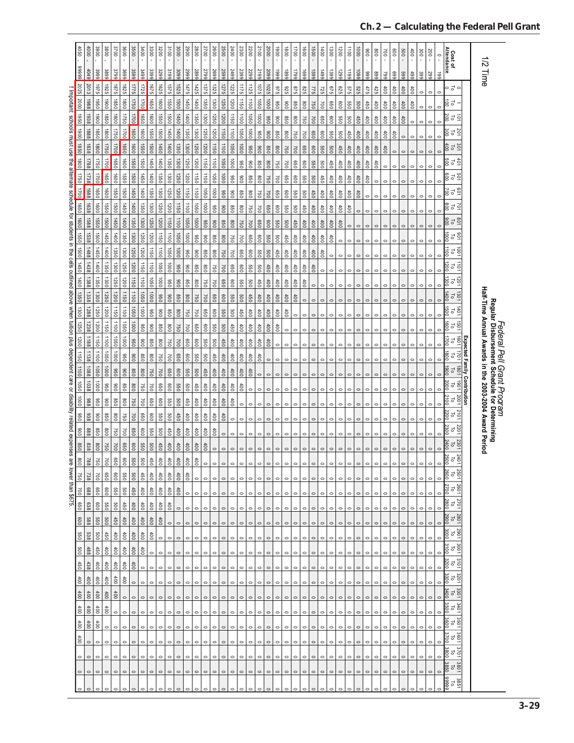1/2 Time

## *Federal Pell Grant Program*

### Regular Disbursement Schedule for Determining Half-Time Annual Awards in the 2003-2004 Award Period

**Expected Family Contribution**

| Cost of Attendance | 0 To 0 | 1 To 100 | 101 To 200 | 201 To 300 | 301 To 400 | 401 To 500 | 501 To 600 | 601 To 700 | 701 To 800 | 801 To 900 | 901 To 1000 | 1001 To 1100 | 1101 To 1200 | 1201 To 1300 | 1301 To 1400 | 1401 To 1500 | 1501 To 1600 | 1601 To 1700 | 1701 To 1800 | 1801 To 1900 | 1901 To 2000 | 2001 To 2100 | 2101 To 2200 | 2201 To 2300 | 2301 To 2400 | 2401 To 2500 | 2501 To 2600 | 2601 To 2700 | 2701 To 2800 | 2801 To 2900 | 2901 To 3000 | 3001 To 3100 | 3101 To 3200 | 3201 To 3300 | 3301 To 3400 | 3401 To 3500 | 3501 To 3600 | 3601 To 3700 | 3701 To 3800 | 3801 To 3850 | 3851 To 99999 |
|---|---|---|---|---|---|---|---|---|---|---|---|---|---|---|---|---|---|---|---|---|---|---|---|---|---|---|---|---|---|---|---|---|---|---|---|---|---|---|---|---|---|
| 0 - 199 | 0 | 0 | 0 | 0 | 0 | 0 | 0 | 0 | 0 | 0 | 0 | 0 | 0 | 0 | 0 | 0 | 0 | 0 | 0 | 0 | 0 | 0 | 0 | 0 | 0 | 0 | 0 | 0 | 0 | 0 | 0 | 0 | 0 | 0 | 0 | 0 | 0 | 0 | 0 | 0 | 0 |
| 200 - 299 | 0 | 0 | 0 | 0 | 0 | 0 | 0 | 0 | 0 | 0 | 0 | 0 | 0 | 0 | 0 | 0 | 0 | 0 | 0 | 0 | 0 | 0 | 0 | 0 | 0 | 0 | 0 | 0 | 0 | 0 | 0 | 0 | 0 | 0 | 0 | 0 | 0 | 0 | 0 | 0 | 0 |
| 300 - 399 | 0 | 0 | 0 | 0 | 0 | 0 | 0 | 0 | 0 | 0 | 0 | 0 | 0 | 0 | 0 | 0 | 0 | 0 | 0 | 0 | 0 | 0 | 0 | 0 | 0 | 0 | 0 | 0 | 0 | 0 | 0 | 0 | 0 | 0 | 0 | 0 | 0 | 0 | 0 | 0 | 0 |
| 400 - 499 | 400 | 400 | 0 | 0 | 0 | 0 | 0 | 0 | 0 | 0 | 0 | 0 | 0 | 0 | 0 | 0 | 0 | 0 | 0 | 0 | 0 | 0 | 0 | 0 | 0 | 0 | 0 | 0 | 0 | 0 | 0 | 0 | 0 | 0 | 0 | 0 | 0 | 0 | 0 | 0 | 0 |
| 500 - 599 | 400 | 400 | 400 | 0 | 0 | 0 | 0 | 0 | 0 | 0 | 0 | 0 | 0 | 0 | 0 | 0 | 0 | 0 | 0 | 0 | 0 | 0 | 0 | 0 | 0 | 0 | 0 | 0 | 0 | 0 | 0 | 0 | 0 | 0 | 0 | 0 | 0 | 0 | 0 | 0 | 0 |
| 600 - 699 | 400 | 400 | 400 | 400 | 0 | 0 | 0 | 0 | 0 | 0 | 0 | 0 | 0 | 0 | 0 | 0 | 0 | 0 | 0 | 0 | 0 | 0 | 0 | 0 | 0 | 0 | 0 | 0 | 0 | 0 | 0 | 0 | 0 | 0 | 0 | 0 | 0 | 0 | 0 | 0 | 0 |
| 700 - 799 | 400 | 400 | 400 | 400 | 400 | 0 | 0 | 0 | 0 | 0 | 0 | 0 | 0 | 0 | 0 | 0 | 0 | 0 | 0 | 0 | 0 | 0 | 0 | 0 | 0 | 0 | 0 | 0 | 0 | 0 | 0 | 0 | 0 | 0 | 0 | 0 | 0 | 0 | 0 | 0 | 0 |
| 800 - 899 | 425 | 400 | 400 | 400 | 400 | 400 | 0 | 0 | 0 | 0 | 0 | 0 | 0 | 0 | 0 | 0 | 0 | 0 | 0 | 0 | 0 | 0 | 0 | 0 | 0 | 0 | 0 | 0 | 0 | 0 | 0 | 0 | 0 | 0 | 0 | 0 | 0 | 0 | 0 | 0 | 0 |
| 900 - 999 | 475 | 450 | 400 | 400 | 400 | 400 | 400 | 0 | 0 | 0 | 0 | 0 | 0 | 0 | 0 | 0 | 0 | 0 | 0 | 0 | 0 | 0 | 0 | 0 | 0 | 0 | 0 | 0 | 0 | 0 | 0 | 0 | 0 | 0 | 0 | 0 | 0 | 0 | 0 | 0 | 0 |
| 1000 - 1099 | 525 | 500 | 450 | 400 | 400 | 400 | 400 | 400 | 0 | 0 | 0 | 0 | 0 | 0 | 0 | 0 | 0 | 0 | 0 | 0 | 0 | 0 | 0 | 0 | 0 | 0 | 0 | 0 | 0 | 0 | 0 | 0 | 0 | 0 | 0 | 0 | 0 | 0 | 0 | 0 | 0 |
| 1100 - 1199 | 575 | 550 | 500 | 450 | 400 | 400 | 400 | 400 | 400 | 0 | 0 | 0 | 0 | 0 | 0 | 0 | 0 | 0 | 0 | 0 | 0 | 0 | 0 | 0 | 0 | 0 | 0 | 0 | 0 | 0 | 0 | 0 | 0 | 0 | 0 | 0 | 0 | 0 | 0 | 0 | 0 |
| 1200 - 1299 | 625 | 600 | 550 | 500 | 450 | 400 | 400 | 400 | 400 | 400 | 0 | 0 | 0 | 0 | 0 | 0 | 0 | 0 | 0 | 0 | 0 | 0 | 0 | 0 | 0 | 0 | 0 | 0 | 0 | 0 | 0 | 0 | 0 | 0 | 0 | 0 | 0 | 0 | 0 | 0 | 0 |
| 1300 - 1399 | 675 | 650 | 600 | 550 | 500 | 450 | 400 | 400 | 400 | 400 | 400 | 0 | 0 | 0 | 0 | 0 | 0 | 0 | 0 | 0 | 0 | 0 | 0 | 0 | 0 | 0 | 0 | 0 | 0 | 0 | 0 | 0 | 0 | 0 | 0 | 0 | 0 | 0 | 0 | 0 | 0 |
| 1400 - 1499 | 725 | 700 | 650 | 600 | 550 | 500 | 450 | 400 | 400 | 400 | 400 | 400 | 0 | 0 | 0 | 0 | 0 | 0 | 0 | 0 | 0 | 0 | 0 | 0 | 0 | 0 | 0 | 0 | 0 | 0 | 0 | 0 | 0 | 0 | 0 | 0 | 0 | 0 | 0 | 0 | 0 |
| 1500 - 1599 | 775 | 750 | 700 | 650 | 600 | 550 | 500 | 450 | 400 | 400 | 400 | 400 | 400 | 0 | 0 | 0 | 0 | 0 | 0 | 0 | 0 | 0 | 0 | 0 | 0 | 0 | 0 | 0 | 0 | 0 | 0 | 0 | 0 | 0 | 0 | 0 | 0 | 0 | 0 | 0 | 0 |
| 1600 - 1699 | 825 | 800 | 750 | 700 | 650 | 600 | 550 | 500 | 450 | 400 | 400 | 400 | 400 | 400 | 0 | 0 | 0 | 0 | 0 | 0 | 0 | 0 | 0 | 0 | 0 | 0 | 0 | 0 | 0 | 0 | 0 | 0 | 0 | 0 | 0 | 0 | 0 | 0 | 0 | 0 | 0 |
| 1700 - 1799 | 875 | 850 | 800 | 750 | 700 | 650 | 600 | 550 | 500 | 450 | 400 | 400 | 400 | 400 | 400 | 0 | 0 | 0 | 0 | 0 | 0 | 0 | 0 | 0 | 0 | 0 | 0 | 0 | 0 | 0 | 0 | 0 | 0 | 0 | 0 | 0 | 0 | 0 | 0 | 0 | 0 |
| 1800 - 1899 | 925 | 900 | 850 | 800 | 750 | 700 | 650 | 600 | 550 | 500 | 450 | 400 | 400 | 400 | 400 | 400 | 0 | 0 | 0 | 0 | 0 | 0 | 0 | 0 | 0 | 0 | 0 | 0 | 0 | 0 | 0 | 0 | 0 | 0 | 0 | 0 | 0 | 0 | 0 | 0 | 0 |
| 1900 - 1999 | 975 | 950 | 900 | 850 | 800 | 750 | 700 | 650 | 600 | 550 | 500 | 450 | 400 | 400 | 400 | 400 | 400 | 0 | 0 | 0 | 0 | 0 | 0 | 0 | 0 | 0 | 0 | 0 | 0 | 0 | 0 | 0 | 0 | 0 | 0 | 0 | 0 | 0 | 0 | 0 | 0 |
| 2000 - 2099 | 1025 | 1000 | 950 | 900 | 850 | 800 | 750 | 700 | 650 | 600 | 550 | 500 | 450 | 400 | 400 | 400 | 400 | 400 | 0 | 0 | 0 | 0 | 0 | 0 | 0 | 0 | 0 | 0 | 0 | 0 | 0 | 0 | 0 | 0 | 0 | 0 | 0 | 0 | 0 | 0 | 0 |
| 2100 - 2199 | 1075 | 1050 | 1000 | 950 | 900 | 850 | 800 | 750 | 700 | 650 | 600 | 550 | 500 | 450 | 400 | 400 | 400 | 400 | 400 | 0 | 0 | 0 | 0 | 0 | 0 | 0 | 0 | 0 | 0 | 0 | 0 | 0 | 0 | 0 | 0 | 0 | 0 | 0 | 0 | 0 | 0 |
| 2200 - 2299 | 1125 | 1100 | 1050 | 1000 | 950 | 900 | 850 | 800 | 750 | 700 | 650 | 600 | 550 | 500 | 450 | 400 | 400 | 400 | 400 | 400 | 0 | 0 | 0 | 0 | 0 | 0 | 0 | 0 | 0 | 0 | 0 | 0 | 0 | 0 | 0 | 0 | 0 | 0 | 0 | 0 | 0 |
| 2300 - 2399 | 1175 | 1150 | 1100 | 1050 | 1000 | 950 | 900 | 850 | 800 | 750 | 700 | 650 | 600 | 550 | 500 | 450 | 400 | 400 | 400 | 400 | 400 | 0 | 0 | 0 | 0 | 0 | 0 | 0 | 0 | 0 | 0 | 0 | 0 | 0 | 0 | 0 | 0 | 0 | 0 | 0 | 0 |
| 2400 - 2499 | 1225 | 1200 | 1150 | 1100 | 1050 | 1000 | 950 | 900 | 850 | 800 | 750 | 700 | 650 | 600 | 550 | 500 | 450 | 400 | 400 | 400 | 400 | 400 | 0 | 0 | 0 | 0 | 0 | 0 | 0 | 0 | 0 | 0 | 0 | 0 | 0 | 0 | 0 | 0 | 0 | 0 | 0 |
| 2500 - 2599 | 1275 | 1250 | 1200 | 1150 | 1100 | 1050 | 1000 | 950 | 900 | 850 | 800 | 750 | 700 | 650 | 600 | 550 | 500 | 450 | 400 | 400 | 400 | 400 | 400 | 0 | 0 | 0 | 0 | 0 | 0 | 0 | 0 | 0 | 0 | 0 | 0 | 0 | 0 | 0 | 0 | 0 | 0 |
| 2600 - 2699 | 1325 | 1300 | 1250 | 1200 | 1150 | 1100 | 1050 | 1000 | 950 | 900 | 850 | 800 | 750 | 700 | 650 | 600 | 550 | 500 | 450 | 400 | 400 | 400 | 400 | 400 | 0 | 0 | 0 | 0 | 0 | 0 | 0 | 0 | 0 | 0 | 0 | 0 | 0 | 0 | 0 | 0 | 0 |
| 2700 - 2799 | 1375 | 1350 | 1300 | 1250 | 1200 | 1150 | 1100 | 1050 | 1000 | 950 | 900 | 850 | 800 | 750 | 700 | 650 | 600 | 550 | 500 | 450 | 400 | 400 | 400 | 400 | 400 | 0 | 0 | 0 | 0 | 0 | 0 | 0 | 0 | 0 | 0 | 0 | 0 | 0 | 0 | 0 | 0 |
| 2800 - 2899 | 1425 | 1400 | 1350 | 1300 | 1250 | 1200 | 1150 | 1100 | 1050 | 1000 | 950 | 900 | 850 | 800 | 750 | 700 | 650 | 600 | 550 | 500 | 450 | 400 | 400 | 400 | 400 | 400 | 0 | 0 | 0 | 0 | 0 | 0 | 0 | 0 | 0 | 0 | 0 | 0 | 0 | 0 | 0 |
| 2900 - 2999 | 1475 | 1450 | 1400 | 1350 | 1300 | 1250 | 1200 | 1150 | 1100 | 1050 | 1000 | 950 | 900 | 850 | 800 | 750 | 700 | 650 | 600 | 550 | 500 | 450 | 400 | 400 | 400 | 400 | 400 | 0 | 0 | 0 | 0 | 0 | 0 | 0 | 0 | 0 | 0 | 0 | 0 | 0 | 0 |
| 3000 - 3099 | 1525 | 1500 | 1450 | 1400 | 1350 | 1300 | 1250 | 1200 | 1150 | 1100 | 1050 | 1000 | 950 | 900 | 850 | 800 | 750 | 700 | 650 | 600 | 550 | 500 | 450 | 400 | 400 | 400 | 400 | 400 | 0 | 0 | 0 | 0 | 0 | 0 | 0 | 0 | 0 | 0 | 0 | 0 | 0 |
| 3100 - 3199 | 1575 | 1550 | 1500 | 1450 | 1400 | 1350 | 1300 | 1250 | 1200 | 1150 | 1100 | 1050 | 1000 | 950 | 900 | 850 | 800 | 750 | 700 | 650 | 600 | 550 | 500 | 450 | 400 | 400 | 400 | 400 | 400 | 0 | 0 | 0 | 0 | 0 | 0 | 0 | 0 | 0 | 0 | 0 | 0 |
| 3200 - 3299 | 1625 | 1600 | 1550 | 1500 | 1450 | 1400 | 1350 | 1300 | 1250 | 1200 | 1150 | 1100 | 1050 | 1000 | 950 | 900 | 850 | 800 | 750 | 700 | 650 | 600 | 550 | 500 | 450 | 400 | 400 | 400 | 400 | 400 | 0 | 0 | 0 | 0 | 0 | 0 | 0 | 0 | 0 | 0 | 0 |
| 3300 - 3399 | 1675 | 1650 | 1600 | 1550 | 1500 | 1450 | 1400 | 1350 | 1300 | 1250 | 1200 | 1150 | 1100 | 1050 | 1000 | 950 | 900 | 850 | 800 | 750 | 700 | 650 | 600 | 550 | 500 | 450 | 400 | 400 | 400 | 400 | 400 | 0 | 0 | 0 | 0 | 0 | 0 | 0 | 0 | 0 | 0 |
| 3400 - 3499 | 1725 | 1700 | 1650 | 1600 | 1550 | 1500 | 1450 | 1400 | 1350 | 1300 | 1250 | 1200 | 1150 | 1100 | 1050 | 1000 | 950 | 900 | 850 | 800 | 750 | 700 | 650 | 600 | 550 | 500 | 450 | 400 | 400 | 400 | 400 | 400 | 0 | 0 | 0 | 0 | 0 | 0 | 0 | 0 | 0 |
| 3500 - 3599 | 1775 | 1750 | 1700 | 1650 | 1600 | 1550 | 1500 | 1450 | 1400 | 1350 | 1300 | 1250 | 1200 | 1150 | 1100 | 1050 | 1000 | 950 | 900 | 850 | 800 | 750 | 700 | 650 | 600 | 550 | 500 | 450 | 400 | 400 | 400 | 400 | 400 | 0 | 0 | 0 | 0 | 0 | 0 | 0 | 0 |
| 3600 - 3699 | 1825 | 1800 | 1750 | 1700 | 1650 | 1600 | 1550 | 1500 | 1450 | 1400 | 1350 | 1300 | 1250 | 1200 | 1150 | 1100 | 1050 | 1000 | 950 | 900 | 850 | 800 | 750 | 700 | 650 | 600 | 550 | 500 | 450 | 400 | 400 | 400 | 400 | 400 | 0 | 0 | 0 | 0 | 0 | 0 | 0 |
| 3700 - 3799 | 1875 | 1850 | 1800 | 1750 | 1700 | 1650 | 1600 | 1550 | 1500 | 1450 | 1400 | 1350 | 1300 | 1250 | 1200 | 1150 | 1100 | 1050 | 1000 | 950 | 900 | 850 | 800 | 750 | 700 | 650 | 600 | 550 | 500 | 450 | 400 | 400 | 400 | 400 | 400 | 0 | 0 | 0 | 0 | 0 | 0 |
| 3800 - 3899 | 1925 | 1900 | 1850 | 1800 | 1750 | 1700 | 1650 | 1600 | 1550 | 1500 | 1450 | 1400 | 1350 | 1300 | 1250 | 1200 | 1150 | 1100 | 1050 | 1000 | 950 | 900 | 850 | 800 | 750 | 700 | 650 | 600 | 550 | 500 | 450 | 400 | 400 | 400 | 400 | 400 | 0 | 0 | 0 | 0 | 0 |
| 3900 - 3999 | 1975 | 1950 | 1900 | 1850 | 1800 | 1750 | 1700 | 1650 | 1600 | 1550 | 1500 | 1450 | 1400 | 1350 | 1300 | 1250 | 1200 | 1150 | 1100 | 1050 | 1000 | 950 | 900 | 850 | 800 | 750 | 700 | 650 | 600 | 550 | 500 | 450 | 400 | 400 | 400 | 400 | 400 | 0 | 0 | 0 | 0 |
| 4000 - 4049 | 2013 | 1988 | 1938 | 1888 | 1838 | 1788 | 1738 | 1688 | 1638 | 1588 | 1538 | 1488 | 1438 | 1388 | 1338 | 1288 | 1238 | 1188 | 1138 | 1088 | 1038 | 988 | 938 | 888 | 838 | 788 | 738 | 688 | 638 | 588 | 538 | 488 | 438 | 400 | 400 | 400 | 400 | 0 | 0 | 0 | 0 |
| 4050 - 9999 | 2025 | 2000 | 1950 | 1900 | 1850 | 1800 | 1750 | 1700 | 1650 | 1600 | 1550 | 1500 | 1450 | 1400 | 1350 | 1300 | 1250 | 1200 | 1150 | 1100 | 1050 | 1000 | 950 | 900 | 850 | 800 | 750 | 700 | 650 | 600 | 550 | 500 | 450 | 400 | 400 | 400 | 400 | 400 | 0 | 0 | 0 |

! Important: schools must use the alternate schedule for students in the cells outlined above when tuition plus dependent care or disability related expenses are lower than $675.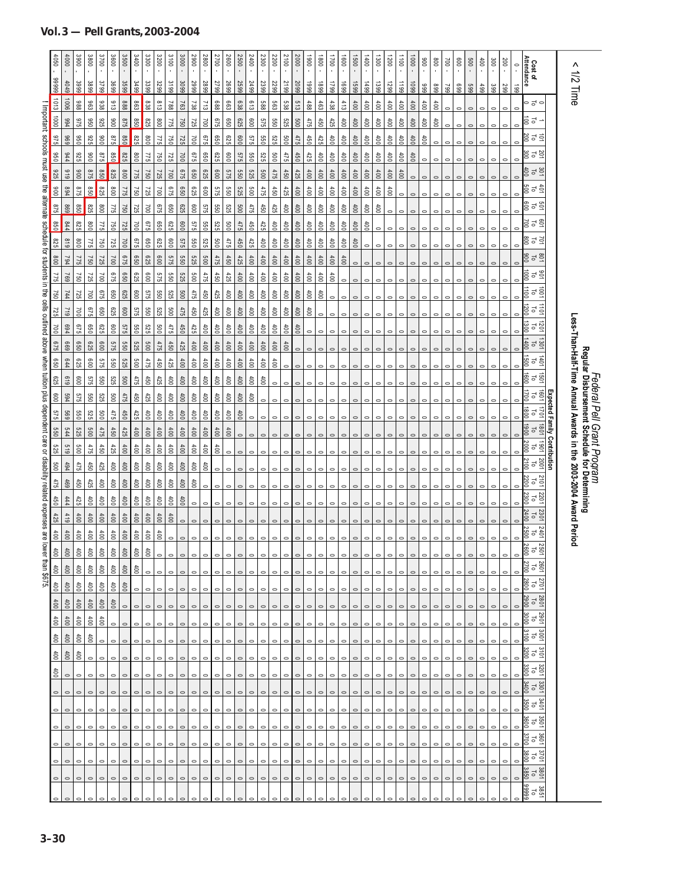# < 1/2 Time

## *Federal Pell Grant Program*
## Regular Disbursement Schedule for Determining Less-Than-Half-Time Annual Awards in the 2003-2004 Award Period

| Cost of Attendance | Expected Family Contribution | | | | | | | | | | | | | | | | | | | | | | | | | | | | | | | | | | | | | | | |
|---|---|---|---|---|---|---|---|---|---|---|---|---|---|---|---|---|---|---|---|---|---|---|---|---|---|---|---|---|---|---|---|---|---|---|---|---|---|---|---|---|
| | 0 To 0 | 1 To 100 | 101 To 200 | 201 To 300 | 301 To 400 | 401 To 500 | 501 To 600 | 601 To 700 | 701 To 800 | 801 To 900 | 901 To 1000 | 1001 To 1100 | 1101 To 1200 | 1201 To 1300 | 1301 To 1400 | 1401 To 1500 | 1501 To 1600 | 1601 To 1700 | 1701 To 1800 | 1801 To 1900 | 1901 To 2000 | 2001 To 2100 | 2101 To 2200 | 2201 To 2300 | 2301 To 2400 | 2401 To 2500 | 2501 To 2600 | 2601 To 2700 | 2701 To 2800 | 2801 To 2900 | 2901 To 3000 | 3001 To 3100 | 3101 To 3200 | 3201 To 3300 | 3301 To 3400 | 3401 To 3500 | 3501 To 3600 | 3601 To 3700 | 3701 To 3800 | 3801 To 3850 | 3851 To 99999 |
| 0 - 199 | 0 | 0 | 0 | 0 | 0 | 0 | 0 | 0 | 0 | 0 | 0 | 0 | 0 | 0 | 0 | 0 | 0 | 0 | 0 | 0 | 0 | 0 | 0 | 0 | 0 | 0 | 0 | 0 | 0 | 0 | 0 | 0 | 0 | 0 | 0 | 0 | 0 | 0 | 0 | 0 | 0 |
| 200 - 299 | 0 | 0 | 0 | 0 | 0 | 0 | 0 | 0 | 0 | 0 | 0 | 0 | 0 | 0 | 0 | 0 | 0 | 0 | 0 | 0 | 0 | 0 | 0 | 0 | 0 | 0 | 0 | 0 | 0 | 0 | 0 | 0 | 0 | 0 | 0 | 0 | 0 | 0 | 0 | 0 | 0 |
| 300 - 399 | 0 | 0 | 0 | 0 | 0 | 0 | 0 | 0 | 0 | 0 | 0 | 0 | 0 | 0 | 0 | 0 | 0 | 0 | 0 | 0 | 0 | 0 | 0 | 0 | 0 | 0 | 0 | 0 | 0 | 0 | 0 | 0 | 0 | 0 | 0 | 0 | 0 | 0 | 0 | 0 | 0 |
| 400 - 499 | 0 | 0 | 0 | 0 | 0 | 0 | 0 | 0 | 0 | 0 | 0 | 0 | 0 | 0 | 0 | 0 | 0 | 0 | 0 | 0 | 0 | 0 | 0 | 0 | 0 | 0 | 0 | 0 | 0 | 0 | 0 | 0 | 0 | 0 | 0 | 0 | 0 | 0 | 0 | 0 | 0 |
| 500 - 599 | 0 | 0 | 0 | 0 | 0 | 0 | 0 | 0 | 0 | 0 | 0 | 0 | 0 | 0 | 0 | 0 | 0 | 0 | 0 | 0 | 0 | 0 | 0 | 0 | 0 | 0 | 0 | 0 | 0 | 0 | 0 | 0 | 0 | 0 | 0 | 0 | 0 | 0 | 0 | 0 | 0 |
| 600 - 699 | 0 | 0 | 0 | 0 | 0 | 0 | 0 | 0 | 0 | 0 | 0 | 0 | 0 | 0 | 0 | 0 | 0 | 0 | 0 | 0 | 0 | 0 | 0 | 0 | 0 | 0 | 0 | 0 | 0 | 0 | 0 | 0 | 0 | 0 | 0 | 0 | 0 | 0 | 0 | 0 | 0 |
| 700 - 799 | 0 | 0 | 0 | 0 | 0 | 0 | 0 | 0 | 0 | 0 | 0 | 0 | 0 | 0 | 0 | 0 | 0 | 0 | 0 | 0 | 0 | 0 | 0 | 0 | 0 | 0 | 0 | 0 | 0 | 0 | 0 | 0 | 0 | 0 | 0 | 0 | 0 | 0 | 0 | 0 | 0 |
| 800 - 899 | 400 | 400 | 0 | 0 | 0 | 0 | 0 | 0 | 0 | 0 | 0 | 0 | 0 | 0 | 0 | 0 | 0 | 0 | 0 | 0 | 0 | 0 | 0 | 0 | 0 | 0 | 0 | 0 | 0 | 0 | 0 | 0 | 0 | 0 | 0 | 0 | 0 | 0 | 0 | 0 | 0 |
| 900 - 999 | 400 | 400 | 400 | 0 | 0 | 0 | 0 | 0 | 0 | 0 | 0 | 0 | 0 | 0 | 0 | 0 | 0 | 0 | 0 | 0 | 0 | 0 | 0 | 0 | 0 | 0 | 0 | 0 | 0 | 0 | 0 | 0 | 0 | 0 | 0 | 0 | 0 | 0 | 0 | 0 | 0 |
| 1000 - 1099 | 400 | 400 | 400 | 400 | 0 | 0 | 0 | 0 | 0 | 0 | 0 | 0 | 0 | 0 | 0 | 0 | 0 | 0 | 0 | 0 | 0 | 0 | 0 | 0 | 0 | 0 | 0 | 0 | 0 | 0 | 0 | 0 | 0 | 0 | 0 | 0 | 0 | 0 | 0 | 0 | 0 |
| 1100 - 1199 | 400 | 400 | 400 | 400 | 400 | 0 | 0 | 0 | 0 | 0 | 0 | 0 | 0 | 0 | 0 | 0 | 0 | 0 | 0 | 0 | 0 | 0 | 0 | 0 | 0 | 0 | 0 | 0 | 0 | 0 | 0 | 0 | 0 | 0 | 0 | 0 | 0 | 0 | 0 | 0 | 0 |
| 1200 - 1299 | 400 | 400 | 400 | 400 | 400 | 400 | 0 | 0 | 0 | 0 | 0 | 0 | 0 | 0 | 0 | 0 | 0 | 0 | 0 | 0 | 0 | 0 | 0 | 0 | 0 | 0 | 0 | 0 | 0 | 0 | 0 | 0 | 0 | 0 | 0 | 0 | 0 | 0 | 0 | 0 | 0 |
| 1300 - 1399 | 400 | 400 | 400 | 400 | 400 | 400 | 400 | 0 | 0 | 0 | 0 | 0 | 0 | 0 | 0 | 0 | 0 | 0 | 0 | 0 | 0 | 0 | 0 | 0 | 0 | 0 | 0 | 0 | 0 | 0 | 0 | 0 | 0 | 0 | 0 | 0 | 0 | 0 | 0 | 0 | 0 |
| 1400 - 1499 | 400 | 400 | 400 | 400 | 400 | 400 | 400 | 400 | 0 | 0 | 0 | 0 | 0 | 0 | 0 | 0 | 0 | 0 | 0 | 0 | 0 | 0 | 0 | 0 | 0 | 0 | 0 | 0 | 0 | 0 | 0 | 0 | 0 | 0 | 0 | 0 | 0 | 0 | 0 | 0 | 0 |
| 1500 - 1599 | 400 | 400 | 400 | 400 | 400 | 400 | 400 | 400 | 400 | 0 | 0 | 0 | 0 | 0 | 0 | 0 | 0 | 0 | 0 | 0 | 0 | 0 | 0 | 0 | 0 | 0 | 0 | 0 | 0 | 0 | 0 | 0 | 0 | 0 | 0 | 0 | 0 | 0 | 0 | 0 | 0 |
| 1600 - 1699 | 413 | 400 | 400 | 400 | 400 | 400 | 400 | 400 | 400 | 400 | 0 | 0 | 0 | 0 | 0 | 0 | 0 | 0 | 0 | 0 | 0 | 0 | 0 | 0 | 0 | 0 | 0 | 0 | 0 | 0 | 0 | 0 | 0 | 0 | 0 | 0 | 0 | 0 | 0 | 0 | 0 |
| 1700 - 1799 | 438 | 425 | 400 | 400 | 400 | 400 | 400 | 400 | 400 | 400 | 400 | 0 | 0 | 0 | 0 | 0 | 0 | 0 | 0 | 0 | 0 | 0 | 0 | 0 | 0 | 0 | 0 | 0 | 0 | 0 | 0 | 0 | 0 | 0 | 0 | 0 | 0 | 0 | 0 | 0 | 0 |
| 1800 - 1899 | 463 | 450 | 425 | 400 | 400 | 400 | 400 | 400 | 400 | 400 | 400 | 400 | 0 | 0 | 0 | 0 | 0 | 0 | 0 | 0 | 0 | 0 | 0 | 0 | 0 | 0 | 0 | 0 | 0 | 0 | 0 | 0 | 0 | 0 | 0 | 0 | 0 | 0 | 0 | 0 | 0 |
| 1900 - 1999 | 488 | 475 | 450 | 425 | 400 | 400 | 400 | 400 | 400 | 400 | 400 | 400 | 400 | 0 | 0 | 0 | 0 | 0 | 0 | 0 | 0 | 0 | 0 | 0 | 0 | 0 | 0 | 0 | 0 | 0 | 0 | 0 | 0 | 0 | 0 | 0 | 0 | 0 | 0 | 0 | 0 |
| 2000 - 2099 | 513 | 500 | 475 | 450 | 425 | 400 | 400 | 400 | 400 | 400 | 400 | 400 | 400 | 400 | 0 | 0 | 0 | 0 | 0 | 0 | 0 | 0 | 0 | 0 | 0 | 0 | 0 | 0 | 0 | 0 | 0 | 0 | 0 | 0 | 0 | 0 | 0 | 0 | 0 | 0 | 0 |
| 2100 - 2199 | 538 | 525 | 500 | 475 | 450 | 425 | 400 | 400 | 400 | 400 | 400 | 400 | 400 | 400 | 400 | 0 | 0 | 0 | 0 | 0 | 0 | 0 | 0 | 0 | 0 | 0 | 0 | 0 | 0 | 0 | 0 | 0 | 0 | 0 | 0 | 0 | 0 | 0 | 0 | 0 | 0 |
| 2200 - 2299 | 563 | 550 | 525 | 500 | 475 | 450 | 425 | 400 | 400 | 400 | 400 | 400 | 400 | 400 | 400 | 400 | 0 | 0 | 0 | 0 | 0 | 0 | 0 | 0 | 0 | 0 | 0 | 0 | 0 | 0 | 0 | 0 | 0 | 0 | 0 | 0 | 0 | 0 | 0 | 0 | 0 |
| 2300 - 2399 | 588 | 575 | 550 | 525 | 500 | 475 | 450 | 425 | 400 | 400 | 400 | 400 | 400 | 400 | 400 | 400 | 400 | 0 | 0 | 0 | 0 | 0 | 0 | 0 | 0 | 0 | 0 | 0 | 0 | 0 | 0 | 0 | 0 | 0 | 0 | 0 | 0 | 0 | 0 | 0 | 0 |
| 2400 - 2499 | 613 | 600 | 575 | 550 | 525 | 500 | 475 | 450 | 425 | 400 | 400 | 400 | 400 | 400 | 400 | 400 | 400 | 400 | 0 | 0 | 0 | 0 | 0 | 0 | 0 | 0 | 0 | 0 | 0 | 0 | 0 | 0 | 0 | 0 | 0 | 0 | 0 | 0 | 0 | 0 | 0 |
| 2500 - 2599 | 638 | 625 | 600 | 575 | 550 | 525 | 500 | 475 | 450 | 425 | 400 | 400 | 400 | 400 | 400 | 400 | 400 | 400 | 400 | 0 | 0 | 0 | 0 | 0 | 0 | 0 | 0 | 0 | 0 | 0 | 0 | 0 | 0 | 0 | 0 | 0 | 0 | 0 | 0 | 0 | 0 |
| 2600 - 2699 | 663 | 650 | 625 | 600 | 575 | 550 | 525 | 500 | 475 | 450 | 425 | 400 | 400 | 400 | 400 | 400 | 400 | 400 | 400 | 400 | 0 | 0 | 0 | 0 | 0 | 0 | 0 | 0 | 0 | 0 | 0 | 0 | 0 | 0 | 0 | 0 | 0 | 0 | 0 | 0 | 0 |
| 2700 - 2799 | 688 | 675 | 650 | 625 | 600 | 575 | 550 | 525 | 500 | 475 | 450 | 425 | 400 | 400 | 400 | 400 | 400 | 400 | 400 | 400 | 400 | 0 | 0 | 0 | 0 | 0 | 0 | 0 | 0 | 0 | 0 | 0 | 0 | 0 | 0 | 0 | 0 | 0 | 0 | 0 | 0 |
| 2800 - 2899 | 713 | 700 | 675 | 650 | 625 | 600 | 575 | 550 | 525 | 500 | 475 | 450 | 425 | 400 | 400 | 400 | 400 | 400 | 400 | 400 | 400 | 400 | 0 | 0 | 0 | 0 | 0 | 0 | 0 | 0 | 0 | 0 | 0 | 0 | 0 | 0 | 0 | 0 | 0 | 0 | 0 |
| 2900 - 2999 | 738 | 725 | 700 | 675 | 650 | 625 | 600 | 575 | 550 | 525 | 500 | 475 | 450 | 425 | 400 | 400 | 400 | 400 | 400 | 400 | 400 | 400 | 400 | 0 | 0 | 0 | 0 | 0 | 0 | 0 | 0 | 0 | 0 | 0 | 0 | 0 | 0 | 0 | 0 | 0 | 0 |
| 3000 - 3099 | 763 | 750 | 725 | 700 | 675 | 650 | 625 | 600 | 575 | 550 | 525 | 500 | 475 | 450 | 425 | 400 | 400 | 400 | 400 | 400 | 400 | 400 | 400 | 400 | 0 | 0 | 0 | 0 | 0 | 0 | 0 | 0 | 0 | 0 | 0 | 0 | 0 | 0 | 0 | 0 | 0 |
| 3100 - 3199 | 788 | 775 | 750 | 725 | 700 | 675 | 650 | 625 | 600 | 575 | 550 | 525 | 500 | 475 | 450 | 425 | 400 | 400 | 400 | 400 | 400 | 400 | 400 | 400 | 400 | 0 | 0 | 0 | 0 | 0 | 0 | 0 | 0 | 0 | 0 | 0 | 0 | 0 | 0 | 0 | 0 |
| 3200 - 3299 | 813 | 800 | 775 | 750 | 725 | 700 | 675 | 650 | 625 | 600 | 575 | 550 | 525 | 500 | 475 | 450 | 425 | 400 | 400 | 400 | 400 | 400 | 400 | 400 | 400 | 400 | 0 | 0 | 0 | 0 | 0 | 0 | 0 | 0 | 0 | 0 | 0 | 0 | 0 | 0 | 0 |
| 3300 - 3399 | 838 | 825 | 800 | 775 | 750 | 725 | 700 | 675 | 650 | 625 | 600 | 575 | 550 | 525 | 500 | 475 | 450 | 425 | 400 | 400 | 400 | 400 | 400 | 400 | 400 | 400 | 400 | 0 | 0 | 0 | 0 | 0 | 0 | 0 | 0 | 0 | 0 | 0 | 0 | 0 | 0 |
| 3400 - 3499 | 863 | 850 | 825 | 800 | 775 | 750 | 725 | 700 | 675 | 650 | 625 | 600 | 575 | 550 | 525 | 500 | 475 | 450 | 425 | 400 | 400 | 400 | 400 | 400 | 400 | 400 | 400 | 400 | 0 | 0 | 0 | 0 | 0 | 0 | 0 | 0 | 0 | 0 | 0 | 0 | 0 |
| 3500 - 3599 | 888 | 875 | 850 | 825 | 800 | 775 | 750 | 725 | 700 | 675 | 650 | 625 | 600 | 575 | 550 | 525 | 500 | 475 | 450 | 425 | 400 | 400 | 400 | 400 | 400 | 400 | 400 | 400 | 400 | 0 | 0 | 0 | 0 | 0 | 0 | 0 | 0 | 0 | 0 | 0 | 0 |
| 3600 - 3699 | 913 | 900 | 875 | 850 | 825 | 800 | 775 | 750 | 725 | 700 | 675 | 650 | 625 | 600 | 575 | 550 | 525 | 500 | 475 | 450 | 425 | 400 | 400 | 400 | 400 | 400 | 400 | 400 | 400 | 400 | 0 | 0 | 0 | 0 | 0 | 0 | 0 | 0 | 0 | 0 | 0 |
| 3700 - 3799 | 938 | 925 | 900 | 875 | 850 | 825 | 800 | 775 | 750 | 725 | 700 | 675 | 650 | 625 | 600 | 575 | 550 | 525 | 500 | 475 | 450 | 425 | 400 | 400 | 400 | 400 | 400 | 400 | 400 | 400 | 400 | 0 | 0 | 0 | 0 | 0 | 0 | 0 | 0 | 0 | 0 |
| 3800 - 3899 | 963 | 950 | 925 | 900 | 875 | 850 | 825 | 800 | 775 | 750 | 725 | 700 | 675 | 650 | 625 | 600 | 575 | 550 | 525 | 500 | 475 | 450 | 425 | 400 | 400 | 400 | 400 | 400 | 400 | 400 | 400 | 400 | 0 | 0 | 0 | 0 | 0 | 0 | 0 | 0 | 0 |
| 3900 - 3999 | 988 | 975 | 950 | 925 | 900 | 875 | 850 | 825 | 800 | 775 | 750 | 725 | 700 | 675 | 650 | 625 | 600 | 575 | 550 | 525 | 500 | 475 | 450 | 425 | 400 | 400 | 400 | 400 | 400 | 400 | 400 | 400 | 400 | 0 | 0 | 0 | 0 | 0 | 0 | 0 | 0 |
| 4000 - 4049 | 1006 | 994 | 969 | 944 | 919 | 894 | 869 | 844 | 819 | 794 | 769 | 744 | 719 | 694 | 669 | 644 | 619 | 594 | 569 | 544 | 519 | 494 | 469 | 444 | 419 | 400 | 400 | 400 | 400 | 400 | 400 | 400 | 400 | 0 | 0 | 0 | 0 | 0 | 0 | 0 | 0 |
| 4050 - 99999 | 1013 | 1000 | 975 | 950 | 925 | 900 | 875 | 850 | 825 | 800 | 775 | 750 | 725 | 700 | 675 | 650 | 625 | 600 | 575 | 550 | 525 | 500 | 475 | 450 | 425 | 400 | 400 | 400 | 400 | 400 | 400 | 400 | 400 | 400 | 0 | 0 | 0 | 0 | 0 | 0 | 0 |

! Important: schools must use the alternate schedule for students in the cells outlined above when tuition plus dependent care or disability related expenses are lower than $675.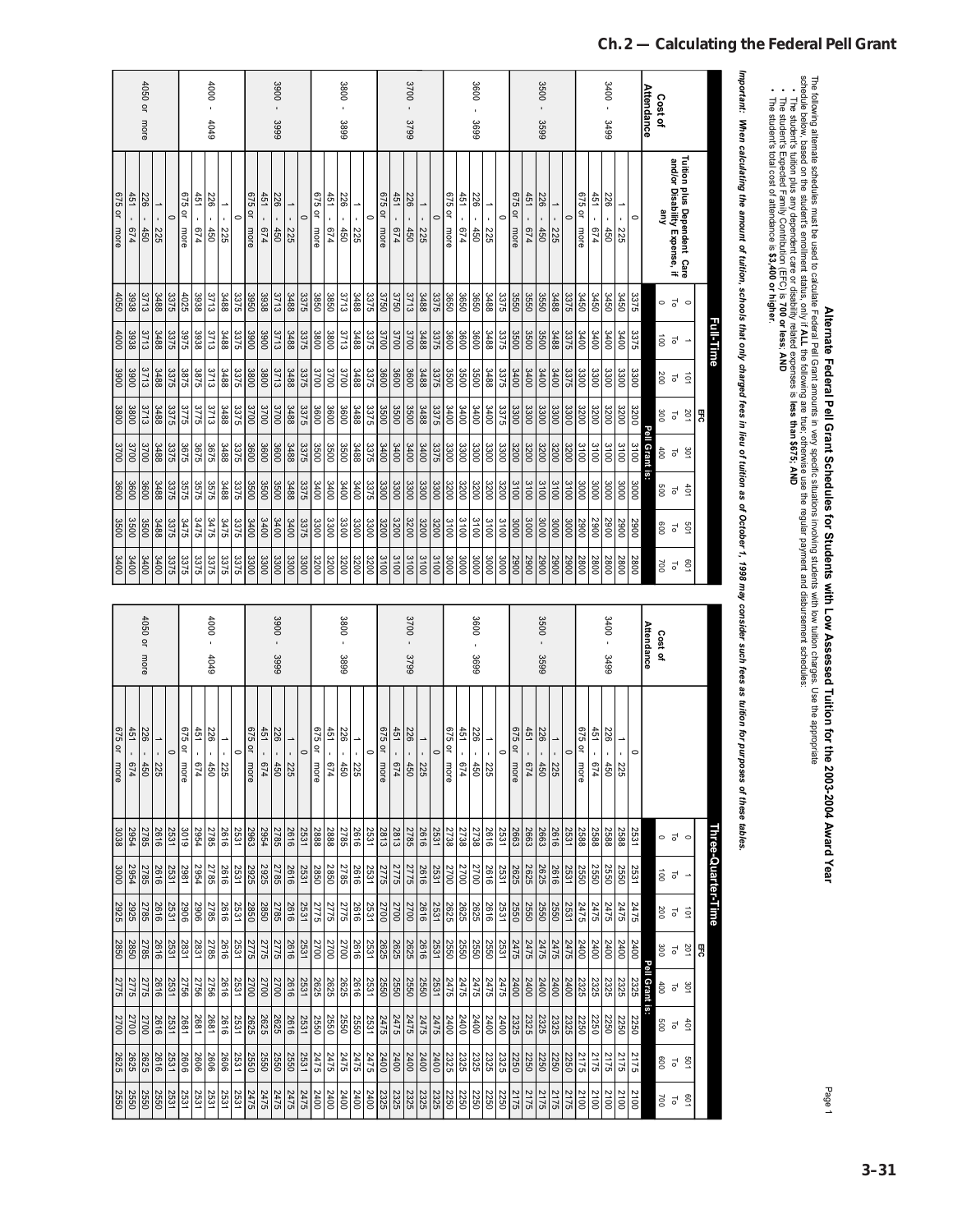# Alternate Federal Pell Grant Schedules for Students with Low Assessed Tuition for the 2003-2004 Award Year

The following alternate schedules must be used to calculate Federal Pell Grant amounts in very specific situations involving students with low tuition charges. Use the appropriate schedule below, based on the student's enrollment status, only if **ALL** the following are true; otherwise use the regular payment and disbursement schedules:

- The student's tuition plus any dependent care or disability related expenses is **less than $675; AND**
- The student's Expected Family Contribution (EFC) is **700 or less; AND**
- The student's total cost of attendance is **$3,400 or higher.**

***Important: When calculating the amount of tuition, schools that only charged fees in lieu of tuition as of October 1, 1998 may consider such fees as tuition for purposes of these tables.***

## Full-Time

| Cost of Attendance | Tuition plus Dependent Care and/or Disability Expense, if any | EFC 0 To 0 | EFC 1 To 100 | EFC 101 To 200 | EFC 201 To 300 | EFC 301 To 400 | EFC 401 To 500 | EFC 501 To 600 | EFC 601 To 700 |
|---|---|---|---|---|---|---|---|---|---|
| | | **Pell Grant is:** | | | | | | | |
| 3400 - 3499 | 0 | 3375 | 3375 | 3300 | 3200 | 3100 | 3000 | 2900 | 2800 |
| | 1 - 225 | 3450 | 3400 | 3300 | 3200 | 3100 | 3000 | 2900 | 2800 |
| | 226 - 450 | 3450 | 3400 | 3300 | 3200 | 3100 | 3000 | 2900 | 2800 |
| | 451 - 674 | 3450 | 3400 | 3300 | 3200 | 3100 | 3000 | 2900 | 2800 |
| | 675 or more | 3450 | 3400 | 3300 | 3200 | 3100 | 3000 | 2900 | 2800 |
| 3500 - 3599 | 0 | 3375 | 3375 | 3375 | 3300 | 3200 | 3100 | 3000 | 2900 |
| | 1 - 225 | 3488 | 3488 | 3400 | 3300 | 3200 | 3100 | 3000 | 2900 |
| | 226 - 450 | 3550 | 3500 | 3400 | 3300 | 3200 | 3100 | 3000 | 2900 |
| | 451 - 674 | 3550 | 3500 | 3400 | 3300 | 3200 | 3100 | 3000 | 2900 |
| | 675 or more | 3550 | 3500 | 3400 | 3300 | 3200 | 3100 | 3000 | 2900 |
| 3600 - 3699 | 0 | 3375 | 3375 | 3375 | 3375 | 3300 | 3200 | 3100 | 3000 |
| | 1 - 225 | 3488 | 3488 | 3488 | 3400 | 3300 | 3200 | 3100 | 3000 |
| | 226 - 450 | 3650 | 3600 | 3500 | 3400 | 3300 | 3200 | 3100 | 3000 |
| | 451 - 674 | 3650 | 3600 | 3500 | 3400 | 3300 | 3200 | 3100 | 3000 |
| | 675 or more | 3650 | 3600 | 3500 | 3400 | 3300 | 3200 | 3100 | 3000 |
| 3700 - 3799 | 0 | 3375 | 3375 | 3375 | 3375 | 3375 | 3300 | 3200 | 3100 |
| | 1 - 225 | 3488 | 3488 | 3488 | 3488 | 3400 | 3300 | 3200 | 3100 |
| | 226 - 450 | 3713 | 3700 | 3600 | 3500 | 3400 | 3300 | 3200 | 3100 |
| | 451 - 674 | 3750 | 3700 | 3600 | 3500 | 3400 | 3300 | 3200 | 3100 |
| | 675 or more | 3750 | 3700 | 3600 | 3500 | 3400 | 3300 | 3200 | 3100 |
| 3800 - 3899 | 0 | 3375 | 3375 | 3375 | 3375 | 3375 | 3375 | 3300 | 3200 |
| | 1 - 225 | 3488 | 3488 | 3488 | 3488 | 3488 | 3400 | 3300 | 3200 |
| | 226 - 450 | 3713 | 3713 | 3700 | 3600 | 3500 | 3400 | 3300 | 3200 |
| | 451 - 674 | 3850 | 3800 | 3700 | 3600 | 3500 | 3400 | 3300 | 3200 |
| | 675 or more | 3850 | 3800 | 3700 | 3600 | 3500 | 3400 | 3300 | 3200 |
| 3900 - 3999 | 0 | 3375 | 3375 | 3375 | 3375 | 3375 | 3375 | 3375 | 3300 |
| | 1 - 225 | 3488 | 3488 | 3488 | 3488 | 3488 | 3488 | 3400 | 3300 |
| | 226 - 450 | 3713 | 3713 | 3713 | 3700 | 3600 | 3500 | 3400 | 3300 |
| | 451 - 674 | 3938 | 3900 | 3800 | 3700 | 3600 | 3500 | 3400 | 3300 |
| | 675 or more | 3950 | 3900 | 3800 | 3700 | 3600 | 3500 | 3400 | 3300 |
| 4000 - 4049 | 0 | 3375 | 3375 | 3375 | 3375 | 3375 | 3375 | 3375 | 3375 |
| | 1 - 225 | 3488 | 3488 | 3488 | 3488 | 3488 | 3488 | 3475 | 3375 |
| | 226 - 450 | 3713 | 3713 | 3713 | 3713 | 3675 | 3575 | 3475 | 3375 |
| | 451 - 674 | 3938 | 3938 | 3875 | 3775 | 3675 | 3575 | 3475 | 3375 |
| | 675 or more | 4025 | 3975 | 3875 | 3775 | 3675 | 3575 | 3475 | 3375 |
| 4050 or more | 0 | 3375 | 3375 | 3375 | 3375 | 3375 | 3375 | 3375 | 3375 |
| | 1 - 225 | 3488 | 3488 | 3488 | 3488 | 3488 | 3488 | 3488 | 3488 |
| | 226 - 450 | 3713 | 3713 | 3713 | 3713 | 3700 | 3600 | 3500 | 3400 |
| | 451 - 674 | 3938 | 3938 | 3900 | 3800 | 3700 | 3600 | 3500 | 3400 |
| | 675 or more | 4050 | 4000 | 3900 | 3800 | 3700 | 3600 | 3500 | 3400 |

## Three-Quarter-Time

| Cost of Attendance | Tuition plus Dependent Care and/or Disability Expense, if any | EFC 0 To 0 | EFC 1 To 100 | EFC 101 To 200 | EFC 201 To 300 | EFC 301 To 400 | EFC 401 To 500 | EFC 501 To 600 | EFC 601 To 700 |
|---|---|---|---|---|---|---|---|---|---|
| | | **Pell Grant is:** | | | | | | | |
| 3400 - 3499 | 0 | 2531 | 2531 | 2475 | 2400 | 2325 | 2250 | 2175 | 2100 |
| | 1 - 225 | 2588 | 2550 | 2475 | 2400 | 2325 | 2250 | 2175 | 2100 |
| | 226 - 450 | 2588 | 2550 | 2475 | 2400 | 2325 | 2250 | 2175 | 2100 |
| | 451 - 674 | 2588 | 2550 | 2475 | 2400 | 2325 | 2250 | 2175 | 2100 |
| | 675 or more | 2588 | 2550 | 2475 | 2400 | 2325 | 2250 | 2175 | 2100 |
| 3500 - 3599 | 0 | 2531 | 2531 | 2531 | 2475 | 2400 | 2325 | 2250 | 2175 |
| | 1 - 225 | 2616 | 2616 | 2550 | 2475 | 2400 | 2325 | 2250 | 2175 |
| | 226 - 450 | 2663 | 2625 | 2550 | 2475 | 2400 | 2325 | 2250 | 2175 |
| | 451 - 674 | 2663 | 2625 | 2550 | 2475 | 2400 | 2325 | 2250 | 2175 |
| | 675 or more | 2663 | 2625 | 2550 | 2475 | 2400 | 2325 | 2250 | 2175 |
| 3600 - 3699 | 0 | 2531 | 2531 | 2531 | 2531 | 2475 | 2400 | 2325 | 2250 |
| | 1 - 225 | 2616 | 2616 | 2616 | 2550 | 2475 | 2400 | 2325 | 2250 |
| | 226 - 450 | 2738 | 2700 | 2625 | 2550 | 2475 | 2400 | 2325 | 2250 |
| | 451 - 674 | 2738 | 2700 | 2625 | 2550 | 2475 | 2400 | 2325 | 2250 |
| | 675 or more | 2738 | 2700 | 2625 | 2550 | 2475 | 2400 | 2325 | 2250 |
| 3700 - 3799 | 0 | 2531 | 2531 | 2531 | 2531 | 2531 | 2475 | 2400 | 2325 |
| | 1 - 225 | 2616 | 2616 | 2616 | 2616 | 2550 | 2475 | 2400 | 2325 |
| | 226 - 450 | 2785 | 2775 | 2700 | 2625 | 2550 | 2475 | 2400 | 2325 |
| | 451 - 674 | 2813 | 2775 | 2700 | 2625 | 2550 | 2475 | 2400 | 2325 |
| | 675 or more | 2813 | 2775 | 2700 | 2625 | 2550 | 2475 | 2400 | 2325 |
| 3800 - 3899 | 0 | 2531 | 2531 | 2531 | 2531 | 2531 | 2531 | 2475 | 2400 |
| | 1 - 225 | 2616 | 2616 | 2616 | 2616 | 2616 | 2550 | 2475 | 2400 |
| | 226 - 450 | 2785 | 2785 | 2775 | 2700 | 2625 | 2550 | 2475 | 2400 |
| | 451 - 674 | 2888 | 2850 | 2775 | 2700 | 2625 | 2550 | 2475 | 2400 |
| | 675 or more | 2888 | 2850 | 2775 | 2700 | 2625 | 2550 | 2475 | 2400 |
| 3900 - 3999 | 0 | 2531 | 2531 | 2531 | 2531 | 2531 | 2531 | 2531 | 2475 |
| | 1 - 225 | 2616 | 2616 | 2616 | 2616 | 2616 | 2616 | 2550 | 2475 |
| | 226 - 450 | 2785 | 2785 | 2785 | 2775 | 2700 | 2625 | 2550 | 2475 |
| | 451 - 674 | 2954 | 2925 | 2850 | 2775 | 2700 | 2625 | 2550 | 2475 |
| | 675 or more | 2963 | 2925 | 2850 | 2775 | 2700 | 2625 | 2550 | 2475 |
| 4000 - 4049 | 0 | 2531 | 2531 | 2531 | 2531 | 2531 | 2531 | 2531 | 2531 |
| | 1 - 225 | 2616 | 2616 | 2616 | 2616 | 2616 | 2616 | 2606 | 2531 |
| | 226 - 450 | 2785 | 2785 | 2785 | 2785 | 2756 | 2681 | 2606 | 2531 |
| | 451 - 674 | 2954 | 2954 | 2906 | 2831 | 2756 | 2681 | 2606 | 2531 |
| | 675 or more | 3019 | 2981 | 2906 | 2831 | 2756 | 2681 | 2606 | 2531 |
| 4050 or more | 0 | 2531 | 2531 | 2531 | 2531 | 2531 | 2531 | 2531 | 2531 |
| | 1 - 225 | 2616 | 2616 | 2616 | 2616 | 2616 | 2616 | 2616 | 2616 |
| | 226 - 450 | 2785 | 2785 | 2785 | 2785 | 2775 | 2700 | 2625 | 2550 |
| | 451 - 674 | 2954 | 2954 | 2925 | 2850 | 2775 | 2700 | 2625 | 2550 |
| | 675 or more | 3038 | 3000 | 2925 | 2850 | 2775 | 2700 | 2625 | 2550 |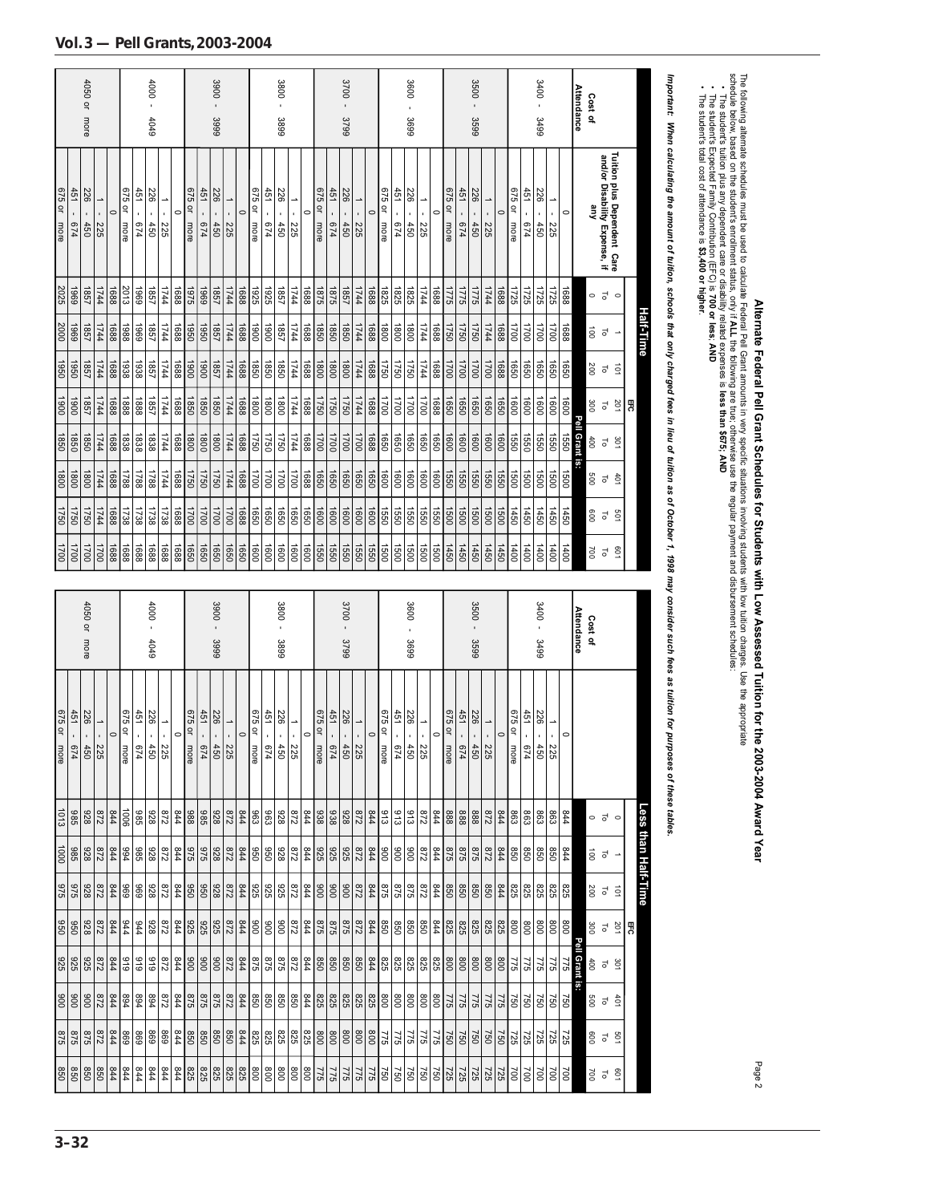# Alternate Federal Pell Grant Schedules for Students with Low Assessed Tuition for the 2003-2004 Award Year

The following alternate schedules must be used to calculate Federal Pell Grant amounts in very specific situations involving students with low tuition charges. Use the appropriate schedule below, based on the student's enrollment status, only if **ALL** the following are true; otherwise use the regular payment and disbursement schedules:

- The student's tuition plus any dependent care or disability related expenses is **less than $675; AND**
- The student's Expected Family Contribution (EFC) is **700 or less**; **AND**
- The student's total cost of attendance is **$3,400 or higher**.

***Important: When calculating the amount of tuition, schools that only charged fees in lieu of tuition as of October 1, 1998 may consider such fees as tuition for purposes of these tables.***

## Half-Time

| Cost of Attendance | Tuition plus Dependent Care and/or Disability Expense, if any | EFC 0 To 0 | 1 To 100 | 101 To 200 | 201 To 300 | 301 To 400 | 401 To 500 | 501 To 600 | 601 To 700 |
|---|---|---|---|---|---|---|---|---|---|
| | | **Pell Grant is:** | | | | | | | |
| 3400 - 3499 | 0 | 1688 | 1688 | 1650 | 1600 | 1550 | 1500 | 1450 | 1400 |
| | 1 - 225 | 1725 | 1700 | 1650 | 1600 | 1550 | 1500 | 1450 | 1400 |
| | 226 - 450 | 1725 | 1700 | 1650 | 1600 | 1550 | 1500 | 1450 | 1400 |
| | 451 - 674 | 1725 | 1700 | 1650 | 1600 | 1550 | 1500 | 1450 | 1400 |
| | 675 or more | 1725 | 1700 | 1650 | 1600 | 1550 | 1500 | 1450 | 1400 |
| 3500 - 3599 | 0 | 1688 | 1688 | 1688 | 1650 | 1600 | 1550 | 1500 | 1450 |
| | 1 - 225 | 1744 | 1744 | 1700 | 1650 | 1600 | 1550 | 1500 | 1450 |
| | 226 - 450 | 1775 | 1750 | 1700 | 1650 | 1600 | 1550 | 1500 | 1450 |
| | 451 - 674 | 1775 | 1750 | 1700 | 1650 | 1600 | 1550 | 1500 | 1450 |
| | 675 or more | 1775 | 1750 | 1700 | 1650 | 1600 | 1550 | 1500 | 1450 |
| 3600 - 3699 | 0 | 1688 | 1688 | 1688 | 1688 | 1650 | 1600 | 1550 | 1500 |
| | 1 - 225 | 1744 | 1744 | 1744 | 1700 | 1650 | 1600 | 1550 | 1500 |
| | 226 - 450 | 1825 | 1800 | 1750 | 1700 | 1650 | 1600 | 1550 | 1500 |
| | 451 - 674 | 1825 | 1800 | 1750 | 1700 | 1650 | 1600 | 1550 | 1500 |
| | 675 or more | 1825 | 1800 | 1750 | 1700 | 1650 | 1600 | 1550 | 1500 |
| 3700 - 3799 | 0 | 1688 | 1688 | 1688 | 1688 | 1688 | 1650 | 1600 | 1550 |
| | 1 - 225 | 1744 | 1744 | 1744 | 1744 | 1700 | 1650 | 1600 | 1550 |
| | 226 - 450 | 1857 | 1850 | 1800 | 1750 | 1700 | 1650 | 1600 | 1550 |
| | 451 - 674 | 1875 | 1850 | 1800 | 1750 | 1700 | 1650 | 1600 | 1550 |
| | 675 or more | 1875 | 1850 | 1800 | 1750 | 1700 | 1650 | 1600 | 1550 |
| 3800 - 3899 | 0 | 1688 | 1688 | 1688 | 1688 | 1688 | 1688 | 1650 | 1600 |
| | 1 - 225 | 1744 | 1744 | 1744 | 1744 | 1744 | 1700 | 1650 | 1600 |
| | 226 - 450 | 1857 | 1857 | 1850 | 1800 | 1750 | 1700 | 1650 | 1600 |
| | 451 - 674 | 1925 | 1900 | 1850 | 1800 | 1750 | 1700 | 1650 | 1600 |
| | 675 or more | 1925 | 1900 | 1850 | 1800 | 1750 | 1700 | 1650 | 1600 |
| 3900 - 3999 | 0 | 1688 | 1688 | 1688 | 1688 | 1688 | 1688 | 1688 | 1650 |
| | 1 - 225 | 1744 | 1744 | 1744 | 1744 | 1744 | 1744 | 1700 | 1650 |
| | 226 - 450 | 1857 | 1857 | 1857 | 1850 | 1800 | 1750 | 1700 | 1650 |
| | 451 - 674 | 1969 | 1950 | 1900 | 1850 | 1800 | 1750 | 1700 | 1650 |
| | 675 or more | 1975 | 1950 | 1900 | 1850 | 1800 | 1750 | 1700 | 1650 |
| 4000 - 4049 | 0 | 1688 | 1688 | 1688 | 1688 | 1688 | 1688 | 1688 | 1688 |
| | 1 - 225 | 1744 | 1744 | 1744 | 1744 | 1744 | 1744 | 1738 | 1688 |
| | 226 - 450 | 1857 | 1857 | 1857 | 1857 | 1838 | 1788 | 1738 | 1688 |
| | 451 - 674 | 1969 | 1969 | 1938 | 1888 | 1838 | 1788 | 1738 | 1688 |
| | 675 or more | 2013 | 1988 | 1938 | 1888 | 1838 | 1788 | 1738 | 1688 |
| 4050 or more | 0 | 1688 | 1688 | 1688 | 1688 | 1688 | 1688 | 1688 | 1688 |
| | 1 - 225 | 1744 | 1744 | 1744 | 1744 | 1744 | 1744 | 1744 | 1700 |
| | 226 - 450 | 1857 | 1857 | 1857 | 1857 | 1850 | 1800 | 1750 | 1700 |
| | 451 - 674 | 1969 | 1969 | 1950 | 1900 | 1850 | 1800 | 1750 | 1700 |
| | 675 or more | 2025 | 2000 | 1950 | 1900 | 1850 | 1800 | 1750 | 1700 |

## Less than Half-Time

| Cost of Attendance | Tuition plus Dependent Care and/or Disability Expense, if any | EFC 0 To 0 | 1 To 100 | 101 To 200 | 201 To 300 | 301 To 400 | 401 To 500 | 501 To 600 | 601 To 700 |
|---|---|---|---|---|---|---|---|---|---|
| | | **Pell Grant is:** | | | | | | | |
| 3400 - 3499 | 0 | 844 | 844 | 825 | 800 | 775 | 750 | 725 | 700 |
| | 1 - 225 | 863 | 850 | 825 | 800 | 775 | 750 | 725 | 700 |
| | 226 - 450 | 863 | 850 | 825 | 800 | 775 | 750 | 725 | 700 |
| | 451 - 674 | 863 | 850 | 825 | 800 | 775 | 750 | 725 | 700 |
| | 675 or more | 863 | 850 | 825 | 800 | 775 | 750 | 725 | 700 |
| 3500 - 3599 | 0 | 844 | 844 | 844 | 825 | 800 | 775 | 750 | 725 |
| | 1 - 225 | 872 | 872 | 850 | 825 | 800 | 775 | 750 | 725 |
| | 226 - 450 | 888 | 875 | 850 | 825 | 800 | 775 | 750 | 725 |
| | 451 - 674 | 888 | 875 | 850 | 825 | 800 | 775 | 750 | 725 |
| | 675 or more | 888 | 875 | 850 | 825 | 800 | 775 | 750 | 725 |
| 3600 - 3699 | 0 | 844 | 844 | 844 | 844 | 825 | 800 | 775 | 750 |
| | 1 - 225 | 872 | 872 | 872 | 850 | 825 | 800 | 775 | 750 |
| | 226 - 450 | 913 | 900 | 875 | 850 | 825 | 800 | 775 | 750 |
| | 451 - 674 | 913 | 900 | 875 | 850 | 825 | 800 | 775 | 750 |
| | 675 or more | 913 | 900 | 875 | 850 | 825 | 800 | 775 | 750 |
| 3700 - 3799 | 0 | 844 | 844 | 844 | 844 | 844 | 825 | 800 | 775 |
| | 1 - 225 | 872 | 872 | 872 | 872 | 850 | 825 | 800 | 775 |
| | 226 - 450 | 928 | 925 | 900 | 875 | 850 | 825 | 800 | 775 |
| | 451 - 674 | 938 | 925 | 900 | 875 | 850 | 825 | 800 | 775 |
| | 675 or more | 938 | 925 | 900 | 875 | 850 | 825 | 800 | 775 |
| 3800 - 3899 | 0 | 844 | 844 | 844 | 844 | 844 | 844 | 825 | 800 |
| | 1 - 225 | 872 | 872 | 872 | 872 | 872 | 850 | 825 | 800 |
| | 226 - 450 | 928 | 928 | 925 | 900 | 875 | 850 | 825 | 800 |
| | 451 - 674 | 963 | 950 | 925 | 900 | 875 | 850 | 825 | 800 |
| | 675 or more | 963 | 950 | 925 | 900 | 875 | 850 | 825 | 800 |
| 3900 - 3999 | 0 | 844 | 844 | 844 | 844 | 844 | 844 | 844 | 825 |
| | 1 - 225 | 872 | 872 | 872 | 872 | 872 | 872 | 850 | 825 |
| | 226 - 450 | 928 | 928 | 928 | 925 | 900 | 875 | 850 | 825 |
| | 451 - 674 | 985 | 975 | 950 | 925 | 900 | 875 | 850 | 825 |
| | 675 or more | 988 | 975 | 950 | 925 | 900 | 875 | 850 | 825 |
| 4000 - 4049 | 0 | 844 | 844 | 844 | 844 | 844 | 844 | 844 | 844 |
| | 1 - 225 | 872 | 872 | 872 | 872 | 872 | 872 | 869 | 844 |
| | 226 - 450 | 928 | 928 | 928 | 928 | 919 | 894 | 869 | 844 |
| | 451 - 674 | 985 | 985 | 969 | 944 | 919 | 894 | 869 | 844 |
| | 675 or more | 1006 | 994 | 969 | 944 | 919 | 894 | 869 | 844 |
| 4050 or more | 0 | 844 | 844 | 844 | 844 | 844 | 844 | 844 | 844 |
| | 1 - 225 | 872 | 872 | 872 | 872 | 872 | 872 | 872 | 850 |
| | 226 - 450 | 928 | 928 | 928 | 928 | 925 | 900 | 875 | 850 |
| | 451 - 674 | 985 | 985 | 975 | 950 | 925 | 900 | 875 | 850 |
| | 675 or more | 1013 | 1000 | 975 | 950 | 925 | 900 | 875 | 850 |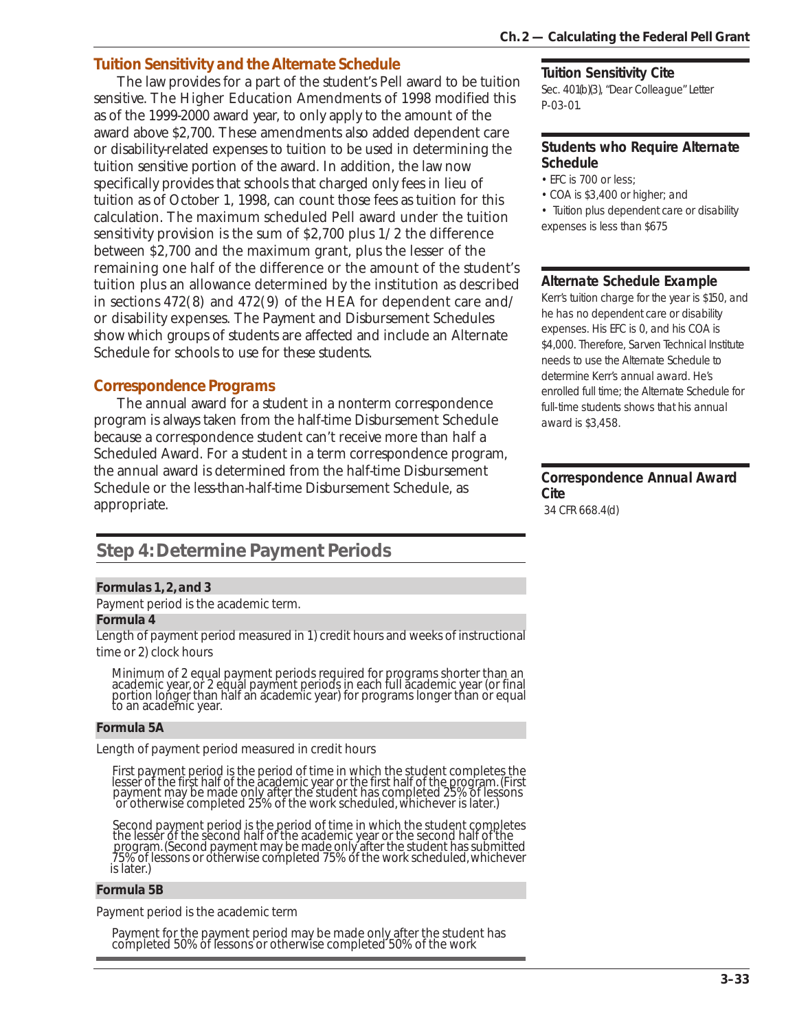## Tuition Sensitivity and the Alternate Schedule

The law provides for a part of the student's Pell award to be tuition sensitive. The Higher Education Amendments of 1998 modified this as of the 1999-2000 award year, to only apply to the amount of the award above $2,700. These amendments also added dependent care or disability-related expenses to tuition to be used in determining the tuition sensitive portion of the award. In addition, the law now specifically provides that schools that charged only fees in lieu of tuition as of October 1, 1998, can count those fees as tuition for this calculation. The maximum scheduled Pell award under the tuition sensitivity provision is the sum of $2,700 plus 1/2 the difference between $2,700 and the maximum grant, plus the lesser of the remaining one half of the difference or the amount of the student's tuition plus an allowance determined by the institution as described in sections 472(8) and 472(9) of the HEA for dependent care and/or disability expenses. The Payment and Disbursement Schedules show which groups of students are affected and include an Alternate Schedule for schools to use for these students.

## Correspondence Programs

The annual award for a student in a nonterm correspondence program is always taken from the half-time Disbursement Schedule because a correspondence student can't receive more than half a Scheduled Award. For a student in a term correspondence program, the annual award is determined from the half-time Disbursement Schedule or the less-than-half-time Disbursement Schedule, as appropriate.

**Tuition Sensitivity Cite**

*Sec. 401(b)(3), "Dear Colleague" Letter P-03-01.*

**Students who Require Alternate Schedule**

- *EFC is 700 or less;*
- *COA is $3,400 or higher; and*
- *Tuition plus dependent care or disability expenses is less than $675*

**Alternate Schedule Example**

*Kerr's tuition charge for the year is $150, and he has no dependent care or disability expenses. His EFC is 0, and his COA is $4,000. Therefore, Sarven Technical Institute needs to use the Alternate Schedule to determine Kerr's annual award. He's enrolled full time; the Alternate Schedule for full-time students shows that his annual award is $3,458.*

**Correspondence Annual Award Cite**

*34 CFR 668.4(d)*

## Step 4: Determine Payment Periods

**Formulas 1, 2, and 3**

Payment period is the academic term.

**Formula 4**

Length of payment period measured in 1) credit hours and weeks of instructional time or 2) clock hours

Minimum of 2 equal payment periods required for programs shorter than an academic year, or 2 equal payment periods in each full academic year (or final portion longer than half an academic year) for programs longer than or equal to an academic year.

**Formula 5A**

Length of payment period measured in credit hours

First payment period is the period of time in which the student completes the lesser of the first half of the academic year or the first half of the program. (First payment may be made only after the student has completed 25% of lessons or otherwise completed 25% of the work scheduled, whichever is later.)

Second payment period is the period of time in which the student completes the lesser of the second half of the academic year or the second half of the program. (Second payment may be made only after the student has submitted 75% of lessons or otherwise completed 75% of the work scheduled, whichever is later.)

**Formula 5B**

Payment period is the academic term

Payment for the payment period may be made only after the student has completed 50% of lessons or otherwise completed 50% of the work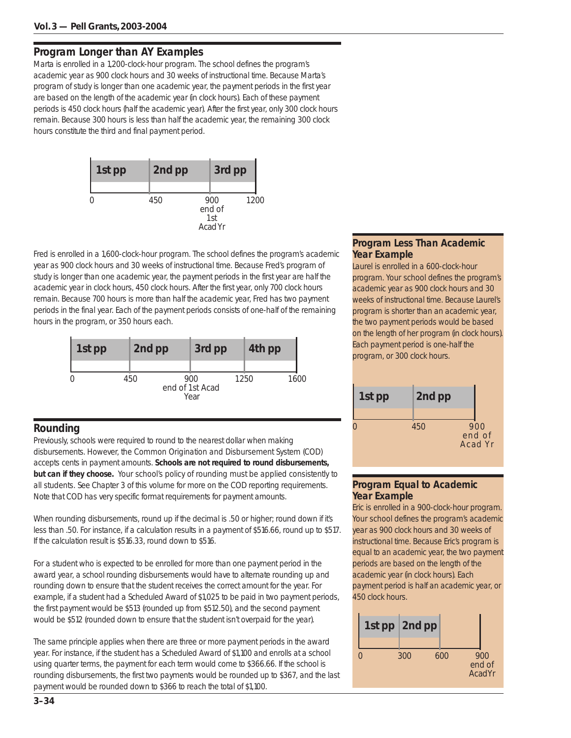## Program Longer than AY Examples

Marta is enrolled in a 1,200-clock-hour program. The school defines the program's academic year as 900 clock hours and 30 weeks of instructional time. Because Marta's program of study is longer than one academic year, the payment periods in the first year are based on the length of the academic year (in clock hours). Each of these payment periods is 450 clock hours (half the academic year). After the first year, only 300 clock hours remain. Because 300 hours is less than half the academic year, the remaining 300 clock hours constitute the third and final payment period.

| 1st pp | 2nd pp | 3rd pp |
|---|---|---|
| 0 | 450 | 900 end of 1st Acad Yr — 1200 |

Fred is enrolled in a 1,600-clock-hour program. The school defines the program's academic year as 900 clock hours and 30 weeks of instructional time. Because Fred's program of study is longer than one academic year, the payment periods in the first year are half the academic year in clock hours, 450 clock hours. After the first year, only 700 clock hours remain. Because 700 hours is more than half the academic year, Fred has two payment periods in the final year. Each of the payment periods consists of one-half of the remaining hours in the program, or 350 hours each.

| 1st pp | 2nd pp | 3rd pp | 4th pp |
|---|---|---|---|
| 0 | 450 | 900 end of 1st Acad Year | 1250 — 1600 |

## Rounding

Previously, schools were required to round to the nearest dollar when making disbursements. However, the Common Origination and Disbursement System (COD) accepts cents in payment amounts. **Schools are not required to round disbursements, but can if they choose.** Your school's policy of rounding must be applied consistently to all students. See Chapter 3 of this volume for more on the COD reporting requirements. Note that COD has very specific format requirements for payment amounts.

When rounding disbursements, round up if the decimal is .50 or higher; round down if it's less than .50. For instance, if a calculation results in a payment of $516.66, round up to $517. If the calculation result is $516.33, round down to $516.

For a student who is expected to be enrolled for more than one payment period in the award year, a school rounding disbursements would have to alternate rounding up and rounding down to ensure that the student receives the correct amount for the year. For example, if a student had a Scheduled Award of $1,025 to be paid in two payment periods, the first payment would be $513 (rounded up from $512.50), and the second payment would be $512 (rounded down to ensure that the student isn't overpaid for the year).

The same principle applies when there are three or more payment periods in the award year. For instance, if the student has a Scheduled Award of $1,100 and enrolls at a school using quarter terms, the payment for each term would come to $366.66. If the school is rounding disbursements, the first two payments would be rounded up to $367, and the last payment would be rounded down to $366 to reach the total of $1,100.

### Program Less Than Academic Year Example

Laurel is enrolled in a 600-clock-hour program. Your school defines the program's academic year as 900 clock hours and 30 weeks of instructional time. Because Laurel's program is shorter than an academic year, the two payment periods would be based on the length of her program (in clock hours). Each payment period is one-half the program, or 300 clock hours.

| 1st pp | 2nd pp |
|---|---|
| 0 | 450 — 900 end of Acad Yr |

### Program Equal to Academic Year Example

Eric is enrolled in a 900-clock-hour program. Your school defines the program's academic year as 900 clock hours and 30 weeks of instructional time. Because Eric's program is equal to an academic year, the two payment periods are based on the length of the academic year (in clock hours). Each payment period is half an academic year, or 450 clock hours.

| 1st pp | 2nd pp | |
|---|---|---|
| 0 | 300 | 600 — 900 end of AcadYr |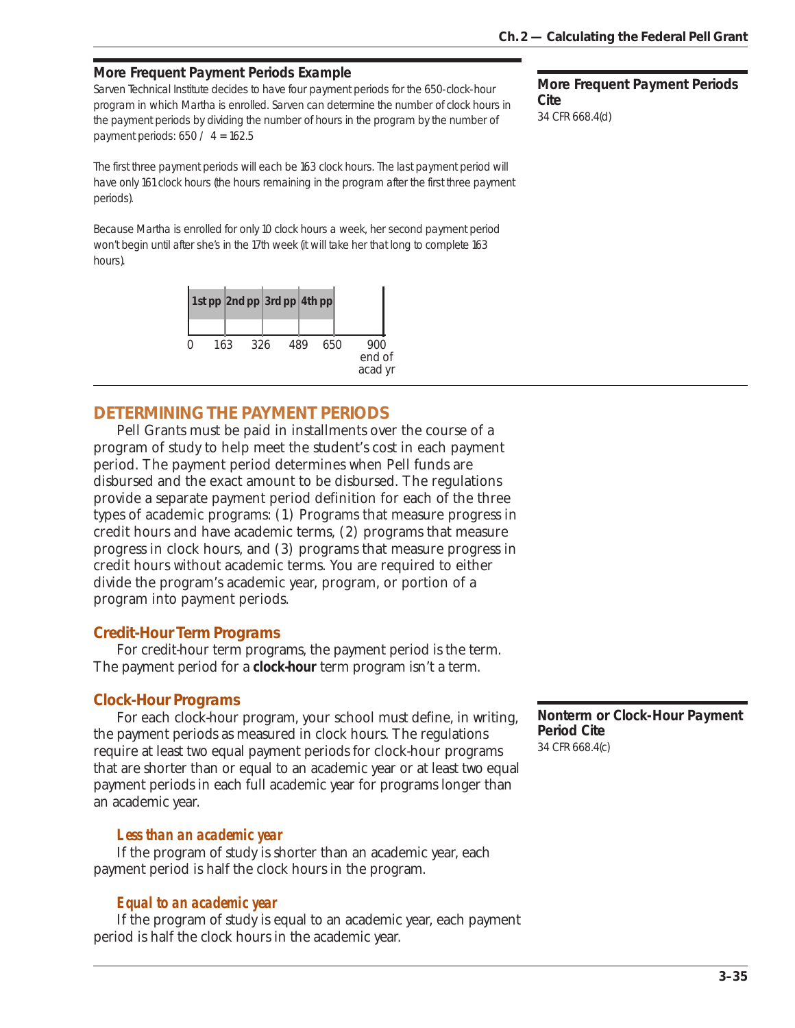### More Frequent Payment Periods Example

*Sarven Technical Institute decides to have four payment periods for the 650-clock-hour program in which Martha is enrolled. Sarven can determine the number of clock hours in the payment periods by dividing the number of hours in the program by the number of payment periods: 650 / 4 = 162.5*

*The first three payment periods will each be 163 clock hours. The last payment period will have only 161 clock hours (the hours remaining in the program after the first three payment periods).*

*Because Martha is enrolled for only 10 clock hours a week, her second payment period won't begin until after she's in the 17th week (it will take her that long to complete 163 hours).*

| 1st pp | 2nd pp | 3rd pp | 4th pp | |
|---|---|---|---|---|
| 0 – 163 | 163 – 326 | 326 – 489 | 489 – 650 | 900 end of acad yr |

**More Frequent Payment Periods Cite**
34 CFR 668.4(d)

## DETERMINING THE PAYMENT PERIODS

Pell Grants must be paid in installments over the course of a program of study to help meet the student's cost in each payment period. The payment period determines when Pell funds are disbursed and the exact amount to be disbursed. The regulations provide a separate payment period definition for each of the three types of academic programs: (1) Programs that measure progress in credit hours and have academic terms, (2) programs that measure progress in clock hours, and (3) programs that measure progress in credit hours without academic terms. You are required to either divide the program's academic year, program, or portion of a program into payment periods.

### Credit-Hour Term Programs

For credit-hour term programs, the payment period is the term. The payment period for a **clock-hour** term program isn't a term.

### Clock-Hour Programs

For each clock-hour program, your school must define, in writing, the payment periods as measured in clock hours. The regulations require at least two equal payment periods for clock-hour programs that are shorter than or equal to an academic year or at least two equal payment periods in each full academic year for programs longer than an academic year.

**Nonterm or Clock-Hour Payment Period Cite**
34 CFR 668.4(c)

#### *Less than an academic year*

If the program of study is shorter than an academic year, each payment period is half the clock hours in the program.

#### *Equal to an academic year*

If the program of study is equal to an academic year, each payment period is half the clock hours in the academic year.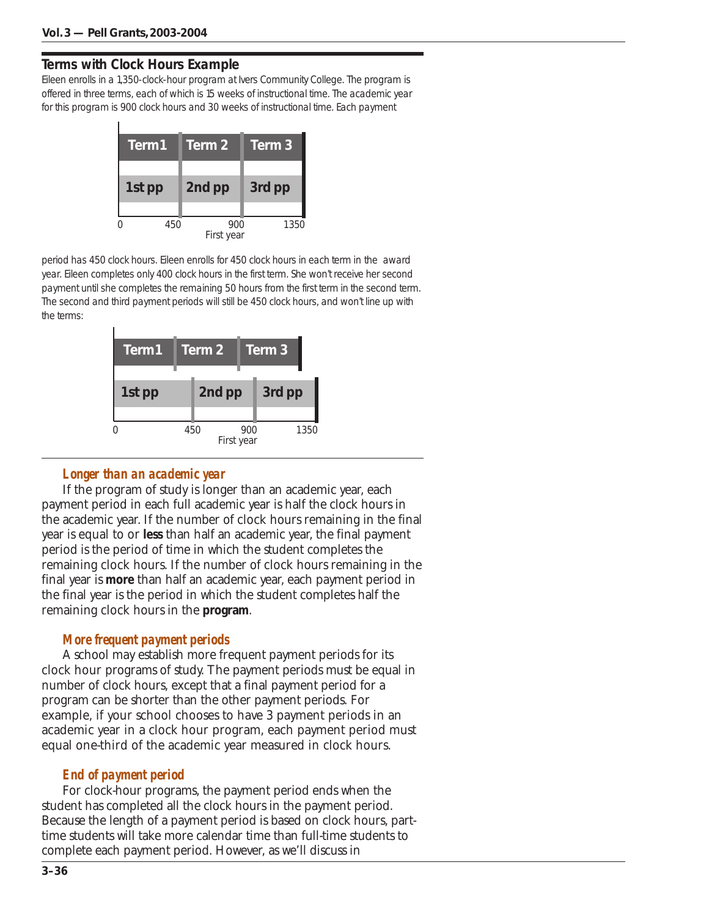### Terms with Clock Hours Example

Eileen enrolls in a 1,350-clock-hour program at Ivers Community College. The program is offered in three terms, each of which is 15 weeks of instructional time. The academic year for this program is 900 clock hours and 30 weeks of instructional time. Each payment period has 450 clock hours. Eileen enrolls for 450 clock hours in each term in the award year. Eileen completes only 400 clock hours in the first term. She won't receive her second payment until she completes the remaining 50 hours from the first term in the second term. The second and third payment periods will still be 450 clock hours, and won't line up with the terms:

#### Longer than an academic year

If the program of study is longer than an academic year, each payment period in each full academic year is half the clock hours in the academic year. If the number of clock hours remaining in the final year is equal to or **less** than half an academic year, the final payment period is the period of time in which the student completes the remaining clock hours. If the number of clock hours remaining in the final year is **more** than half an academic year, each payment period in the final year is the period in which the student completes half the remaining clock hours in the **program**.

#### More frequent payment periods

A school may establish more frequent payment periods for its clock hour programs of study. The payment periods must be equal in number of clock hours, except that a final payment period for a program can be shorter than the other payment periods. For example, if your school chooses to have 3 payment periods in an academic year in a clock hour program, each payment period must equal one-third of the academic year measured in clock hours.

#### End of payment period

For clock-hour programs, the payment period ends when the student has completed all the clock hours in the payment period. Because the length of a payment period is based on clock hours, part-time students will take more calendar time than full-time students to complete each payment period. However, as we'll discuss in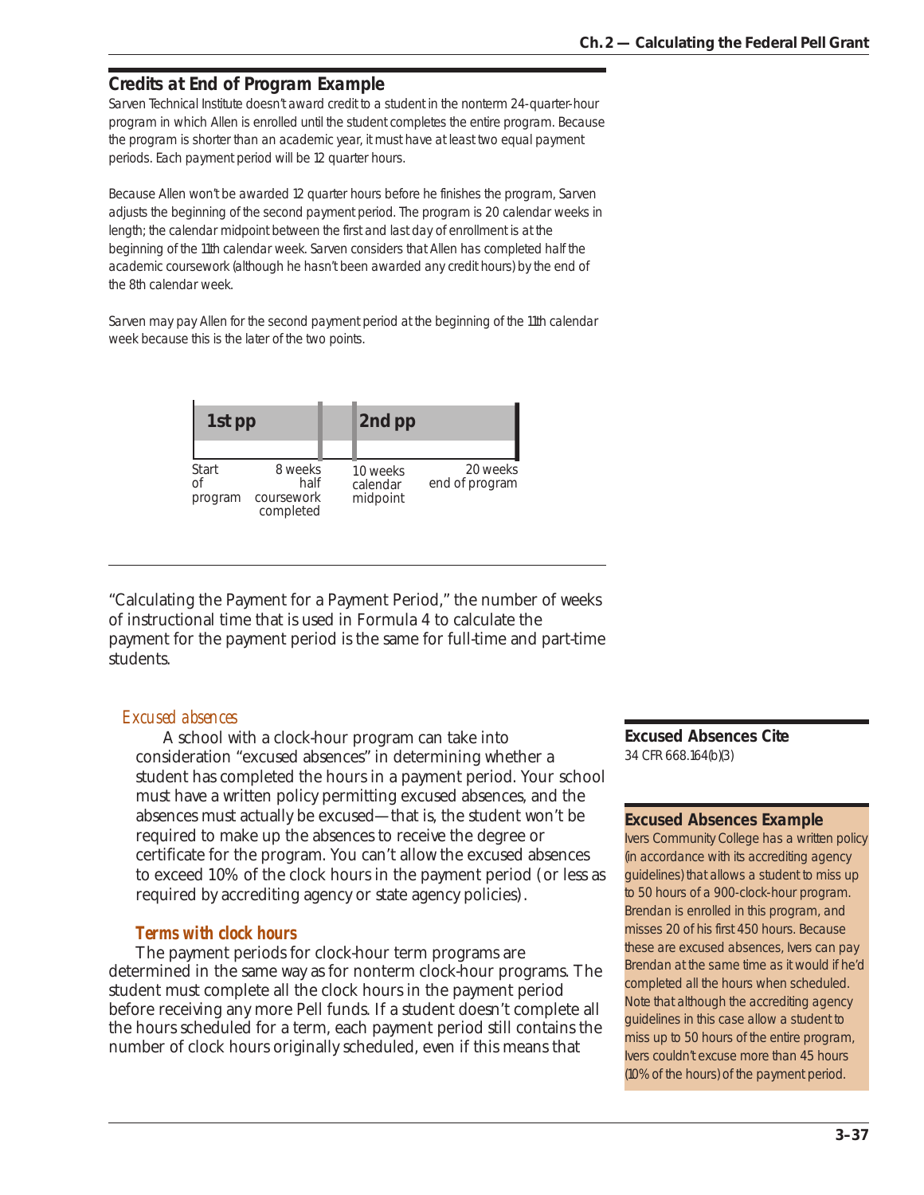## Credits at End of Program Example

Sarven Technical Institute doesn't award credit to a student in the nonterm 24-quarter-hour program in which Allen is enrolled until the student completes the entire program. Because the program is shorter than an academic year, it must have at least two equal payment periods. Each payment period will be 12 quarter hours.

Because Allen won't be awarded 12 quarter hours before he finishes the program, Sarven adjusts the beginning of the second payment period. The program is 20 calendar weeks in length; the calendar midpoint between the first and last day of enrollment is at the beginning of the 11th calendar week. Sarven considers that Allen has completed half the academic coursework (although he hasn't been awarded any credit hours) by the end of the 8th calendar week.

Sarven may pay Allen for the second payment period at the beginning of the 11th calendar week because this is the later of the two points.

| 1st pp | | 2nd pp | |
|---|---|---|---|
| Start of program | 8 weeks half coursework completed | 10 weeks calendar midpoint | 20 weeks end of program |

"Calculating the Payment for a Payment Period," the number of weeks of instructional time that is used in Formula 4 to calculate the payment for the payment period is the same for full-time and part-time students.

### *Excused absences*

A school with a clock-hour program can take into consideration "excused absences" in determining whether a student has completed the hours in a payment period. Your school must have a written policy permitting excused absences, and the absences must actually be excused—that is, the student won't be required to make up the absences to receive the degree or certificate for the program. You can't allow the excused absences to exceed 10% of the clock hours in the payment period (or less as required by accrediting agency or state agency policies).

**Excused Absences Cite**
34 CFR 668.164(b)(3)

**Excused Absences Example**
Ivers Community College has a written policy (in accordance with its accrediting agency guidelines) that allows a student to miss up to 50 hours of a 900-clock-hour program. Brendan is enrolled in this program, and misses 20 of his first 450 hours. Because these are excused absences, Ivers can pay Brendan at the same time as it would if he'd completed all the hours when scheduled. Note that although the accrediting agency guidelines in this case allow a student to miss up to 50 hours of the entire program, Ivers couldn't excuse more than 45 hours (10% of the hours) of the payment period.

### Terms with clock hours

The payment periods for clock-hour term programs are determined in the same way as for nonterm clock-hour programs. The student must complete all the clock hours in the payment period before receiving any more Pell funds. If a student doesn't complete all the hours scheduled for a term, each payment period still contains the number of clock hours originally scheduled, even if this means that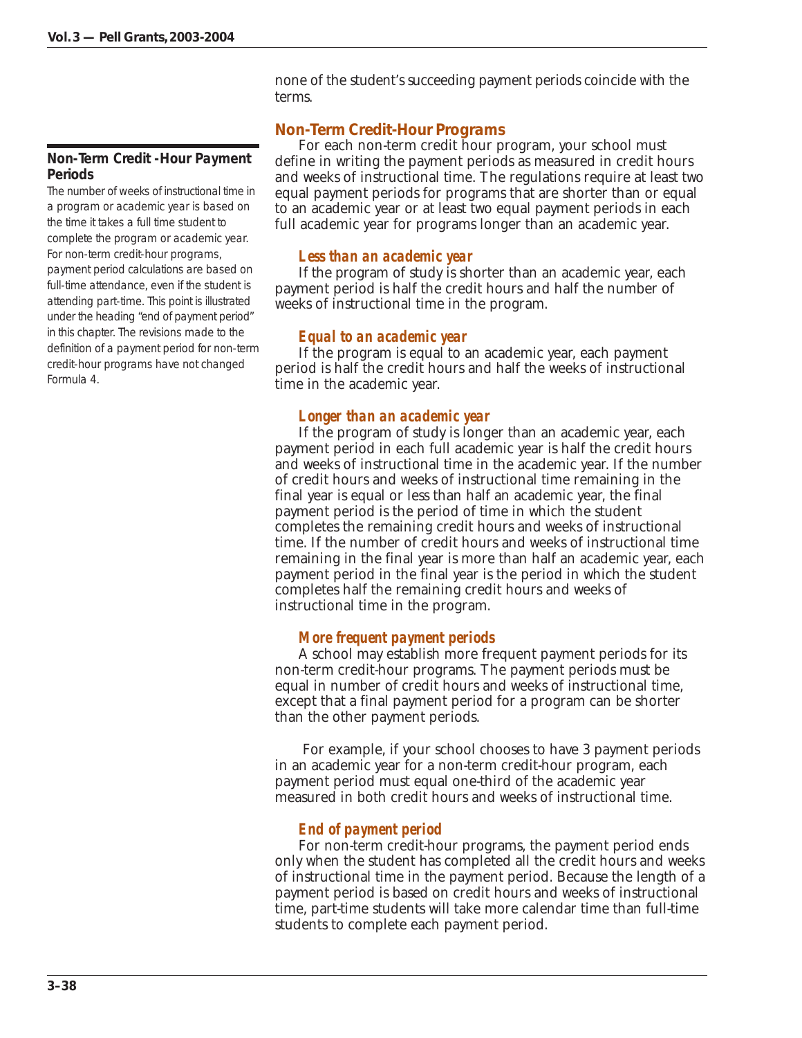none of the student's succeeding payment periods coincide with the terms.

## Non-Term Credit-Hour Programs

For each non-term credit hour program, your school must define in writing the payment periods as measured in credit hours and weeks of instructional time. The regulations require at least two equal payment periods for programs that are shorter than or equal to an academic year or at least two equal payment periods in each full academic year for programs longer than an academic year.

### *Less than an academic year*

If the program of study is shorter than an academic year, each payment period is half the credit hours and half the number of weeks of instructional time in the program.

### *Equal to an academic year*

If the program is equal to an academic year, each payment period is half the credit hours and half the weeks of instructional time in the academic year.

### *Longer than an academic year*

If the program of study is longer than an academic year, each payment period in each full academic year is half the credit hours and weeks of instructional time in the academic year. If the number of credit hours and weeks of instructional time remaining in the final year is equal or less than half an academic year, the final payment period is the period of time in which the student completes the remaining credit hours and weeks of instructional time. If the number of credit hours and weeks of instructional time remaining in the final year is more than half an academic year, each payment period in the final year is the period in which the student completes half the remaining credit hours and weeks of instructional time in the program.

### *More frequent payment periods*

A school may establish more frequent payment periods for its non-term credit-hour programs. The payment periods must be equal in number of credit hours and weeks of instructional time, except that a final payment period for a program can be shorter than the other payment periods.

For example, if your school chooses to have 3 payment periods in an academic year for a non-term credit-hour program, each payment period must equal one-third of the academic year measured in both credit hours and weeks of instructional time.

### *End of payment period*

For non-term credit-hour programs, the payment period ends only when the student has completed all the credit hours and weeks of instructional time in the payment period. Because the length of a payment period is based on credit hours and weeks of instructional time, part-time students will take more calendar time than full-time students to complete each payment period.

**Non-Term Credit -Hour Payment Periods**

*The number of weeks of instructional time in a program or academic year is based on the time it takes a full time student to complete the program or academic year. For non-term credit-hour programs, payment period calculations are based on full-time attendance, even if the student is attending part-time. This point is illustrated under the heading "end of payment period" in this chapter. The revisions made to the definition of a payment period for non-term credit-hour programs have not changed Formula 4.*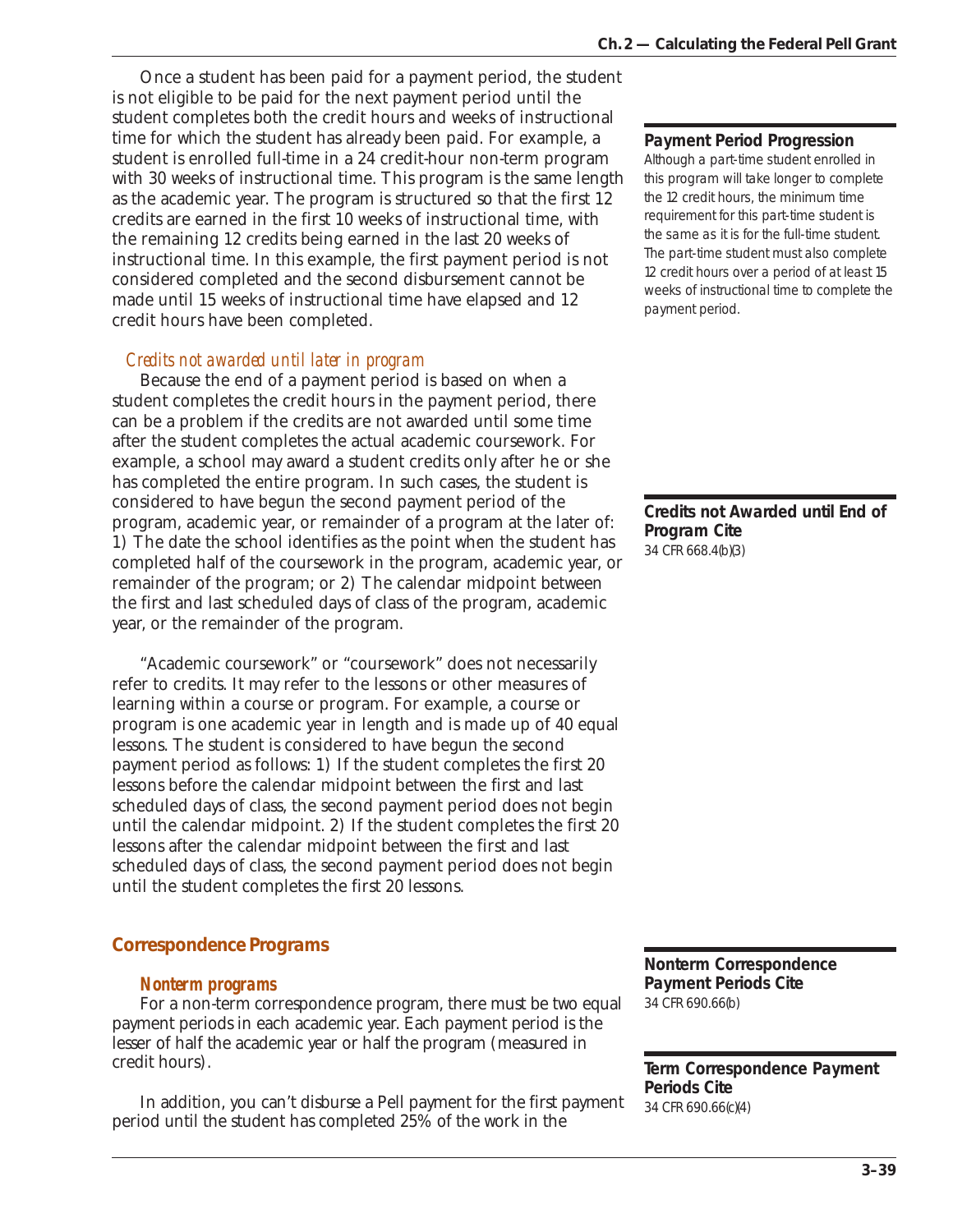Once a student has been paid for a payment period, the student is not eligible to be paid for the next payment period until the student completes both the credit hours and weeks of instructional time for which the student has already been paid. For example, a student is enrolled full-time in a 24 credit-hour non-term program with 30 weeks of instructional time. This program is the same length as the academic year. The program is structured so that the first 12 credits are earned in the first 10 weeks of instructional time, with the remaining 12 credits being earned in the last 20 weeks of instructional time. In this example, the first payment period is not considered completed and the second disbursement cannot be made until 15 weeks of instructional time have elapsed and 12 credit hours have been completed.

**Payment Period Progression**

*Although a part-time student enrolled in this program will take longer to complete the 12 credit hours, the minimum time requirement for this part-time student is the same as it is for the full-time student. The part-time student must also complete 12 credit hours over a period of at least 15 weeks of instructional time to complete the payment period.*

### *Credits not awarded until later in program*

Because the end of a payment period is based on when a student completes the credit hours in the payment period, there can be a problem if the credits are not awarded until some time after the student completes the actual academic coursework. For example, a school may award a student credits only after he or she has completed the entire program. In such cases, the student is considered to have begun the second payment period of the program, academic year, or remainder of a program at the later of: 1) The date the school identifies as the point when the student has completed half of the coursework in the program, academic year, or remainder of the program; or 2) The calendar midpoint between the first and last scheduled days of class of the program, academic year, or the remainder of the program.

**Credits not Awarded until End of Program Cite**
34 CFR 668.4(b)(3)

"Academic coursework" or "coursework" does not necessarily refer to credits. It may refer to the lessons or other measures of learning within a course or program. For example, a course or program is one academic year in length and is made up of 40 equal lessons. The student is considered to have begun the second payment period as follows: 1) If the student completes the first 20 lessons before the calendar midpoint between the first and last scheduled days of class, the second payment period does not begin until the calendar midpoint. 2) If the student completes the first 20 lessons after the calendar midpoint between the first and last scheduled days of class, the second payment period does not begin until the student completes the first 20 lessons.

## Correspondence Programs

### *Nonterm programs*

For a non-term correspondence program, there must be two equal payment periods in each academic year. Each payment period is the lesser of half the academic year or half the program (measured in credit hours).

**Nonterm Correspondence Payment Periods Cite**
34 CFR 690.66(b)

**Term Correspondence Payment Periods Cite**
34 CFR 690.66(c)(4)

In addition, you can't disburse a Pell payment for the first payment period until the student has completed 25% of the work in the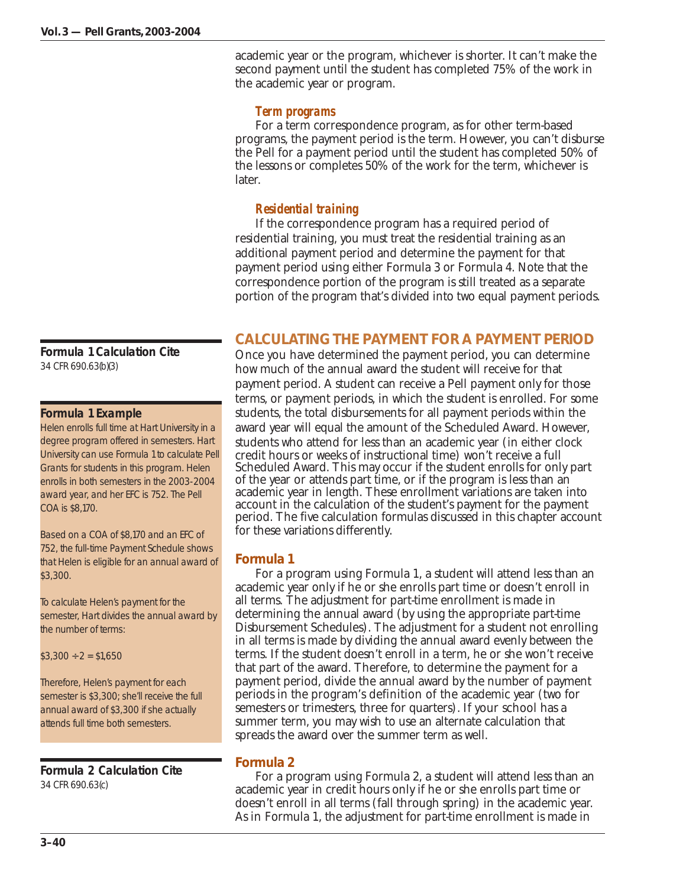academic year or the program, whichever is shorter. It can't make the second payment until the student has completed 75% of the work in the academic year or program.

### *Term programs*

For a term correspondence program, as for other term-based programs, the payment period is the term. However, you can't disburse the Pell for a payment period until the student has completed 50% of the lessons or completes 50% of the work for the term, whichever is later.

### *Residential training*

If the correspondence program has a required period of residential training, you must treat the residential training as an additional payment period and determine the payment for that payment period using either Formula 3 or Formula 4. Note that the correspondence portion of the program is still treated as a separate portion of the program that's divided into two equal payment periods.

## CALCULATING THE PAYMENT FOR A PAYMENT PERIOD

Once you have determined the payment period, you can determine how much of the annual award the student will receive for that payment period. A student can receive a Pell payment only for those terms, or payment periods, in which the student is enrolled. For some students, the total disbursements for all payment periods within the award year will equal the amount of the Scheduled Award. However, students who attend for less than an academic year (in either clock credit hours or weeks of instructional time) won't receive a full Scheduled Award. This may occur if the student enrolls for only part of the year or attends part time, or if the program is less than an academic year in length. These enrollment variations are taken into account in the calculation of the student's payment for the payment period. The five calculation formulas discussed in this chapter account for these variations differently.

**Formula 1 Calculation Cite**
34 CFR 690.63(b)(3)

**Formula 1 Example**

Helen enrolls full time at Hart University in a degree program offered in semesters. Hart University can use Formula 1 to calculate Pell Grants for students in this program. Helen enrolls in both semesters in the 2003-2004 award year, and her EFC is 752. The Pell COA is $8,170.

Based on a COA of $8,170 and an EFC of 752, the full-time Payment Schedule shows that Helen is eligible for an annual award of $3,300.

To calculate Helen's payment for the semester, Hart divides the annual award by the number of terms:

$3,300 ÷ 2 = $1,650

Therefore, Helen's payment for each semester is $3,300; she'll receive the full annual award of $3,300 if she actually attends full time both semesters.

### Formula 1

For a program using Formula 1, a student will attend less than an academic year only if he or she enrolls part time or doesn't enroll in all terms. The adjustment for part-time enrollment is made in determining the annual award (by using the appropriate part-time Disbursement Schedules). The adjustment for a student not enrolling in all terms is made by dividing the annual award evenly between the terms. If the student doesn't enroll in a term, he or she won't receive that part of the award. Therefore, to determine the payment for a payment period, divide the annual award by the number of payment periods in the program's definition of the academic year (two for semesters or trimesters, three for quarters). If your school has a summer term, you may wish to use an alternate calculation that spreads the award over the summer term as well.

**Formula 2 Calculation Cite**
34 CFR 690.63(c)

### Formula 2

For a program using Formula 2, a student will attend less than an academic year in credit hours only if he or she enrolls part time or doesn't enroll in all terms (fall through spring) in the academic year. As in Formula 1, the adjustment for part-time enrollment is made in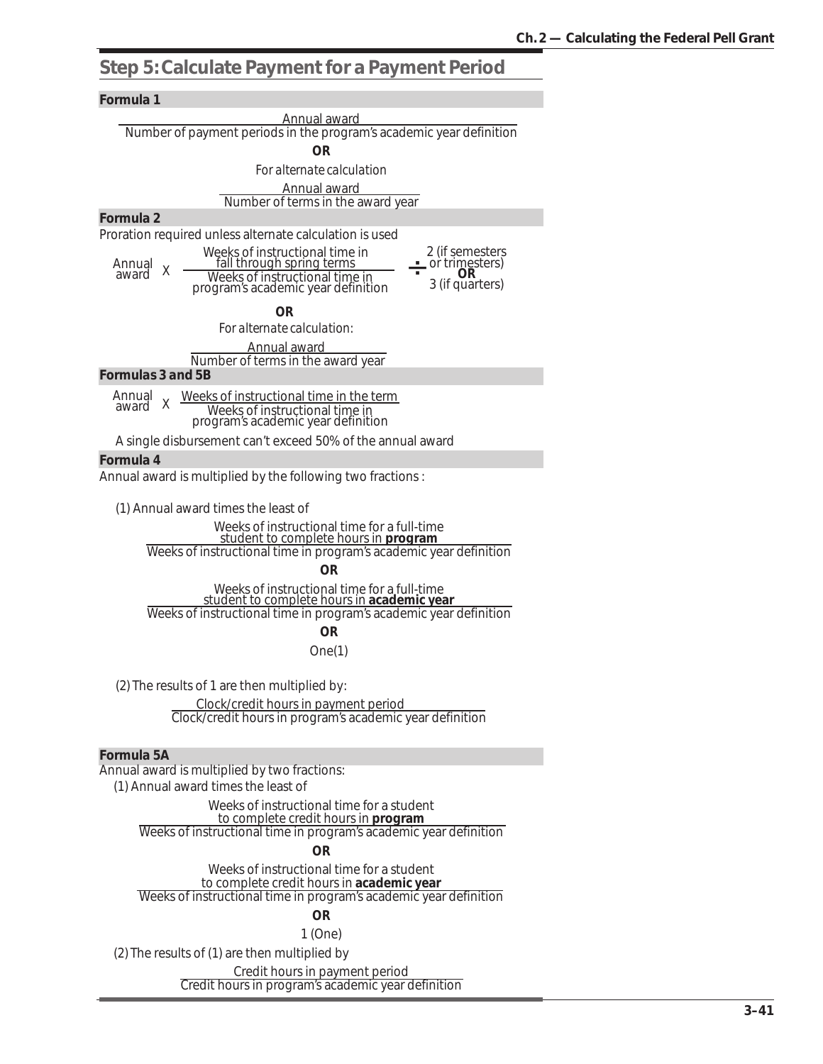## Step 5: Calculate Payment for a Payment Period

### Formula 1

$$\frac{\text{Annual award}}{\text{Number of payment periods in the program's academic year definition}}$$

**OR**

*For alternate calculation*

$$\frac{\text{Annual award}}{\text{Number of terms in the award year}}$$

### Formula 2

Proration required unless alternate calculation is used

$$\text{Annual award} \times \frac{\text{Weeks of instructional time in fall through spring terms}}{\text{Weeks of instructional time in program's academic year definition}} \div \begin{array}{c}\text{2 (if semesters or trimesters)} \\ \textbf{OR} \\ \text{3 (if quarters)}\end{array}$$

**OR**

*For alternate calculation:*

$$\frac{\text{Annual award}}{\text{Number of terms in the award year}}$$

### Formulas 3 and 5B

$$\text{Annual award} \times \frac{\text{Weeks of instructional time in the term}}{\text{Weeks of instructional time in program's academic year definition}}$$

A single disbursement can't exceed 50% of the annual award

### Formula 4

Annual award is multiplied by the following two fractions :

(1) Annual award times the least of

$$\frac{\text{Weeks of instructional time for a full-time student to complete hours in } \textbf{program}}{\text{Weeks of instructional time in program's academic year definition}}$$

**OR**

$$\frac{\text{Weeks of instructional time for a full-time student to complete hours in } \textbf{academic year}}{\text{Weeks of instructional time in program's academic year definition}}$$

**OR**

One(1)

(2) The results of 1 are then multiplied by:

$$\frac{\text{Clock/credit hours in payment period}}{\text{Clock/credit hours in program's academic year definition}}$$

### Formula 5A

Annual award is multiplied by two fractions:

(1) Annual award times the least of

$$\frac{\text{Weeks of instructional time for a student to complete credit hours in } \textbf{program}}{\text{Weeks of instructional time in program's academic year definition}}$$

**OR**

$$\frac{\text{Weeks of instructional time for a student to complete credit hours in } \textbf{academic year}}{\text{Weeks of instructional time in program's academic year definition}}$$

**OR**

1 (One)

(2) The results of (1) are then multiplied by

$$\frac{\text{Credit hours in payment period}}{\text{Credit hours in program's academic year definition}}$$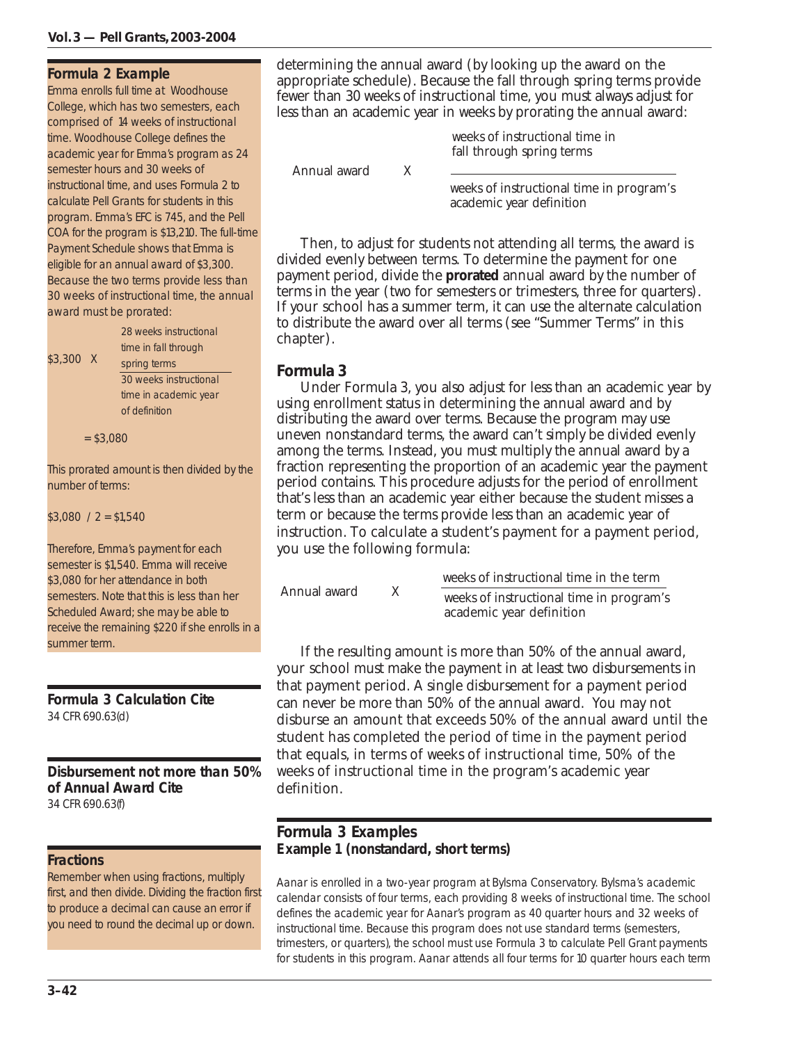### Formula 2 Example

Emma enrolls full time at Woodhouse College, which has two semesters, each comprised of 14 weeks of instructional time. Woodhouse College defines the academic year for Emma's program as 24 semester hours and 30 weeks of instructional time, and uses Formula 2 to calculate Pell Grants for students in this program. Emma's EFC is 745, and the Pell COA for the program is $13,210. The full-time Payment Schedule shows that Emma is eligible for an annual award of $3,300. Because the two terms provide less than 30 weeks of instructional time, the annual award must be prorated:

$$\$3{,}300 \times \frac{\text{28 weeks instructional time in fall through spring terms}}{\text{30 weeks instructional time in academic year of definition}} = \$3{,}080$$

This prorated amount is then divided by the number of terms:

$3,080 / 2 = $1,540

Therefore, Emma's payment for each semester is $1,540. Emma will receive $3,080 for her attendance in both semesters. Note that this is less than her Scheduled Award; she may be able to receive the remaining $220 if she enrolls in a summer term.

### Formula 3 Calculation Cite

34 CFR 690.63(d)

### Disbursement not more than 50% of Annual Award Cite

34 CFR 690.63(f)

### Fractions

Remember when using fractions, multiply first, and then divide. Dividing the fraction first to produce a decimal can cause an error if you need to round the decimal up or down.

determining the annual award (by looking up the award on the appropriate schedule). Because the fall through spring terms provide fewer than 30 weeks of instructional time, you must always adjust for less than an academic year in weeks by prorating the annual award:

$$\text{Annual award} \times \frac{\text{weeks of instructional time in fall through spring terms}}{\text{weeks of instructional time in program's academic year definition}}$$

Then, to adjust for students not attending all terms, the award is divided evenly between terms. To determine the payment for one payment period, divide the **prorated** annual award by the number of terms in the year (two for semesters or trimesters, three for quarters). If your school has a summer term, it can use the alternate calculation to distribute the award over all terms (see "Summer Terms" in this chapter).

## Formula 3

Under Formula 3, you also adjust for less than an academic year by using enrollment status in determining the annual award and by distributing the award over terms. Because the program may use uneven nonstandard terms, the award can't simply be divided evenly among the terms. Instead, you must multiply the annual award by a fraction representing the proportion of an academic year the payment period contains. This procedure adjusts for the period of enrollment that's less than an academic year either because the student misses a term or because the terms provide less than an academic year of instruction. To calculate a student's payment for a payment period, you use the following formula:

$$\text{Annual award} \times \frac{\text{weeks of instructional time in the term}}{\text{weeks of instructional time in program's academic year definition}}$$

If the resulting amount is more than 50% of the annual award, your school must make the payment in at least two disbursements in that payment period. A single disbursement for a payment period can never be more than 50% of the annual award. You may not disburse an amount that exceeds 50% of the annual award until the student has completed the period of time in the payment period that equals, in terms of weeks of instructional time, 50% of the weeks of instructional time in the program's academic year definition.

## Formula 3 Examples

**Example 1 (nonstandard, short terms)**

*Aanar is enrolled in a two-year program at Bylsma Conservatory. Bylsma's academic calendar consists of four terms, each providing 8 weeks of instructional time. The school defines the academic year for Aanar's program as 40 quarter hours and 32 weeks of instructional time. Because this program does not use standard terms (semesters, trimesters, or quarters), the school must use Formula 3 to calculate Pell Grant payments for students in this program. Aanar attends all four terms for 10 quarter hours each term*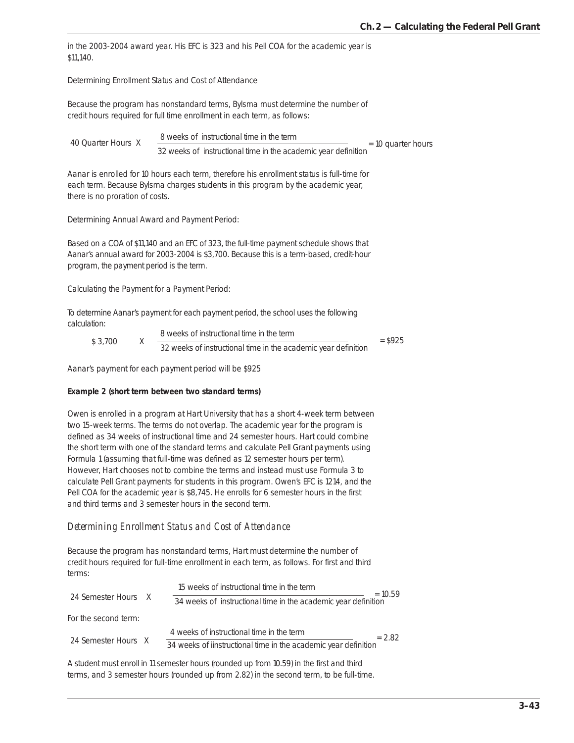in the 2003-2004 award year. His EFC is 323 and his Pell COA for the academic year is $11,140.

Determining Enrollment Status and Cost of Attendance

Because the program has nonstandard terms, Bylsma must determine the number of credit hours required for full time enrollment in each term, as follows:

$$40 \text{ Quarter Hours} \times \frac{8 \text{ weeks of instructional time in the term}}{32 \text{ weeks of instructional time in the academic year definition}} = 10 \text{ quarter hours}$$

Aanar is enrolled for 10 hours each term, therefore his enrollment status is full-time for each term. Because Bylsma charges students in this program by the academic year, there is no proration of costs.

Determining Annual Award and Payment Period:

Based on a COA of $11,140 and an EFC of 323, the full-time payment schedule shows that Aanar's annual award for 2003-2004 is $3,700. Because this is a term-based, credit-hour program, the payment period is the term.

Calculating the Payment for a Payment Period:

To determine Aanar's payment for each payment period, the school uses the following calculation:

$$\$3{,}700 \times \frac{8 \text{ weeks of instructional time in the term}}{32 \text{ weeks of instructional time in the academic year definition}} = \$925$$

Aanar's payment for each payment period will be $925

**Example 2 (short term between two standard terms)**

Owen is enrolled in a program at Hart University that has a short 4-week term between two 15-week terms. The terms do not overlap. The academic year for the program is defined as 34 weeks of instructional time and 24 semester hours. Hart could combine the short term with one of the standard terms and calculate Pell Grant payments using Formula 1 (assuming that full-time was defined as 12 semester hours per term). However, Hart chooses not to combine the terms and instead must use Formula 3 to calculate Pell Grant payments for students in this program. Owen's EFC is 1214, and the Pell COA for the academic year is $8,745. He enrolls for 6 semester hours in the first and third terms and 3 semester hours in the second term.

### *Determining Enrollment Status and Cost of Attendance*

Because the program has nonstandard terms, Hart must determine the number of credit hours required for full-time enrollment in each term, as follows. For first and third terms:

$$24 \text{ Semester Hours} \times \frac{15 \text{ weeks of instructional time in the term}}{34 \text{ weeks of instructional time in the academic year definition}} = 10.59$$

For the second term:

$$24 \text{ Semester Hours} \times \frac{4 \text{ weeks of instructional time in the term}}{34 \text{ weeks of iinstructional time in the academic year definition}} = 2.82$$

A student must enroll in 11 semester hours (rounded up from 10.59) in the first and third terms, and 3 semester hours (rounded up from 2.82) in the second term, to be full-time.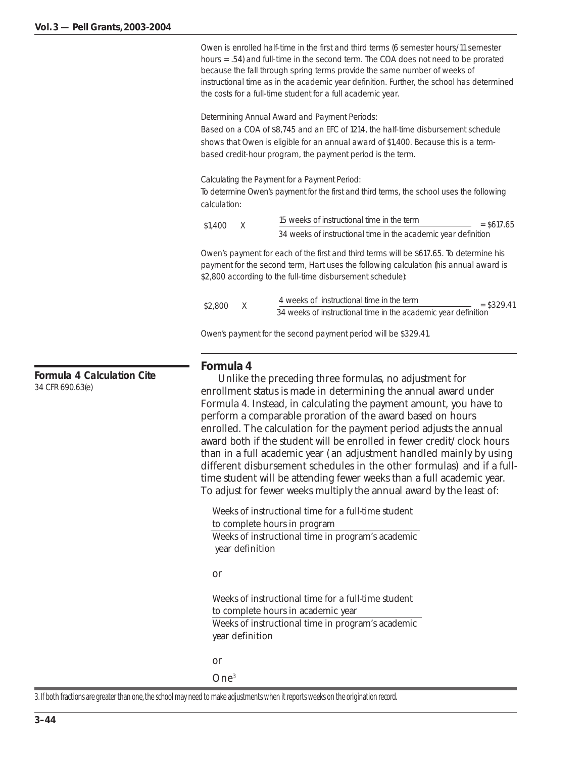Owen is enrolled half-time in the first and third terms (6 semester hours/11 semester hours = .54) and full-time in the second term. The COA does not need to be prorated because the fall through spring terms provide the same number of weeks of instructional time as in the academic year definition. Further, the school has determined the costs for a full-time student for a full academic year.

Determining Annual Award and Payment Periods:
Based on a COA of $8,745 and an EFC of 1214, the half-time disbursement schedule shows that Owen is eligible for an annual award of $1,400. Because this is a term-based credit-hour program, the payment period is the term.

Calculating the Payment for a Payment Period:
To determine Owen's payment for the first and third terms, the school uses the following calculation:

$$\$1{,}400 \times \frac{\text{15 weeks of instructional time in the term}}{\text{34 weeks of instructional time in the academic year definition}} = \$617.65$$

Owen's payment for each of the first and third terms will be $617.65. To determine his payment for the second term, Hart uses the following calculation (his annual award is $2,800 according to the full-time disbursement schedule):

$$\$2{,}800 \times \frac{\text{4 weeks of instructional time in the term}}{\text{34 weeks of instructional time in the academic year definition}} = \$329.41$$

Owen's payment for the second payment period will be $329.41.

**Formula 4 Calculation Cite**
34 CFR 690.63(e)

## Formula 4

Unlike the preceding three formulas, no adjustment for enrollment status is made in determining the annual award under Formula 4. Instead, in calculating the payment amount, you have to perform a comparable proration of the award based on hours enrolled. The calculation for the payment period adjusts the annual award both if the student will be enrolled in fewer credit/clock hours than in a full academic year (an adjustment handled mainly by using different disbursement schedules in the other formulas) and if a full-time student will be attending fewer weeks than a full academic year. To adjust for fewer weeks multiply the annual award by the least of:

$$\frac{\text{Weeks of instructional time for a full-time student to complete hours in program}}{\text{Weeks of instructional time in program's academic year definition}}$$

or

$$\frac{\text{Weeks of instructional time for a full-time student to complete hours in academic year}}{\text{Weeks of instructional time in program's academic year definition}}$$

or

One[3]

3. If both fractions are greater than one, the school may need to make adjustments when it reports weeks on the origination record.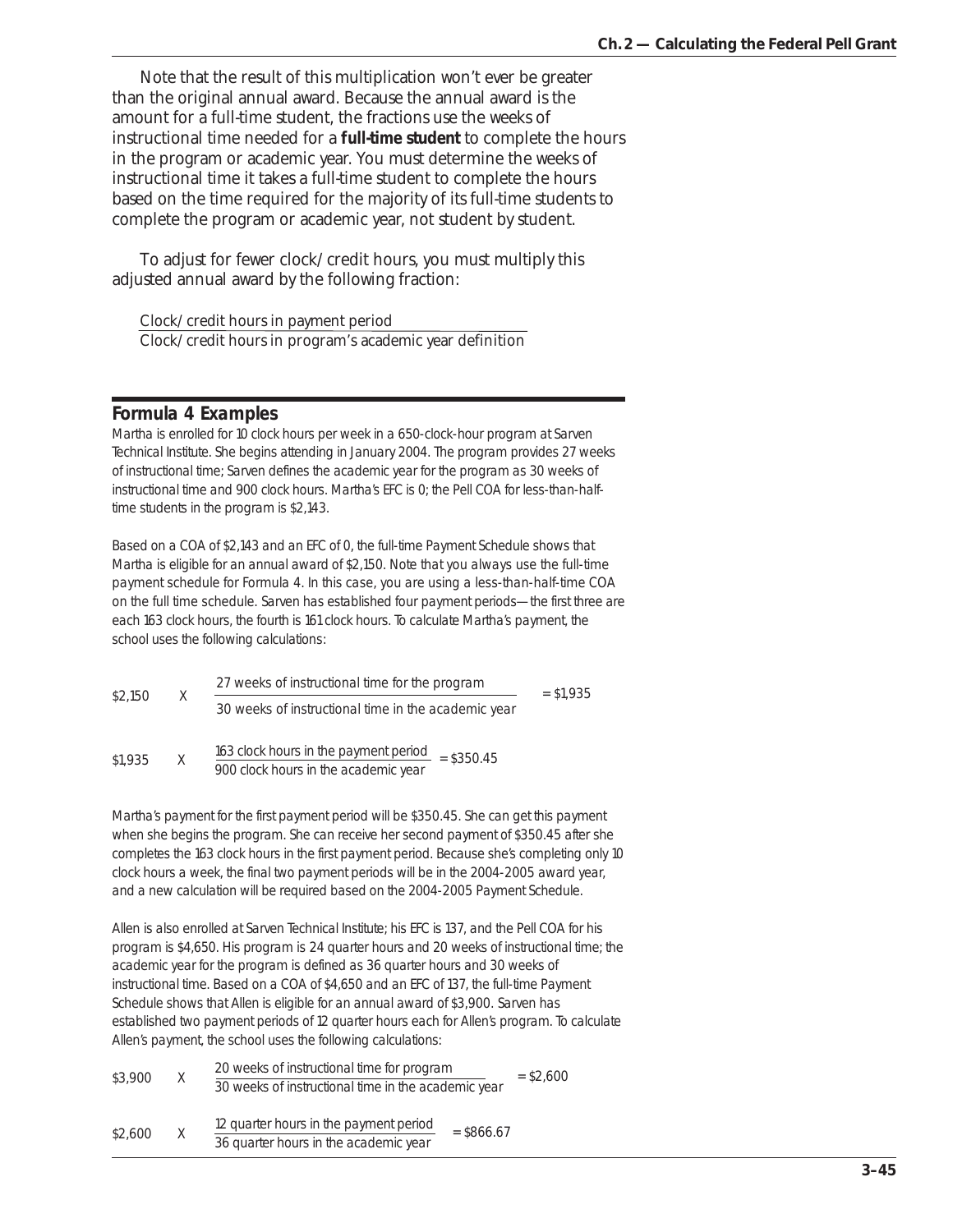Note that the result of this multiplication won't ever be greater than the original annual award. Because the annual award is the amount for a full-time student, the fractions use the weeks of instructional time needed for a **full-time student** to complete the hours in the program or academic year. You must determine the weeks of instructional time it takes a full-time student to complete the hours based on the time required for the majority of its full-time students to complete the program or academic year, not student by student.

To adjust for fewer clock/credit hours, you must multiply this adjusted annual award by the following fraction:

$$\frac{\text{Clock/credit hours in payment period}}{\text{Clock/credit hours in program's academic year definition}}$$

## Formula 4 Examples

*Martha is enrolled for 10 clock hours per week in a 650-clock-hour program at Sarven Technical Institute. She begins attending in January 2004. The program provides 27 weeks of instructional time; Sarven defines the academic year for the program as 30 weeks of instructional time and 900 clock hours. Martha's EFC is 0; the Pell COA for less-than-half-time students in the program is $2,143.*

*Based on a COA of $2,143 and an EFC of 0, the full-time Payment Schedule shows that Martha is eligible for an annual award of $2,150. Note that you always use the full-time payment schedule for Formula 4. In this case, you are using a less-than-half-time COA on the full time schedule. Sarven has established four payment periods—the first three are each 163 clock hours, the fourth is 161 clock hours. To calculate Martha's payment, the school uses the following calculations:*

$$\$2{,}150 \quad \text{X} \quad \frac{\text{27 weeks of instructional time for the program}}{\text{30 weeks of instructional time in the academic year}} = \$1{,}935$$

$$\$1{,}935 \quad \text{X} \quad \frac{\text{163 clock hours in the payment period}}{\text{900 clock hours in the academic year}} = \$350.45$$

*Martha's payment for the first payment period will be $350.45. She can get this payment when she begins the program. She can receive her second payment of $350.45 after she completes the 163 clock hours in the first payment period. Because she's completing only 10 clock hours a week, the final two payment periods will be in the 2004-2005 award year, and a new calculation will be required based on the 2004-2005 Payment Schedule.*

*Allen is also enrolled at Sarven Technical Institute; his EFC is 137, and the Pell COA for his program is $4,650. His program is 24 quarter hours and 20 weeks of instructional time; the academic year for the program is defined as 36 quarter hours and 30 weeks of instructional time. Based on a COA of $4,650 and an EFC of 137, the full-time Payment Schedule shows that Allen is eligible for an annual award of $3,900. Sarven has established two payment periods of 12 quarter hours each for Allen's program. To calculate Allen's payment, the school uses the following calculations:*

$$\$3{,}900 \quad \text{X} \quad \frac{\text{20 weeks of instructional time for program}}{\text{30 weeks of instructional time in the academic year}} = \$2{,}600$$

$$\$2{,}600 \quad \text{X} \quad \frac{\text{12 quarter hours in the payment period}}{\text{36 quarter hours in the academic year}} = \$866.67$$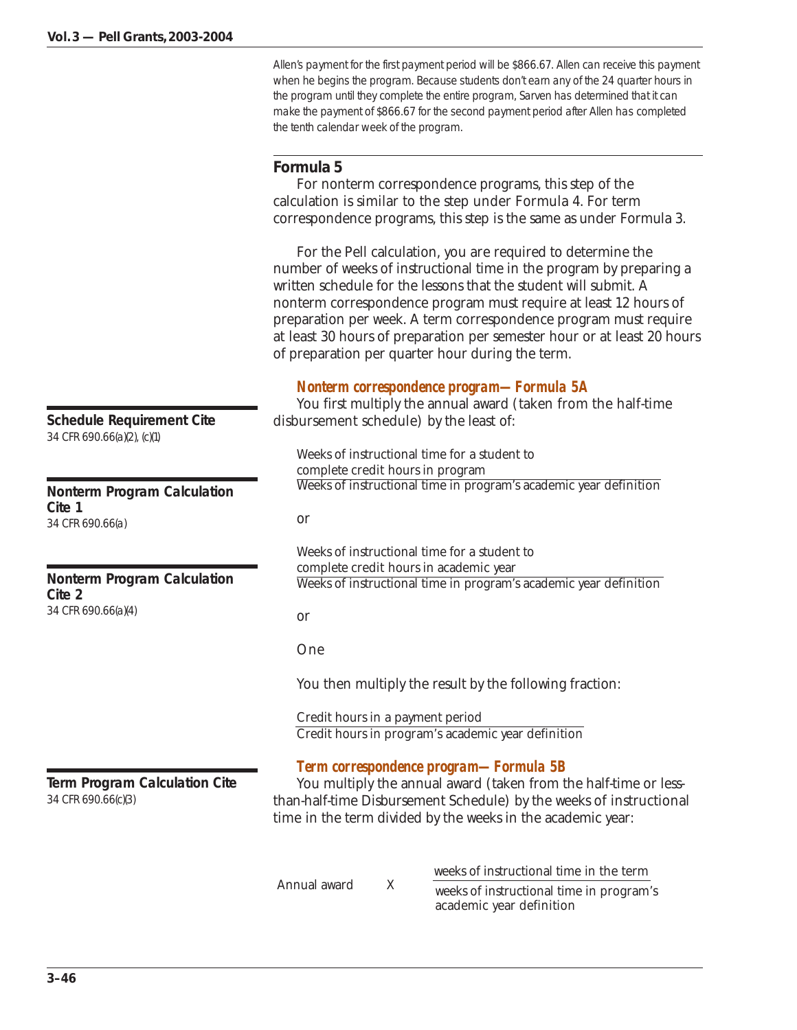*Allen's payment for the first payment period will be $866.67. Allen can receive this payment when he begins the program. Because students don't earn any of the 24 quarter hours in the program until they complete the entire program, Sarven has determined that it can make the payment of $866.67 for the second payment period after Allen has completed the tenth calendar week of the program.*

## Formula 5

For nonterm correspondence programs, this step of the calculation is similar to the step under Formula 4. For term correspondence programs, this step is the same as under Formula 3.

**Schedule Requirement Cite**
34 CFR 690.66(a)(2), (c)(1)

For the Pell calculation, you are required to determine the number of weeks of instructional time in the program by preparing a written schedule for the lessons that the student will submit. A nonterm correspondence program must require at least 12 hours of preparation per week. A term correspondence program must require at least 30 hours of preparation per semester hour or at least 20 hours of preparation per quarter hour during the term.

### *Nonterm correspondence program—Formula 5A*

**Nonterm Program Calculation Cite 1**
34 CFR 690.66(a)

**Nonterm Program Calculation Cite 2**
34 CFR 690.66(a)(4)

You first multiply the annual award (taken from the half-time disbursement schedule) by the least of:

$$\frac{\text{Weeks of instructional time for a student to complete credit hours in program}}{\text{Weeks of instructional time in program's academic year definition}}$$

or

$$\frac{\text{Weeks of instructional time for a student to complete credit hours in academic year}}{\text{Weeks of instructional time in program's academic year definition}}$$

or

One

You then multiply the result by the following fraction:

$$\frac{\text{Credit hours in a payment period}}{\text{Credit hours in program's academic year definition}}$$

### *Term correspondence program—Formula 5B*

**Term Program Calculation Cite**
34 CFR 690.66(c)(3)

You multiply the annual award (taken from the half-time or less-than-half-time Disbursement Schedule) by the weeks of instructional time in the term divided by the weeks in the academic year:

$$\text{Annual award} \quad X \quad \frac{\text{weeks of instructional time in the term}}{\text{weeks of instructional time in program's academic year definition}}$$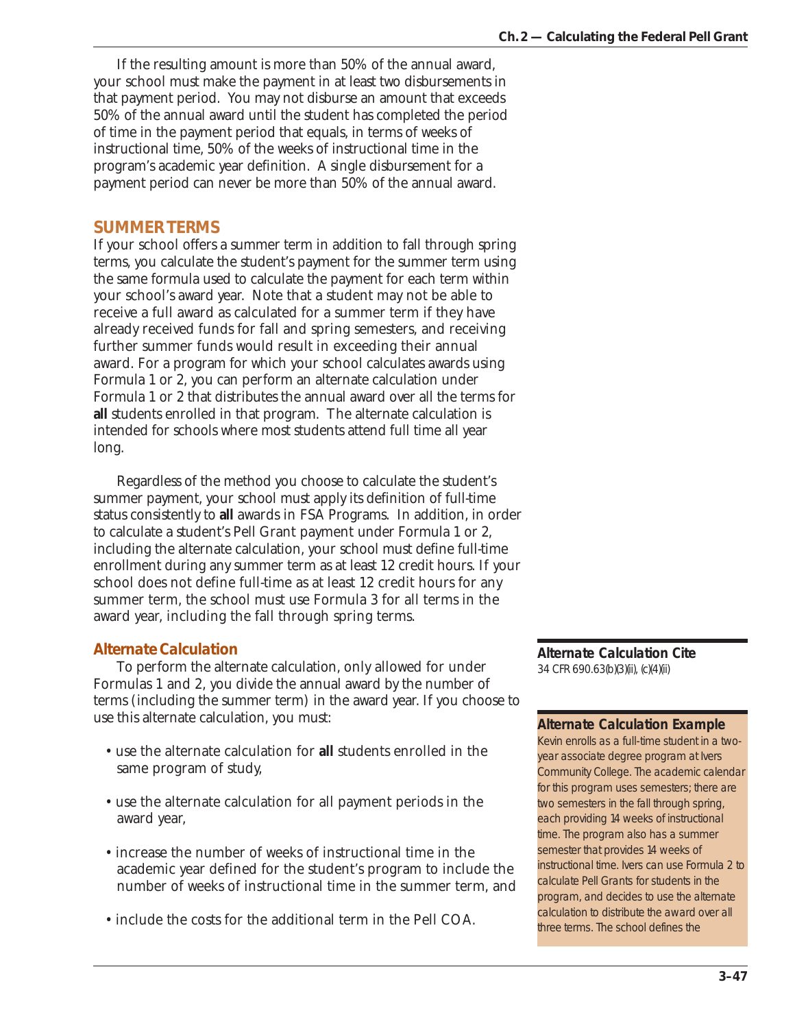If the resulting amount is more than 50% of the annual award, your school must make the payment in at least two disbursements in that payment period. You may not disburse an amount that exceeds 50% of the annual award until the student has completed the period of time in the payment period that equals, in terms of weeks of instructional time, 50% of the weeks of instructional time in the program's academic year definition. A single disbursement for a payment period can never be more than 50% of the annual award.

## SUMMER TERMS

If your school offers a summer term in addition to fall through spring terms, you calculate the student's payment for the summer term using the same formula used to calculate the payment for each term within your school's award year. Note that a student may not be able to receive a full award as calculated for a summer term if they have already received funds for fall and spring semesters, and receiving further summer funds would result in exceeding their annual award. For a program for which your school calculates awards using Formula 1 or 2, you can perform an alternate calculation under Formula 1 or 2 that distributes the annual award over all the terms for **all** students enrolled in that program. The alternate calculation is intended for schools where most students attend full time all year long.

Regardless of the method you choose to calculate the student's summer payment, your school must apply its definition of full-time status consistently to **all** awards in FSA Programs. In addition, in order to calculate a student's Pell Grant payment under Formula 1 or 2, including the alternate calculation, your school must define full-time enrollment during any summer term as at least 12 credit hours. If your school does not define full-time as at least 12 credit hours for any summer term, the school must use Formula 3 for all terms in the award year, including the fall through spring terms.

### Alternate Calculation

To perform the alternate calculation, only allowed for under Formulas 1 and 2, you divide the annual award by the number of terms (including the summer term) in the award year. If you choose to use this alternate calculation, you must:

- use the alternate calculation for **all** students enrolled in the same program of study,
- use the alternate calculation for all payment periods in the award year,
- increase the number of weeks of instructional time in the academic year defined for the student's program to include the number of weeks of instructional time in the summer term, and
- include the costs for the additional term in the Pell COA.

**Alternate Calculation Cite**
34 CFR 690.63(b)(3)(ii), (c)(4)(ii)

**Alternate Calculation Example**

*Kevin enrolls as a full-time student in a two-year associate degree program at Ivers Community College. The academic calendar for this program uses semesters; there are two semesters in the fall through spring, each providing 14 weeks of instructional time. The program also has a summer semester that provides 14 weeks of instructional time. Ivers can use Formula 2 to calculate Pell Grants for students in the program, and decides to use the alternate calculation to distribute the award over all three terms. The school defines the*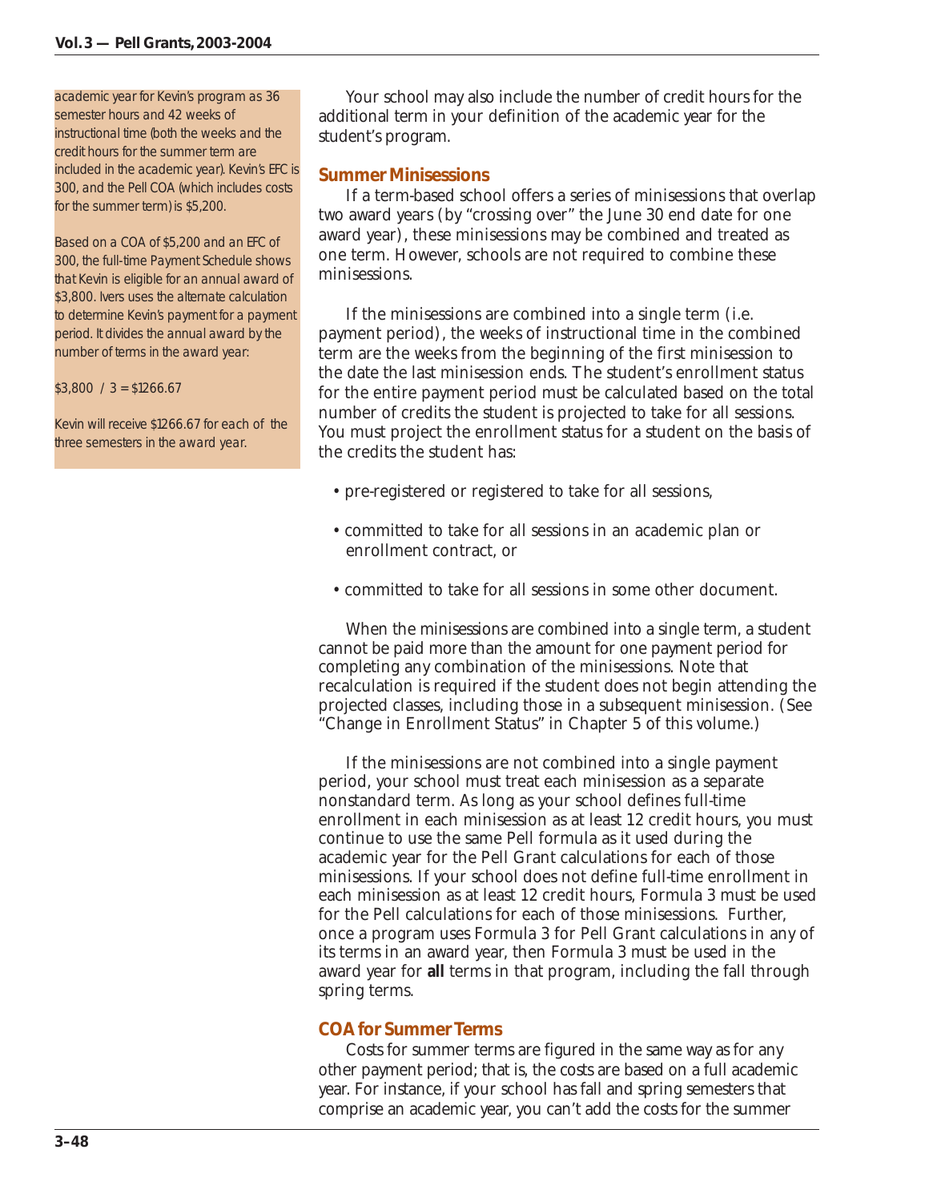academic year for Kevin's program as 36 semester hours and 42 weeks of instructional time (both the weeks and the credit hours for the summer term are included in the academic year). Kevin's EFC is 300, and the Pell COA (which includes costs for the summer term) is $5,200.

Based on a COA of $5,200 and an EFC of 300, the full-time Payment Schedule shows that Kevin is eligible for an annual award of $3,800. Ivers uses the alternate calculation to determine Kevin's payment for a payment period. It divides the annual award by the number of terms in the award year:

$3,800 / 3 = $1266.67

Kevin will receive $1266.67 for each of the three semesters in the award year.

Your school may also include the number of credit hours for the additional term in your definition of the academic year for the student's program.

### Summer Minisessions

If a term-based school offers a series of minisessions that overlap two award years (by "crossing over" the June 30 end date for one award year), these minisessions may be combined and treated as one term. However, schools are not required to combine these minisessions.

If the minisessions are combined into a single term (i.e. payment period), the weeks of instructional time in the combined term are the weeks from the beginning of the first minisession to the date the last minisession ends. The student's enrollment status for the entire payment period must be calculated based on the total number of credits the student is projected to take for all sessions. You must project the enrollment status for a student on the basis of the credits the student has:

- pre-registered or registered to take for all sessions,
- committed to take for all sessions in an academic plan or enrollment contract, or
- committed to take for all sessions in some other document.

When the minisessions are combined into a single term, a student cannot be paid more than the amount for one payment period for completing any combination of the minisessions. Note that recalculation is required if the student does not begin attending the projected classes, including those in a subsequent minisession. (See "Change in Enrollment Status" in Chapter 5 of this volume.)

If the minisessions are not combined into a single payment period, your school must treat each minisession as a separate nonstandard term. As long as your school defines full-time enrollment in each minisession as at least 12 credit hours, you must continue to use the same Pell formula as it used during the academic year for the Pell Grant calculations for each of those minisessions. If your school does not define full-time enrollment in each minisession as at least 12 credit hours, Formula 3 must be used for the Pell calculations for each of those minisessions. Further, once a program uses Formula 3 for Pell Grant calculations in any of its terms in an award year, then Formula 3 must be used in the award year for **all** terms in that program, including the fall through spring terms.

### COA for Summer Terms

Costs for summer terms are figured in the same way as for any other payment period; that is, the costs are based on a full academic year. For instance, if your school has fall and spring semesters that comprise an academic year, you can't add the costs for the summer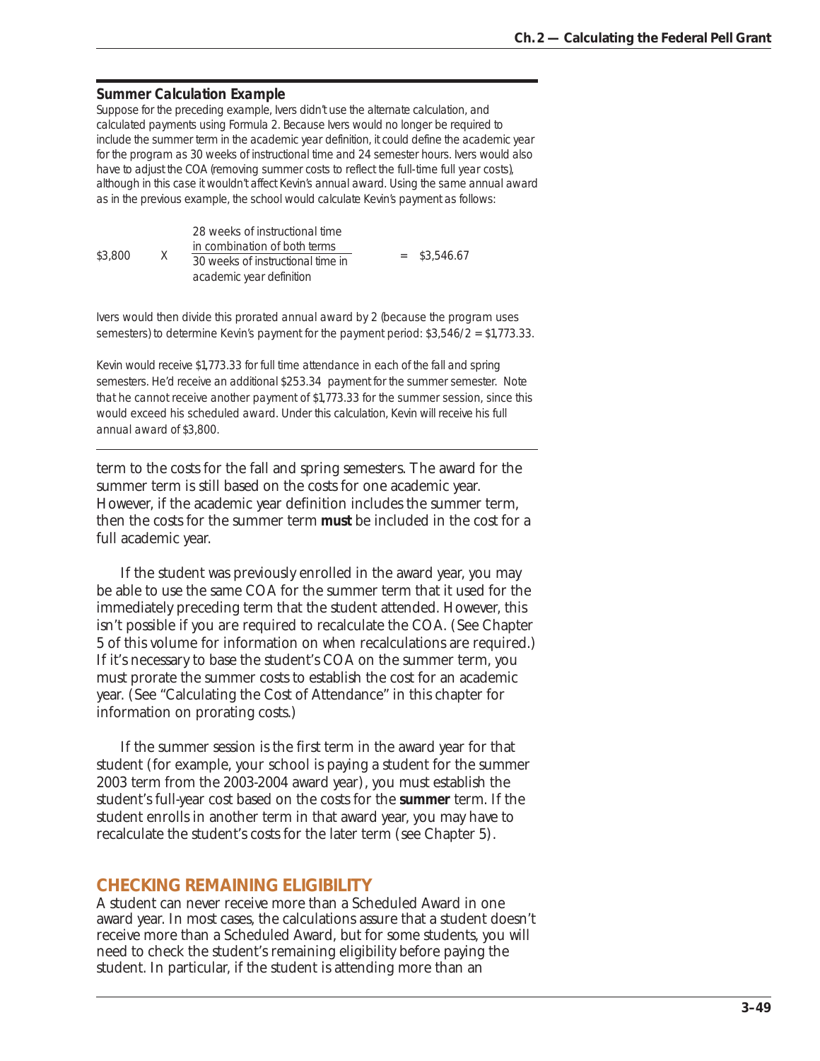### Summary Calculation Example

*Suppose for the preceding example, Ivers didn't use the alternate calculation, and calculated payments using Formula 2. Because Ivers would no longer be required to include the summer term in the academic year definition, it could define the academic year for the program as 30 weeks of instructional time and 24 semester hours. Ivers would also have to adjust the COA (removing summer costs to reflect the full-time full year costs), although in this case it wouldn't affect Kevin's annual award. Using the same annual award as in the previous example, the school would calculate Kevin's payment as follows:*

$$\$3{,}800 \times \frac{\text{28 weeks of instructional time in combination of both terms}}{\text{30 weeks of instructional time in academic year definition}} = \$3{,}546.67$$

*Ivers would then divide this prorated annual award by 2 (because the program uses semesters) to determine Kevin's payment for the payment period: \$3,546/2 = \$1,773.33.*

*Kevin would receive \$1,773.33 for full time attendance in each of the fall and spring semesters. He'd receive an additional \$253.34 payment for the summer semester. Note that he cannot receive another payment of \$1,773.33 for the summer session, since this would exceed his scheduled award. Under this calculation, Kevin will receive his full annual award of \$3,800.*

---

term to the costs for the fall and spring semesters. The award for the summer term is still based on the costs for one academic year. However, if the academic year definition includes the summer term, then the costs for the summer term **must** be included in the cost for a full academic year.

If the student was previously enrolled in the award year, you may be able to use the same COA for the summer term that it used for the immediately preceding term that the student attended. However, this isn't possible if you are required to recalculate the COA. (See Chapter 5 of this volume for information on when recalculations are required.) If it's necessary to base the student's COA on the summer term, you must prorate the summer costs to establish the cost for an academic year. (See "Calculating the Cost of Attendance" in this chapter for information on prorating costs.)

If the summer session is the first term in the award year for that student (for example, your school is paying a student for the summer 2003 term from the 2003-2004 award year), you must establish the student's full-year cost based on the costs for the **summer** term. If the student enrolls in another term in that award year, you may have to recalculate the student's costs for the later term (see Chapter 5).

## CHECKING REMAINING ELIGIBILITY

A student can never receive more than a Scheduled Award in one award year. In most cases, the calculations assure that a student doesn't receive more than a Scheduled Award, but for some students, you will need to check the student's remaining eligibility before paying the student. In particular, if the student is attending more than an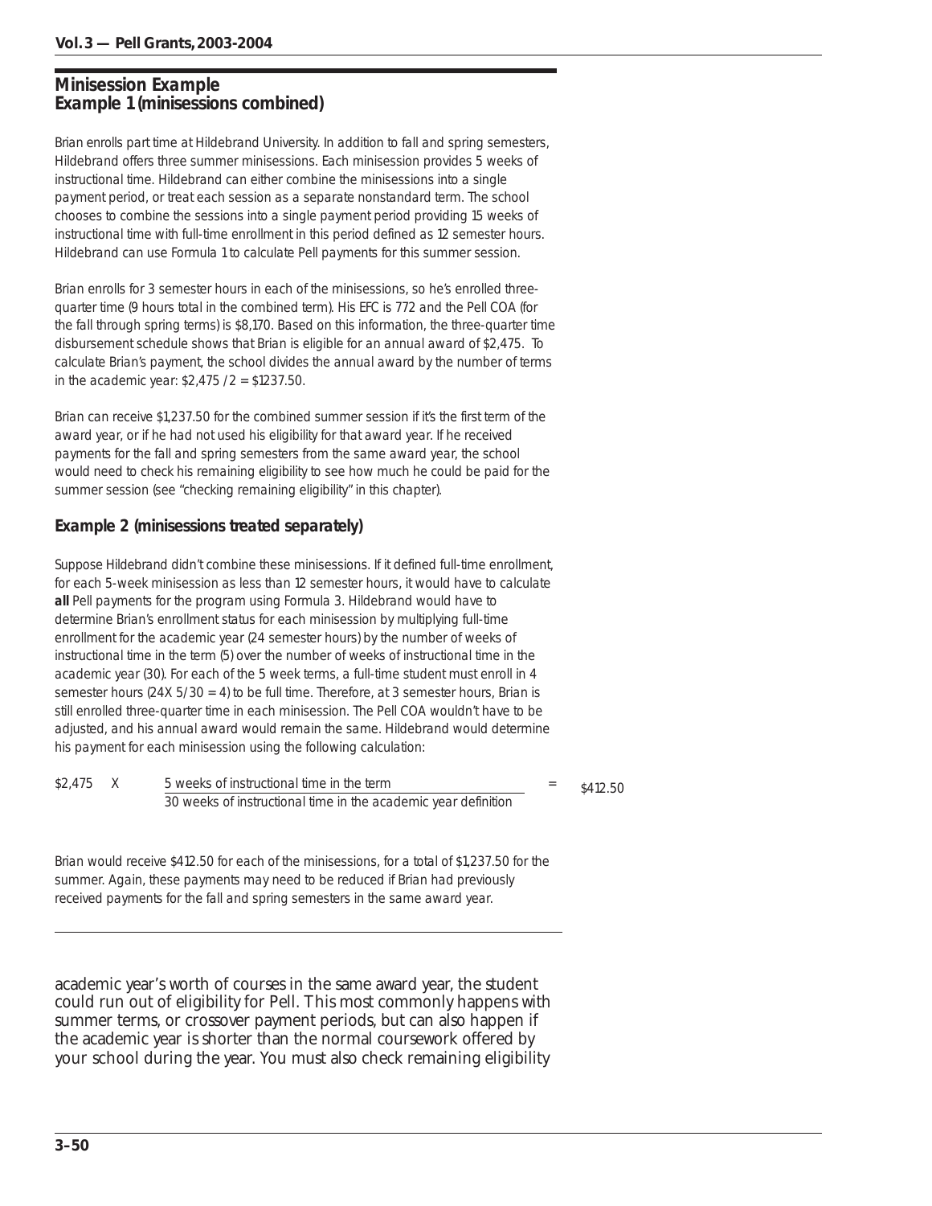## Minisession Example

### Example 1 (minisessions combined)

Brian enrolls part time at Hildebrand University. In addition to fall and spring semesters, Hildebrand offers three summer minisessions. Each minisession provides 5 weeks of instructional time. Hildebrand can either combine the minisessions into a single payment period, or treat each session as a separate nonstandard term. The school chooses to combine the sessions into a single payment period providing 15 weeks of instructional time with full-time enrollment in this period defined as 12 semester hours. Hildebrand can use Formula 1 to calculate Pell payments for this summer session.

Brian enrolls for 3 semester hours in each of the minisessions, so he's enrolled three-quarter time (9 hours total in the combined term). His EFC is 772 and the Pell COA (for the fall through spring terms) is $8,170. Based on this information, the three-quarter time disbursement schedule shows that Brian is eligible for an annual award of $2,475. To calculate Brian's payment, the school divides the annual award by the number of terms in the academic year: $2,475 / 2 = $1237.50.

Brian can receive $1,237.50 for the combined summer session if it's the first term of the award year, or if he had not used his eligibility for that award year. If he received payments for the fall and spring semesters from the same award year, the school would need to check his remaining eligibility to see how much he could be paid for the summer session (see "checking remaining eligibility" in this chapter).

### Example 2 (minisessions treated separately)

Suppose Hildebrand didn't combine these minisessions. If it defined full-time enrollment, for each 5-week minisession as less than 12 semester hours, it would have to calculate **all** Pell payments for the program using Formula 3. Hildebrand would have to determine Brian's enrollment status for each minisession by multiplying full-time enrollment for the academic year (24 semester hours) by the number of weeks of instructional time in the term (5) over the number of weeks of instructional time in the academic year (30). For each of the 5 week terms, a full-time student must enroll in 4 semester hours (24X 5/30 = 4) to be full time. Therefore, at 3 semester hours, Brian is still enrolled three-quarter time in each minisession. The Pell COA wouldn't have to be adjusted, and his annual award would remain the same. Hildebrand would determine his payment for each minisession using the following calculation:

$$\$2{,}475 \times \frac{\text{5 weeks of instructional time in the term}}{\text{30 weeks of instructional time in the academic year definition}} = \$412.50$$

Brian would receive $412.50 for each of the minisessions, for a total of $1,237.50 for the summer. Again, these payments may need to be reduced if Brian had previously received payments for the fall and spring semesters in the same award year.

---

academic year's worth of courses in the same award year, the student could run out of eligibility for Pell. This most commonly happens with summer terms, or crossover payment periods, but can also happen if the academic year is shorter than the normal coursework offered by your school during the year. You must also check remaining eligibility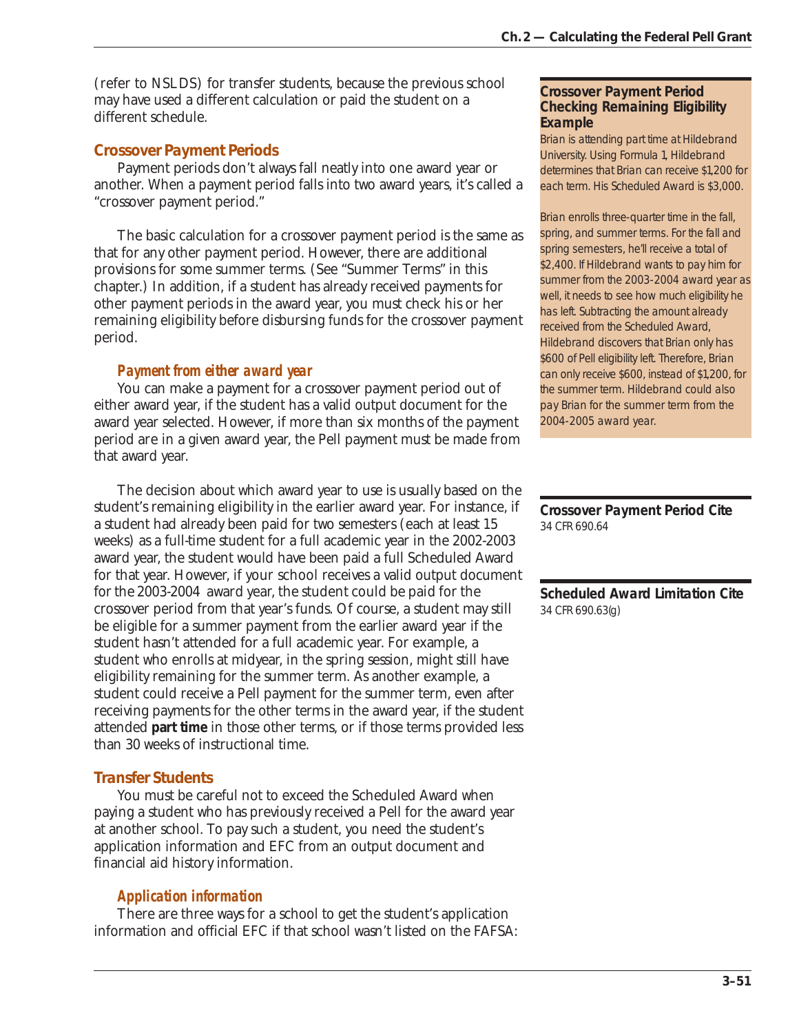(refer to NSLDS) for transfer students, because the previous school may have used a different calculation or paid the student on a different schedule.

## Crossover Payment Periods

Payment periods don't always fall neatly into one award year or another. When a payment period falls into two award years, it's called a "crossover payment period."

The basic calculation for a crossover payment period is the same as that for any other payment period. However, there are additional provisions for some summer terms. (See "Summer Terms" in this chapter.) In addition, if a student has already received payments for other payment periods in the award year, you must check his or her remaining eligibility before disbursing funds for the crossover payment period.

### *Payment from either award year*

You can make a payment for a crossover payment period out of either award year, if the student has a valid output document for the award year selected. However, if more than six months of the payment period are in a given award year, the Pell payment must be made from that award year.

The decision about which award year to use is usually based on the student's remaining eligibility in the earlier award year. For instance, if a student had already been paid for two semesters (each at least 15 weeks) as a full-time student for a full academic year in the 2002-2003 award year, the student would have been paid a full Scheduled Award for that year. However, if your school receives a valid output document for the 2003-2004 award year, the student could be paid for the crossover period from that year's funds. Of course, a student may still be eligible for a summer payment from the earlier award year if the student hasn't attended for a full academic year. For example, a student who enrolls at midyear, in the spring session, might still have eligibility remaining for the summer term. As another example, a student could receive a Pell payment for the summer term, even after receiving payments for the other terms in the award year, if the student attended **part time** in those other terms, or if those terms provided less than 30 weeks of instructional time.

**Crossover Payment Period Checking Remaining Eligibility Example**

*Brian is attending part time at Hildebrand University. Using Formula 1, Hildebrand determines that Brian can receive $1,200 for each term. His Scheduled Award is $3,000.*

*Brian enrolls three-quarter time in the fall, spring, and summer terms. For the fall and spring semesters, he'll receive a total of $2,400. If Hildebrand wants to pay him for summer from the 2003-2004 award year as well, it needs to see how much eligibility he has left. Subtracting the amount already received from the Scheduled Award, Hildebrand discovers that Brian only has $600 of Pell eligibility left. Therefore, Brian can only receive $600, instead of $1,200, for the summer term. Hildebrand could also pay Brian for the summer term from the 2004-2005 award year.*

**Crossover Payment Period Cite**
34 CFR 690.64

**Scheduled Award Limitation Cite**
34 CFR 690.63(g)

## Transfer Students

You must be careful not to exceed the Scheduled Award when paying a student who has previously received a Pell for the award year at another school. To pay such a student, you need the student's application information and EFC from an output document and financial aid history information.

### *Application information*

There are three ways for a school to get the student's application information and official EFC if that school wasn't listed on the FAFSA: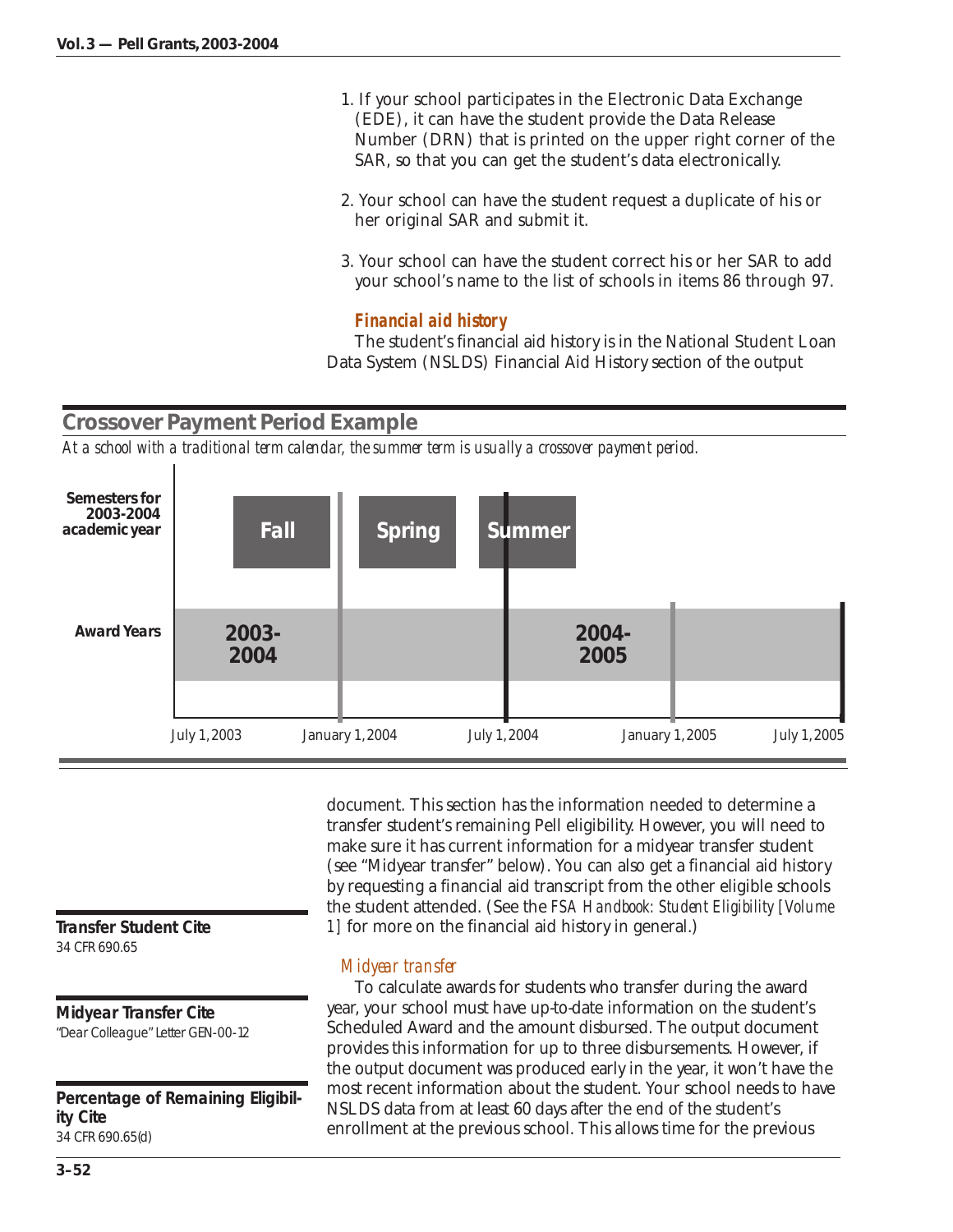1. If your school participates in the Electronic Data Exchange (EDE), it can have the student provide the Data Release Number (DRN) that is printed on the upper right corner of the SAR, so that you can get the student's data electronically.

2. Your school can have the student request a duplicate of his or her original SAR and submit it.

3. Your school can have the student correct his or her SAR to add your school's name to the list of schools in items 86 through 97.

### Financial aid history

The student's financial aid history is in the National Student Loan Data System (NSLDS) Financial Aid History section of the output document. This section has the information needed to determine a transfer student's remaining Pell eligibility. However, you will need to make sure it has current information for a midyear transfer student (see "Midyear transfer" below). You can also get a financial aid history by requesting a financial aid transcript from the other eligible schools the student attended. (See the *FSA Handbook: Student Eligibility [Volume 1]* for more on the financial aid history in general.)

## Crossover Payment Period Example

*At a school with a traditional term calendar, the summer term is usually a crossover payment period.*

| | | | | |
|---|---|---|---|---|
| **Semesters for 2003-2004 academic year** | Fall | Spring | Summer | |
| **Award Years** | 2003-2004 | | 2004-2005 | |
| | July 1, 2003 | January 1, 2004 | July 1, 2004 | January 1, 2005 — July 1, 2005 |

**Transfer Student Cite**
34 CFR 690.65

**Midyear Transfer Cite**
"Dear Colleague" Letter GEN-00-12

**Percentage of Remaining Eligibility Cite**
34 CFR 690.65(d)

*Midyear transfer*

To calculate awards for students who transfer during the award year, your school must have up-to-date information on the student's Scheduled Award and the amount disbursed. The output document provides this information for up to three disbursements. However, if the output document was produced early in the year, it won't have the most recent information about the student. Your school needs to have NSLDS data from at least 60 days after the end of the student's enrollment at the previous school. This allows time for the previous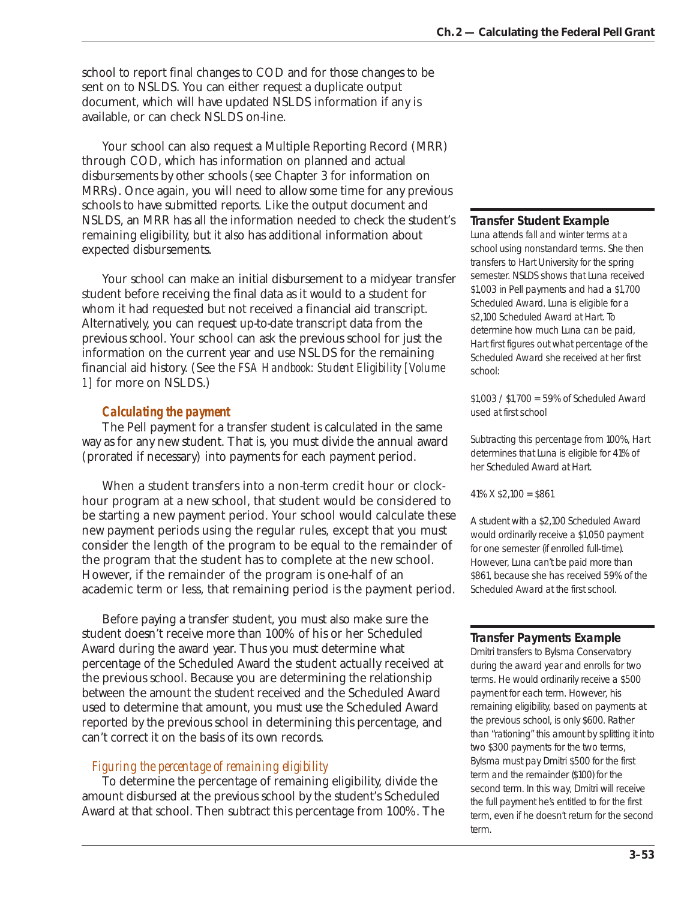school to report final changes to COD and for those changes to be sent on to NSLDS. You can either request a duplicate output document, which will have updated NSLDS information if any is available, or can check NSLDS on-line.

Your school can also request a Multiple Reporting Record (MRR) through COD, which has information on planned and actual disbursements by other schools (see Chapter 3 for information on MRRs). Once again, you will need to allow some time for any previous schools to have submitted reports. Like the output document and NSLDS, an MRR has all the information needed to check the student's remaining eligibility, but it also has additional information about expected disbursements.

Your school can make an initial disbursement to a midyear transfer student before receiving the final data as it would to a student for whom it had requested but not received a financial aid transcript. Alternatively, you can request up-to-date transcript data from the previous school. Your school can ask the previous school for just the information on the current year and use NSLDS for the remaining financial aid history. (See the *FSA Handbook: Student Eligibility [Volume 1]* for more on NSLDS.)

### Calculating the payment

The Pell payment for a transfer student is calculated in the same way as for any new student. That is, you must divide the annual award (prorated if necessary) into payments for each payment period.

When a student transfers into a non-term credit hour or clock-hour program at a new school, that student would be considered to be starting a new payment period. Your school would calculate these new payment periods using the regular rules, except that you must consider the length of the program to be equal to the remainder of the program that the student has to complete at the new school. However, if the remainder of the program is one-half of an academic term or less, that remaining period is the payment period.

Before paying a transfer student, you must also make sure the student doesn't receive more than 100% of his or her Scheduled Award during the award year. Thus you must determine what percentage of the Scheduled Award the student actually received at the previous school. Because you are determining the relationship between the amount the student received and the Scheduled Award used to determine that amount, you must use the Scheduled Award reported by the previous school in determining this percentage, and can't correct it on the basis of its own records.

#### *Figuring the percentage of remaining eligibility*

To determine the percentage of remaining eligibility, divide the amount disbursed at the previous school by the student's Scheduled Award at that school. Then subtract this percentage from 100%. The

---

**Transfer Student Example**

*Luna attends fall and winter terms at a school using nonstandard terms. She then transfers to Hart University for the spring semester. NSLDS shows that Luna received $1,003 in Pell payments and had a $1,700 Scheduled Award. Luna is eligible for a $2,100 Scheduled Award at Hart. To determine how much Luna can be paid, Hart first figures out what percentage of the Scheduled Award she received at her first school:*

*$1,003 / $1,700 = 59% of Scheduled Award used at first school*

*Subtracting this percentage from 100%, Hart determines that Luna is eligible for 41% of her Scheduled Award at Hart.*

*41% X $2,100 = $861*

*A student with a $2,100 Scheduled Award would ordinarily receive a $1,050 payment for one semester (if enrolled full-time). However, Luna can't be paid more than $861, because she has received 59% of the Scheduled Award at the first school.*

---

**Transfer Payments Example**

*Dmitri transfers to Bylsma Conservatory during the award year and enrolls for two terms. He would ordinarily receive a $500 payment for each term. However, his remaining eligibility, based on payments at the previous school, is only $600. Rather than "rationing" this amount by splitting it into two $300 payments for the two terms, Bylsma must pay Dmitri $500 for the first term and the remainder ($100) for the second term. In this way, Dmitri will receive the full payment he's entitled to for the first term, even if he doesn't return for the second term.*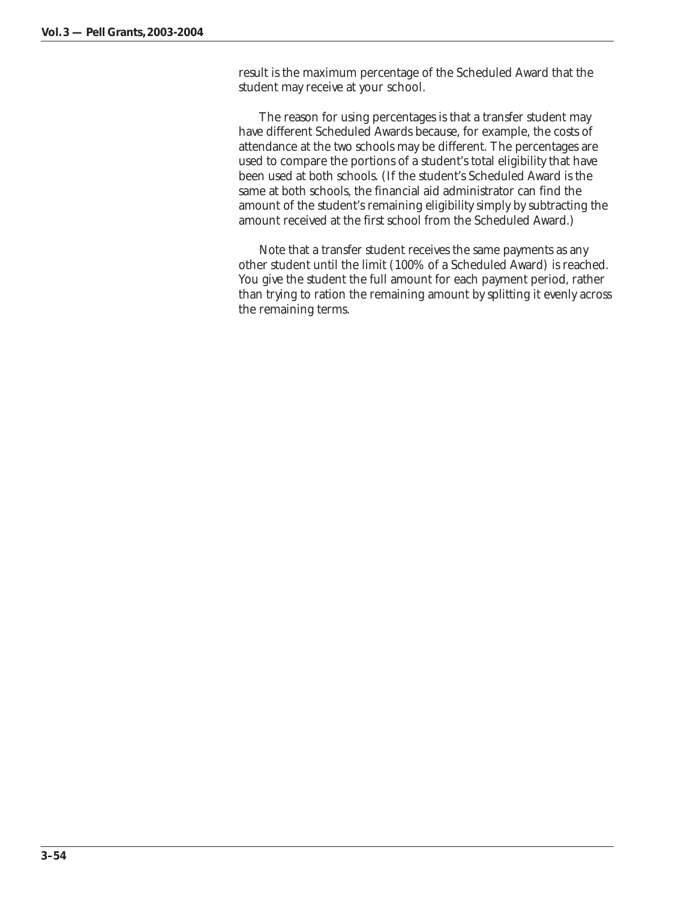result is the maximum percentage of the Scheduled Award that the student may receive at your school.

The reason for using percentages is that a transfer student may have different Scheduled Awards because, for example, the costs of attendance at the two schools may be different. The percentages are used to compare the portions of a student's total eligibility that have been used at both schools. (If the student's Scheduled Award is the same at both schools, the financial aid administrator can find the amount of the student's remaining eligibility simply by subtracting the amount received at the first school from the Scheduled Award.)

Note that a transfer student receives the same payments as any other student until the limit (100% of a Scheduled Award) is reached. You give the student the full amount for each payment period, rather than trying to ration the remaining amount by splitting it evenly across the remaining terms.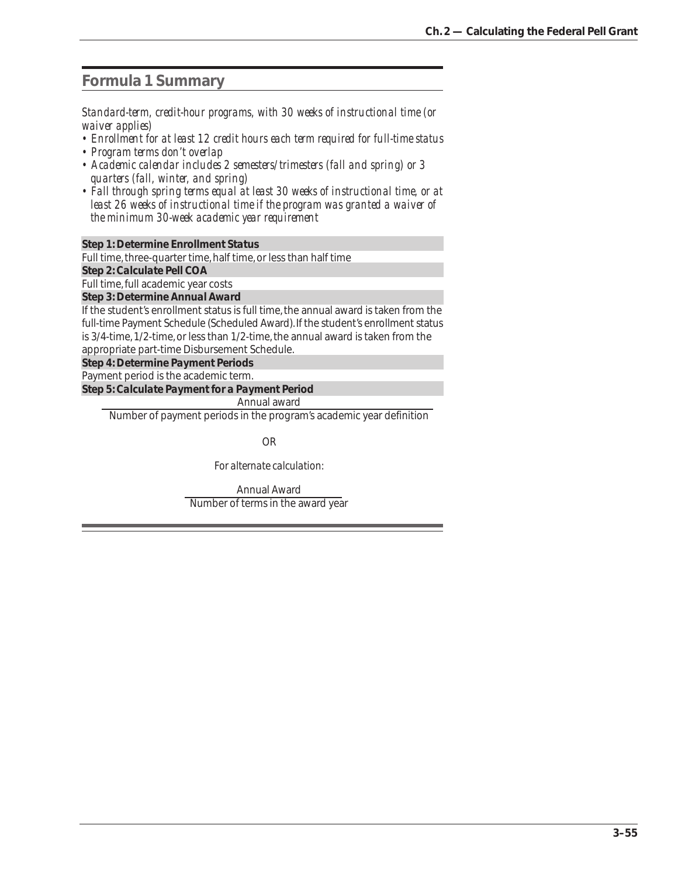## Formula 1 Summary

*Standard-term, credit-hour programs, with 30 weeks of instructional time (or waiver applies)*

- *Enrollment for at least 12 credit hours each term required for full-time status*
- *Program terms don't overlap*
- *Academic calendar includes 2 semesters/trimesters (fall and spring) or 3 quarters (fall, winter, and spring)*
- *Fall through spring terms equal at least 30 weeks of instructional time, or at least 26 weeks of instructional time if the program was granted a waiver of the minimum 30-week academic year requirement*

**Step 1: Determine Enrollment Status**

Full time, three-quarter time, half time, or less than half time

**Step 2: Calculate Pell COA**

Full time, full academic year costs

**Step 3: Determine Annual Award**

If the student's enrollment status is full time, the annual award is taken from the full-time Payment Schedule (Scheduled Award). If the student's enrollment status is 3/4-time, 1/2-time, or less than 1/2-time, the annual award is taken from the appropriate part-time Disbursement Schedule.

**Step 4: Determine Payment Periods**

Payment period is the academic term.

**Step 5: Calculate Payment for a Payment Period**

$$\frac{\text{Annual award}}{\text{Number of payment periods in the program's academic year definition}}$$

OR

*For alternate calculation:*

$$\frac{\text{Annual Award}}{\text{Number of terms in the award year}}$$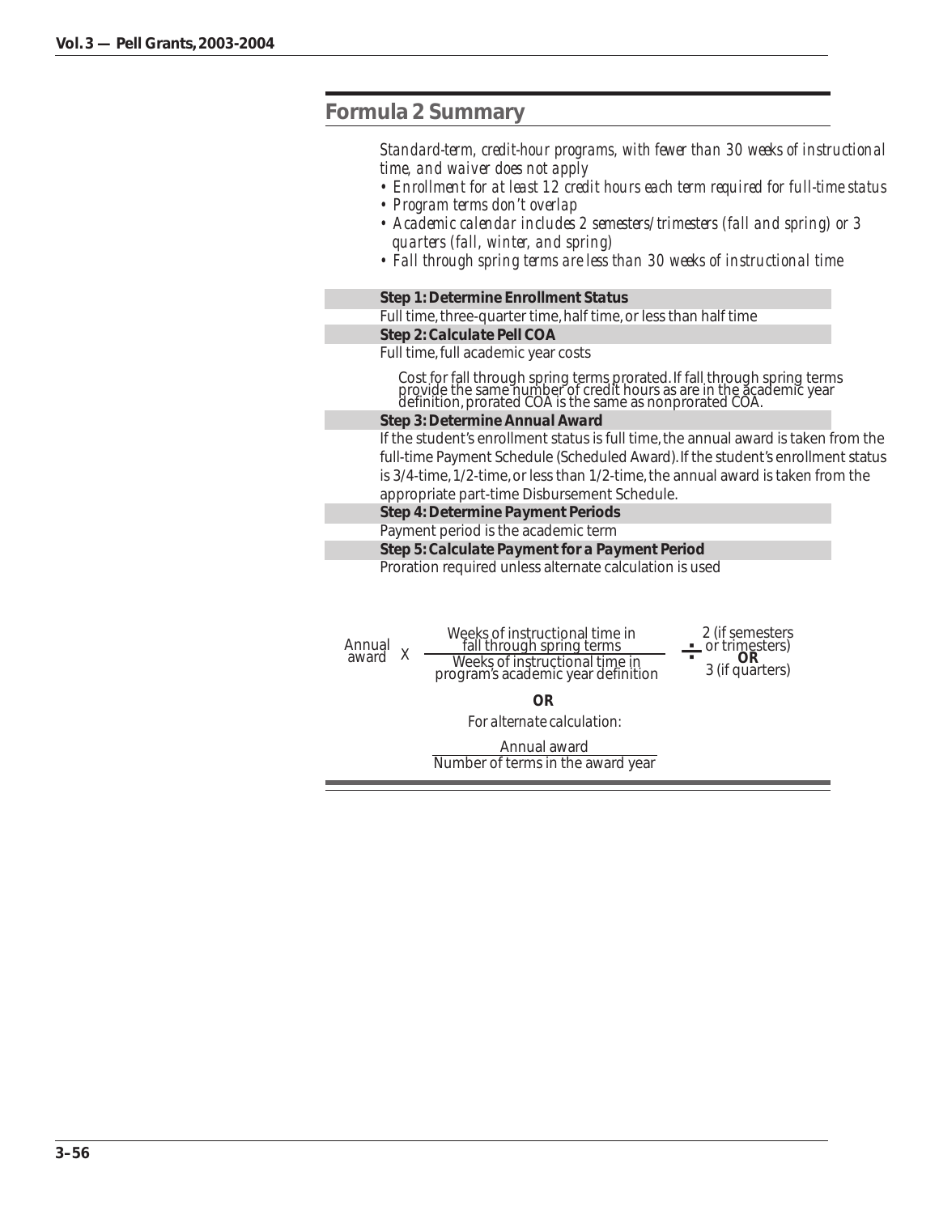## Formula 2 Summary

*Standard-term, credit-hour programs, with fewer than 30 weeks of instructional time, and waiver does not apply*

- *Enrollment for at least 12 credit hours each term required for full-time status*
- *Program terms don't overlap*
- *Academic calendar includes 2 semesters/trimesters (fall and spring) or 3 quarters (fall, winter, and spring)*
- *Fall through spring terms are less than 30 weeks of instructional time*

**Step 1: Determine Enrollment Status**

Full time, three-quarter time, half time, or less than half time

**Step 2: Calculate Pell COA**

Full time, full academic year costs

Cost for fall through spring terms prorated. If fall through spring terms provide the same number of credit hours as are in the academic year definition, prorated COA is the same as nonprorated COA.

**Step 3: Determine Annual Award**

If the student's enrollment status is full time, the annual award is taken from the full-time Payment Schedule (Scheduled Award). If the student's enrollment status is 3/4-time, 1/2-time, or less than 1/2-time, the annual award is taken from the appropriate part-time Disbursement Schedule.

**Step 4: Determine Payment Periods**

Payment period is the academic term

**Step 5: Calculate Payment for a Payment Period**

Proration required unless alternate calculation is used

$$\text{Annual award} \times \frac{\text{Weeks of instructional time in fall through spring terms}}{\text{Weeks of instructional time in program's academic year definition}} \div \begin{cases} 2 \text{ (if semesters or trimesters)} \\ \textbf{OR} \\ 3 \text{ (if quarters)} \end{cases}$$

**OR**

*For alternate calculation:*

$$\frac{\text{Annual award}}{\text{Number of terms in the award year}}$$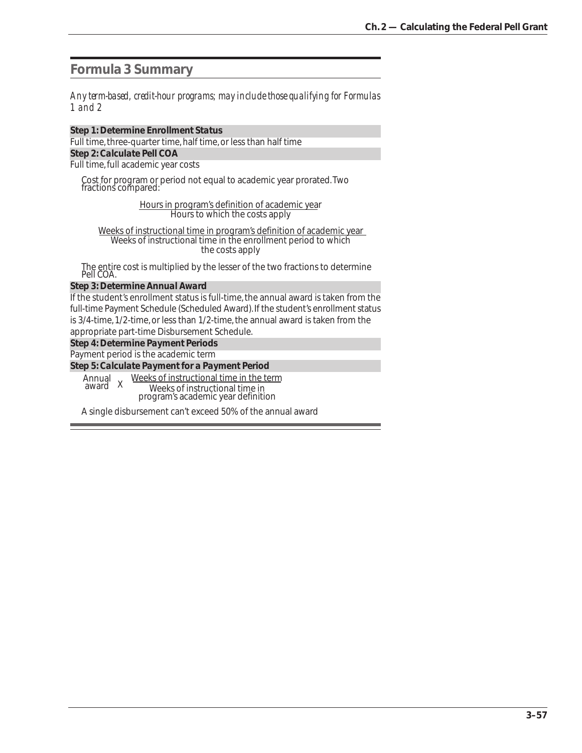## Formula 3 Summary

*Any term-based, credit-hour programs; may include those qualifying for Formulas 1 and 2*

**Step 1: Determine Enrollment Status**

Full time, three-quarter time, half time, or less than half time

**Step 2: Calculate Pell COA**

Full time, full academic year costs

Cost for program or period not equal to academic year prorated. Two fractions compared:

$$\frac{\text{Hours in program's definition of academic year}}{\text{Hours to which the costs apply}}$$

$$\frac{\text{Weeks of instructional time in program's definition of academic year}}{\text{Weeks of instructional time in the enrollment period to which the costs apply}}$$

The entire cost is multiplied by the lesser of the two fractions to determine Pell COA.

**Step 3: Determine Annual Award**

If the student's enrollment status is full-time, the annual award is taken from the full-time Payment Schedule (Scheduled Award). If the student's enrollment status is 3/4-time, 1/2-time, or less than 1/2-time, the annual award is taken from the appropriate part-time Disbursement Schedule.

**Step 4: Determine Payment Periods**

Payment period is the academic term

**Step 5: Calculate Payment for a Payment Period**

$$\text{Annual award} \times \frac{\text{Weeks of instructional time in the term}}{\text{Weeks of instructional time in program's academic year definition}}$$

A single disbursement can't exceed 50% of the annual award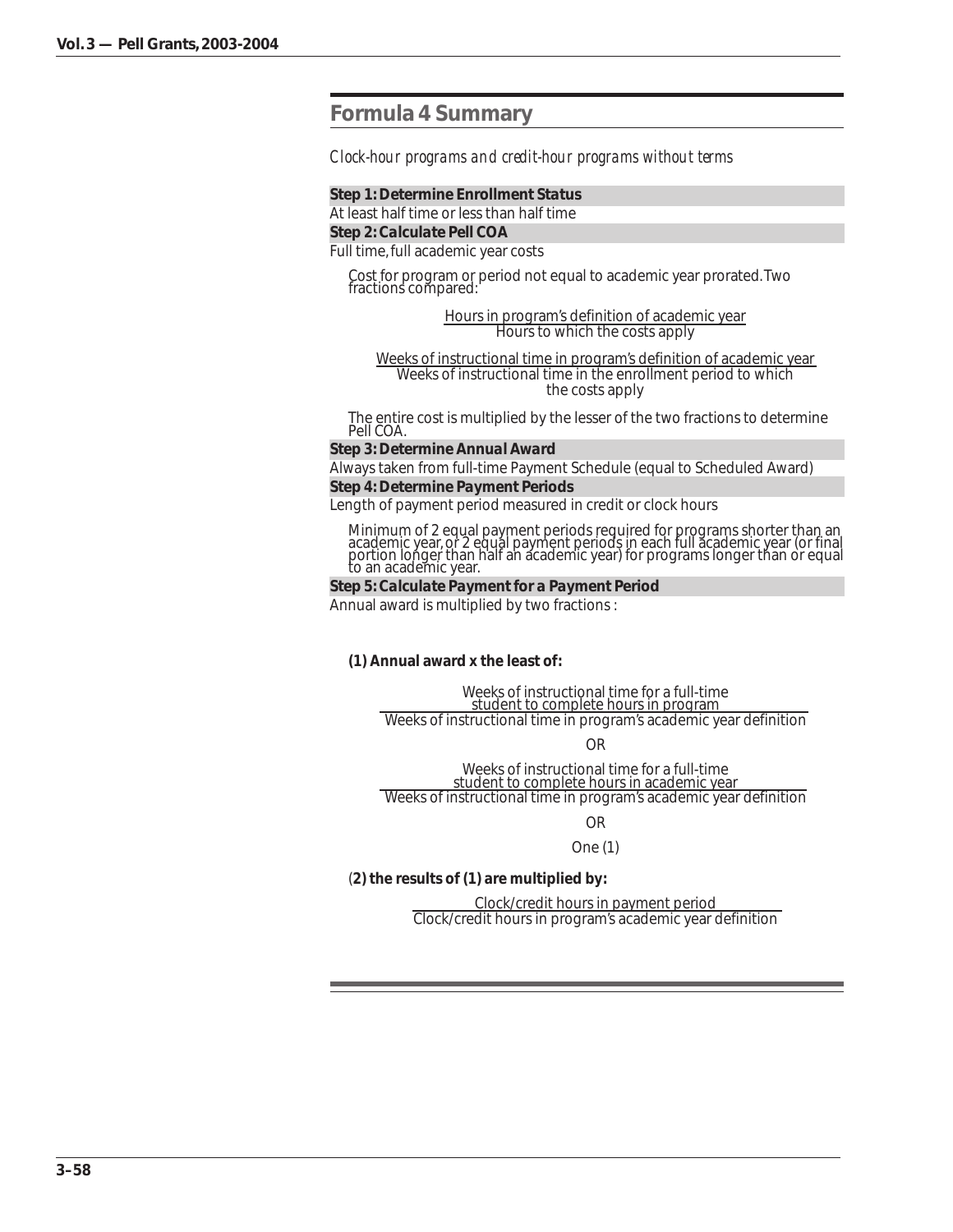## Formula 4 Summary

*Clock-hour programs and credit-hour programs without terms*

**Step 1: Determine Enrollment Status**

At least half time or less than half time

**Step 2: Calculate Pell COA**

Full time, full academic year costs

Cost for program or period not equal to academic year prorated. Two fractions compared:

$$\frac{\text{Hours in program's definition of academic year}}{\text{Hours to which the costs apply}}$$

$$\frac{\text{Weeks of instructional time in program's definition of academic year}}{\text{Weeks of instructional time in the enrollment period to which the costs apply}}$$

The entire cost is multiplied by the lesser of the two fractions to determine Pell COA.

**Step 3: Determine Annual Award**

Always taken from full-time Payment Schedule (equal to Scheduled Award)

**Step 4: Determine Payment Periods**

Length of payment period measured in credit or clock hours

Minimum of 2 equal payment periods required for programs shorter than an academic year, or 2 equal payment periods in each full academic year (or final portion longer than half an academic year) for programs longer than or equal to an academic year.

**Step 5: Calculate Payment for a Payment Period**

Annual award is multiplied by two fractions :

**(1) Annual award x the least of:**

$$\frac{\text{Weeks of instructional time for a full-time student to complete hours in program}}{\text{Weeks of instructional time in program's academic year definition}}$$

OR

$$\frac{\text{Weeks of instructional time for a full-time student to complete hours in academic year}}{\text{Weeks of instructional time in program's academic year definition}}$$

OR

One (1)

**(2) the results of (1) are multiplied by:**

$$\frac{\text{Clock/credit hours in payment period}}{\text{Clock/credit hours in program's academic year definition}}$$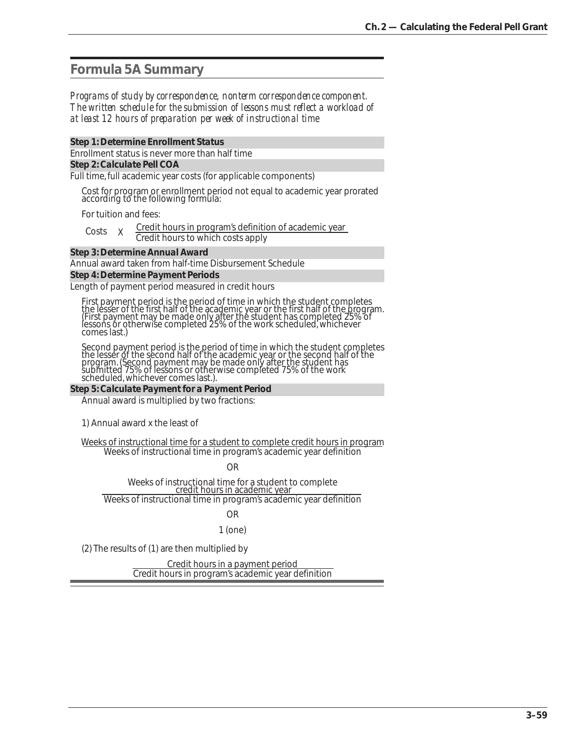## Formula 5A Summary

*Programs of study by correspondence, nonterm correspondence component. The written schedule for the submission of lessons must reflect a workload of at least 12 hours of preparation per week of instructional time*

**Step 1: Determine Enrollment Status**

Enrollment status is never more than half time

**Step 2: Calculate Pell COA**

Full time, full academic year costs (for applicable components)

Cost for program or enrollment period not equal to academic year prorated according to the following formula:

For tuition and fees:

$$\text{Costs} \times \frac{\text{Credit hours in program's definition of academic year}}{\text{Credit hours to which costs apply}}$$

**Step 3: Determine Annual Award**

Annual award taken from half-time Disbursement Schedule

**Step 4: Determine Payment Periods**

Length of payment period measured in credit hours

First payment period is the period of time in which the student completes the lesser of the first half of the academic year or the first half of the program. (First payment may be made only after the student has completed 25% of lessons or otherwise completed 25% of the work scheduled, whichever comes last.)

Second payment period is the period of time in which the student completes the lesser of the second half of the academic year or the second half of the program. (Second payment may be made only after the student has submitted 75% of lessons or otherwise completed 75% of the work scheduled, whichever comes last.).

**Step 5: Calculate Payment for a Payment Period**

Annual award is multiplied by two fractions:

1) Annual award x the least of

$$\frac{\text{Weeks of instructional time for a student to complete credit hours in program}}{\text{Weeks of instructional time in program's academic year definition}}$$

OR

$$\frac{\text{Weeks of instructional time for a student to complete credit hours in academic year}}{\text{Weeks of instructional time in program's academic year definition}}$$

OR

1 (one)

(2) The results of (1) are then multiplied by

$$\frac{\text{Credit hours in a payment period}}{\text{Credit hours in program's academic year definition}}$$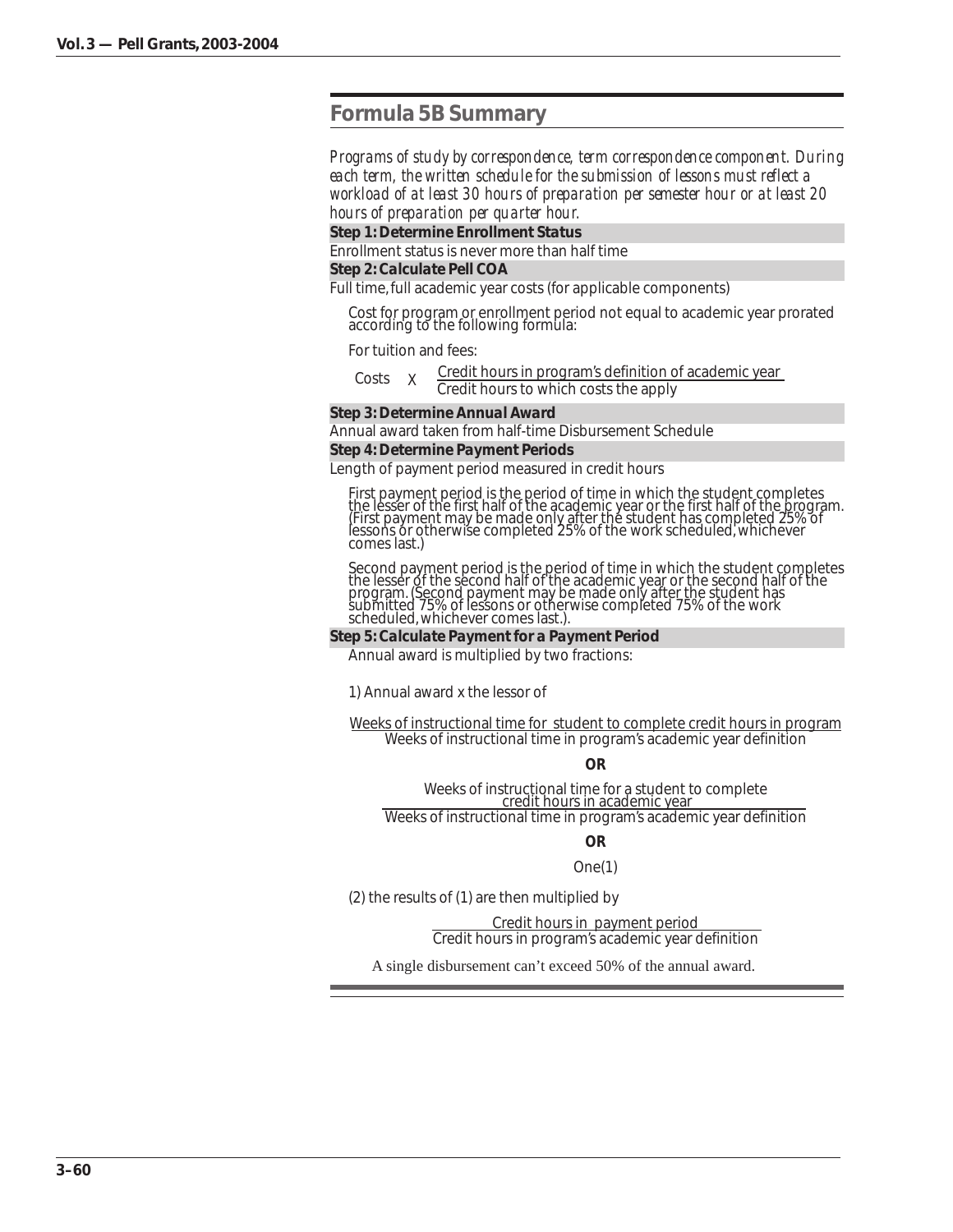## Formula 5B Summary

*Programs of study by correspondence, term correspondence component. During each term, the written schedule for the submission of lessons must reflect a workload of at least 30 hours of preparation per semester hour or at least 20 hours of preparation per quarter hour.*

**Step 1: Determine Enrollment Status**

Enrollment status is never more than half time

**Step 2: Calculate Pell COA**

Full time, full academic year costs (for applicable components)

Cost for program or enrollment period not equal to academic year prorated according to the following formula:

For tuition and fees:

$$\text{Costs} \times \frac{\text{Credit hours in program's definition of academic year}}{\text{Credit hours to which costs the apply}}$$

**Step 3: Determine Annual Award**

Annual award taken from half-time Disbursement Schedule

**Step 4: Determine Payment Periods**

Length of payment period measured in credit hours

First payment period is the period of time in which the student completes the lesser of the first half of the academic year or the first half of the program. (First payment may be made only after the student has completed 25% of lessons or otherwise completed 25% of the work scheduled, whichever comes last.)

Second payment period is the period of time in which the student completes the lesser of the second half of the academic year or the second half of the program. (Second payment may be made only after the student has submitted 75% of lessons or otherwise completed 75% of the work scheduled, whichever comes last.).

**Step 5: Calculate Payment for a Payment Period**

Annual award is multiplied by two fractions:

1) Annual award x the lessor of

$$\frac{\text{Weeks of instructional time for student to complete credit hours in program}}{\text{Weeks of instructional time in program's academic year definition}}$$

**OR**

$$\frac{\text{Weeks of instructional time for a student to complete credit hours in academic year}}{\text{Weeks of instructional time in program's academic year definition}}$$

**OR**

One(1)

(2) the results of (1) are then multiplied by

$$\frac{\text{Credit hours in payment period}}{\text{Credit hours in program's academic year definition}}$$

A single disbursement can't exceed 50% of the annual award.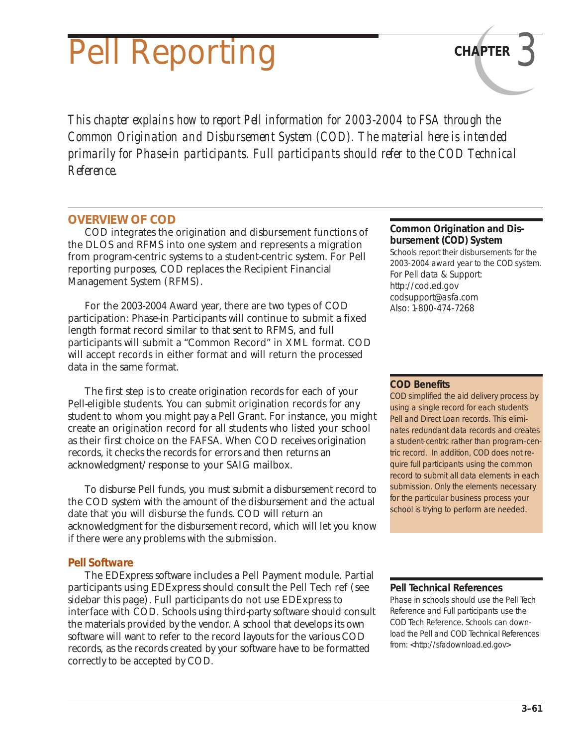# Pell Reporting

**CHAPTER 3**

*This chapter explains how to report Pell information for 2003-2004 to FSA through the Common Origination and Disbursement System (COD). The material here is intended primarily for Phase-in participants. Full participants should refer to the COD Technical Reference.*

## OVERVIEW OF COD

COD integrates the origination and disbursement functions of the DLOS and RFMS into one system and represents a migration from program-centric systems to a student-centric system. For Pell reporting purposes, COD replaces the Recipient Financial Management System (RFMS).

For the 2003-2004 Award year, there are two types of COD participation: Phase-in Participants will continue to submit a fixed length format record similar to that sent to RFMS, and full participants will submit a "Common Record" in XML format. COD will accept records in either format and will return the processed data in the same format.

The first step is to create origination records for each of your Pell-eligible students. You can submit origination records for any student to whom you might pay a Pell Grant. For instance, you might create an origination record for all students who listed your school as their first choice on the FAFSA. When COD receives origination records, it checks the records for errors and then returns an acknowledgment/response to your SAIG mailbox.

To disburse Pell funds, you must submit a disbursement record to the COD system with the amount of the disbursement and the actual date that you will disburse the funds. COD will return an acknowledgment for the disbursement record, which will let you know if there were any problems with the submission.

### Pell Software

The EDExpress software includes a Pell Payment module. Partial participants using EDExpress should consult the Pell Tech ref (see sidebar this page). Full participants do not use EDExpress to interface with COD. Schools using third-party software should consult the materials provided by the vendor. A school that develops its own software will want to refer to the record layouts for the various COD records, as the records created by your software have to be formatted correctly to be accepted by COD.

---

**Common Origination and Disbursement (COD) System**

Schools report their disbursements for the 2003-2004 award year to the COD system.
For Pell data & Support:
http://cod.ed.gov
codsupport@afsa.com
Also: 1-800-474-7268

---

**COD Benefits**

COD simplified the aid delivery process by using a single record for each student's Pell and Direct Loan records. This eliminates redundant data records and creates a student-centric rather than program-centric record. In addition, COD does not require full participants using the common record to submit all data elements in each submission. Only the elements necessary for the particular business process your school is trying to perform are needed.

---

**Pell Technical References**

Phase in schools should use the Pell Tech Reference and Full participants use the COD Tech Reference. Schools can download the Pell and COD Technical References from: <http://sfadownload.ed.gov>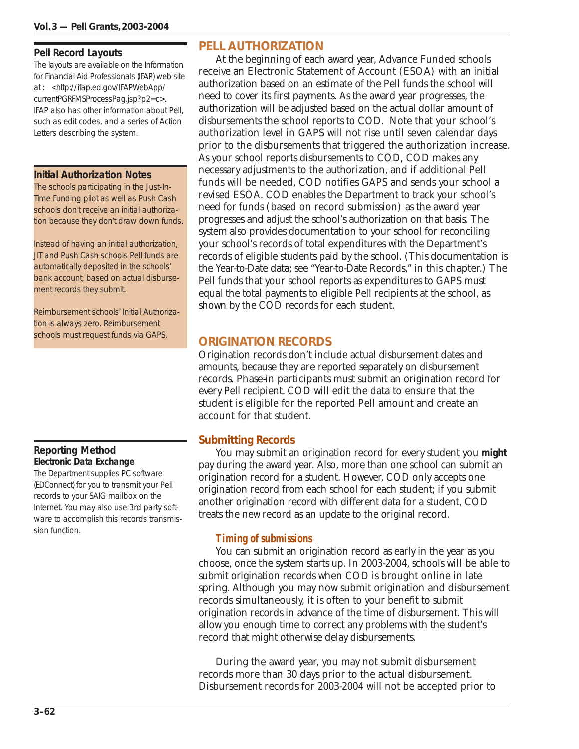## PELL AUTHORIZATION

At the beginning of each award year, Advance Funded schools receive an Electronic Statement of Account (ESOA) with an initial authorization based on an estimate of the Pell funds the school will need to cover its first payments. As the award year progresses, the authorization will be adjusted based on the actual dollar amount of disbursements the school reports to COD. Note that your school's authorization level in GAPS will not rise until seven calendar days prior to the disbursements that triggered the authorization increase. As your school reports disbursements to COD, COD makes any necessary adjustments to the authorization, and if additional Pell funds will be needed, COD notifies GAPS and sends your school a revised ESOA. COD enables the Department to track your school's need for funds (based on record submission) as the award year progresses and adjust the school's authorization on that basis. The system also provides documentation to your school for reconciling your school's records of total expenditures with the Department's records of eligible students paid by the school. (This documentation is the Year-to-Date data; see "Year-to-Date Records," in this chapter.) The Pell funds that your school reports as expenditures to GAPS must equal the total payments to eligible Pell recipients at the school, as shown by the COD records for each student.

**Pell Record Layouts**

The layouts are available on the Information for Financial Aid Professionals (IFAP) web site at: <http://ifap.ed.gov/IFAPWebApp/currentPGRFMSProcessPag.jsp?p2=c>. IFAP also has other information about Pell, such as edit codes, and a series of Action Letters describing the system.

**Initial Authorization Notes**

The schools participating in the Just-In-Time Funding pilot as well as Push Cash schools don't receive an initial authorization because they don't draw down funds.

Instead of having an initial authorization, JIT and Push Cash schools Pell funds are automatically deposited in the schools' bank account, based on actual disbursement records they submit.

Reimbursement schools' Initial Authorization is always zero. Reimbursement schools must request funds via GAPS.

## ORIGINATION RECORDS

Origination records don't include actual disbursement dates and amounts, because they are reported separately on disbursement records. Phase-in participants must submit an origination record for every Pell recipient. COD will edit the data to ensure that the student is eligible for the reported Pell amount and create an account for that student.

### Submitting Records

You may submit an origination record for every student you **might** pay during the award year. Also, more than one school can submit an origination record for a student. However, COD only accepts one origination record from each school for each student; if you submit another origination record with different data for a student, COD treats the new record as an update to the original record.

**Reporting Method**
**Electronic Data Exchange**

The Department supplies PC software (EDConnect) for you to transmit your Pell records to your SAIG mailbox on the Internet. You may also use 3rd party software to accomplish this records transmission function.

#### *Timing of submissions*

You can submit an origination record as early in the year as you choose, once the system starts up. In 2003-2004, schools will be able to submit origination records when COD is brought online in late spring. Although you may now submit origination and disbursement records simultaneously, it is often to your benefit to submit origination records in advance of the time of disbursement. This will allow you enough time to correct any problems with the student's record that might otherwise delay disbursements.

During the award year, you may not submit disbursement records more than 30 days prior to the actual disbursement. Disbursement records for 2003-2004 will not be accepted prior to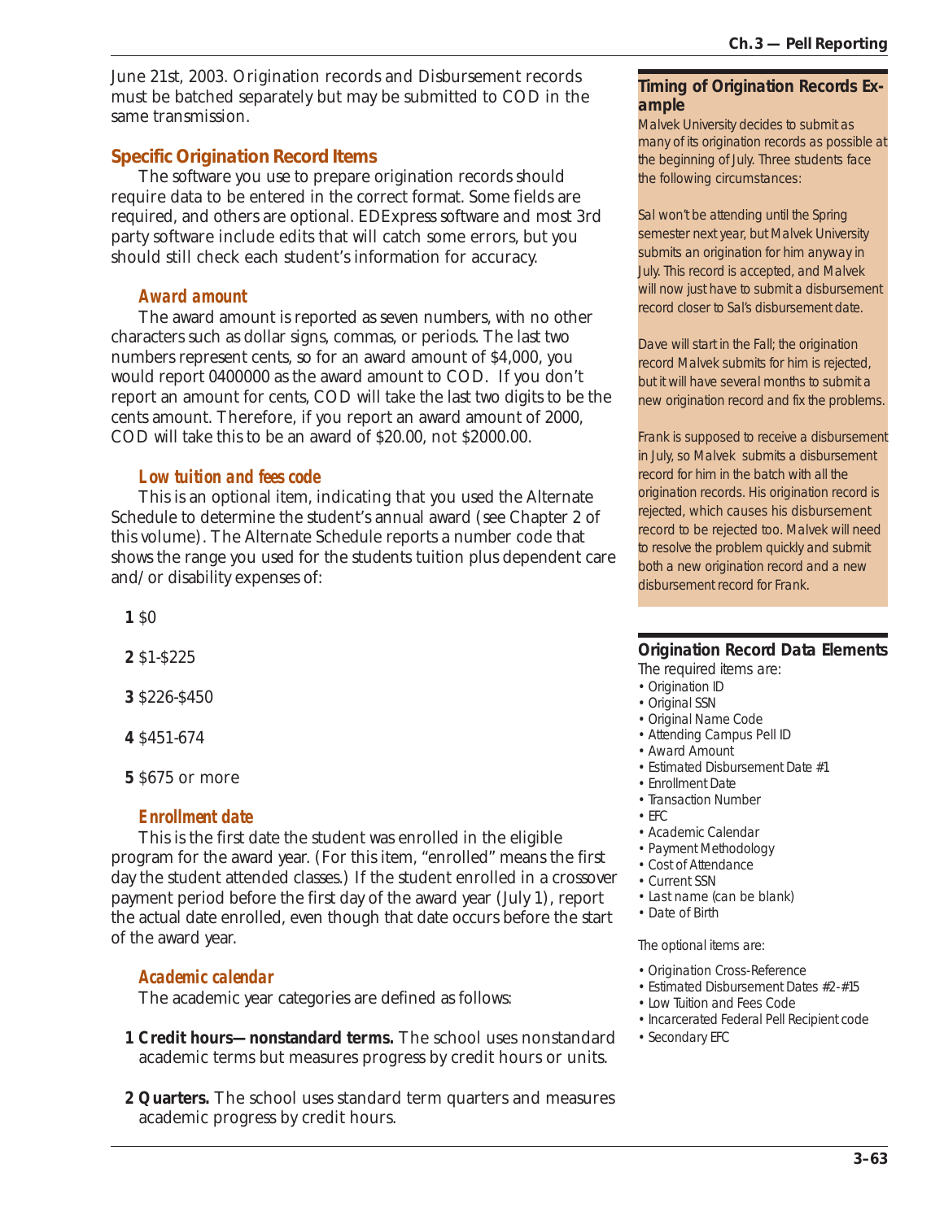June 21st, 2003. Origination records and Disbursement records must be batched separately but may be submitted to COD in the same transmission.

## Specific Origination Record Items

The software you use to prepare origination records should require data to be entered in the correct format. Some fields are required, and others are optional. EDExpress software and most 3rd party software include edits that will catch some errors, but you should still check each student's information for accuracy.

### Award amount

The award amount is reported as seven numbers, with no other characters such as dollar signs, commas, or periods. The last two numbers represent cents, so for an award amount of $4,000, you would report 0400000 as the award amount to COD. If you don't report an amount for cents, COD will take the last two digits to be the cents amount. Therefore, if you report an award amount of 2000, COD will take this to be an award of $20.00, not $2000.00.

### Low tuition and fees code

This is an optional item, indicating that you used the Alternate Schedule to determine the student's annual award (see Chapter 2 of this volume). The Alternate Schedule reports a number code that shows the range you used for the students tuition plus dependent care and/or disability expenses of:

**1** $0

**2** $1-$225

**3** $226-$450

**4** $451-674

**5** $675 or more

### Enrollment date

This is the first date the student was enrolled in the eligible program for the award year. (For this item, "enrolled" means the first day the student attended classes.) If the student enrolled in a crossover payment period before the first day of the award year (July 1), report the actual date enrolled, even though that date occurs before the start of the award year.

### Academic calendar

The academic year categories are defined as follows:

**1 Credit hours—nonstandard terms.** The school uses nonstandard academic terms but measures progress by credit hours or units.

**2 Quarters.** The school uses standard term quarters and measures academic progress by credit hours.

---

**Timing of Origination Records Example**

*Malvek University decides to submit as many of its origination records as possible at the beginning of July. Three students face the following circumstances:*

*Sal won't be attending until the Spring semester next year, but Malvek University submits an origination for him anyway in July. This record is accepted, and Malvek will now just have to submit a disbursement record closer to Sal's disbursement date.*

*Dave will start in the Fall; the origination record Malvek submits for him is rejected, but it will have several months to submit a new origination record and fix the problems.*

*Frank is supposed to receive a disbursement in July, so Malvek submits a disbursement record for him in the batch with all the origination records. His origination record is rejected, which causes his disbursement record to be rejected too. Malvek will need to resolve the problem quickly and submit both a new origination record and a new disbursement record for Frank.*

---

**Origination Record Data Elements**

The required items are:

- Origination ID
- Original SSN
- Original Name Code
- Attending Campus Pell ID
- Award Amount
- Estimated Disbursement Date #1
- Enrollment Date
- Transaction Number
- EFC
- Academic Calendar
- Payment Methodology
- Cost of Attendance
- Current SSN
- Last name (can be blank)
- Date of Birth

*The optional items are:*

- Origination Cross-Reference
- Estimated Disbursement Dates #2-#15
- Low Tuition and Fees Code
- Incarcerated Federal Pell Recipient code
- Secondary EFC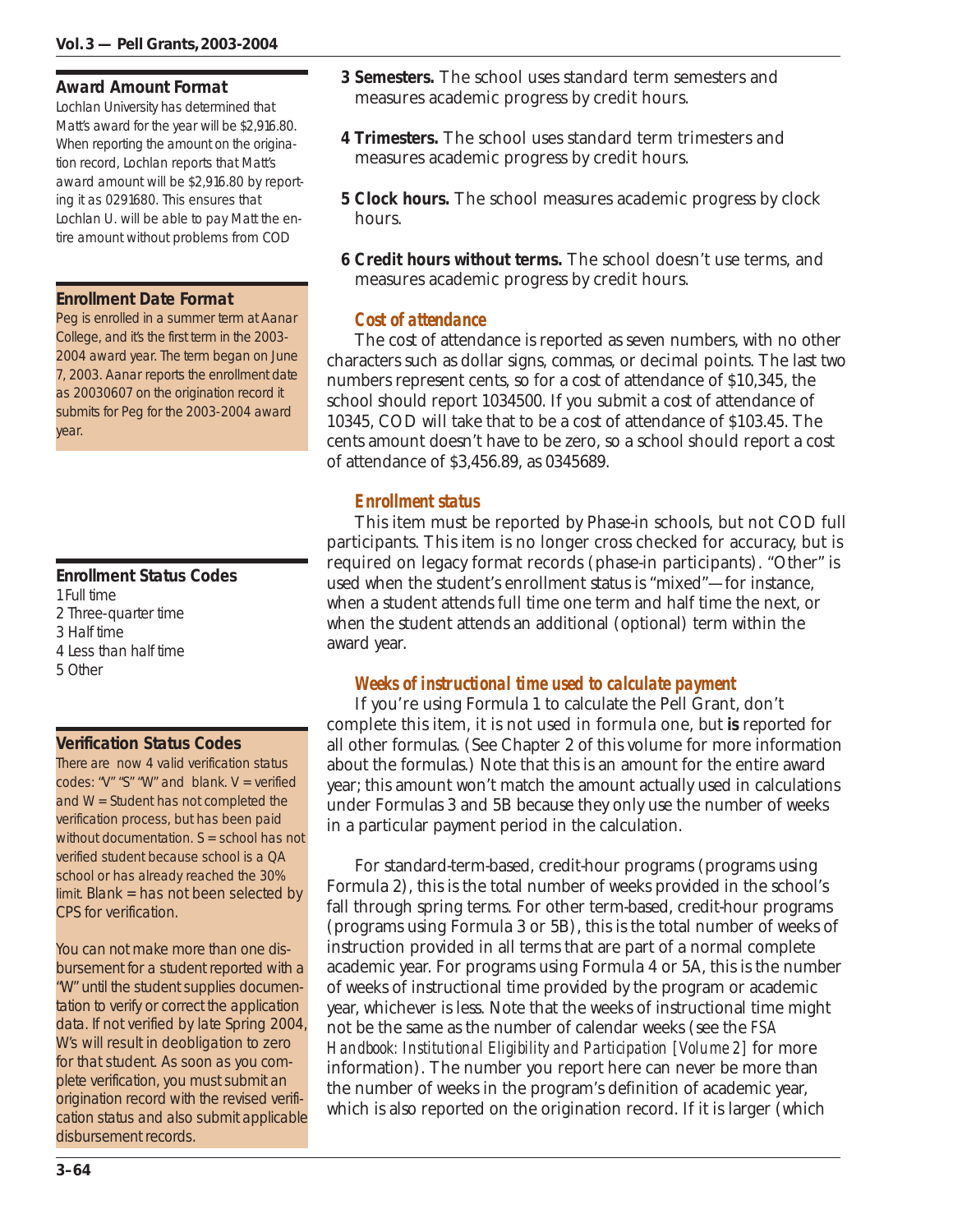**Award Amount Format**

Lochlan University has determined that Matt's award for the year will be $2,916.80. When reporting the amount on the origination record, Lochlan reports that Matt's award amount will be $2,916.80 by reporting it as 0291680. This ensures that Lochlan U. will be able to pay Matt the entire amount without problems from COD

**Enrollment Date Format**

Peg is enrolled in a summer term at Aanar College, and it's the first term in the 2003-2004 award year. The term began on June 7, 2003. Aanar reports the enrollment date as 20030607 on the origination record it submits for Peg for the 2003-2004 award year.

**Enrollment Status Codes**

1 Full time
2 Three-quarter time
3 Half time
4 Less than half time
5 Other

**Verification Status Codes**

There are now 4 valid verification status codes: "V" "S" "W" and blank. V = verified and W = Student has not completed the verification process, but has been paid without documentation. S = school has not verified student because school is a QA school or has already reached the 30% limit. Blank = has not been selected by CPS for verification.

You can not make more than one disbursement for a student reported with a "W" until the student supplies documentation to verify or correct the application data. If not verified by late Spring 2004, W's will result in deobligation to zero for that student. As soon as you complete verification, you must submit an origination record with the revised verification status and also submit applicable disbursement records.

**3 Semesters.** The school uses standard term semesters and measures academic progress by credit hours.

**4 Trimesters.** The school uses standard term trimesters and measures academic progress by credit hours.

**5 Clock hours.** The school measures academic progress by clock hours.

**6 Credit hours without terms.** The school doesn't use terms, and measures academic progress by credit hours.

### *Cost of attendance*

The cost of attendance is reported as seven numbers, with no other characters such as dollar signs, commas, or decimal points. The last two numbers represent cents, so for a cost of attendance of $10,345, the school should report 1034500. If you submit a cost of attendance of 10345, COD will take that to be a cost of attendance of $103.45. The cents amount doesn't have to be zero, so a school should report a cost of attendance of $3,456.89, as 0345689.

### *Enrollment status*

This item must be reported by Phase-in schools, but not COD full participants. This item is no longer cross checked for accuracy, but is required on legacy format records (phase-in participants). "Other" is used when the student's enrollment status is "mixed"—for instance, when a student attends full time one term and half time the next, or when the student attends an additional (optional) term within the award year.

### *Weeks of instructional time used to calculate payment*

If you're using Formula 1 to calculate the Pell Grant, don't complete this item, it is not used in formula one, but **is** reported for all other formulas. (See Chapter 2 of this volume for more information about the formulas.) Note that this is an amount for the entire award year; this amount won't match the amount actually used in calculations under Formulas 3 and 5B because they only use the number of weeks in a particular payment period in the calculation.

For standard-term-based, credit-hour programs (programs using Formula 2), this is the total number of weeks provided in the school's fall through spring terms. For other term-based, credit-hour programs (programs using Formula 3 or 5B), this is the total number of weeks of instruction provided in all terms that are part of a normal complete academic year. For programs using Formula 4 or 5A, this is the number of weeks of instructional time provided by the program or academic year, whichever is less. Note that the weeks of instructional time might not be the same as the number of calendar weeks (see the *FSA Handbook: Institutional Eligibility and Participation [Volume 2]* for more information). The number you report here can never be more than the number of weeks in the program's definition of academic year, which is also reported on the origination record. If it is larger (which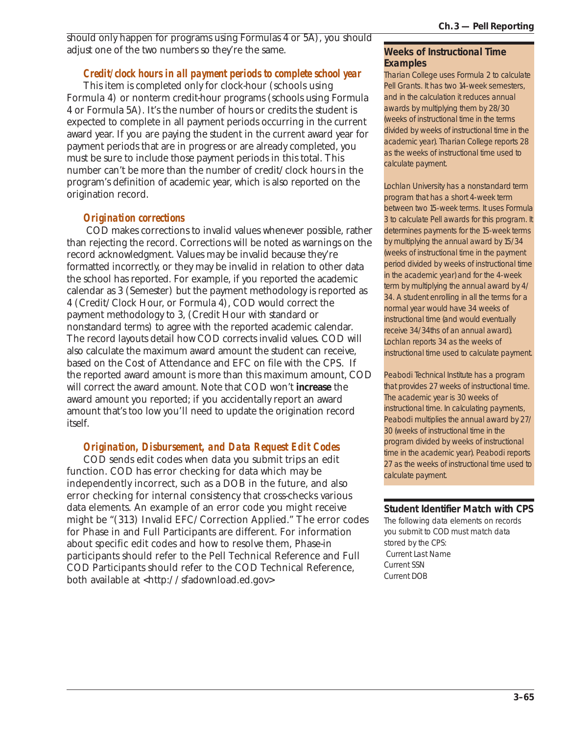should only happen for programs using Formulas 4 or 5A), you should adjust one of the two numbers so they're the same.

### *Credit/clock hours in all payment periods to complete school year*

This item is completed only for clock-hour (schools using Formula 4) or nonterm credit-hour programs (schools using Formula 4 or Formula 5A). It's the number of hours or credits the student is expected to complete in all payment periods occurring in the current award year. If you are paying the student in the current award year for payment periods that are in progress or are already completed, you must be sure to include those payment periods in this total. This number can't be more than the number of credit/clock hours in the program's definition of academic year, which is also reported on the origination record.

### *Origination corrections*

COD makes corrections to invalid values whenever possible, rather than rejecting the record. Corrections will be noted as warnings on the record acknowledgment. Values may be invalid because they're formatted incorrectly, or they may be invalid in relation to other data the school has reported. For example, if you reported the academic calendar as 3 (Semester) but the payment methodology is reported as 4 (Credit/Clock Hour, or Formula 4), COD would correct the payment methodology to 3, (Credit Hour with standard or nonstandard terms) to agree with the reported academic calendar. The record layouts detail how COD corrects invalid values. COD will also calculate the maximum award amount the student can receive, based on the Cost of Attendance and EFC on file with the CPS. If the reported award amount is more than this maximum amount, COD will correct the award amount. Note that COD won't **increase** the award amount you reported; if you accidentally report an award amount that's too low you'll need to update the origination record itself.

### *Origination, Disbursement, and Data Request Edit Codes*

COD sends edit codes when data you submit trips an edit function. COD has error checking for data which may be independently incorrect, such as a DOB in the future, and also error checking for internal consistency that cross-checks various data elements. An example of an error code you might receive might be "(313) Invalid EFC/Correction Applied." The error codes for Phase in and Full Participants are different. For information about specific edit codes and how to resolve them, Phase-in participants should refer to the Pell Technical Reference and Full COD Participants should refer to the COD Technical Reference, both available at <http://sfadownload.ed.gov>

#### Weeks of Instructional Time Examples

*Tharian College uses Formula 2 to calculate Pell Grants. It has two 14-week semesters, and in the calculation it reduces annual awards by multiplying them by 28/30 (weeks of instructional time in the terms divided by weeks of instructional time in the academic year). Tharian College reports 28 as the weeks of instructional time used to calculate payment.*

*Lochlan University has a nonstandard term program that has a short 4-week term between two 15-week terms. It uses Formula 3 to calculate Pell awards for this program. It determines payments for the 15-week terms by multiplying the annual award by 15/34 (weeks of instructional time in the payment period divided by weeks of instructional time in the academic year) and for the 4-week term by multiplying the annual award by 4/34. A student enrolling in all the terms for a normal year would have 34 weeks of instructional time (and would eventually receive 34/34ths of an annual award). Lochlan reports 34 as the weeks of instructional time used to calculate payment.*

*Peabodi Technical Institute has a program that provides 27 weeks of instructional time. The academic year is 30 weeks of instructional time. In calculating payments, Peabodi multiplies the annual award by 27/30 (weeks of instructional time in the program divided by weeks of instructional time in the academic year). Peabodi reports 27 as the weeks of instructional time used to calculate payment.*

#### Student Identifier Match with CPS

The following data elements on records you submit to COD must match data stored by the CPS:

Current Last Name
Current SSN
Current DOB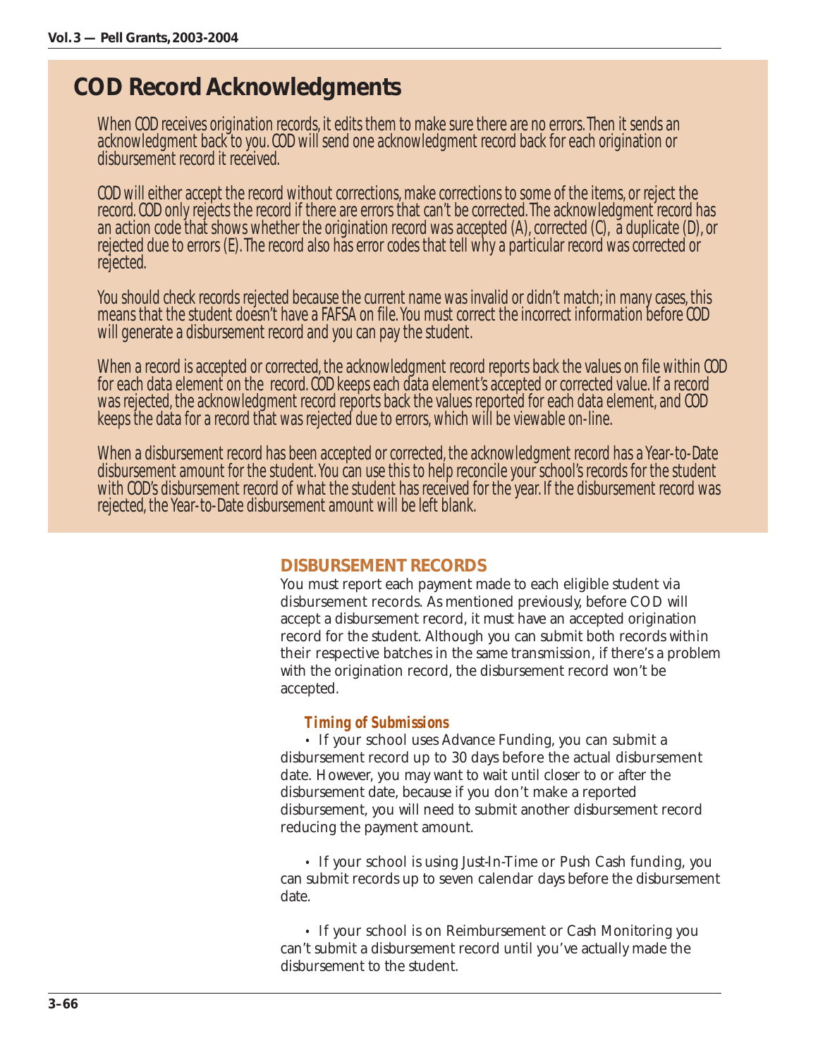## COD Record Acknowledgments

When COD receives origination records, it edits them to make sure there are no errors. Then it sends an acknowledgment back to you. COD will send one acknowledgment record back for each origination or disbursement record it received.

COD will either accept the record without corrections, make corrections to some of the items, or reject the record. COD only rejects the record if there are errors that can't be corrected. The acknowledgment record has an action code that shows whether the origination record was accepted (A), corrected (C), a duplicate (D), or rejected due to errors (E). The record also has error codes that tell why a particular record was corrected or rejected.

You should check records rejected because the current name was invalid or didn't match; in many cases, this means that the student doesn't have a FAFSA on file. You must correct the incorrect information before COD will generate a disbursement record and you can pay the student.

When a record is accepted or corrected, the acknowledgment record reports back the values on file within COD for each data element on the record. COD keeps each data element's accepted or corrected value. If a record was rejected, the acknowledgment record reports back the values reported for each data element, and COD keeps the data for a record that was rejected due to errors, which will be viewable on-line.

When a disbursement record has been accepted or corrected, the acknowledgment record has a Year-to-Date disbursement amount for the student. You can use this to help reconcile your school's records for the student with COD's disbursement record of what the student has received for the year. If the disbursement record was rejected, the Year-to-Date disbursement amount will be left blank.

### DISBURSEMENT RECORDS

You must report each payment made to each eligible student via disbursement records. As mentioned previously, before COD will accept a disbursement record, it must have an accepted origination record for the student. Although you can submit both records within their respective batches in the same transmission, if there's a problem with the origination record, the disbursement record won't be accepted.

#### *Timing of Submissions*

- If your school uses Advance Funding, you can submit a disbursement record up to 30 days before the actual disbursement date. However, you may want to wait until closer to or after the disbursement date, because if you don't make a reported disbursement, you will need to submit another disbursement record reducing the payment amount.

- If your school is using Just-In-Time or Push Cash funding, you can submit records up to seven calendar days before the disbursement date.

- If your school is on Reimbursement or Cash Monitoring you can't submit a disbursement record until you've actually made the disbursement to the student.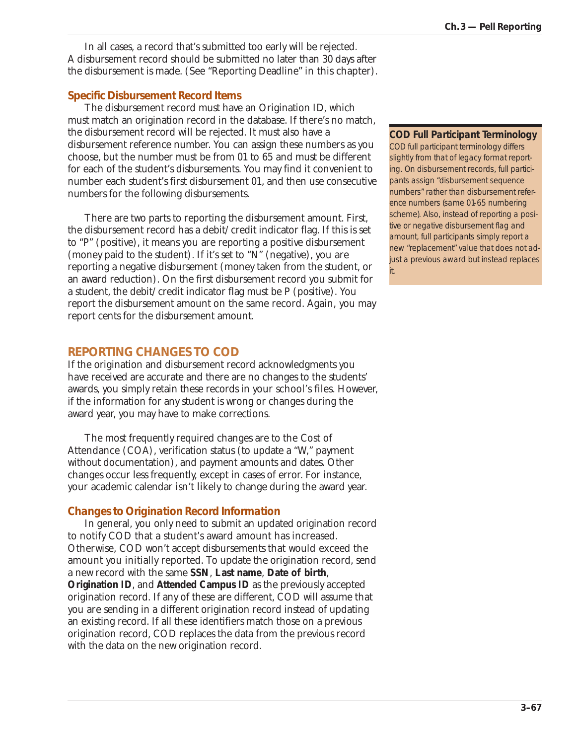In all cases, a record that's submitted too early will be rejected. A disbursement record should be submitted no later than 30 days after the disbursement is made. (See "Reporting Deadline" in this chapter).

### Specific Disbursement Record Items

The disbursement record must have an Origination ID, which must match an origination record in the database. If there's no match, the disbursement record will be rejected. It must also have a disbursement reference number. You can assign these numbers as you choose, but the number must be from 01 to 65 and must be different for each of the student's disbursements. You may find it convenient to number each student's first disbursement 01, and then use consecutive numbers for the following disbursements.

There are two parts to reporting the disbursement amount. First, the disbursement record has a debit/credit indicator flag. If this is set to "P" (positive), it means you are reporting a positive disbursement (money paid to the student). If it's set to "N" (negative), you are reporting a negative disbursement (money taken from the student, or an award reduction). On the first disbursement record you submit for a student, the debit/credit indicator flag must be P (positive). You report the disbursement amount on the same record. Again, you may report cents for the disbursement amount.

> **COD Full Participant Terminology**
>
> *COD full participant terminology differs slightly from that of legacy format reporting. On disbursement records, full participants assign "disbursement sequence numbers" rather than disbursement reference numbers (same 01-65 numbering scheme). Also, instead of reporting a positive or negative disbursement flag and amount, full participants simply report a new "replacement" value that does not adjust a previous award but instead replaces it.*

## REPORTING CHANGES TO COD

If the origination and disbursement record acknowledgments you have received are accurate and there are no changes to the students' awards, you simply retain these records in your school's files. However, if the information for any student is wrong or changes during the award year, you may have to make corrections.

The most frequently required changes are to the Cost of Attendance (COA), verification status (to update a "W," payment without documentation), and payment amounts and dates. Other changes occur less frequently, except in cases of error. For instance, your academic calendar isn't likely to change during the award year.

### Changes to Origination Record Information

In general, you only need to submit an updated origination record to notify COD that a student's award amount has increased. Otherwise, COD won't accept disbursements that would exceed the amount you initially reported. To update the origination record, send a new record with the same **SSN**, **Last name**, **Date of birth**, **Origination ID**, and **Attended Campus ID** as the previously accepted origination record. If any of these are different, COD will assume that you are sending in a different origination record instead of updating an existing record. If all these identifiers match those on a previous origination record, COD replaces the data from the previous record with the data on the new origination record.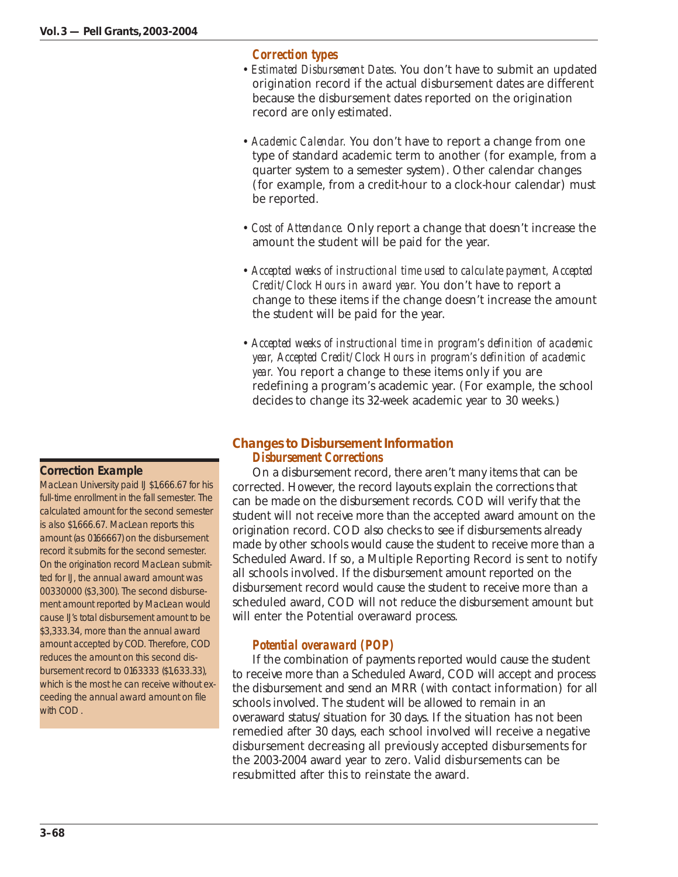### Correction types

- *Estimated Disbursement Dates*. You don't have to submit an updated origination record if the actual disbursement dates are different because the disbursement dates reported on the origination record are only estimated.

- *Academic Calendar.* You don't have to report a change from one type of standard academic term to another (for example, from a quarter system to a semester system). Other calendar changes (for example, from a credit-hour to a clock-hour calendar) must be reported.

- *Cost of Attendance.* Only report a change that doesn't increase the amount the student will be paid for the year.

- *Accepted weeks of instructional time used to calculate payment, Accepted Credit/Clock Hours in award year.* You don't have to report a change to these items if the change doesn't increase the amount the student will be paid for the year.

- *Accepted weeks of instructional time in program's definition of academic year, Accepted Credit/Clock Hours in program's definition of academic year.* You report a change to these items only if you are redefining a program's academic year. (For example, the school decides to change its 32-week academic year to 30 weeks.)

## Changes to Disbursement Information

### Disbursement Corrections

On a disbursement record, there aren't many items that can be corrected. However, the record layouts explain the corrections that can be made on the disbursement records. COD will verify that the student will not receive more than the accepted award amount on the origination record. COD also checks to see if disbursements already made by other schools would cause the student to receive more than a Scheduled Award. If so, a Multiple Reporting Record is sent to notify all schools involved. If the disbursement amount reported on the disbursement record would cause the student to receive more than a scheduled award, COD will not reduce the disbursement amount but will enter the Potential overaward process.

**Correction Example**

MacLean University paid IJ $1,666.67 for his full-time enrollment in the fall semester. The calculated amount for the second semester is also $1,666.67. MacLean reports this amount (as 0166667) on the disbursement record it submits for the second semester. On the origination record MacLean submitted for IJ, the annual award amount was 00330000 ($3,300). The second disbursement amount reported by MacLean would cause IJ's total disbursement amount to be $3,333.34, more than the annual award amount accepted by COD. Therefore, COD reduces the amount on this second disbursement record to 0163333 ($1,633.33), which is the most he can receive without exceeding the annual award amount on file with COD .

### Potential overaward (POP)

If the combination of payments reported would cause the student to receive more than a Scheduled Award, COD will accept and process the disbursement and send an MRR (with contact information) for all schools involved. The student will be allowed to remain in an overaward status/situation for 30 days. If the situation has not been remedied after 30 days, each school involved will receive a negative disbursement decreasing all previously accepted disbursements for the 2003-2004 award year to zero. Valid disbursements can be resubmitted after this to reinstate the award.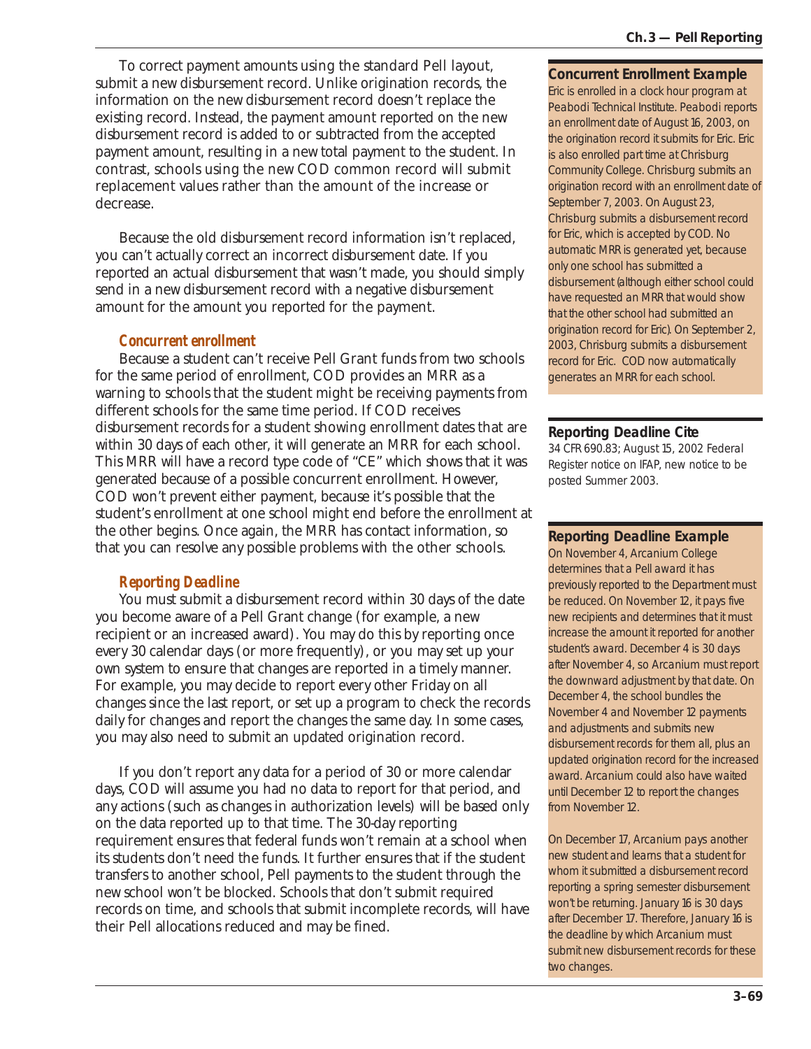To correct payment amounts using the standard Pell layout, submit a new disbursement record. Unlike origination records, the information on the new disbursement record doesn't replace the existing record. Instead, the payment amount reported on the new disbursement record is added to or subtracted from the accepted payment amount, resulting in a new total payment to the student. In contrast, schools using the new COD common record will submit replacement values rather than the amount of the increase or decrease.

Because the old disbursement record information isn't replaced, you can't actually correct an incorrect disbursement date. If you reported an actual disbursement that wasn't made, you should simply send in a new disbursement record with a negative disbursement amount for the amount you reported for the payment.

### Concurrent enrollment

Because a student can't receive Pell Grant funds from two schools for the same period of enrollment, COD provides an MRR as a warning to schools that the student might be receiving payments from different schools for the same time period. If COD receives disbursement records for a student showing enrollment dates that are within 30 days of each other, it will generate an MRR for each school. This MRR will have a record type code of "CE" which shows that it was generated because of a possible concurrent enrollment. However, COD won't prevent either payment, because it's possible that the student's enrollment at one school might end before the enrollment at the other begins. Once again, the MRR has contact information, so that you can resolve any possible problems with the other schools.

### Reporting Deadline

You must submit a disbursement record within 30 days of the date you become aware of a Pell Grant change (for example, a new recipient or an increased award). You may do this by reporting once every 30 calendar days (or more frequently), or you may set up your own system to ensure that changes are reported in a timely manner. For example, you may decide to report every other Friday on all changes since the last report, or set up a program to check the records daily for changes and report the changes the same day. In some cases, you may also need to submit an updated origination record.

If you don't report any data for a period of 30 or more calendar days, COD will assume you had no data to report for that period, and any actions (such as changes in authorization levels) will be based only on the data reported up to that time. The 30-day reporting requirement ensures that federal funds won't remain at a school when its students don't need the funds. It further ensures that if the student transfers to another school, Pell payments to the student through the new school won't be blocked. Schools that don't submit required records on time, and schools that submit incomplete records, will have their Pell allocations reduced and may be fined.

**Concurrent Enrollment Example**

*Eric is enrolled in a clock hour program at Peabodi Technical Institute. Peabodi reports an enrollment date of August 16, 2003, on the origination record it submits for Eric. Eric is also enrolled part time at Chrisburg Community College. Chrisburg submits an origination record with an enrollment date of September 7, 2003. On August 23, Chrisburg submits a disbursement record for Eric, which is accepted by COD. No automatic MRR is generated yet, because only one school has submitted a disbursement (although either school could have requested an MRR that would show that the other school had submitted an origination record for Eric). On September 2, 2003, Chrisburg submits a disbursement record for Eric. COD now automatically generates an MRR for each school.*

**Reporting Deadline Cite**

34 CFR 690.83; August 15, 2002 Federal Register notice on IFAP, new notice to be posted Summer 2003.

**Reporting Deadline Example**

*On November 4, Arcanium College determines that a Pell award it has previously reported to the Department must be reduced. On November 12, it pays five new recipients and determines that it must increase the amount it reported for another student's award. December 4 is 30 days after November 4, so Arcanium must report the downward adjustment by that date. On December 4, the school bundles the November 4 and November 12 payments and adjustments and submits new disbursement records for them all, plus an updated origination record for the increased award. Arcanium could also have waited until December 12 to report the changes from November 12.*

*On December 17, Arcanium pays another new student and learns that a student for whom it submitted a disbursement record reporting a spring semester disbursement won't be returning. January 16 is 30 days after December 17. Therefore, January 16 is the deadline by which Arcanium must submit new disbursement records for these two changes.*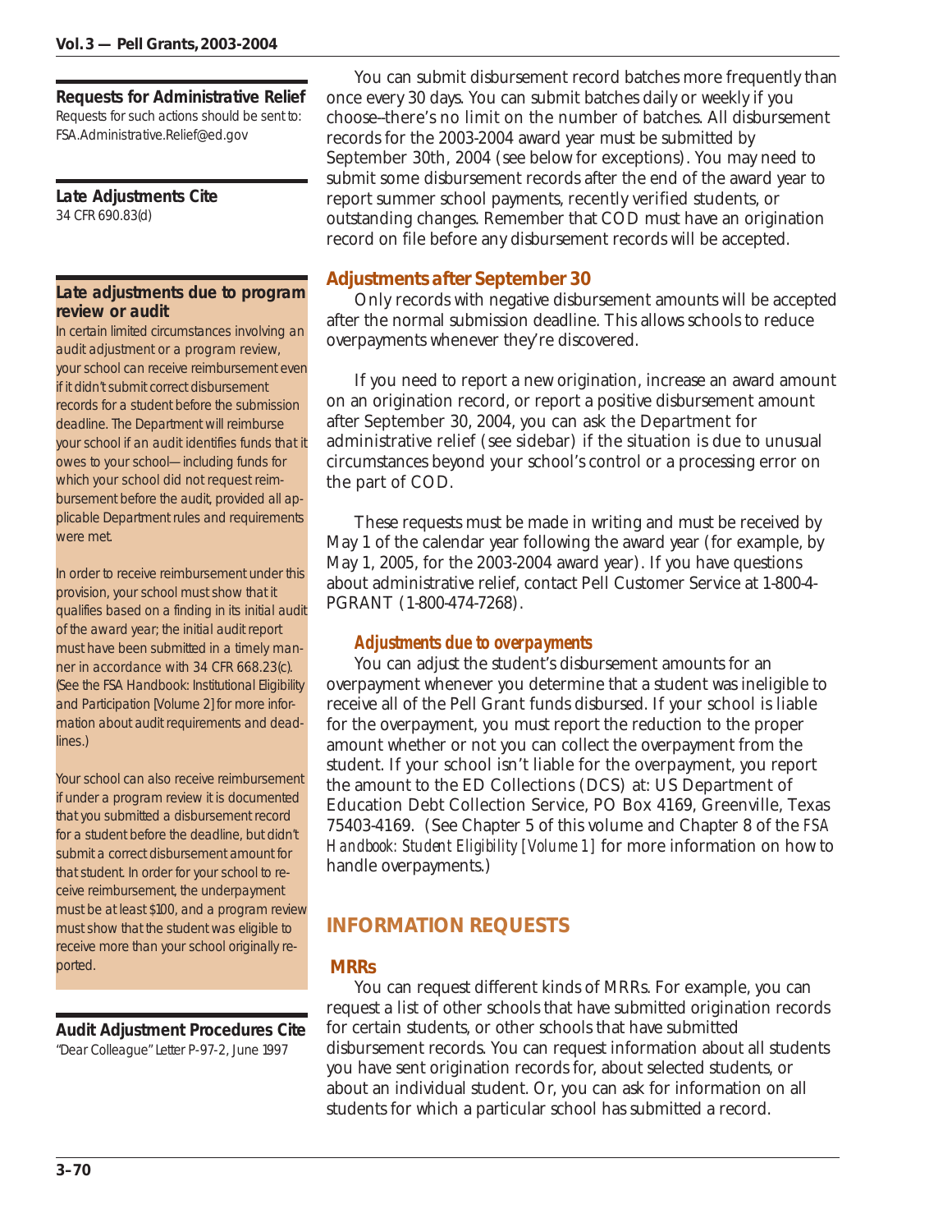You can submit disbursement record batches more frequently than once every 30 days. You can submit batches daily or weekly if you choose–there's no limit on the number of batches. All disbursement records for the 2003-2004 award year must be submitted by September 30th, 2004 (see below for exceptions). You may need to submit some disbursement records after the end of the award year to report summer school payments, recently verified students, or outstanding changes. Remember that COD must have an origination record on file before any disbursement records will be accepted.

### Adjustments after September 30

Only records with negative disbursement amounts will be accepted after the normal submission deadline. This allows schools to reduce overpayments whenever they're discovered.

If you need to report a new origination, increase an award amount on an origination record, or report a positive disbursement amount after September 30, 2004, you can ask the Department for administrative relief (see sidebar) if the situation is due to unusual circumstances beyond your school's control or a processing error on the part of COD.

These requests must be made in writing and must be received by May 1 of the calendar year following the award year (for example, by May 1, 2005, for the 2003-2004 award year). If you have questions about administrative relief, contact Pell Customer Service at 1-800-4-PGRANT (1-800-474-7268).

#### *Adjustments due to overpayments*

You can adjust the student's disbursement amounts for an overpayment whenever you determine that a student was ineligible to receive all of the Pell Grant funds disbursed. If your school is liable for the overpayment, you must report the reduction to the proper amount whether or not you can collect the overpayment from the student. If your school isn't liable for the overpayment, you report the amount to the ED Collections (DCS) at: US Department of Education Debt Collection Service, PO Box 4169, Greenville, Texas 75403-4169. (See Chapter 5 of this volume and Chapter 8 of the *FSA Handbook: Student Eligibility [Volume 1]* for more information on how to handle overpayments.)

## INFORMATION REQUESTS

### MRRs

You can request different kinds of MRRs. For example, you can request a list of other schools that have submitted origination records for certain students, or other schools that have submitted disbursement records. You can request information about all students you have sent origination records for, about selected students, or about an individual student. Or, you can ask for information on all students for which a particular school has submitted a record.

---

**Requests for Administrative Relief**
Requests for such actions should be sent to: FSA.Administrative.Relief@ed.gov

**Late Adjustments Cite**
34 CFR 690.83(d)

**Late adjustments due to program review or audit**

In certain limited circumstances involving an audit adjustment or a program review, your school can receive reimbursement even if it didn't submit correct disbursement records for a student before the submission deadline. The Department will reimburse your school if an audit identifies funds that it owes to your school—including funds for which your school did not request reimbursement before the audit, provided all applicable Department rules and requirements were met.

In order to receive reimbursement under this provision, your school must show that it qualifies based on a finding in its initial audit of the award year; the initial audit report must have been submitted in a timely manner in accordance with 34 CFR 668.23(c). (See the *FSA Handbook: Institutional Eligibility and Participation [Volume 2]* for more information about audit requirements and deadlines.)

Your school can also receive reimbursement if under a program review it is documented that you submitted a disbursement record for a student before the deadline, but didn't submit a correct disbursement amount for that student. In order for your school to receive reimbursement, the underpayment must be at least $100, and a program review must show that the student was eligible to receive more than your school originally reported.

**Audit Adjustment Procedures Cite**
"Dear Colleague" Letter P-97-2, June 1997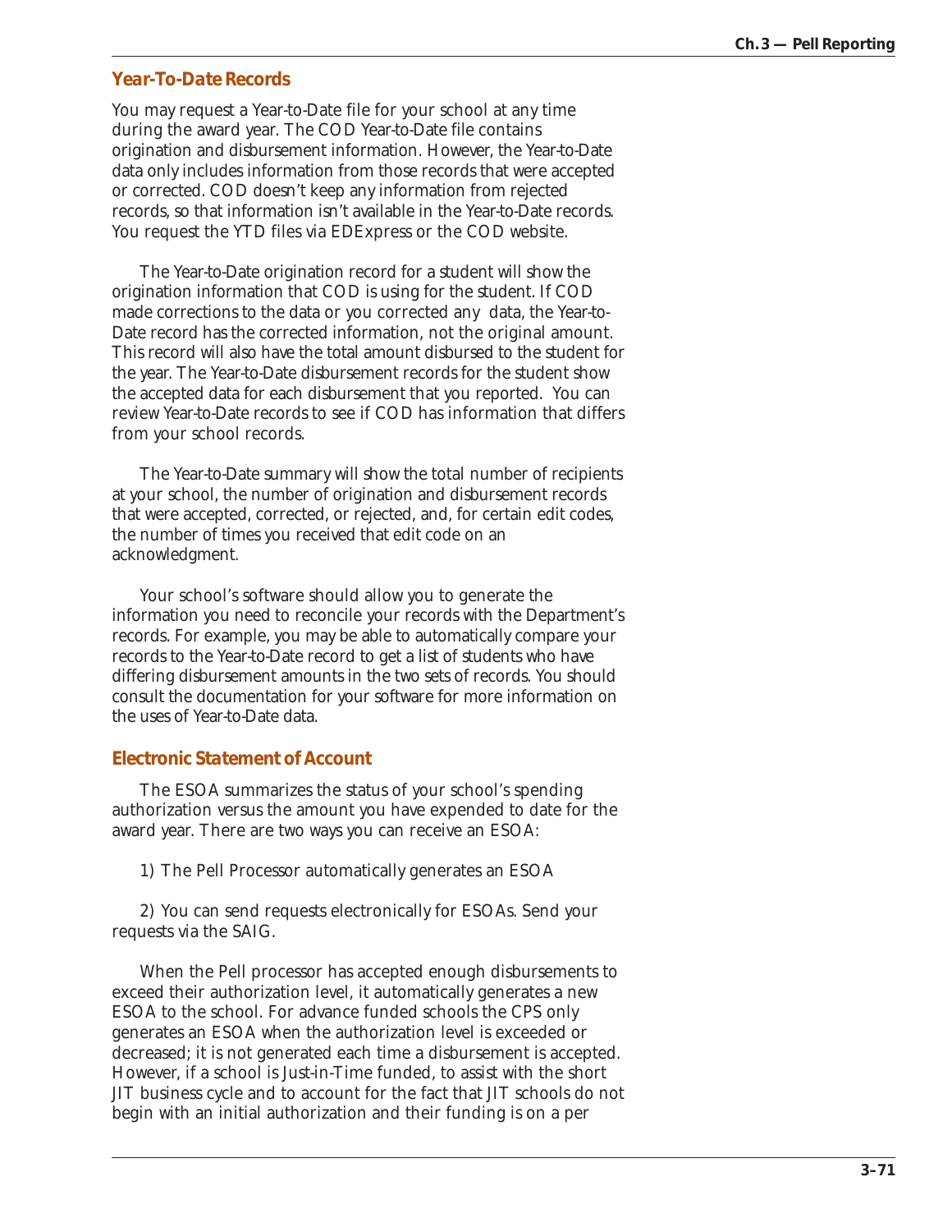### Year-To-Date Records

You may request a Year-to-Date file for your school at any time during the award year. The COD Year-to-Date file contains origination and disbursement information. However, the Year-to-Date data only includes information from those records that were accepted or corrected. COD doesn't keep any information from rejected records, so that information isn't available in the Year-to-Date records. You request the YTD files via EDExpress or the COD website.

The Year-to-Date origination record for a student will show the origination information that COD is using for the student. If COD made corrections to the data or you corrected any data, the Year-to-Date record has the corrected information, not the original amount. This record will also have the total amount disbursed to the student for the year. The Year-to-Date disbursement records for the student show the accepted data for each disbursement that you reported. You can review Year-to-Date records to see if COD has information that differs from your school records.

The Year-to-Date summary will show the total number of recipients at your school, the number of origination and disbursement records that were accepted, corrected, or rejected, and, for certain edit codes, the number of times you received that edit code on an acknowledgment.

Your school's software should allow you to generate the information you need to reconcile your records with the Department's records. For example, you may be able to automatically compare your records to the Year-to-Date record to get a list of students who have differing disbursement amounts in the two sets of records. You should consult the documentation for your software for more information on the uses of Year-to-Date data.

### Electronic Statement of Account

The ESOA summarizes the status of your school's spending authorization versus the amount you have expended to date for the award year. There are two ways you can receive an ESOA:

1) The Pell Processor automatically generates an ESOA

2) You can send requests electronically for ESOAs. Send your requests via the SAIG.

When the Pell processor has accepted enough disbursements to exceed their authorization level, it automatically generates a new ESOA to the school. For advance funded schools the CPS only generates an ESOA when the authorization level is exceeded or decreased; it is not generated each time a disbursement is accepted. However, if a school is Just-in-Time funded, to assist with the short JIT business cycle and to account for the fact that JIT schools do not begin with an initial authorization and their funding is on a per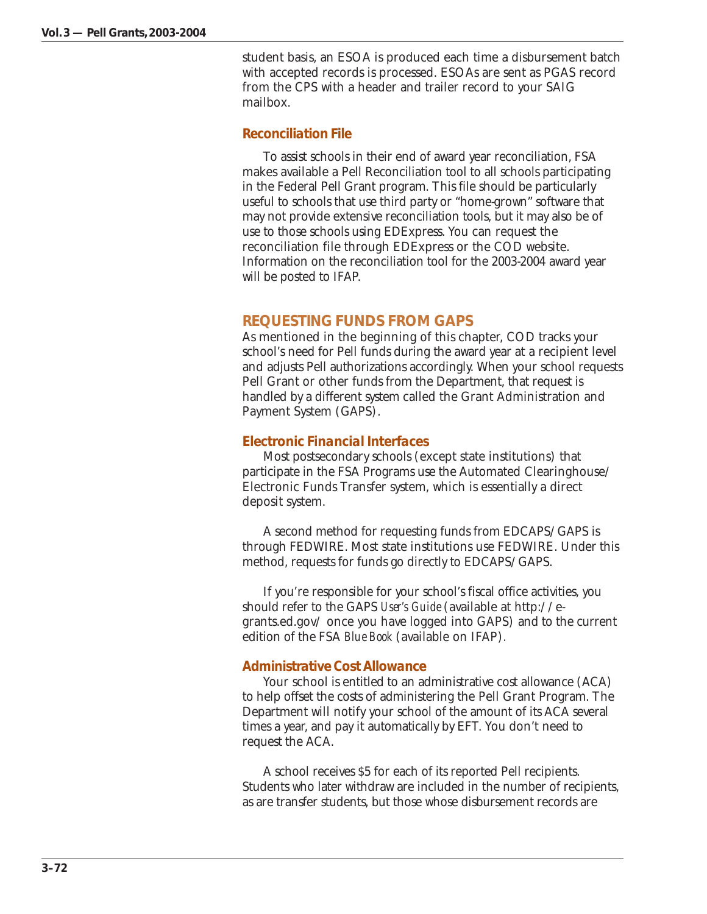student basis, an ESOA is produced each time a disbursement batch with accepted records is processed. ESOAs are sent as PGAS record from the CPS with a header and trailer record to your SAIG mailbox.

### Reconciliation File

To assist schools in their end of award year reconciliation, FSA makes available a Pell Reconciliation tool to all schools participating in the Federal Pell Grant program. This file should be particularly useful to schools that use third party or "home-grown" software that may not provide extensive reconciliation tools, but it may also be of use to those schools using EDExpress. You can request the reconciliation file through EDExpress or the COD website. Information on the reconciliation tool for the 2003-2004 award year will be posted to IFAP.

## REQUESTING FUNDS FROM GAPS

As mentioned in the beginning of this chapter, COD tracks your school's need for Pell funds during the award year at a recipient level and adjusts Pell authorizations accordingly. When your school requests Pell Grant or other funds from the Department, that request is handled by a different system called the Grant Administration and Payment System (GAPS).

### Electronic Financial Interfaces

Most postsecondary schools (except state institutions) that participate in the FSA Programs use the Automated Clearinghouse/ Electronic Funds Transfer system, which is essentially a direct deposit system.

A second method for requesting funds from EDCAPS/GAPS is through FEDWIRE. Most state institutions use FEDWIRE. Under this method, requests for funds go directly to EDCAPS/GAPS.

If you're responsible for your school's fiscal office activities, you should refer to the GAPS *User's Guide* (available at http://e-grants.ed.gov/ once you have logged into GAPS) and to the current edition of the FSA *Blue Book* (available on IFAP).

### Administrative Cost Allowance

Your school is entitled to an administrative cost allowance (ACA) to help offset the costs of administering the Pell Grant Program. The Department will notify your school of the amount of its ACA several times a year, and pay it automatically by EFT. You don't need to request the ACA.

A school receives $5 for each of its reported Pell recipients. Students who later withdraw are included in the number of recipients, as are transfer students, but those whose disbursement records are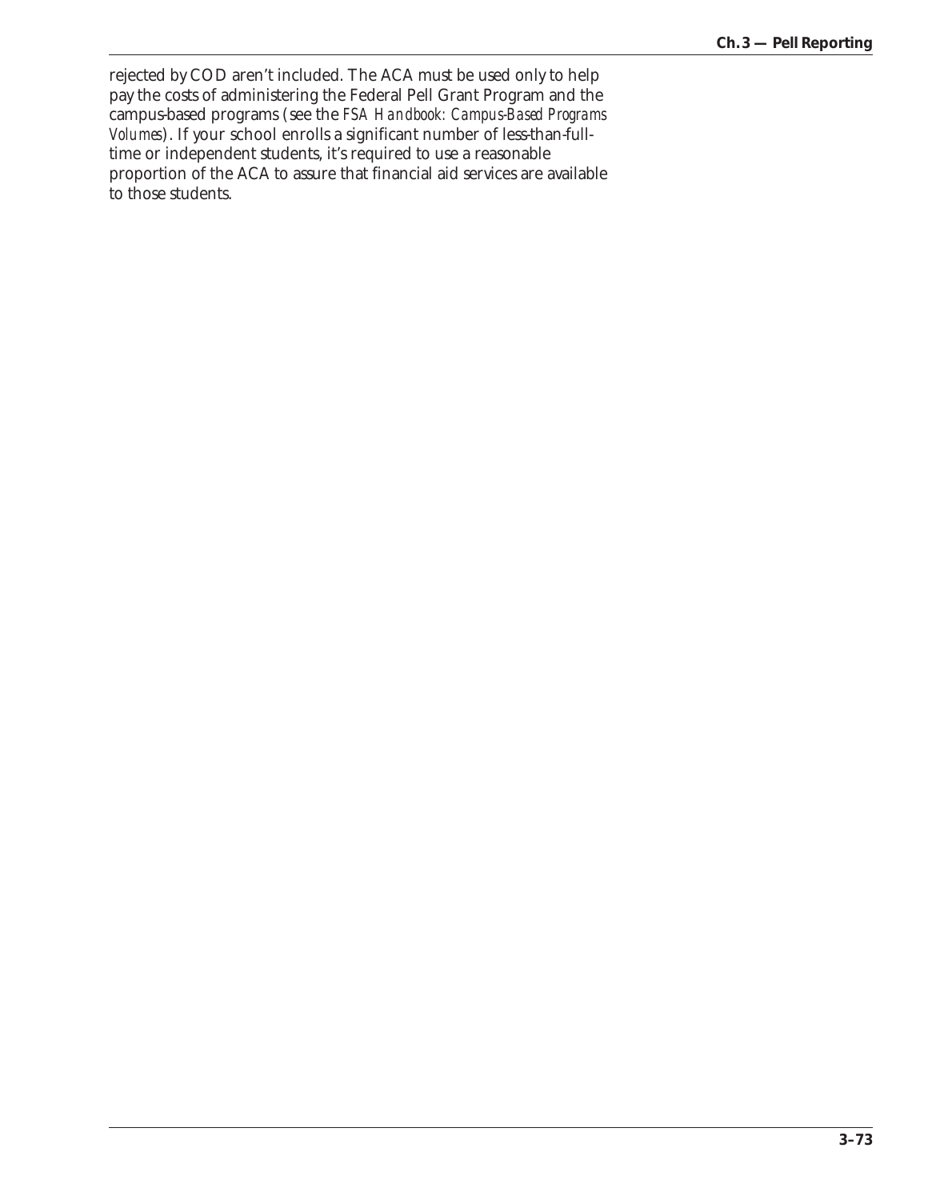rejected by COD aren't included. The ACA must be used only to help pay the costs of administering the Federal Pell Grant Program and the campus-based programs (see the *FSA Handbook: Campus-Based Programs Volumes*). If your school enrolls a significant number of less-than-full-time or independent students, it's required to use a reasonable proportion of the ACA to assure that financial aid services are available to those students.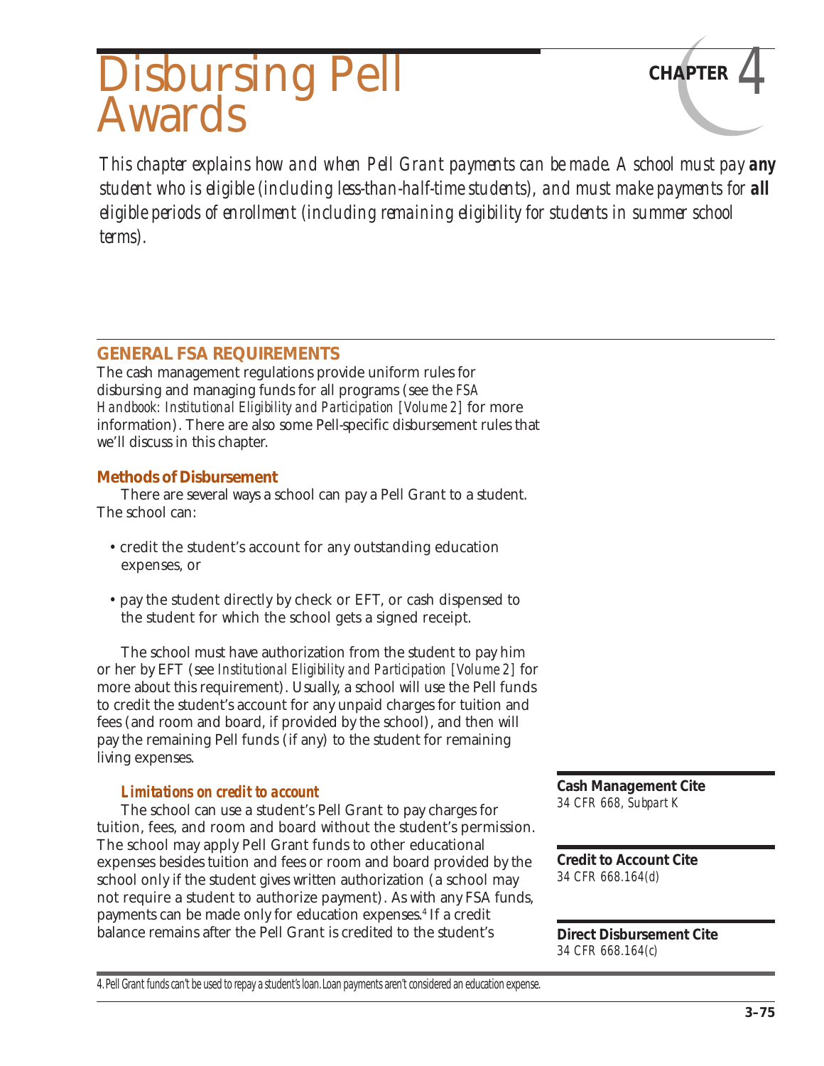# Disbursing Pell Awards

CHAPTER 4

*This chapter explains how and when Pell Grant payments can be made. A school must pay **any** student who is eligible (including less-than-half-time students), and must make payments for **all** eligible periods of enrollment (including remaining eligibility for students in summer school terms).*

## GENERAL FSA REQUIREMENTS

The cash management regulations provide uniform rules for disbursing and managing funds for all programs (see the *FSA Handbook: Institutional Eligibility and Participation [Volume 2]* for more information). There are also some Pell-specific disbursement rules that we'll discuss in this chapter.

### Methods of Disbursement

There are several ways a school can pay a Pell Grant to a student. The school can:

- credit the student's account for any outstanding education expenses, or
- pay the student directly by check or EFT, or cash dispensed to the student for which the school gets a signed receipt.

The school must have authorization from the student to pay him or her by EFT (see *Institutional Eligibility and Participation [Volume 2]* for more about this requirement). Usually, a school will use the Pell funds to credit the student's account for any unpaid charges for tuition and fees (and room and board, if provided by the school), and then will pay the remaining Pell funds (if any) to the student for remaining living expenses.

#### *Limitations on credit to account*

The school can use a student's Pell Grant to pay charges for tuition, fees, and room and board without the student's permission. The school may apply Pell Grant funds to other educational expenses besides tuition and fees or room and board provided by the school only if the student gives written authorization (a school may not require a student to authorize payment). As with any FSA funds, payments can be made only for education expenses.[4] If a credit balance remains after the Pell Grant is credited to the student's

**Cash Management Cite**
*34 CFR 668, Subpart K*

**Credit to Account Cite**
*34 CFR 668.164(d)*

**Direct Disbursement Cite**
*34 CFR 668.164(c)*

4. Pell Grant funds can't be used to repay a student's loan. Loan payments aren't considered an education expense.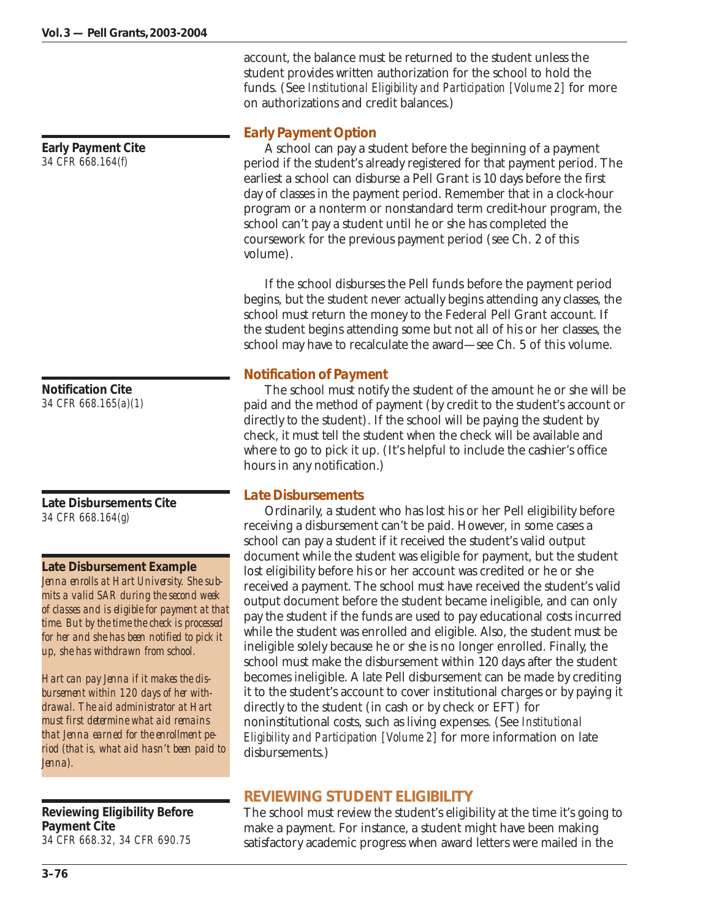account, the balance must be returned to the student unless the student provides written authorization for the school to hold the funds. (See *Institutional Eligibility and Participation [Volume 2]* for more on authorizations and credit balances.)

### Early Payment Option

**Early Payment Cite**
*34 CFR 668.164(f)*

A school can pay a student before the beginning of a payment period if the student's already registered for that payment period. The earliest a school can disburse a Pell Grant is 10 days before the first day of classes in the payment period. Remember that in a clock-hour program or a nonterm or nonstandard term credit-hour program, the school can't pay a student until he or she has completed the coursework for the previous payment period (see Ch. 2 of this volume).

If the school disburses the Pell funds before the payment period begins, but the student never actually begins attending any classes, the school must return the money to the Federal Pell Grant account. If the student begins attending some but not all of his or her classes, the school may have to recalculate the award—see Ch. 5 of this volume.

### Notification of Payment

**Notification Cite**
*34 CFR 668.165(a)(1)*

The school must notify the student of the amount he or she will be paid and the method of payment (by credit to the student's account or directly to the student). If the school will be paying the student by check, it must tell the student when the check will be available and where to go to pick it up. (It's helpful to include the cashier's office hours in any notification.)

### Late Disbursements

**Late Disbursements Cite**
*34 CFR 668.164(g)*

Ordinarily, a student who has lost his or her Pell eligibility before receiving a disbursement can't be paid. However, in some cases a school can pay a student if it received the student's valid output document while the student was eligible for payment, but the student lost eligibility before his or her account was credited or he or she received a payment. The school must have received the student's valid output document before the student became ineligible, and can only pay the student if the funds are used to pay educational costs incurred while the student was enrolled and eligible. Also, the student must be ineligible solely because he or she is no longer enrolled. Finally, the school must make the disbursement within 120 days after the student becomes ineligible. A late Pell disbursement can be made by crediting it to the student's account to cover institutional charges or by paying it directly to the student (in cash or by check or EFT) for noninstitutional costs, such as living expenses. (See *Institutional Eligibility and Participation [Volume 2]* for more information on late disbursements.)

**Late Disbursement Example**

*Jenna enrolls at Hart University. She submits a valid SAR during the second week of classes and is eligible for payment at that time. But by the time the check is processed for her and she has been notified to pick it up, she has withdrawn from school.*

*Hart can pay Jenna if it makes the disbursement within 120 days of her withdrawal. The aid administrator at Hart must first determine what aid remains that Jenna earned for the enrollment period (that is, what aid hasn't been paid to Jenna).*

## REVIEWING STUDENT ELIGIBILITY

**Reviewing Eligibility Before Payment Cite**
*34 CFR 668.32, 34 CFR 690.75*

The school must review the student's eligibility at the time it's going to make a payment. For instance, a student might have been making satisfactory academic progress when award letters were mailed in the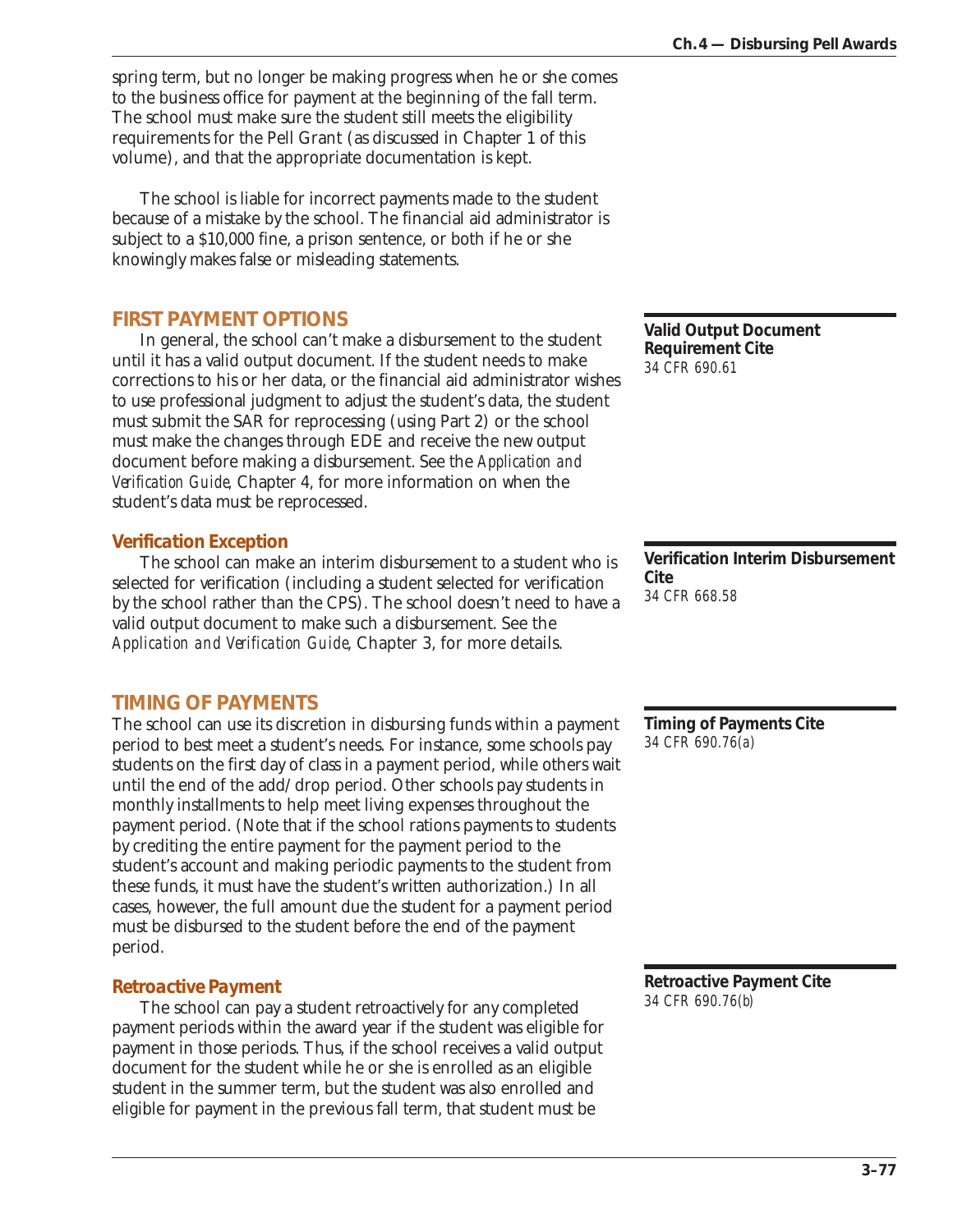spring term, but no longer be making progress when he or she comes to the business office for payment at the beginning of the fall term. The school must make sure the student still meets the eligibility requirements for the Pell Grant (as discussed in Chapter 1 of this volume), and that the appropriate documentation is kept.

The school is liable for incorrect payments made to the student because of a mistake by the school. The financial aid administrator is subject to a $10,000 fine, a prison sentence, or both if he or she knowingly makes false or misleading statements.

## FIRST PAYMENT OPTIONS

In general, the school can't make a disbursement to the student until it has a valid output document. If the student needs to make corrections to his or her data, or the financial aid administrator wishes to use professional judgment to adjust the student's data, the student must submit the SAR for reprocessing (using Part 2) or the school must make the changes through EDE and receive the new output document before making a disbursement. See the *Application and Verification Guide*, Chapter 4, for more information on when the student's data must be reprocessed.

**Valid Output Document Requirement**
*34 CFR 690.61*

### Verification Exception

The school can make an interim disbursement to a student who is selected for verification (including a student selected for verification by the school rather than the CPS). The school doesn't need to have a valid output document to make such a disbursement. See the *Application and Verification Guide*, Chapter 3, for more details.

**Verification Interim Disbursement Cite**
*34 CFR 668.58*

## TIMING OF PAYMENTS

The school can use its discretion in disbursing funds within a payment period to best meet a student's needs. For instance, some schools pay students on the first day of class in a payment period, while others wait until the end of the add/drop period. Other schools pay students in monthly installments to help meet living expenses throughout the payment period. (Note that if the school rations payments to students by crediting the entire payment for the payment period to the student's account and making periodic payments to the student from these funds, it must have the student's written authorization.) In all cases, however, the full amount due the student for a payment period must be disbursed to the student before the end of the payment period.

**Timing of Payments Cite**
*34 CFR 690.76(a)*

### Retroactive Payment

The school can pay a student retroactively for any completed payment periods within the award year if the student was eligible for payment in those periods. Thus, if the school receives a valid output document for the student while he or she is enrolled as an eligible student in the summer term, but the student was also enrolled and eligible for payment in the previous fall term, that student must be

**Retroactive Payment Cite**
*34 CFR 690.76(b)*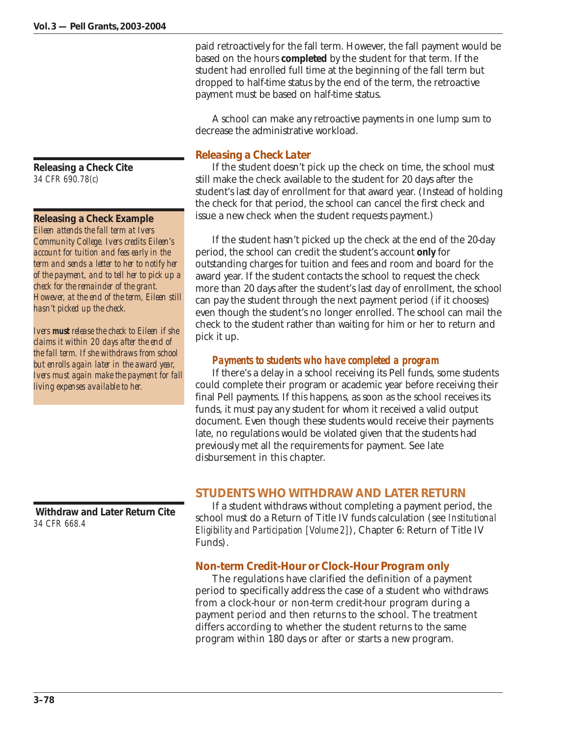paid retroactively for the fall term. However, the fall payment would be based on the hours **completed** by the student for that term. If the student had enrolled full time at the beginning of the fall term but dropped to half-time status by the end of the term, the retroactive payment must be based on half-time status.

A school can make any retroactive payments in one lump sum to decrease the administrative workload.

**Releasing a Check Cite**
*34 CFR 690.78(c)*

**Releasing a Check Example**
*Eileen attends the fall term at Ivers Community College. Ivers credits Eileen's account for tuition and fees early in the term and sends a letter to her to notify her of the payment, and to tell her to pick up a check for the remainder of the grant. However, at the end of the term, Eileen still hasn't picked up the check.*

*Ivers **must** release the check to Eileen if she claims it within 20 days after the end of the fall term. If she withdraws from school but enrolls again later in the award year, Ivers must again make the payment for fall living expenses available to her.*

### Releasing a Check Later

If the student doesn't pick up the check on time, the school must still make the check available to the student for 20 days after the student's last day of enrollment for that award year. (Instead of holding the check for that period, the school can cancel the first check and issue a new check when the student requests payment.)

If the student hasn't picked up the check at the end of the 20-day period, the school can credit the student's account **only** for outstanding charges for tuition and fees and room and board for the award year. If the student contacts the school to request the check more than 20 days after the student's last day of enrollment, the school can pay the student through the next payment period (if it chooses) even though the student's no longer enrolled. The school can mail the check to the student rather than waiting for him or her to return and pick it up.

#### *Payments to students who have completed a program*

If there's a delay in a school receiving its Pell funds, some students could complete their program or academic year before receiving their final Pell payments. If this happens, as soon as the school receives its funds, it must pay any student for whom it received a valid output document. Even though these students would receive their payments late, no regulations would be violated given that the students had previously met all the requirements for payment. See late disbursement in this chapter.

## STUDENTS WHO WITHDRAW AND LATER RETURN

**Withdraw and Later Return Cite**
*34 CFR 668.4*

If a student withdraws without completing a payment period, the school must do a Return of Title IV funds calculation (see *Institutional Eligibility and Participation [Volume 2]*), Chapter 6: Return of Title IV Funds).

### Non-term Credit-Hour or Clock-Hour Program only

The regulations have clarified the definition of a payment period to specifically address the case of a student who withdraws from a clock-hour or non-term credit-hour program during a payment period and then returns to the school. The treatment differs according to whether the student returns to the same program within 180 days or after or starts a new program.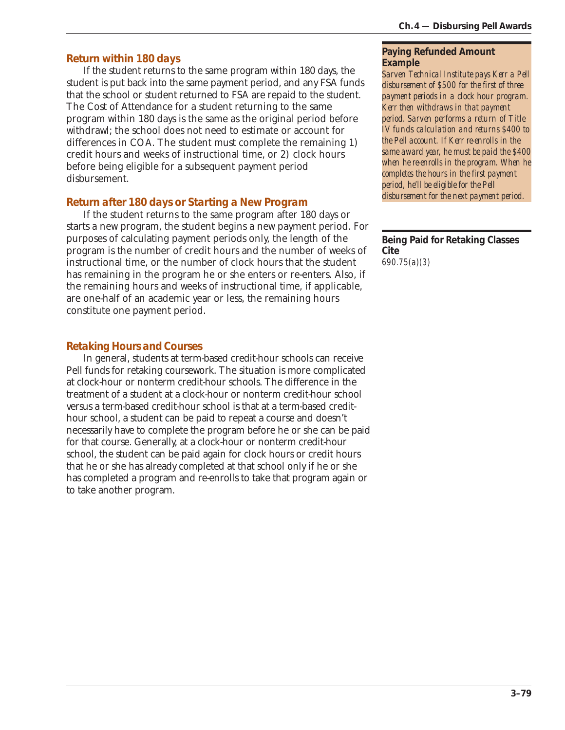### Return within 180 days

If the student returns to the same program within 180 days, the student is put back into the same payment period, and any FSA funds that the school or student returned to FSA are repaid to the student. The Cost of Attendance for a student returning to the same program within 180 days is the same as the original period before withdrawl; the school does not need to estimate or account for differences in COA. The student must complete the remaining 1) credit hours and weeks of instructional time, or 2) clock hours before being eligible for a subsequent payment period disbursement.

### Return after 180 days or Starting a New Program

If the student returns to the same program after 180 days or starts a new program, the student begins a new payment period. For purposes of calculating payment periods only, the length of the program is the number of credit hours and the number of weeks of instructional time, or the number of clock hours that the student has remaining in the program he or she enters or re-enters. Also, if the remaining hours and weeks of instructional time, if applicable, are one-half of an academic year or less, the remaining hours constitute one payment period.

### Retaking Hours and Courses

In general, students at term-based credit-hour schools can receive Pell funds for retaking coursework. The situation is more complicated at clock-hour or nonterm credit-hour schools. The difference in the treatment of a student at a clock-hour or nonterm credit-hour school versus a term-based credit-hour school is that at a term-based credit-hour school, a student can be paid to repeat a course and doesn't necessarily have to complete the program before he or she can be paid for that course. Generally, at a clock-hour or nonterm credit-hour school, the student can be paid again for clock hours or credit hours that he or she has already completed at that school only if he or she has completed a program and re-enrolls to take that program again or to take another program.

**Paying Refunded Amount Example**

*Sarven Technical Institute pays Kerr a Pell disbursement of $500 for the first of three payment periods in a clock hour program. Kerr then withdraws in that payment period. Sarven performs a return of Title IV funds calculation and returns $400 to the Pell account. If Kerr re-enrolls in the same award year, he must be paid the $400 when he re-enrolls in the program. When he completes the hours in the first payment period, he'll be eligible for the Pell disbursement for the next payment period.*

**Being Paid for Retaking Classes Cite**

*690.75(a)(3)*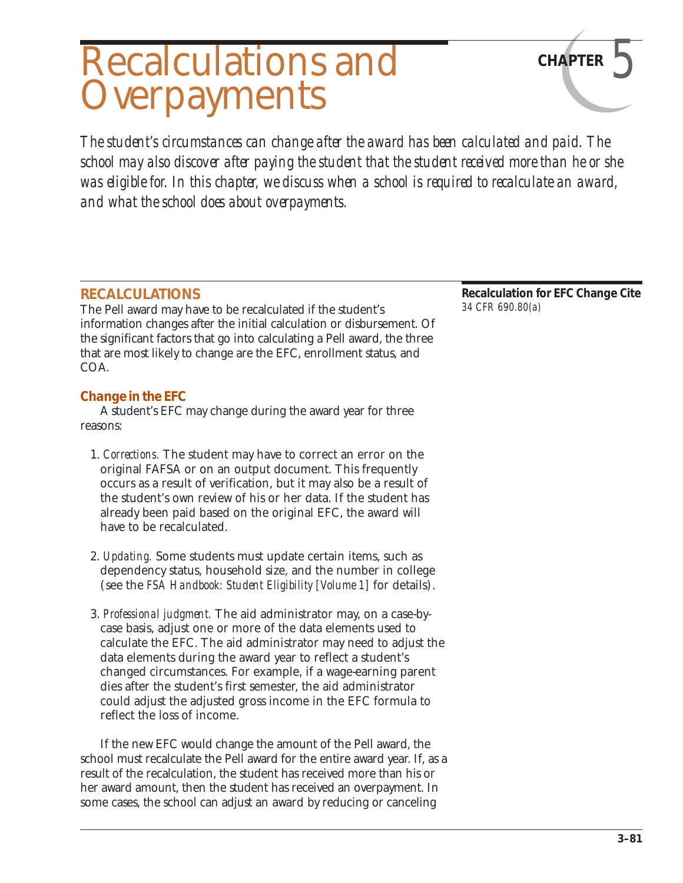# Recalculations and Overpayments

**CHAPTER 5**

*The student's circumstances can change after the award has been calculated and paid. The school may also discover after paying the student that the student received more than he or she was eligible for. In this chapter, we discuss when a school is required to recalculate an award, and what the school does about overpayments.*

## RECALCULATIONS

The Pell award may have to be recalculated if the student's information changes after the initial calculation or disbursement. Of the significant factors that go into calculating a Pell award, the three that are most likely to change are the EFC, enrollment status, and COA.

**Recalculation for EFC Change Cite**
*34 CFR 690.80(a)*

### Change in the EFC

A student's EFC may change during the award year for three reasons:

1. *Corrections.* The student may have to correct an error on the original FAFSA or on an output document. This frequently occurs as a result of verification, but it may also be a result of the student's own review of his or her data. If the student has already been paid based on the original EFC, the award will have to be recalculated.

2. *Updating.* Some students must update certain items, such as dependency status, household size, and the number in college (see the *FSA Handbook: Student Eligibility [Volume 1]* for details).

3. *Professional judgment.* The aid administrator may, on a case-by-case basis, adjust one or more of the data elements used to calculate the EFC. The aid administrator may need to adjust the data elements during the award year to reflect a student's changed circumstances. For example, if a wage-earning parent dies after the student's first semester, the aid administrator could adjust the adjusted gross income in the EFC formula to reflect the loss of income.

If the new EFC would change the amount of the Pell award, the school must recalculate the Pell award for the entire award year. If, as a result of the recalculation, the student has received more than his or her award amount, then the student has received an overpayment. In some cases, the school can adjust an award by reducing or canceling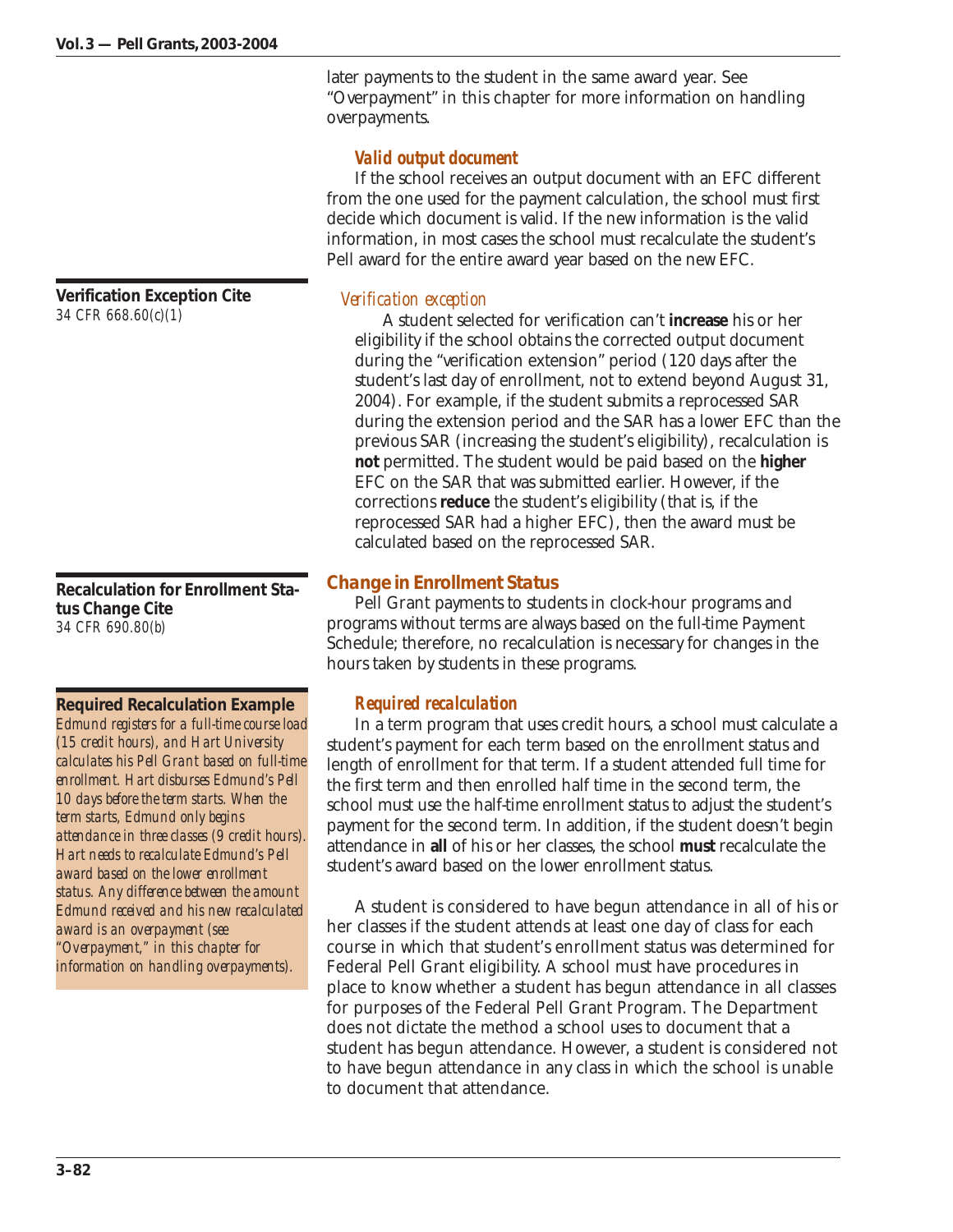later payments to the student in the same award year. See "Overpayment" in this chapter for more information on handling overpayments.

### *Valid output document*

If the school receives an output document with an EFC different from the one used for the payment calculation, the school must first decide which document is valid. If the new information is the valid information, in most cases the school must recalculate the student's Pell award for the entire award year based on the new EFC.

**Verification Exception Cite**
*34 CFR 668.60(c)(1)*

### *Verification exception*

A student selected for verification can't **increase** his or her eligibility if the school obtains the corrected output document during the "verification extension" period (120 days after the student's last day of enrollment, not to extend beyond August 31, 2004). For example, if the student submits a reprocessed SAR during the extension period and the SAR has a lower EFC than the previous SAR (increasing the student's eligibility), recalculation is **not** permitted. The student would be paid based on the **higher** EFC on the SAR that was submitted earlier. However, if the corrections **reduce** the student's eligibility (that is, if the reprocessed SAR had a higher EFC), then the award must be calculated based on the reprocessed SAR.

**Recalculation for Enrollment Status Change Cite**
*34 CFR 690.80(b)*

## Change in Enrollment Status

Pell Grant payments to students in clock-hour programs and programs without terms are always based on the full-time Payment Schedule; therefore, no recalculation is necessary for changes in the hours taken by students in these programs.

**Required Recalculation Example**
*Edmund registers for a full-time course load (15 credit hours), and Hart University calculates his Pell Grant based on full-time enrollment. Hart disburses Edmund's Pell 10 days before the term starts. When the term starts, Edmund only begins attendance in three classes (9 credit hours). Hart needs to recalculate Edmund's Pell award based on the lower enrollment status. Any difference between the amount Edmund received and his new recalculated award is an overpayment (see "Overpayment," in this chapter for information on handling overpayments).*

### *Required recalculation*

In a term program that uses credit hours, a school must calculate a student's payment for each term based on the enrollment status and length of enrollment for that term. If a student attended full time for the first term and then enrolled half time in the second term, the school must use the half-time enrollment status to adjust the student's payment for the second term. In addition, if the student doesn't begin attendance in **all** of his or her classes, the school **must** recalculate the student's award based on the lower enrollment status.

A student is considered to have begun attendance in all of his or her classes if the student attends at least one day of class for each course in which that student's enrollment status was determined for Federal Pell Grant eligibility. A school must have procedures in place to know whether a student has begun attendance in all classes for purposes of the Federal Pell Grant Program. The Department does not dictate the method a school uses to document that a student has begun attendance. However, a student is considered not to have begun attendance in any class in which the school is unable to document that attendance.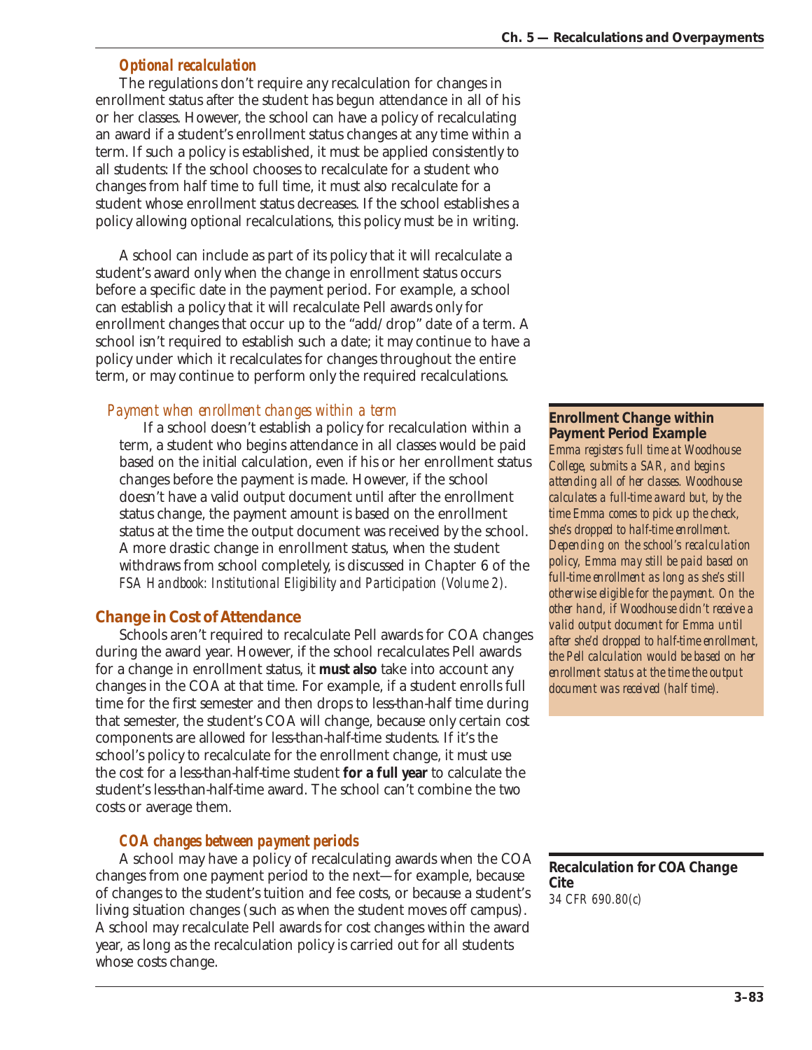### *Optional recalculation*

The regulations don't require any recalculation for changes in enrollment status after the student has begun attendance in all of his or her classes. However, the school can have a policy of recalculating an award if a student's enrollment status changes at any time within a term. If such a policy is established, it must be applied consistently to all students: If the school chooses to recalculate for a student who changes from half time to full time, it must also recalculate for a student whose enrollment status decreases. If the school establishes a policy allowing optional recalculations, this policy must be in writing.

A school can include as part of its policy that it will recalculate a student's award only when the change in enrollment status occurs before a specific date in the payment period. For example, a school can establish a policy that it will recalculate Pell awards only for enrollment changes that occur up to the "add/drop" date of a term. A school isn't required to establish such a date; it may continue to have a policy under which it recalculates for changes throughout the entire term, or may continue to perform only the required recalculations.

*Payment when enrollment changes within a term*

If a school doesn't establish a policy for recalculation within a term, a student who begins attendance in all classes would be paid based on the initial calculation, even if his or her enrollment status changes before the payment is made. However, if the school doesn't have a valid output document until after the enrollment status change, the payment amount is based on the enrollment status at the time the output document was received by the school. A more drastic change in enrollment status, when the student withdraws from school completely, is discussed in Chapter 6 of the *FSA Handbook: Institutional Eligibility and Participation (Volume 2).*

> **Enrollment Change within Payment Period Example**
>
> *Emma registers full time at Woodhouse College, submits a SAR, and begins attending all of her classes. Woodhouse calculates a full-time award but, by the time Emma comes to pick up the check, she's dropped to half-time enrollment. Depending on the school's recalculation policy, Emma may still be paid based on full-time enrollment as long as she's still otherwise eligible for the payment. On the other hand, if Woodhouse didn't receive a valid output document for Emma until after she'd dropped to half-time enrollment, the Pell calculation would be based on her enrollment status at the time the output document was received (half time).*

## Change in Cost of Attendance

Schools aren't required to recalculate Pell awards for COA changes during the award year. However, if the school recalculates Pell awards for a change in enrollment status, it **must also** take into account any changes in the COA at that time. For example, if a student enrolls full time for the first semester and then drops to less-than-half time during that semester, the student's COA will change, because only certain cost components are allowed for less-than-half-time students. If it's the school's policy to recalculate for the enrollment change, it must use the cost for a less-than-half-time student **for a full year** to calculate the student's less-than-half-time award. The school can't combine the two costs or average them.

### *COA changes between payment periods*

A school may have a policy of recalculating awards when the COA changes from one payment period to the next—for example, because of changes to the student's tuition and fee costs, or because a student's living situation changes (such as when the student moves off campus). A school may recalculate Pell awards for cost changes within the award year, as long as the recalculation policy is carried out for all students whose costs change.

> **Recalculation for COA Change Cite**
>
> 34 CFR 690.80(c)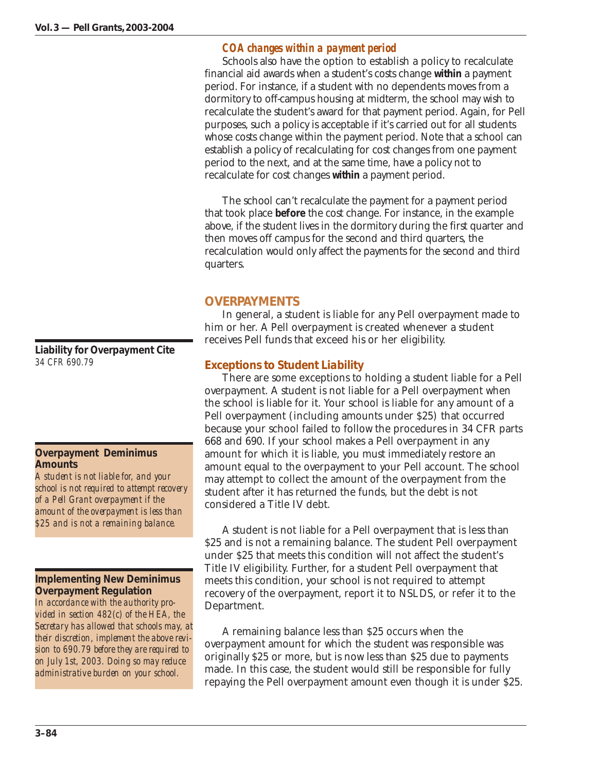### *COA changes within a payment period*

Schools also have the option to establish a policy to recalculate financial aid awards when a student's costs change **within** a payment period. For instance, if a student with no dependents moves from a dormitory to off-campus housing at midterm, the school may wish to recalculate the student's award for that payment period. Again, for Pell purposes, such a policy is acceptable if it's carried out for all students whose costs change within the payment period. Note that a school can establish a policy of recalculating for cost changes from one payment period to the next, and at the same time, have a policy not to recalculate for cost changes **within** a payment period.

The school can't recalculate the payment for a payment period that took place **before** the cost change. For instance, in the example above, if the student lives in the dormitory during the first quarter and then moves off campus for the second and third quarters, the recalculation would only affect the payments for the second and third quarters.

## OVERPAYMENTS

In general, a student is liable for any Pell overpayment made to him or her. A Pell overpayment is created whenever a student receives Pell funds that exceed his or her eligibility.

> **Liability for Overpayment Cite**
> *34 CFR 690.79*

### Exceptions to Student Liability

There are some exceptions to holding a student liable for a Pell overpayment. A student is not liable for a Pell overpayment when the school is liable for it. Your school is liable for any amount of a Pell overpayment (including amounts under $25) that occurred because your school failed to follow the procedures in 34 CFR parts 668 and 690. If your school makes a Pell overpayment in any amount for which it is liable, you must immediately restore an amount equal to the overpayment to your Pell account. The school may attempt to collect the amount of the overpayment from the student after it has returned the funds, but the debt is not considered a Title IV debt.

> **Overpayment Deminimus Amounts**
> *A student is not liable for, and your school is not required to attempt recovery of a Pell Grant overpayment if the amount of the overpayment is less than $25 and is not a remaining balance.*

A student is not liable for a Pell overpayment that is less than $25 and is not a remaining balance. The student Pell overpayment under $25 that meets this condition will not affect the student's Title IV eligibility. Further, for a student Pell overpayment that meets this condition, your school is not required to attempt recovery of the overpayment, report it to NSLDS, or refer it to the Department.

> **Implementing New Deminimus Overpayment Regulation**
> *In accordance with the authority provided in section 482(c) of the HEA, the Secretary has allowed that schools may, at their discretion, implement the above revision to 690.79 before they are required to on July 1st, 2003. Doing so may reduce administrative burden on your school.*

A remaining balance less than $25 occurs when the overpayment amount for which the student was responsible was originally $25 or more, but is now less than $25 due to payments made. In this case, the student would still be responsible for fully repaying the Pell overpayment amount even though it is under $25.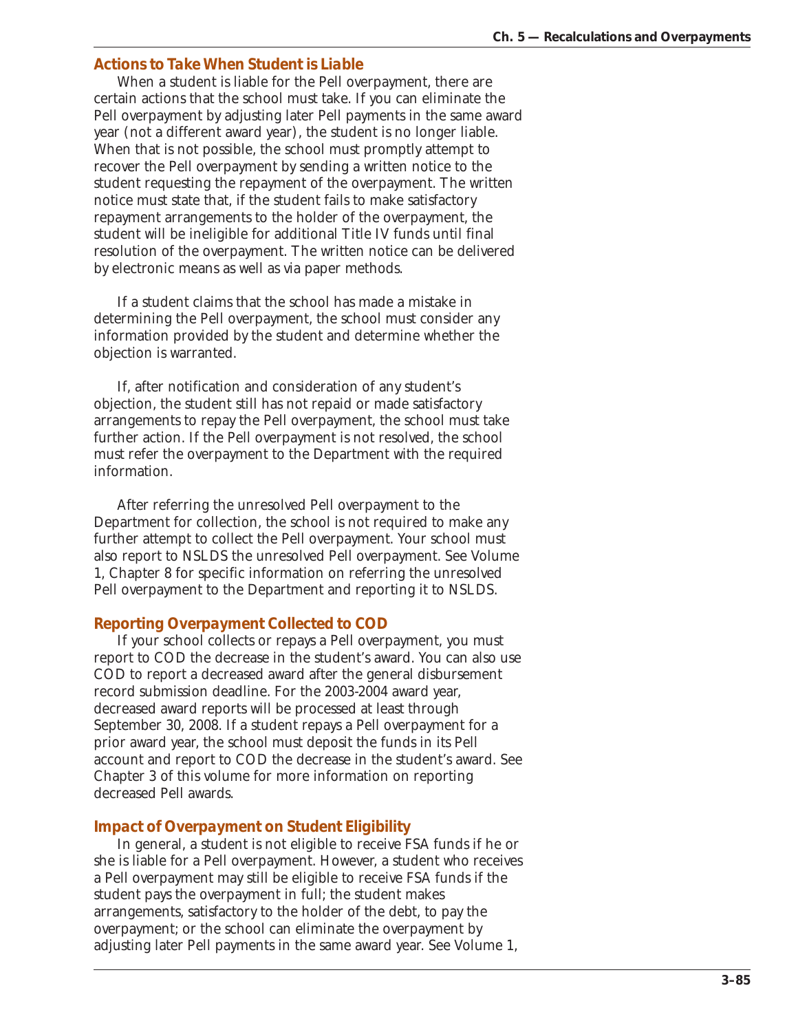### Actions to Take When Student is Liable

When a student is liable for the Pell overpayment, there are certain actions that the school must take. If you can eliminate the Pell overpayment by adjusting later Pell payments in the same award year (not a different award year), the student is no longer liable. When that is not possible, the school must promptly attempt to recover the Pell overpayment by sending a written notice to the student requesting the repayment of the overpayment. The written notice must state that, if the student fails to make satisfactory repayment arrangements to the holder of the overpayment, the student will be ineligible for additional Title IV funds until final resolution of the overpayment. The written notice can be delivered by electronic means as well as via paper methods.

If a student claims that the school has made a mistake in determining the Pell overpayment, the school must consider any information provided by the student and determine whether the objection is warranted.

If, after notification and consideration of any student's objection, the student still has not repaid or made satisfactory arrangements to repay the Pell overpayment, the school must take further action. If the Pell overpayment is not resolved, the school must refer the overpayment to the Department with the required information.

After referring the unresolved Pell overpayment to the Department for collection, the school is not required to make any further attempt to collect the Pell overpayment. Your school must also report to NSLDS the unresolved Pell overpayment. See Volume 1, Chapter 8 for specific information on referring the unresolved Pell overpayment to the Department and reporting it to NSLDS.

### Reporting Overpayment Collected to COD

If your school collects or repays a Pell overpayment, you must report to COD the decrease in the student's award. You can also use COD to report a decreased award after the general disbursement record submission deadline. For the 2003-2004 award year, decreased award reports will be processed at least through September 30, 2008. If a student repays a Pell overpayment for a prior award year, the school must deposit the funds in its Pell account and report to COD the decrease in the student's award. See Chapter 3 of this volume for more information on reporting decreased Pell awards.

### Impact of Overpayment on Student Eligibility

In general, a student is not eligible to receive FSA funds if he or she is liable for a Pell overpayment. However, a student who receives a Pell overpayment may still be eligible to receive FSA funds if the student pays the overpayment in full; the student makes arrangements, satisfactory to the holder of the debt, to pay the overpayment; or the school can eliminate the overpayment by adjusting later Pell payments in the same award year. See Volume 1,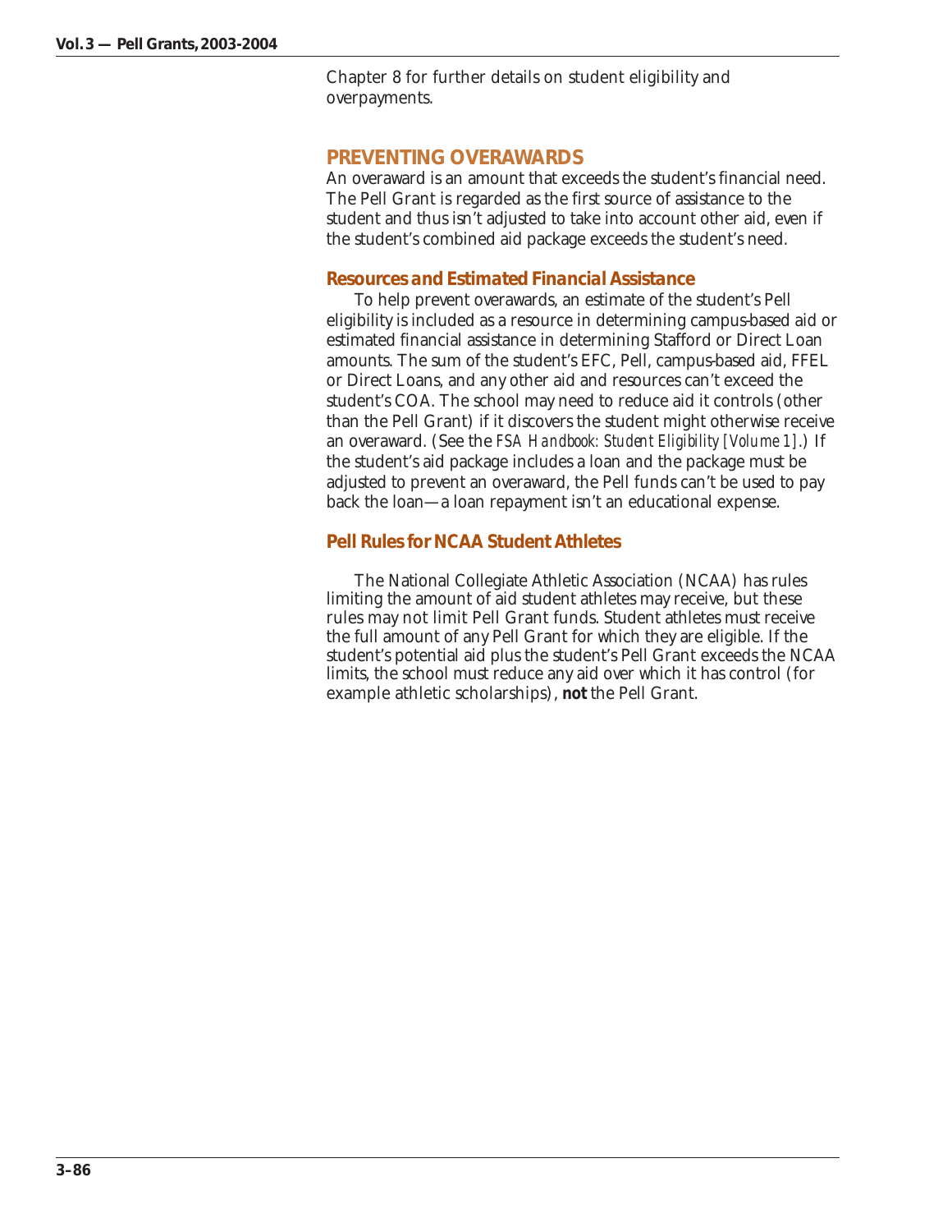Chapter 8 for further details on student eligibility and overpayments.

## PREVENTING OVERAWARDS

An overaward is an amount that exceeds the student's financial need. The Pell Grant is regarded as the first source of assistance to the student and thus isn't adjusted to take into account other aid, even if the student's combined aid package exceeds the student's need.

### *Resources and Estimated Financial Assistance*

To help prevent overawards, an estimate of the student's Pell eligibility is included as a resource in determining campus-based aid or estimated financial assistance in determining Stafford or Direct Loan amounts. The sum of the student's EFC, Pell, campus-based aid, FFEL or Direct Loans, and any other aid and resources can't exceed the student's COA. The school may need to reduce aid it controls (other than the Pell Grant) if it discovers the student might otherwise receive an overaward. (See the *FSA Handbook: Student Eligibility [Volume 1]*.) If the student's aid package includes a loan and the package must be adjusted to prevent an overaward, the Pell funds can't be used to pay back the loan—a loan repayment isn't an educational expense.

### Pell Rules for NCAA Student Athletes

The National Collegiate Athletic Association (NCAA) has rules limiting the amount of aid student athletes may receive, but these rules may not limit Pell Grant funds. Student athletes must receive the full amount of any Pell Grant for which they are eligible. If the student's potential aid plus the student's Pell Grant exceeds the NCAA limits, the school must reduce any aid over which it has control (for example athletic scholarships), **not** the Pell Grant.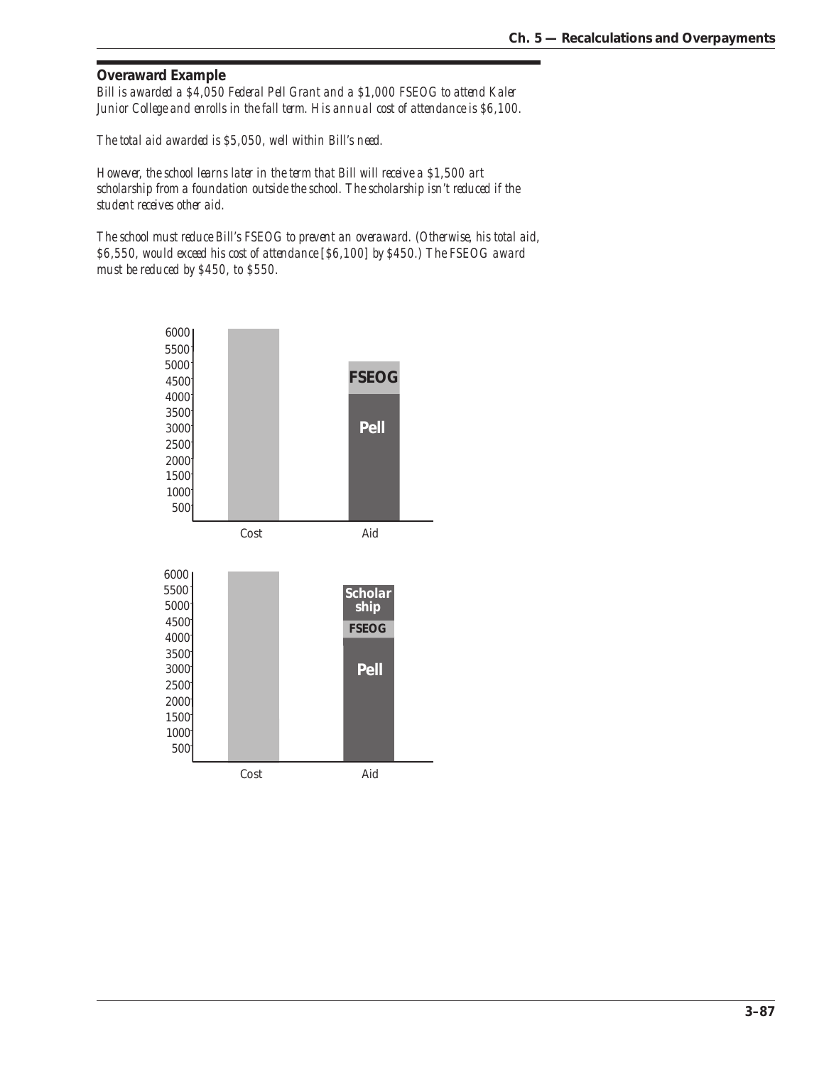## Overaward Example

*Bill is awarded a $4,050 Federal Pell Grant and a $1,000 FSEOG to attend Kaler Junior College and enrolls in the fall term. His annual cost of attendance is $6,100.*

*The total aid awarded is $5,050, well within Bill's need.*

*However, the school learns later in the term that Bill will receive a $1,500 art scholarship from a foundation outside the school. The scholarship isn't reduced if the student receives other aid.*

*The school must reduce Bill's FSEOG to prevent an overaward. (Otherwise, his total aid, $6,550, would exceed his cost of attendance [$6,100] by $450.) The FSEOG award must be reduced by $450, to $550.*

6000
5500
5000
4500
4000
3500
3000
2500
2000
1500
1000
500

FSEOG
Pell

Cost
Aid

6000
5500
5000
4500
4000
3500
3000
2500
2000
1500
1000
500

Scholar ship
FSEOG
Pell

Cost
Aid